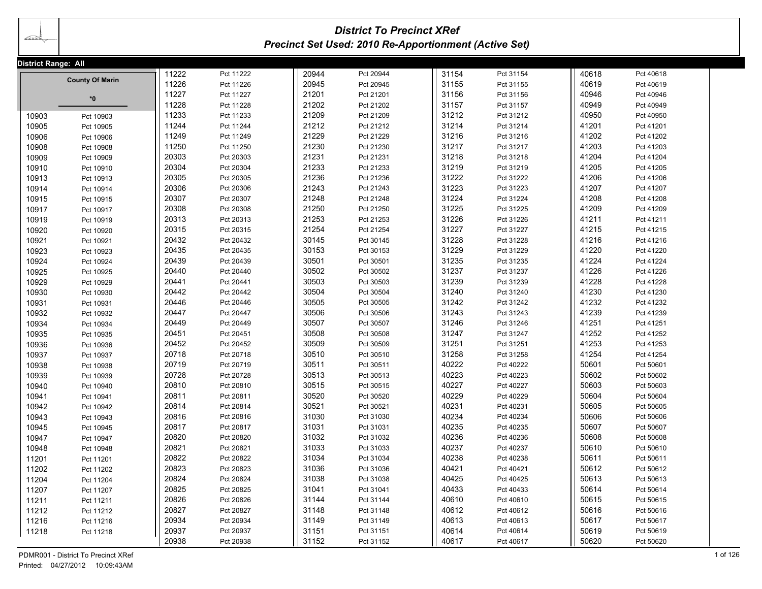# District To Precinct XRef

## Precinct Set Used: 2010 Re-Apportionment (Active Set)

**District Range: All**

**County Of Marin**

***0**

| Precinct | Name |
|---|---|
| 10903 | Pct 10903 |
| 10905 | Pct 10905 |
| 10906 | Pct 10906 |
| 10908 | Pct 10908 |
| 10909 | Pct 10909 |
| 10910 | Pct 10910 |
| 10913 | Pct 10913 |
| 10914 | Pct 10914 |
| 10915 | Pct 10915 |
| 10917 | Pct 10917 |
| 10919 | Pct 10919 |
| 10920 | Pct 10920 |
| 10921 | Pct 10921 |
| 10923 | Pct 10923 |
| 10924 | Pct 10924 |
| 10925 | Pct 10925 |
| 10929 | Pct 10929 |
| 10930 | Pct 10930 |
| 10931 | Pct 10931 |
| 10932 | Pct 10932 |
| 10934 | Pct 10934 |
| 10935 | Pct 10935 |
| 10936 | Pct 10936 |
| 10937 | Pct 10937 |
| 10938 | Pct 10938 |
| 10939 | Pct 10939 |
| 10940 | Pct 10940 |
| 10941 | Pct 10941 |
| 10942 | Pct 10942 |
| 10943 | Pct 10943 |
| 10945 | Pct 10945 |
| 10947 | Pct 10947 |
| 10948 | Pct 10948 |
| 11201 | Pct 11201 |
| 11202 | Pct 11202 |
| 11204 | Pct 11204 |
| 11207 | Pct 11207 |
| 11211 | Pct 11211 |
| 11212 | Pct 11212 |
| 11216 | Pct 11216 |
| 11218 | Pct 11218 |
| 11222 | Pct 11222 |
| 11226 | Pct 11226 |
| 11227 | Pct 11227 |
| 11228 | Pct 11228 |
| 11233 | Pct 11233 |
| 11244 | Pct 11244 |
| 11249 | Pct 11249 |
| 11250 | Pct 11250 |
| 20303 | Pct 20303 |
| 20304 | Pct 20304 |
| 20305 | Pct 20305 |
| 20306 | Pct 20306 |
| 20307 | Pct 20307 |
| 20308 | Pct 20308 |
| 20313 | Pct 20313 |
| 20315 | Pct 20315 |
| 20432 | Pct 20432 |
| 20435 | Pct 20435 |
| 20439 | Pct 20439 |
| 20440 | Pct 20440 |
| 20441 | Pct 20441 |
| 20442 | Pct 20442 |
| 20446 | Pct 20446 |
| 20447 | Pct 20447 |
| 20449 | Pct 20449 |
| 20451 | Pct 20451 |
| 20452 | Pct 20452 |
| 20718 | Pct 20718 |
| 20719 | Pct 20719 |
| 20728 | Pct 20728 |
| 20810 | Pct 20810 |
| 20811 | Pct 20811 |
| 20814 | Pct 20814 |
| 20816 | Pct 20816 |
| 20817 | Pct 20817 |
| 20820 | Pct 20820 |
| 20821 | Pct 20821 |
| 20822 | Pct 20822 |
| 20823 | Pct 20823 |
| 20824 | Pct 20824 |
| 20825 | Pct 20825 |
| 20826 | Pct 20826 |
| 20827 | Pct 20827 |
| 20934 | Pct 20934 |
| 20937 | Pct 20937 |
| 20938 | Pct 20938 |
| 20944 | Pct 20944 |
| 20945 | Pct 20945 |
| 21201 | Pct 21201 |
| 21202 | Pct 21202 |
| 21209 | Pct 21209 |
| 21212 | Pct 21212 |
| 21229 | Pct 21229 |
| 21230 | Pct 21230 |
| 21231 | Pct 21231 |
| 21233 | Pct 21233 |
| 21236 | Pct 21236 |
| 21243 | Pct 21243 |
| 21248 | Pct 21248 |
| 21250 | Pct 21250 |
| 21253 | Pct 21253 |
| 21254 | Pct 21254 |
| 30145 | Pct 30145 |
| 30153 | Pct 30153 |
| 30501 | Pct 30501 |
| 30502 | Pct 30502 |
| 30503 | Pct 30503 |
| 30504 | Pct 30504 |
| 30505 | Pct 30505 |
| 30506 | Pct 30506 |
| 30507 | Pct 30507 |
| 30508 | Pct 30508 |
| 30509 | Pct 30509 |
| 30510 | Pct 30510 |
| 30511 | Pct 30511 |
| 30513 | Pct 30513 |
| 30515 | Pct 30515 |
| 30520 | Pct 30520 |
| 30521 | Pct 30521 |
| 31030 | Pct 31030 |
| 31031 | Pct 31031 |
| 31032 | Pct 31032 |
| 31033 | Pct 31033 |
| 31034 | Pct 31034 |
| 31036 | Pct 31036 |
| 31038 | Pct 31038 |
| 31041 | Pct 31041 |
| 31144 | Pct 31144 |
| 31148 | Pct 31148 |
| 31149 | Pct 31149 |
| 31151 | Pct 31151 |
| 31152 | Pct 31152 |
| 31154 | Pct 31154 |
| 31155 | Pct 31155 |
| 31156 | Pct 31156 |
| 31157 | Pct 31157 |
| 31212 | Pct 31212 |
| 31214 | Pct 31214 |
| 31216 | Pct 31216 |
| 31217 | Pct 31217 |
| 31218 | Pct 31218 |
| 31219 | Pct 31219 |
| 31222 | Pct 31222 |
| 31223 | Pct 31223 |
| 31224 | Pct 31224 |
| 31225 | Pct 31225 |
| 31226 | Pct 31226 |
| 31227 | Pct 31227 |
| 31228 | Pct 31228 |
| 31229 | Pct 31229 |
| 31235 | Pct 31235 |
| 31237 | Pct 31237 |
| 31239 | Pct 31239 |
| 31240 | Pct 31240 |
| 31242 | Pct 31242 |
| 31243 | Pct 31243 |
| 31246 | Pct 31246 |
| 31247 | Pct 31247 |
| 31251 | Pct 31251 |
| 31258 | Pct 31258 |
| 40222 | Pct 40222 |
| 40223 | Pct 40223 |
| 40227 | Pct 40227 |
| 40229 | Pct 40229 |
| 40231 | Pct 40231 |
| 40234 | Pct 40234 |
| 40235 | Pct 40235 |
| 40236 | Pct 40236 |
| 40237 | Pct 40237 |
| 40238 | Pct 40238 |
| 40421 | Pct 40421 |
| 40425 | Pct 40425 |
| 40433 | Pct 40433 |
| 40610 | Pct 40610 |
| 40612 | Pct 40612 |
| 40613 | Pct 40613 |
| 40614 | Pct 40614 |
| 40617 | Pct 40617 |
| 40618 | Pct 40618 |
| 40619 | Pct 40619 |
| 40946 | Pct 40946 |
| 40949 | Pct 40949 |
| 40950 | Pct 40950 |
| 41201 | Pct 41201 |
| 41202 | Pct 41202 |
| 41203 | Pct 41203 |
| 41204 | Pct 41204 |
| 41205 | Pct 41205 |
| 41206 | Pct 41206 |
| 41207 | Pct 41207 |
| 41208 | Pct 41208 |
| 41209 | Pct 41209 |
| 41211 | Pct 41211 |
| 41215 | Pct 41215 |
| 41216 | Pct 41216 |
| 41220 | Pct 41220 |
| 41224 | Pct 41224 |
| 41226 | Pct 41226 |
| 41228 | Pct 41228 |
| 41230 | Pct 41230 |
| 41232 | Pct 41232 |
| 41239 | Pct 41239 |
| 41251 | Pct 41251 |
| 41252 | Pct 41252 |
| 41253 | Pct 41253 |
| 41254 | Pct 41254 |
| 50601 | Pct 50601 |
| 50602 | Pct 50602 |
| 50603 | Pct 50603 |
| 50604 | Pct 50604 |
| 50605 | Pct 50605 |
| 50606 | Pct 50606 |
| 50607 | Pct 50607 |
| 50608 | Pct 50608 |
| 50610 | Pct 50610 |
| 50611 | Pct 50611 |
| 50612 | Pct 50612 |
| 50613 | Pct 50613 |
| 50614 | Pct 50614 |
| 50615 | Pct 50615 |
| 50616 | Pct 50616 |
| 50617 | Pct 50617 |
| 50619 | Pct 50619 |
| 50620 | Pct 50620 |

PDMR001 - District To Precinct XRef
Printed: 04/27/2012 10:09:43AM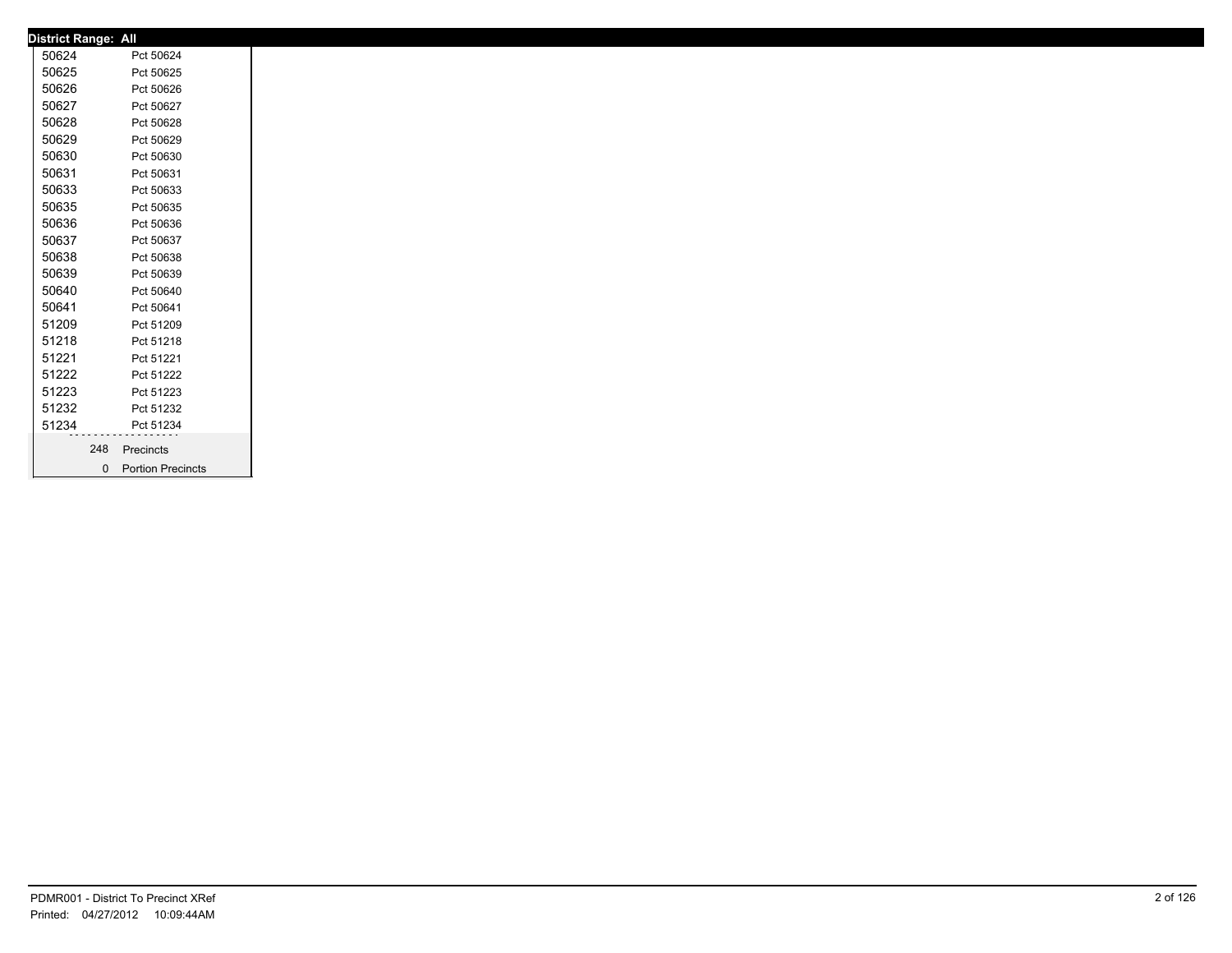**District Range: All**

| | |
|---|---|
| 50624 | Pct 50624 |
| 50625 | Pct 50625 |
| 50626 | Pct 50626 |
| 50627 | Pct 50627 |
| 50628 | Pct 50628 |
| 50629 | Pct 50629 |
| 50630 | Pct 50630 |
| 50631 | Pct 50631 |
| 50633 | Pct 50633 |
| 50635 | Pct 50635 |
| 50636 | Pct 50636 |
| 50637 | Pct 50637 |
| 50638 | Pct 50638 |
| 50639 | Pct 50639 |
| 50640 | Pct 50640 |
| 50641 | Pct 50641 |
| 51209 | Pct 51209 |
| 51218 | Pct 51218 |
| 51221 | Pct 51221 |
| 51222 | Pct 51222 |
| 51223 | Pct 51223 |
| 51232 | Pct 51232 |
| 51234 | Pct 51234 |
| 248 | Precincts |
| 0 | Portion Precincts |

PDMR001 - District To Precinct XRef
Printed: 04/27/2012 10:09:44AM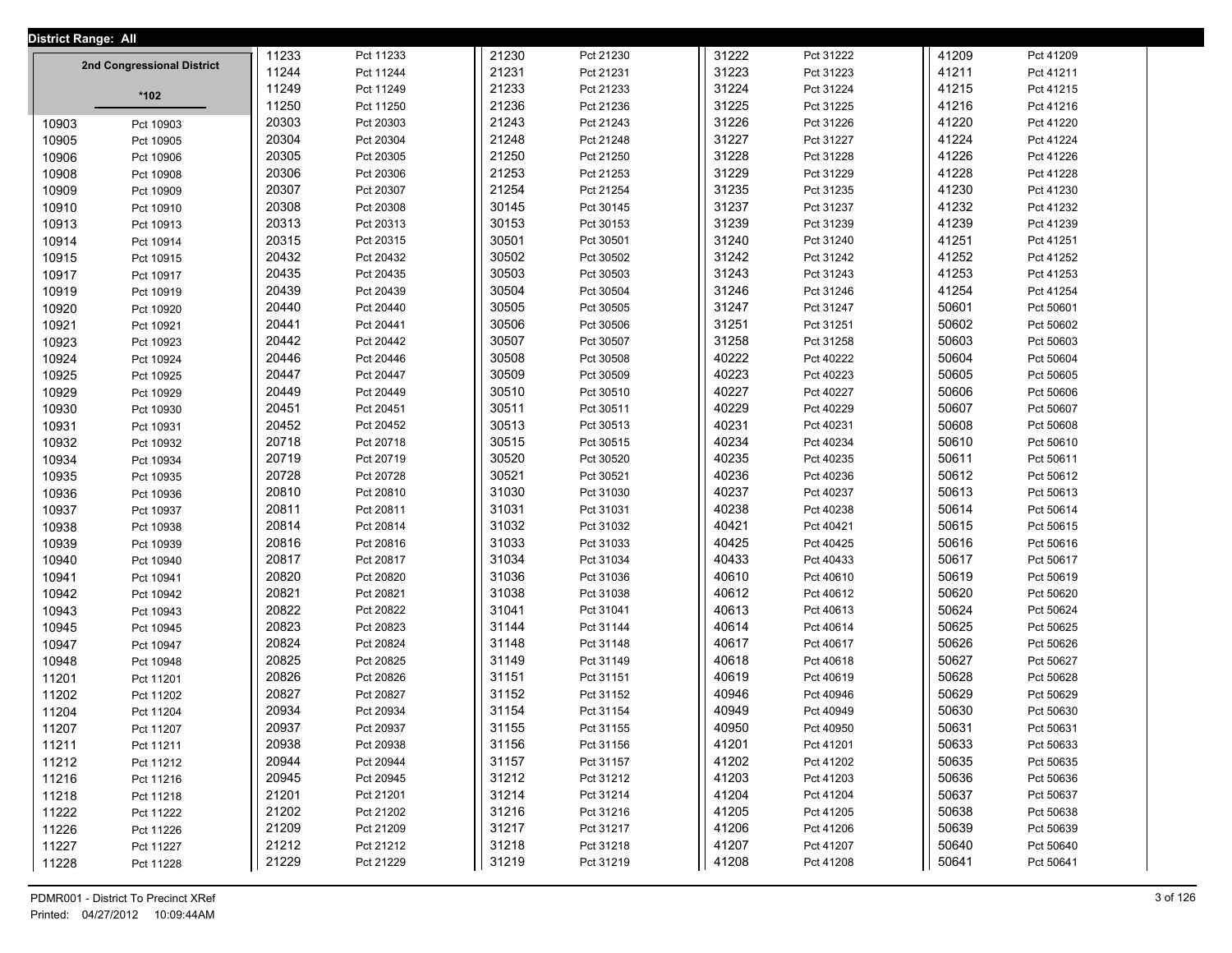**District Range: All**

## 2nd Congressional District

**\*102**

| Precinct | Name | Precinct | Name | Precinct | Name | Precinct | Name | Precinct | Name |
|---|---|---|---|---|---|---|---|---|---|
| 10903 | Pct 10903 | 11233 | Pct 11233 | 21230 | Pct 21230 | 31222 | Pct 31222 | 41209 | Pct 41209 |
| 10905 | Pct 10905 | 11244 | Pct 11244 | 21231 | Pct 21231 | 31223 | Pct 31223 | 41211 | Pct 41211 |
| 10906 | Pct 10906 | 11249 | Pct 11249 | 21233 | Pct 21233 | 31224 | Pct 31224 | 41215 | Pct 41215 |
| 10908 | Pct 10908 | 11250 | Pct 11250 | 21236 | Pct 21236 | 31225 | Pct 31225 | 41216 | Pct 41216 |
| 10909 | Pct 10909 | 20303 | Pct 20303 | 21243 | Pct 21243 | 31226 | Pct 31226 | 41220 | Pct 41220 |
| 10910 | Pct 10910 | 20304 | Pct 20304 | 21248 | Pct 21248 | 31227 | Pct 31227 | 41224 | Pct 41224 |
| 10913 | Pct 10913 | 20305 | Pct 20305 | 21250 | Pct 21250 | 31228 | Pct 31228 | 41226 | Pct 41226 |
| 10914 | Pct 10914 | 20306 | Pct 20306 | 21253 | Pct 21253 | 31229 | Pct 31229 | 41228 | Pct 41228 |
| 10915 | Pct 10915 | 20307 | Pct 20307 | 21254 | Pct 21254 | 31235 | Pct 31235 | 41230 | Pct 41230 |
| 10917 | Pct 10917 | 20308 | Pct 20308 | 30145 | Pct 30145 | 31237 | Pct 31237 | 41232 | Pct 41232 |
| 10919 | Pct 10919 | 20313 | Pct 20313 | 30153 | Pct 30153 | 31239 | Pct 31239 | 41239 | Pct 41239 |
| 10920 | Pct 10920 | 20315 | Pct 20315 | 30501 | Pct 30501 | 31240 | Pct 31240 | 41251 | Pct 41251 |
| 10921 | Pct 10921 | 20432 | Pct 20432 | 30502 | Pct 30502 | 31242 | Pct 31242 | 41252 | Pct 41252 |
| 10923 | Pct 10923 | 20435 | Pct 20435 | 30503 | Pct 30503 | 31243 | Pct 31243 | 41253 | Pct 41253 |
| 10924 | Pct 10924 | 20439 | Pct 20439 | 30504 | Pct 30504 | 31246 | Pct 31246 | 41254 | Pct 41254 |
| 10925 | Pct 10925 | 20440 | Pct 20440 | 30505 | Pct 30505 | 31247 | Pct 31247 | 50601 | Pct 50601 |
| 10929 | Pct 10929 | 20441 | Pct 20441 | 30506 | Pct 30506 | 31251 | Pct 31251 | 50602 | Pct 50602 |
| 10930 | Pct 10930 | 20442 | Pct 20442 | 30507 | Pct 30507 | 31258 | Pct 31258 | 50603 | Pct 50603 |
| 10931 | Pct 10931 | 20446 | Pct 20446 | 30508 | Pct 30508 | 40222 | Pct 40222 | 50604 | Pct 50604 |
| 10932 | Pct 10932 | 20447 | Pct 20447 | 30509 | Pct 30509 | 40223 | Pct 40223 | 50605 | Pct 50605 |
| 10934 | Pct 10934 | 20449 | Pct 20449 | 30510 | Pct 30510 | 40227 | Pct 40227 | 50606 | Pct 50606 |
| 10935 | Pct 10935 | 20451 | Pct 20451 | 30511 | Pct 30511 | 40229 | Pct 40229 | 50607 | Pct 50607 |
| 10936 | Pct 10936 | 20452 | Pct 20452 | 30513 | Pct 30513 | 40231 | Pct 40231 | 50608 | Pct 50608 |
| 10937 | Pct 10937 | 20718 | Pct 20718 | 30515 | Pct 30515 | 40234 | Pct 40234 | 50610 | Pct 50610 |
| 10938 | Pct 10938 | 20719 | Pct 20719 | 30520 | Pct 30520 | 40235 | Pct 40235 | 50611 | Pct 50611 |
| 10939 | Pct 10939 | 20728 | Pct 20728 | 30521 | Pct 30521 | 40236 | Pct 40236 | 50612 | Pct 50612 |
| 10940 | Pct 10940 | 20810 | Pct 20810 | 31030 | Pct 31030 | 40237 | Pct 40237 | 50613 | Pct 50613 |
| 10941 | Pct 10941 | 20811 | Pct 20811 | 31031 | Pct 31031 | 40238 | Pct 40238 | 50614 | Pct 50614 |
| 10942 | Pct 10942 | 20814 | Pct 20814 | 31032 | Pct 31032 | 40421 | Pct 40421 | 50615 | Pct 50615 |
| 10943 | Pct 10943 | 20816 | Pct 20816 | 31033 | Pct 31033 | 40425 | Pct 40425 | 50616 | Pct 50616 |
| 10945 | Pct 10945 | 20817 | Pct 20817 | 31034 | Pct 31034 | 40433 | Pct 40433 | 50617 | Pct 50617 |
| 10947 | Pct 10947 | 20820 | Pct 20820 | 31036 | Pct 31036 | 40610 | Pct 40610 | 50619 | Pct 50619 |
| 10948 | Pct 10948 | 20821 | Pct 20821 | 31038 | Pct 31038 | 40612 | Pct 40612 | 50620 | Pct 50620 |
| 11201 | Pct 11201 | 20822 | Pct 20822 | 31041 | Pct 31041 | 40613 | Pct 40613 | 50624 | Pct 50624 |
| 11202 | Pct 11202 | 20823 | Pct 20823 | 31144 | Pct 31144 | 40614 | Pct 40614 | 50625 | Pct 50625 |
| 11204 | Pct 11204 | 20824 | Pct 20824 | 31148 | Pct 31148 | 40617 | Pct 40617 | 50626 | Pct 50626 |
| 11207 | Pct 11207 | 20825 | Pct 20825 | 31149 | Pct 31149 | 40618 | Pct 40618 | 50627 | Pct 50627 |
| 11211 | Pct 11211 | 20826 | Pct 20826 | 31151 | Pct 31151 | 40619 | Pct 40619 | 50628 | Pct 50628 |
| 11212 | Pct 11212 | 20827 | Pct 20827 | 31152 | Pct 31152 | 40946 | Pct 40946 | 50629 | Pct 50629 |
| 11216 | Pct 11216 | 20934 | Pct 20934 | 31154 | Pct 31154 | 40949 | Pct 40949 | 50630 | Pct 50630 |
| 11218 | Pct 11218 | 20937 | Pct 20937 | 31155 | Pct 31155 | 40950 | Pct 40950 | 50631 | Pct 50631 |
| 11222 | Pct 11222 | 20938 | Pct 20938 | 31156 | Pct 31156 | 41201 | Pct 41201 | 50633 | Pct 50633 |
| 11226 | Pct 11226 | 20944 | Pct 20944 | 31157 | Pct 31157 | 41202 | Pct 41202 | 50635 | Pct 50635 |
| 11227 | Pct 11227 | 20945 | Pct 20945 | 31212 | Pct 31212 | 41203 | Pct 41203 | 50636 | Pct 50636 |
| 11228 | Pct 11228 | 21201 | Pct 21201 | 31214 | Pct 31214 | 41204 | Pct 41204 | 50637 | Pct 50637 |
| | | 21202 | Pct 21202 | 31216 | Pct 31216 | 41205 | Pct 41205 | 50638 | Pct 50638 |
| | | 21209 | Pct 21209 | 31217 | Pct 31217 | 41206 | Pct 41206 | 50639 | Pct 50639 |
| | | 21212 | Pct 21212 | 31218 | Pct 31218 | 41207 | Pct 41207 | 50640 | Pct 50640 |
| | | 21229 | Pct 21229 | 31219 | Pct 31219 | 41208 | Pct 41208 | 50641 | Pct 50641 |

PDMR001 - District To Precinct XRef
Printed: 04/27/2012 10:09:44AM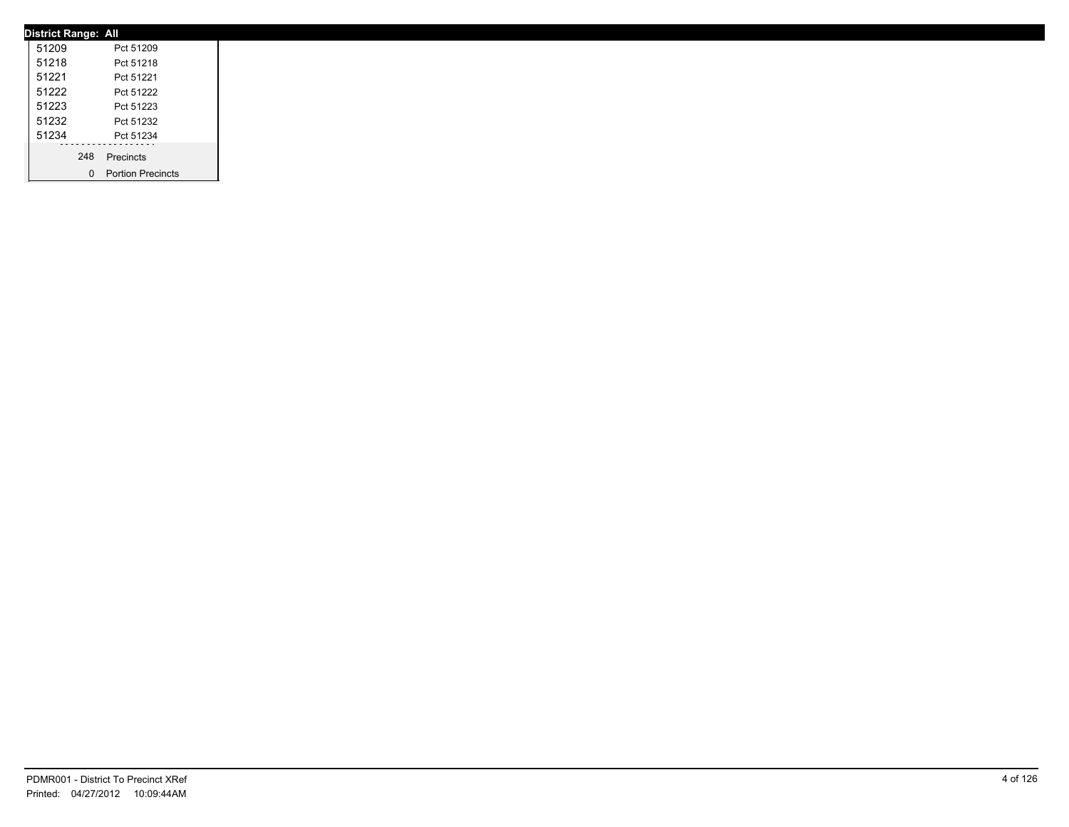**District Range: All**

| | |
|---|---|
| 51209 | Pct 51209 |
| 51218 | Pct 51218 |
| 51221 | Pct 51221 |
| 51222 | Pct 51222 |
| 51223 | Pct 51223 |
| 51232 | Pct 51232 |
| 51234 | Pct 51234 |

| | |
|---|---|
| 248 | Precincts |
| 0 | Portion Precincts |

PDMR001 - District To Precinct XRef
Printed: 04/27/2012 10:09:44AM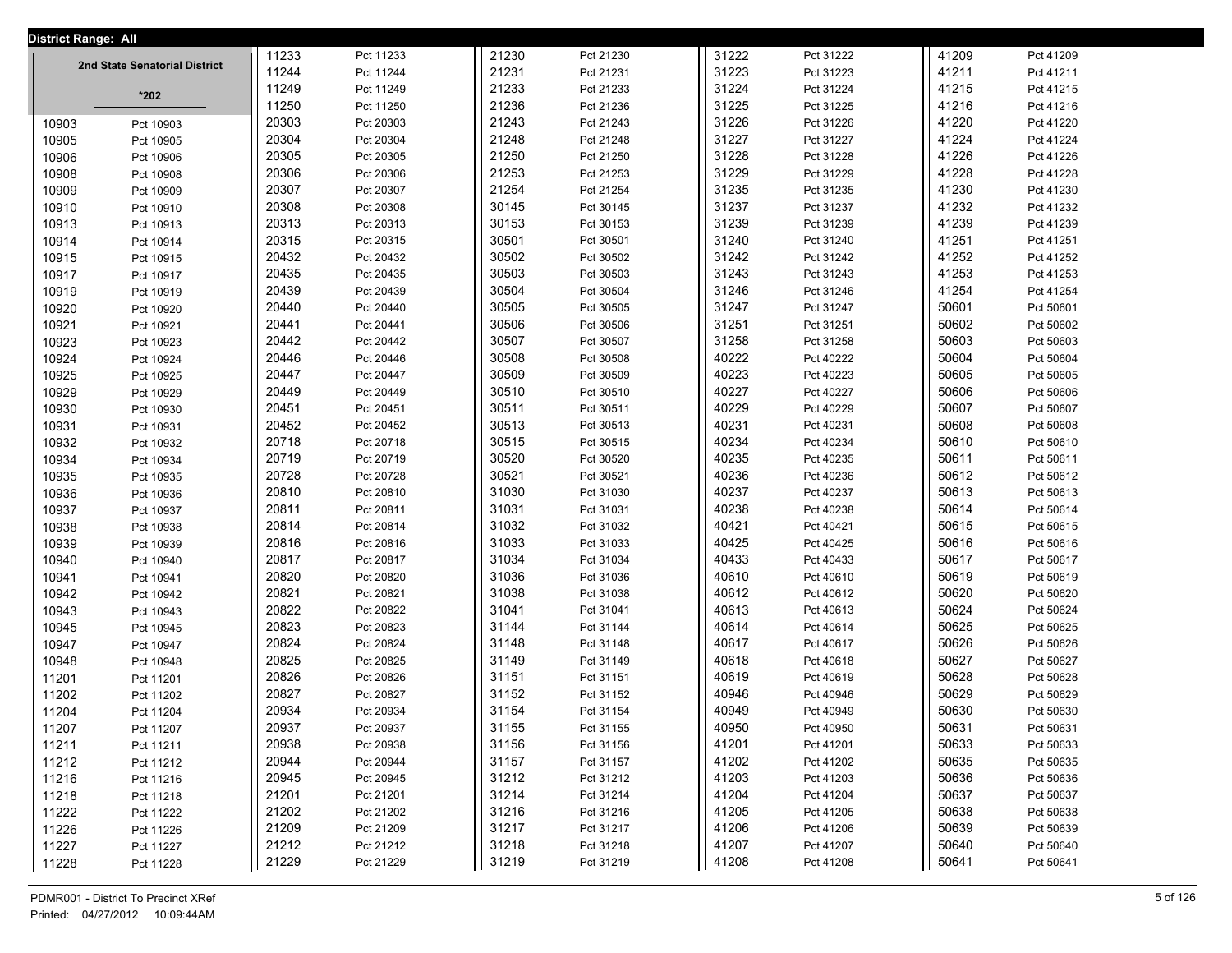District Range: All

## 2nd State Senatorial District

### *202

| Precinct | Name |
|---|---|
| 10903 | Pct 10903 |
| 10905 | Pct 10905 |
| 10906 | Pct 10906 |
| 10908 | Pct 10908 |
| 10909 | Pct 10909 |
| 10910 | Pct 10910 |
| 10913 | Pct 10913 |
| 10914 | Pct 10914 |
| 10915 | Pct 10915 |
| 10917 | Pct 10917 |
| 10919 | Pct 10919 |
| 10920 | Pct 10920 |
| 10921 | Pct 10921 |
| 10923 | Pct 10923 |
| 10924 | Pct 10924 |
| 10925 | Pct 10925 |
| 10929 | Pct 10929 |
| 10930 | Pct 10930 |
| 10931 | Pct 10931 |
| 10932 | Pct 10932 |
| 10934 | Pct 10934 |
| 10935 | Pct 10935 |
| 10936 | Pct 10936 |
| 10937 | Pct 10937 |
| 10938 | Pct 10938 |
| 10939 | Pct 10939 |
| 10940 | Pct 10940 |
| 10941 | Pct 10941 |
| 10942 | Pct 10942 |
| 10943 | Pct 10943 |
| 10945 | Pct 10945 |
| 10947 | Pct 10947 |
| 10948 | Pct 10948 |
| 11201 | Pct 11201 |
| 11202 | Pct 11202 |
| 11204 | Pct 11204 |
| 11207 | Pct 11207 |
| 11211 | Pct 11211 |
| 11212 | Pct 11212 |
| 11216 | Pct 11216 |
| 11218 | Pct 11218 |
| 11222 | Pct 11222 |
| 11226 | Pct 11226 |
| 11227 | Pct 11227 |
| 11228 | Pct 11228 |
| 11233 | Pct 11233 |
| 11244 | Pct 11244 |
| 11249 | Pct 11249 |
| 11250 | Pct 11250 |
| 20303 | Pct 20303 |
| 20304 | Pct 20304 |
| 20305 | Pct 20305 |
| 20306 | Pct 20306 |
| 20307 | Pct 20307 |
| 20308 | Pct 20308 |
| 20313 | Pct 20313 |
| 20315 | Pct 20315 |
| 20432 | Pct 20432 |
| 20435 | Pct 20435 |
| 20439 | Pct 20439 |
| 20440 | Pct 20440 |
| 20441 | Pct 20441 |
| 20442 | Pct 20442 |
| 20446 | Pct 20446 |
| 20447 | Pct 20447 |
| 20449 | Pct 20449 |
| 20451 | Pct 20451 |
| 20452 | Pct 20452 |
| 20718 | Pct 20718 |
| 20719 | Pct 20719 |
| 20728 | Pct 20728 |
| 20810 | Pct 20810 |
| 20811 | Pct 20811 |
| 20814 | Pct 20814 |
| 20816 | Pct 20816 |
| 20817 | Pct 20817 |
| 20820 | Pct 20820 |
| 20821 | Pct 20821 |
| 20822 | Pct 20822 |
| 20823 | Pct 20823 |
| 20824 | Pct 20824 |
| 20825 | Pct 20825 |
| 20826 | Pct 20826 |
| 20827 | Pct 20827 |
| 20934 | Pct 20934 |
| 20937 | Pct 20937 |
| 20938 | Pct 20938 |
| 20944 | Pct 20944 |
| 20945 | Pct 20945 |
| 21201 | Pct 21201 |
| 21202 | Pct 21202 |
| 21209 | Pct 21209 |
| 21212 | Pct 21212 |
| 21229 | Pct 21229 |
| 21230 | Pct 21230 |
| 21231 | Pct 21231 |
| 21233 | Pct 21233 |
| 21236 | Pct 21236 |
| 21243 | Pct 21243 |
| 21248 | Pct 21248 |
| 21250 | Pct 21250 |
| 21253 | Pct 21253 |
| 21254 | Pct 21254 |
| 30145 | Pct 30145 |
| 30153 | Pct 30153 |
| 30501 | Pct 30501 |
| 30502 | Pct 30502 |
| 30503 | Pct 30503 |
| 30504 | Pct 30504 |
| 30505 | Pct 30505 |
| 30506 | Pct 30506 |
| 30507 | Pct 30507 |
| 30508 | Pct 30508 |
| 30509 | Pct 30509 |
| 30510 | Pct 30510 |
| 30511 | Pct 30511 |
| 30513 | Pct 30513 |
| 30515 | Pct 30515 |
| 30520 | Pct 30520 |
| 30521 | Pct 30521 |
| 31030 | Pct 31030 |
| 31031 | Pct 31031 |
| 31032 | Pct 31032 |
| 31033 | Pct 31033 |
| 31034 | Pct 31034 |
| 31036 | Pct 31036 |
| 31038 | Pct 31038 |
| 31041 | Pct 31041 |
| 31144 | Pct 31144 |
| 31148 | Pct 31148 |
| 31149 | Pct 31149 |
| 31151 | Pct 31151 |
| 31152 | Pct 31152 |
| 31154 | Pct 31154 |
| 31155 | Pct 31155 |
| 31156 | Pct 31156 |
| 31157 | Pct 31157 |
| 31212 | Pct 31212 |
| 31214 | Pct 31214 |
| 31216 | Pct 31216 |
| 31217 | Pct 31217 |
| 31218 | Pct 31218 |
| 31219 | Pct 31219 |
| 31222 | Pct 31222 |
| 31223 | Pct 31223 |
| 31224 | Pct 31224 |
| 31225 | Pct 31225 |
| 31226 | Pct 31226 |
| 31227 | Pct 31227 |
| 31228 | Pct 31228 |
| 31229 | Pct 31229 |
| 31235 | Pct 31235 |
| 31237 | Pct 31237 |
| 31239 | Pct 31239 |
| 31240 | Pct 31240 |
| 31242 | Pct 31242 |
| 31243 | Pct 31243 |
| 31246 | Pct 31246 |
| 31247 | Pct 31247 |
| 31251 | Pct 31251 |
| 31258 | Pct 31258 |
| 40222 | Pct 40222 |
| 40223 | Pct 40223 |
| 40227 | Pct 40227 |
| 40229 | Pct 40229 |
| 40231 | Pct 40231 |
| 40234 | Pct 40234 |
| 40235 | Pct 40235 |
| 40236 | Pct 40236 |
| 40237 | Pct 40237 |
| 40238 | Pct 40238 |
| 40421 | Pct 40421 |
| 40425 | Pct 40425 |
| 40433 | Pct 40433 |
| 40610 | Pct 40610 |
| 40612 | Pct 40612 |
| 40613 | Pct 40613 |
| 40614 | Pct 40614 |
| 40617 | Pct 40617 |
| 40618 | Pct 40618 |
| 40619 | Pct 40619 |
| 40946 | Pct 40946 |
| 40949 | Pct 40949 |
| 40950 | Pct 40950 |
| 41201 | Pct 41201 |
| 41202 | Pct 41202 |
| 41203 | Pct 41203 |
| 41204 | Pct 41204 |
| 41205 | Pct 41205 |
| 41206 | Pct 41206 |
| 41207 | Pct 41207 |
| 41208 | Pct 41208 |
| 41209 | Pct 41209 |
| 41211 | Pct 41211 |
| 41215 | Pct 41215 |
| 41216 | Pct 41216 |
| 41220 | Pct 41220 |
| 41224 | Pct 41224 |
| 41226 | Pct 41226 |
| 41228 | Pct 41228 |
| 41230 | Pct 41230 |
| 41232 | Pct 41232 |
| 41239 | Pct 41239 |
| 41251 | Pct 41251 |
| 41252 | Pct 41252 |
| 41253 | Pct 41253 |
| 41254 | Pct 41254 |
| 50601 | Pct 50601 |
| 50602 | Pct 50602 |
| 50603 | Pct 50603 |
| 50604 | Pct 50604 |
| 50605 | Pct 50605 |
| 50606 | Pct 50606 |
| 50607 | Pct 50607 |
| 50608 | Pct 50608 |
| 50610 | Pct 50610 |
| 50611 | Pct 50611 |
| 50612 | Pct 50612 |
| 50613 | Pct 50613 |
| 50614 | Pct 50614 |
| 50615 | Pct 50615 |
| 50616 | Pct 50616 |
| 50617 | Pct 50617 |
| 50619 | Pct 50619 |
| 50620 | Pct 50620 |
| 50624 | Pct 50624 |
| 50625 | Pct 50625 |
| 50626 | Pct 50626 |
| 50627 | Pct 50627 |
| 50628 | Pct 50628 |
| 50629 | Pct 50629 |
| 50630 | Pct 50630 |
| 50631 | Pct 50631 |
| 50633 | Pct 50633 |
| 50635 | Pct 50635 |
| 50636 | Pct 50636 |
| 50637 | Pct 50637 |
| 50638 | Pct 50638 |
| 50639 | Pct 50639 |
| 50640 | Pct 50640 |
| 50641 | Pct 50641 |

PDMR001 - District To Precinct XRef
Printed: 04/27/2012 10:09:44AM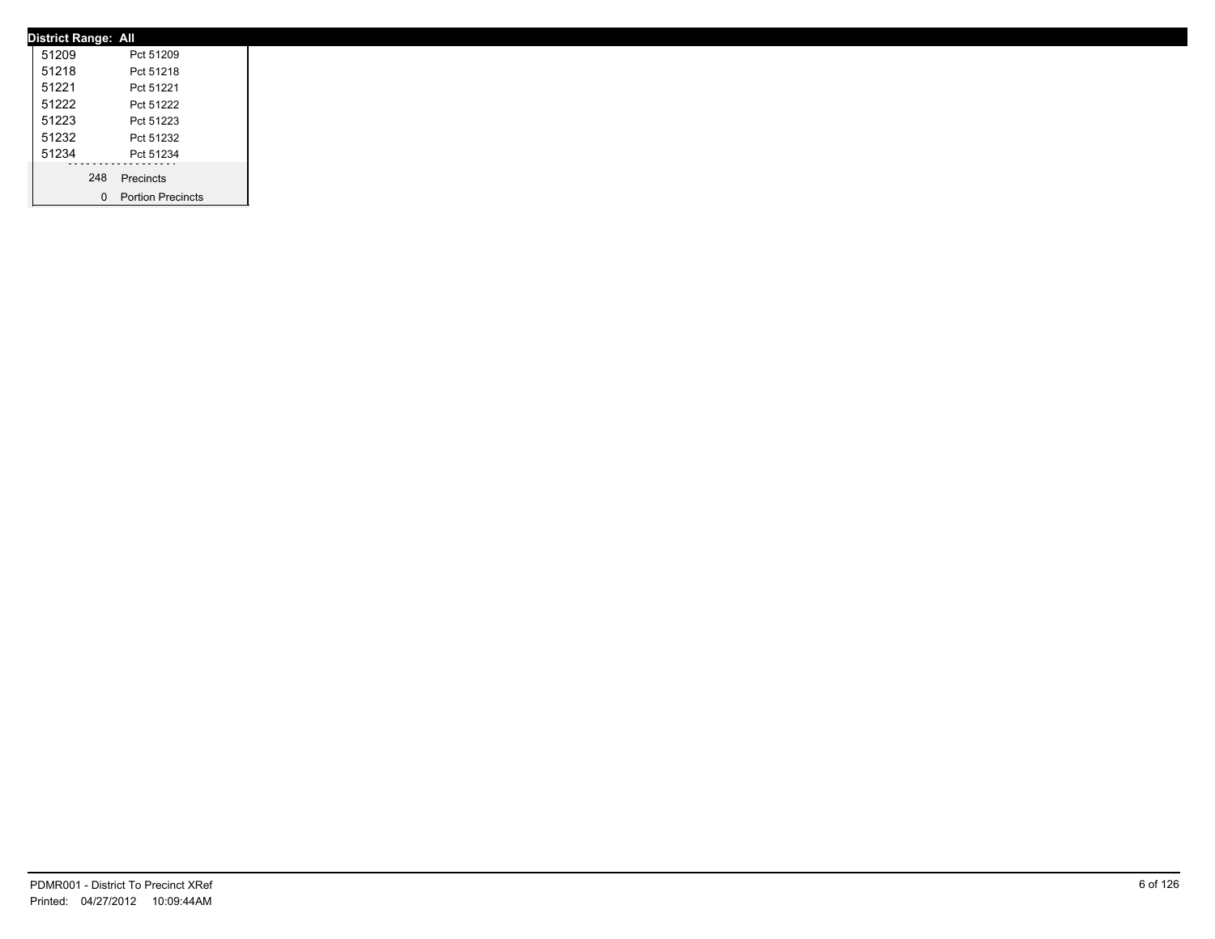**District Range: All**

| | |
|---|---|
| 51209 | Pct 51209 |
| 51218 | Pct 51218 |
| 51221 | Pct 51221 |
| 51222 | Pct 51222 |
| 51223 | Pct 51223 |
| 51232 | Pct 51232 |
| 51234 | Pct 51234 |
| 248 | Precincts |
| 0 | Portion Precincts |

PDMR001 - District To Precinct XRef
Printed: 04/27/2012 10:09:44AM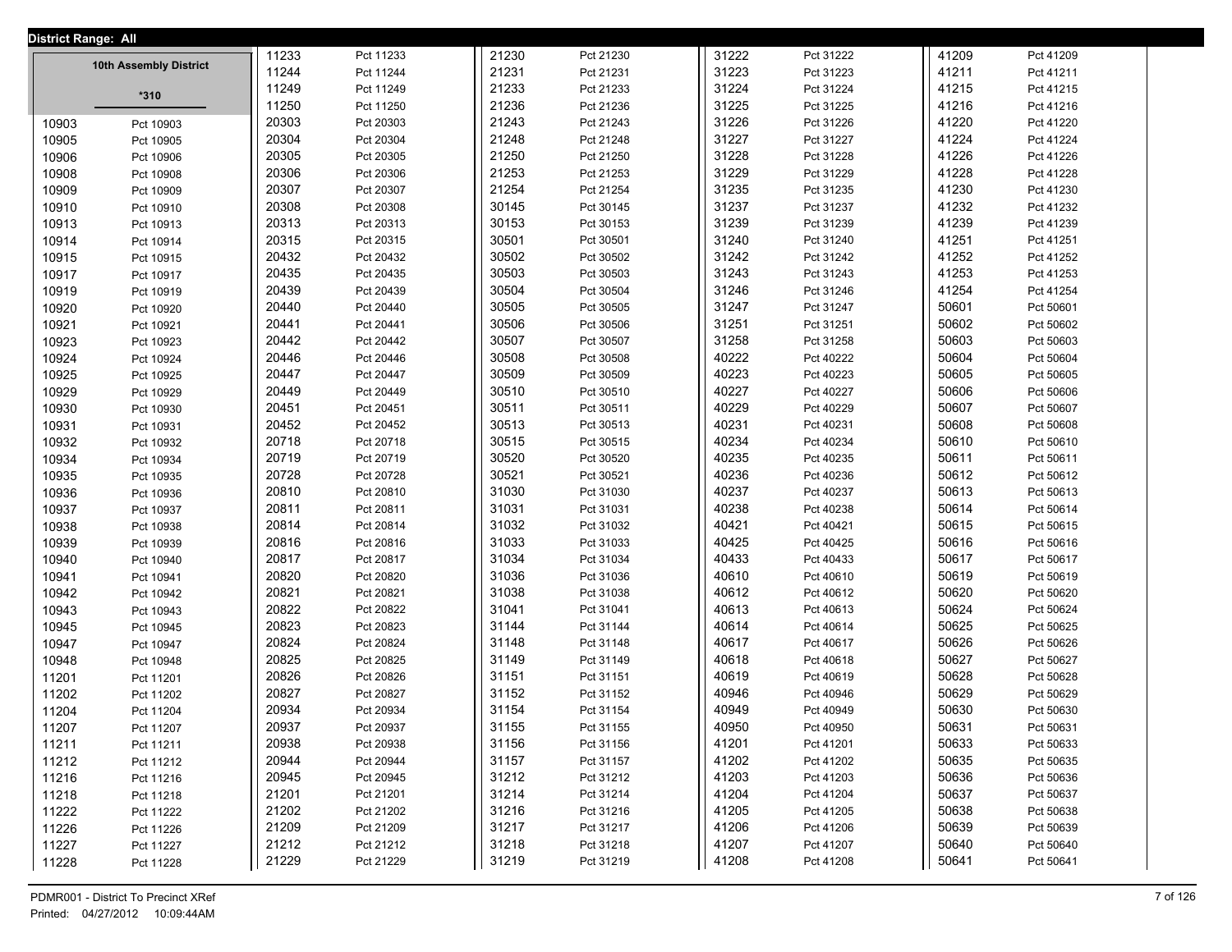District Range: All

## 10th Assembly District

*310

| District | Precinct |
| --- | --- |
| 10903 | Pct 10903 |
| 10905 | Pct 10905 |
| 10906 | Pct 10906 |
| 10908 | Pct 10908 |
| 10909 | Pct 10909 |
| 10910 | Pct 10910 |
| 10913 | Pct 10913 |
| 10914 | Pct 10914 |
| 10915 | Pct 10915 |
| 10917 | Pct 10917 |
| 10919 | Pct 10919 |
| 10920 | Pct 10920 |
| 10921 | Pct 10921 |
| 10923 | Pct 10923 |
| 10924 | Pct 10924 |
| 10925 | Pct 10925 |
| 10929 | Pct 10929 |
| 10930 | Pct 10930 |
| 10931 | Pct 10931 |
| 10932 | Pct 10932 |
| 10934 | Pct 10934 |
| 10935 | Pct 10935 |
| 10936 | Pct 10936 |
| 10937 | Pct 10937 |
| 10938 | Pct 10938 |
| 10939 | Pct 10939 |
| 10940 | Pct 10940 |
| 10941 | Pct 10941 |
| 10942 | Pct 10942 |
| 10943 | Pct 10943 |
| 10945 | Pct 10945 |
| 10947 | Pct 10947 |
| 10948 | Pct 10948 |
| 11201 | Pct 11201 |
| 11202 | Pct 11202 |
| 11204 | Pct 11204 |
| 11207 | Pct 11207 |
| 11211 | Pct 11211 |
| 11212 | Pct 11212 |
| 11216 | Pct 11216 |
| 11218 | Pct 11218 |
| 11222 | Pct 11222 |
| 11226 | Pct 11226 |
| 11227 | Pct 11227 |
| 11228 | Pct 11228 |
| 11233 | Pct 11233 |
| 11244 | Pct 11244 |
| 11249 | Pct 11249 |
| 11250 | Pct 11250 |
| 20303 | Pct 20303 |
| 20304 | Pct 20304 |
| 20305 | Pct 20305 |
| 20306 | Pct 20306 |
| 20307 | Pct 20307 |
| 20308 | Pct 20308 |
| 20313 | Pct 20313 |
| 20315 | Pct 20315 |
| 20432 | Pct 20432 |
| 20435 | Pct 20435 |
| 20439 | Pct 20439 |
| 20440 | Pct 20440 |
| 20441 | Pct 20441 |
| 20442 | Pct 20442 |
| 20446 | Pct 20446 |
| 20447 | Pct 20447 |
| 20449 | Pct 20449 |
| 20451 | Pct 20451 |
| 20452 | Pct 20452 |
| 20718 | Pct 20718 |
| 20719 | Pct 20719 |
| 20728 | Pct 20728 |
| 20810 | Pct 20810 |
| 20811 | Pct 20811 |
| 20814 | Pct 20814 |
| 20816 | Pct 20816 |
| 20817 | Pct 20817 |
| 20820 | Pct 20820 |
| 20821 | Pct 20821 |
| 20822 | Pct 20822 |
| 20823 | Pct 20823 |
| 20824 | Pct 20824 |
| 20825 | Pct 20825 |
| 20826 | Pct 20826 |
| 20827 | Pct 20827 |
| 20934 | Pct 20934 |
| 20937 | Pct 20937 |
| 20938 | Pct 20938 |
| 20944 | Pct 20944 |
| 20945 | Pct 20945 |
| 21201 | Pct 21201 |
| 21202 | Pct 21202 |
| 21209 | Pct 21209 |
| 21212 | Pct 21212 |
| 21229 | Pct 21229 |
| 21230 | Pct 21230 |
| 21231 | Pct 21231 |
| 21233 | Pct 21233 |
| 21236 | Pct 21236 |
| 21243 | Pct 21243 |
| 21248 | Pct 21248 |
| 21250 | Pct 21250 |
| 21253 | Pct 21253 |
| 21254 | Pct 21254 |
| 30145 | Pct 30145 |
| 30153 | Pct 30153 |
| 30501 | Pct 30501 |
| 30502 | Pct 30502 |
| 30503 | Pct 30503 |
| 30504 | Pct 30504 |
| 30505 | Pct 30505 |
| 30506 | Pct 30506 |
| 30507 | Pct 30507 |
| 30508 | Pct 30508 |
| 30509 | Pct 30509 |
| 30510 | Pct 30510 |
| 30511 | Pct 30511 |
| 30513 | Pct 30513 |
| 30515 | Pct 30515 |
| 30520 | Pct 30520 |
| 30521 | Pct 30521 |
| 31030 | Pct 31030 |
| 31031 | Pct 31031 |
| 31032 | Pct 31032 |
| 31033 | Pct 31033 |
| 31034 | Pct 31034 |
| 31036 | Pct 31036 |
| 31038 | Pct 31038 |
| 31041 | Pct 31041 |
| 31144 | Pct 31144 |
| 31148 | Pct 31148 |
| 31149 | Pct 31149 |
| 31151 | Pct 31151 |
| 31152 | Pct 31152 |
| 31154 | Pct 31154 |
| 31155 | Pct 31155 |
| 31156 | Pct 31156 |
| 31157 | Pct 31157 |
| 31212 | Pct 31212 |
| 31214 | Pct 31214 |
| 31216 | Pct 31216 |
| 31217 | Pct 31217 |
| 31218 | Pct 31218 |
| 31219 | Pct 31219 |
| 31222 | Pct 31222 |
| 31223 | Pct 31223 |
| 31224 | Pct 31224 |
| 31225 | Pct 31225 |
| 31226 | Pct 31226 |
| 31227 | Pct 31227 |
| 31228 | Pct 31228 |
| 31229 | Pct 31229 |
| 31235 | Pct 31235 |
| 31237 | Pct 31237 |
| 31239 | Pct 31239 |
| 31240 | Pct 31240 |
| 31242 | Pct 31242 |
| 31243 | Pct 31243 |
| 31246 | Pct 31246 |
| 31247 | Pct 31247 |
| 31251 | Pct 31251 |
| 31258 | Pct 31258 |
| 40222 | Pct 40222 |
| 40223 | Pct 40223 |
| 40227 | Pct 40227 |
| 40229 | Pct 40229 |
| 40231 | Pct 40231 |
| 40234 | Pct 40234 |
| 40235 | Pct 40235 |
| 40236 | Pct 40236 |
| 40237 | Pct 40237 |
| 40238 | Pct 40238 |
| 40421 | Pct 40421 |
| 40425 | Pct 40425 |
| 40433 | Pct 40433 |
| 40610 | Pct 40610 |
| 40612 | Pct 40612 |
| 40613 | Pct 40613 |
| 40614 | Pct 40614 |
| 40617 | Pct 40617 |
| 40618 | Pct 40618 |
| 40619 | Pct 40619 |
| 40946 | Pct 40946 |
| 40949 | Pct 40949 |
| 40950 | Pct 40950 |
| 41201 | Pct 41201 |
| 41202 | Pct 41202 |
| 41203 | Pct 41203 |
| 41204 | Pct 41204 |
| 41205 | Pct 41205 |
| 41206 | Pct 41206 |
| 41207 | Pct 41207 |
| 41208 | Pct 41208 |
| 41209 | Pct 41209 |
| 41211 | Pct 41211 |
| 41215 | Pct 41215 |
| 41216 | Pct 41216 |
| 41220 | Pct 41220 |
| 41224 | Pct 41224 |
| 41226 | Pct 41226 |
| 41228 | Pct 41228 |
| 41230 | Pct 41230 |
| 41232 | Pct 41232 |
| 41239 | Pct 41239 |
| 41251 | Pct 41251 |
| 41252 | Pct 41252 |
| 41253 | Pct 41253 |
| 41254 | Pct 41254 |
| 50601 | Pct 50601 |
| 50602 | Pct 50602 |
| 50603 | Pct 50603 |
| 50604 | Pct 50604 |
| 50605 | Pct 50605 |
| 50606 | Pct 50606 |
| 50607 | Pct 50607 |
| 50608 | Pct 50608 |
| 50610 | Pct 50610 |
| 50611 | Pct 50611 |
| 50612 | Pct 50612 |
| 50613 | Pct 50613 |
| 50614 | Pct 50614 |
| 50615 | Pct 50615 |
| 50616 | Pct 50616 |
| 50617 | Pct 50617 |
| 50619 | Pct 50619 |
| 50620 | Pct 50620 |
| 50624 | Pct 50624 |
| 50625 | Pct 50625 |
| 50626 | Pct 50626 |
| 50627 | Pct 50627 |
| 50628 | Pct 50628 |
| 50629 | Pct 50629 |
| 50630 | Pct 50630 |
| 50631 | Pct 50631 |
| 50633 | Pct 50633 |
| 50635 | Pct 50635 |
| 50636 | Pct 50636 |
| 50637 | Pct 50637 |
| 50638 | Pct 50638 |
| 50639 | Pct 50639 |
| 50640 | Pct 50640 |
| 50641 | Pct 50641 |

PDMR001 - District To Precinct XRef
Printed: 04/27/2012 10:09:44AM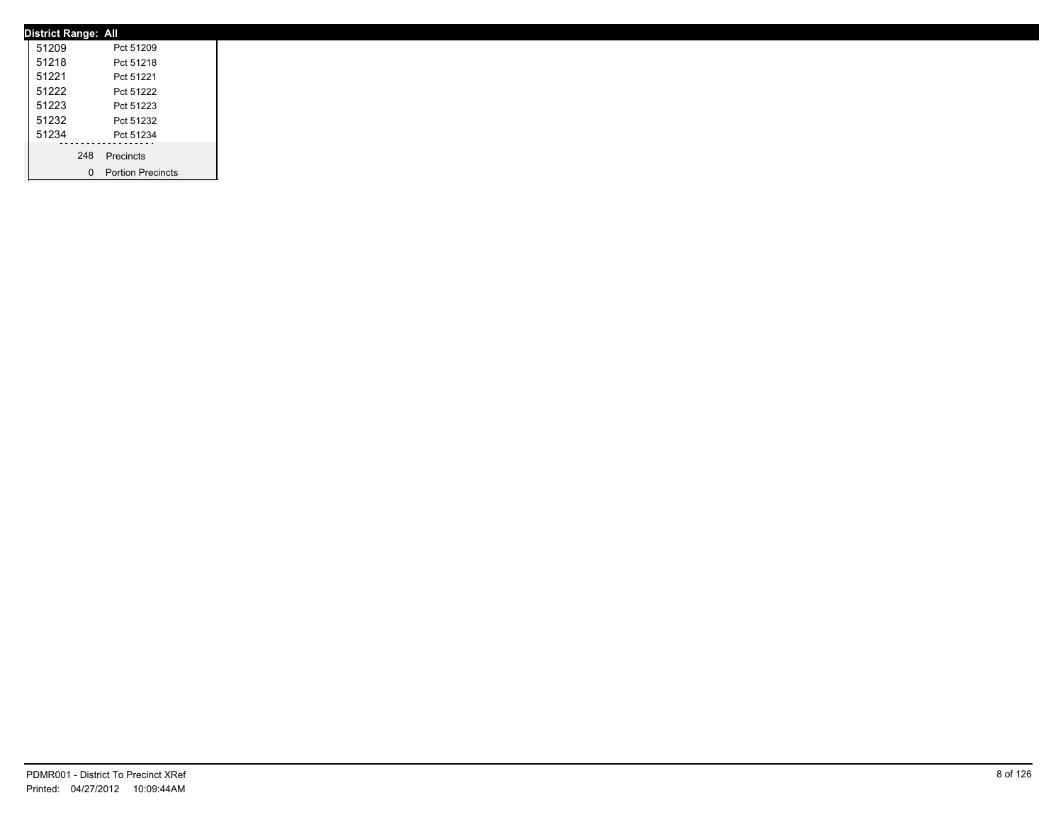**District Range: All**

| | |
|---|---|
| 51209 | Pct 51209 |
| 51218 | Pct 51218 |
| 51221 | Pct 51221 |
| 51222 | Pct 51222 |
| 51223 | Pct 51223 |
| 51232 | Pct 51232 |
| 51234 | Pct 51234 |

| | |
|---|---|
| 248 | Precincts |
| 0 | Portion Precincts |

PDMR001 - District To Precinct XRef
Printed: 04/27/2012 10:09:44AM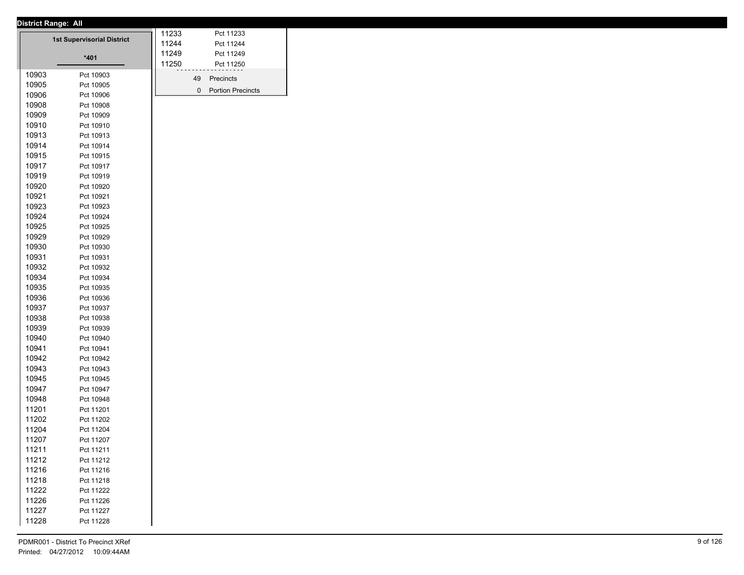**District Range: All**

## 1st Supervisorial District

**\*401**

| | |
|---|---|
| 10903 | Pct 10903 |
| 10905 | Pct 10905 |
| 10906 | Pct 10906 |
| 10908 | Pct 10908 |
| 10909 | Pct 10909 |
| 10910 | Pct 10910 |
| 10913 | Pct 10913 |
| 10914 | Pct 10914 |
| 10915 | Pct 10915 |
| 10917 | Pct 10917 |
| 10919 | Pct 10919 |
| 10920 | Pct 10920 |
| 10921 | Pct 10921 |
| 10923 | Pct 10923 |
| 10924 | Pct 10924 |
| 10925 | Pct 10925 |
| 10929 | Pct 10929 |
| 10930 | Pct 10930 |
| 10931 | Pct 10931 |
| 10932 | Pct 10932 |
| 10934 | Pct 10934 |
| 10935 | Pct 10935 |
| 10936 | Pct 10936 |
| 10937 | Pct 10937 |
| 10938 | Pct 10938 |
| 10939 | Pct 10939 |
| 10940 | Pct 10940 |
| 10941 | Pct 10941 |
| 10942 | Pct 10942 |
| 10943 | Pct 10943 |
| 10945 | Pct 10945 |
| 10947 | Pct 10947 |
| 10948 | Pct 10948 |
| 11201 | Pct 11201 |
| 11202 | Pct 11202 |
| 11204 | Pct 11204 |
| 11207 | Pct 11207 |
| 11211 | Pct 11211 |
| 11212 | Pct 11212 |
| 11216 | Pct 11216 |
| 11218 | Pct 11218 |
| 11222 | Pct 11222 |
| 11226 | Pct 11226 |
| 11227 | Pct 11227 |
| 11228 | Pct 11228 |
| 11233 | Pct 11233 |
| 11244 | Pct 11244 |
| 11249 | Pct 11249 |
| 11250 | Pct 11250 |

49 Precincts

0 Portion Precincts

PDMR001 - District To Precinct XRef

Printed: 04/27/2012 10:09:44AM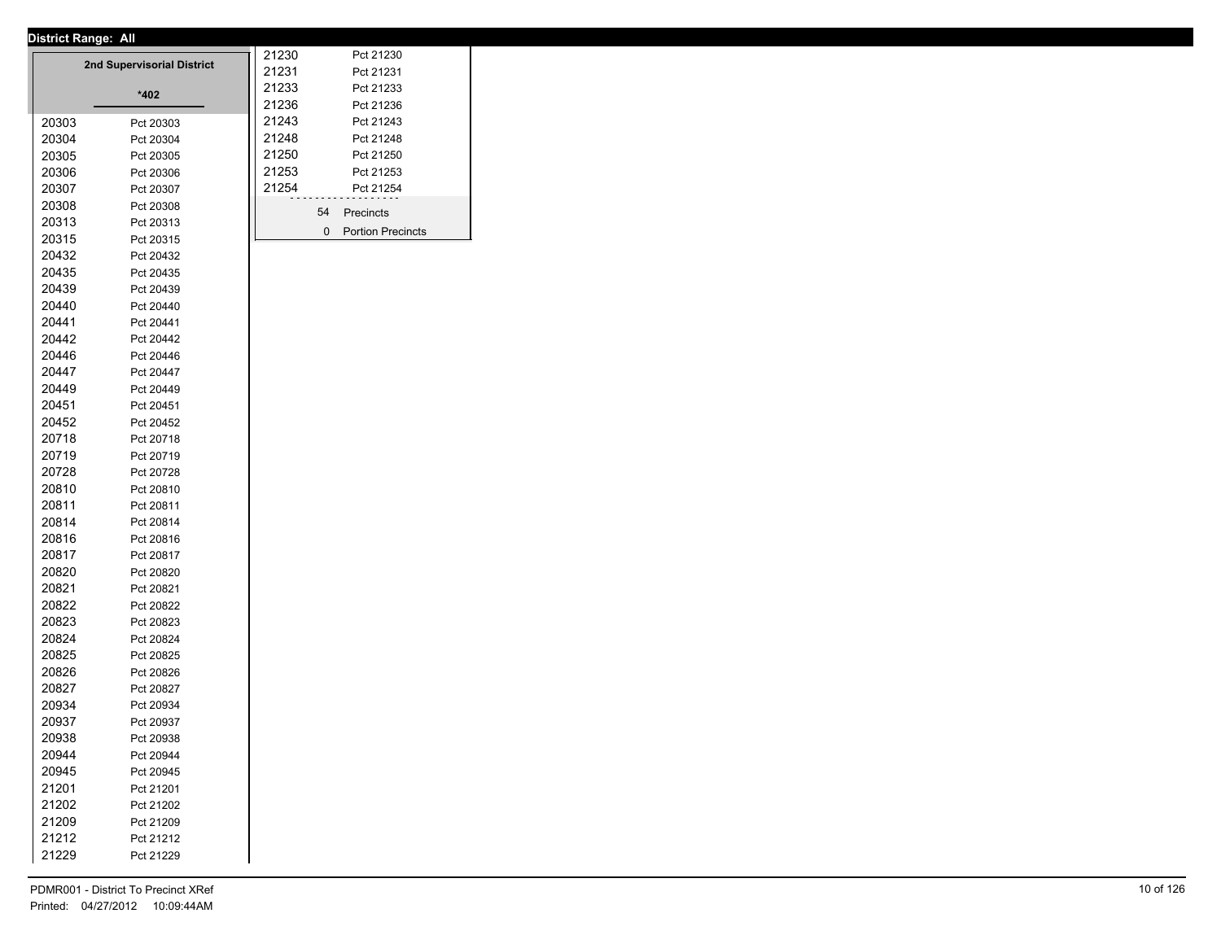**District Range: All**

## 2nd Supervisorial District

*402

| Precinct | Name |
|---|---|
| 20303 | Pct 20303 |
| 20304 | Pct 20304 |
| 20305 | Pct 20305 |
| 20306 | Pct 20306 |
| 20307 | Pct 20307 |
| 20308 | Pct 20308 |
| 20313 | Pct 20313 |
| 20315 | Pct 20315 |
| 20432 | Pct 20432 |
| 20435 | Pct 20435 |
| 20439 | Pct 20439 |
| 20440 | Pct 20440 |
| 20441 | Pct 20441 |
| 20442 | Pct 20442 |
| 20446 | Pct 20446 |
| 20447 | Pct 20447 |
| 20449 | Pct 20449 |
| 20451 | Pct 20451 |
| 20452 | Pct 20452 |
| 20718 | Pct 20718 |
| 20719 | Pct 20719 |
| 20728 | Pct 20728 |
| 20810 | Pct 20810 |
| 20811 | Pct 20811 |
| 20814 | Pct 20814 |
| 20816 | Pct 20816 |
| 20817 | Pct 20817 |
| 20820 | Pct 20820 |
| 20821 | Pct 20821 |
| 20822 | Pct 20822 |
| 20823 | Pct 20823 |
| 20824 | Pct 20824 |
| 20825 | Pct 20825 |
| 20826 | Pct 20826 |
| 20827 | Pct 20827 |
| 20934 | Pct 20934 |
| 20937 | Pct 20937 |
| 20938 | Pct 20938 |
| 20944 | Pct 20944 |
| 20945 | Pct 20945 |
| 21201 | Pct 21201 |
| 21202 | Pct 21202 |
| 21209 | Pct 21209 |
| 21212 | Pct 21212 |
| 21229 | Pct 21229 |
| 21230 | Pct 21230 |
| 21231 | Pct 21231 |
| 21233 | Pct 21233 |
| 21236 | Pct 21236 |
| 21243 | Pct 21243 |
| 21248 | Pct 21248 |
| 21250 | Pct 21250 |
| 21253 | Pct 21253 |
| 21254 | Pct 21254 |

54 Precincts

0 Portion Precincts

PDMR001 - District To Precinct XRef

Printed: 04/27/2012 10:09:44AM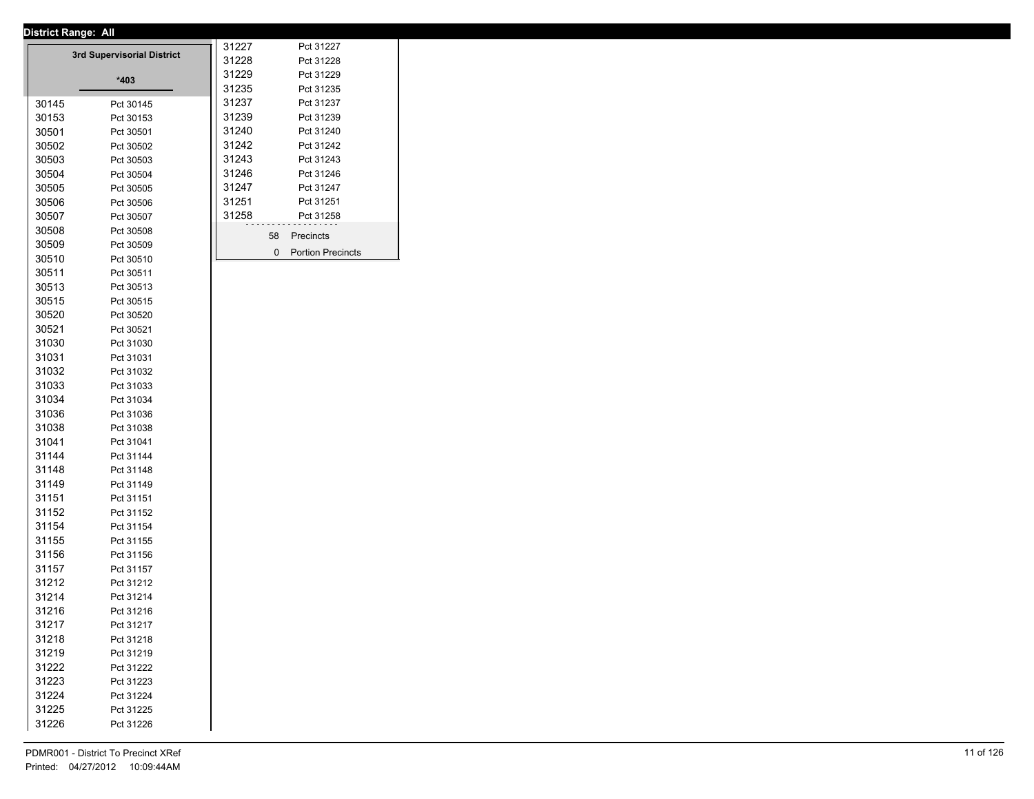**District Range: All**

### 3rd Supervisorial District

***403**

| Precinct | Name |
|---|---|
| 30145 | Pct 30145 |
| 30153 | Pct 30153 |
| 30501 | Pct 30501 |
| 30502 | Pct 30502 |
| 30503 | Pct 30503 |
| 30504 | Pct 30504 |
| 30505 | Pct 30505 |
| 30506 | Pct 30506 |
| 30507 | Pct 30507 |
| 30508 | Pct 30508 |
| 30509 | Pct 30509 |
| 30510 | Pct 30510 |
| 30511 | Pct 30511 |
| 30513 | Pct 30513 |
| 30515 | Pct 30515 |
| 30520 | Pct 30520 |
| 30521 | Pct 30521 |
| 31030 | Pct 31030 |
| 31031 | Pct 31031 |
| 31032 | Pct 31032 |
| 31033 | Pct 31033 |
| 31034 | Pct 31034 |
| 31036 | Pct 31036 |
| 31038 | Pct 31038 |
| 31041 | Pct 31041 |
| 31144 | Pct 31144 |
| 31148 | Pct 31148 |
| 31149 | Pct 31149 |
| 31151 | Pct 31151 |
| 31152 | Pct 31152 |
| 31154 | Pct 31154 |
| 31155 | Pct 31155 |
| 31156 | Pct 31156 |
| 31157 | Pct 31157 |
| 31212 | Pct 31212 |
| 31214 | Pct 31214 |
| 31216 | Pct 31216 |
| 31217 | Pct 31217 |
| 31218 | Pct 31218 |
| 31219 | Pct 31219 |
| 31222 | Pct 31222 |
| 31223 | Pct 31223 |
| 31224 | Pct 31224 |
| 31225 | Pct 31225 |
| 31226 | Pct 31226 |
| 31227 | Pct 31227 |
| 31228 | Pct 31228 |
| 31229 | Pct 31229 |
| 31235 | Pct 31235 |
| 31237 | Pct 31237 |
| 31239 | Pct 31239 |
| 31240 | Pct 31240 |
| 31242 | Pct 31242 |
| 31243 | Pct 31243 |
| 31246 | Pct 31246 |
| 31247 | Pct 31247 |
| 31251 | Pct 31251 |
| 31258 | Pct 31258 |

58 Precincts

0 Portion Precincts

PDMR001 - District To Precinct XRef
Printed: 04/27/2012 10:09:44AM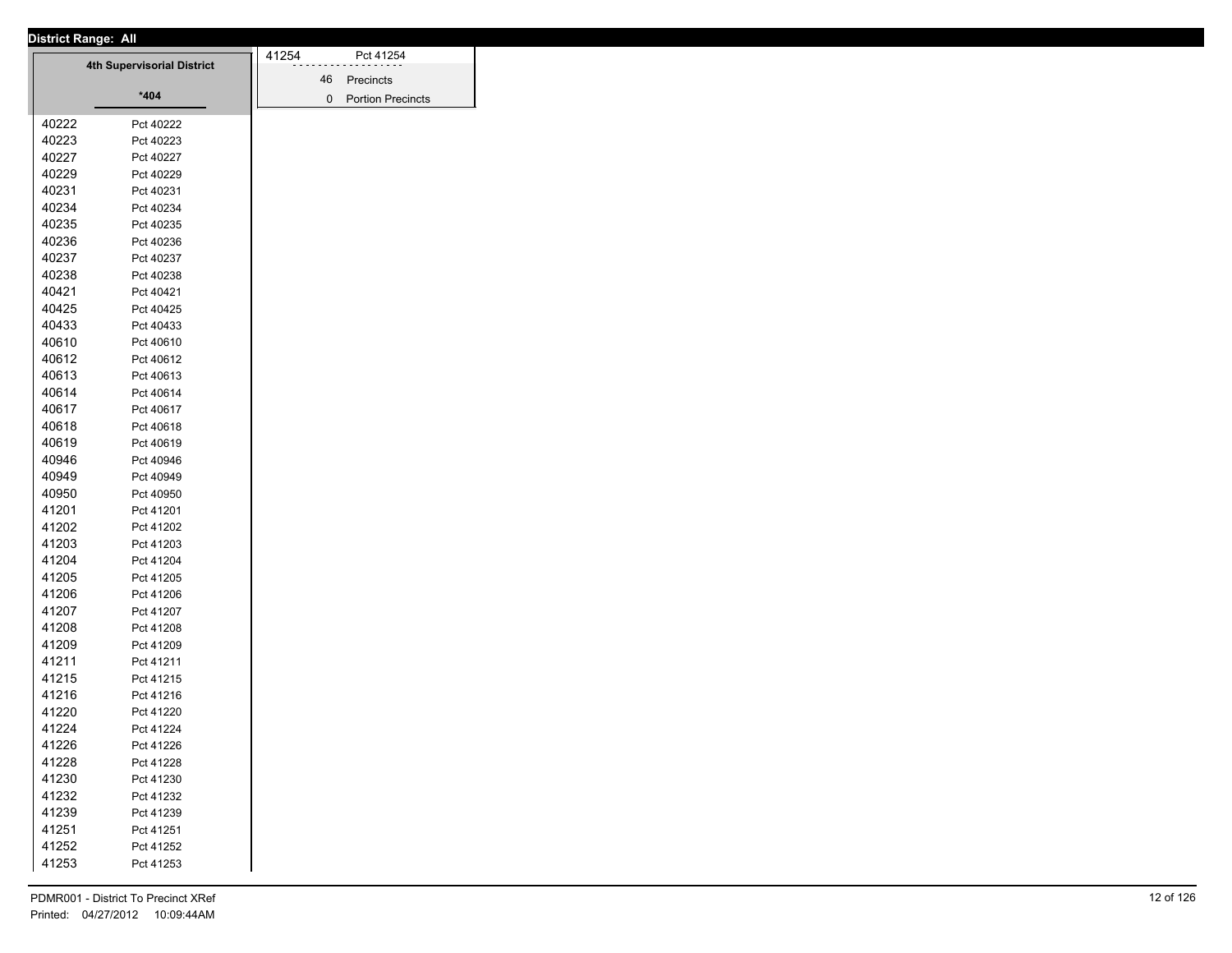**District Range: All**

**4th Supervisorial District**

**\*404**

| | |
|---|---|
| 40222 | Pct 40222 |
| 40223 | Pct 40223 |
| 40227 | Pct 40227 |
| 40229 | Pct 40229 |
| 40231 | Pct 40231 |
| 40234 | Pct 40234 |
| 40235 | Pct 40235 |
| 40236 | Pct 40236 |
| 40237 | Pct 40237 |
| 40238 | Pct 40238 |
| 40421 | Pct 40421 |
| 40425 | Pct 40425 |
| 40433 | Pct 40433 |
| 40610 | Pct 40610 |
| 40612 | Pct 40612 |
| 40613 | Pct 40613 |
| 40614 | Pct 40614 |
| 40617 | Pct 40617 |
| 40618 | Pct 40618 |
| 40619 | Pct 40619 |
| 40946 | Pct 40946 |
| 40949 | Pct 40949 |
| 40950 | Pct 40950 |
| 41201 | Pct 41201 |
| 41202 | Pct 41202 |
| 41203 | Pct 41203 |
| 41204 | Pct 41204 |
| 41205 | Pct 41205 |
| 41206 | Pct 41206 |
| 41207 | Pct 41207 |
| 41208 | Pct 41208 |
| 41209 | Pct 41209 |
| 41211 | Pct 41211 |
| 41215 | Pct 41215 |
| 41216 | Pct 41216 |
| 41220 | Pct 41220 |
| 41224 | Pct 41224 |
| 41226 | Pct 41226 |
| 41228 | Pct 41228 |
| 41230 | Pct 41230 |
| 41232 | Pct 41232 |
| 41239 | Pct 41239 |
| 41251 | Pct 41251 |
| 41252 | Pct 41252 |
| 41253 | Pct 41253 |
| 41254 | Pct 41254 |

| | |
|---|---|
| 46 | Precincts |
| 0 | Portion Precincts |

PDMR001 - District To Precinct XRef
Printed: 04/27/2012 10:09:44AM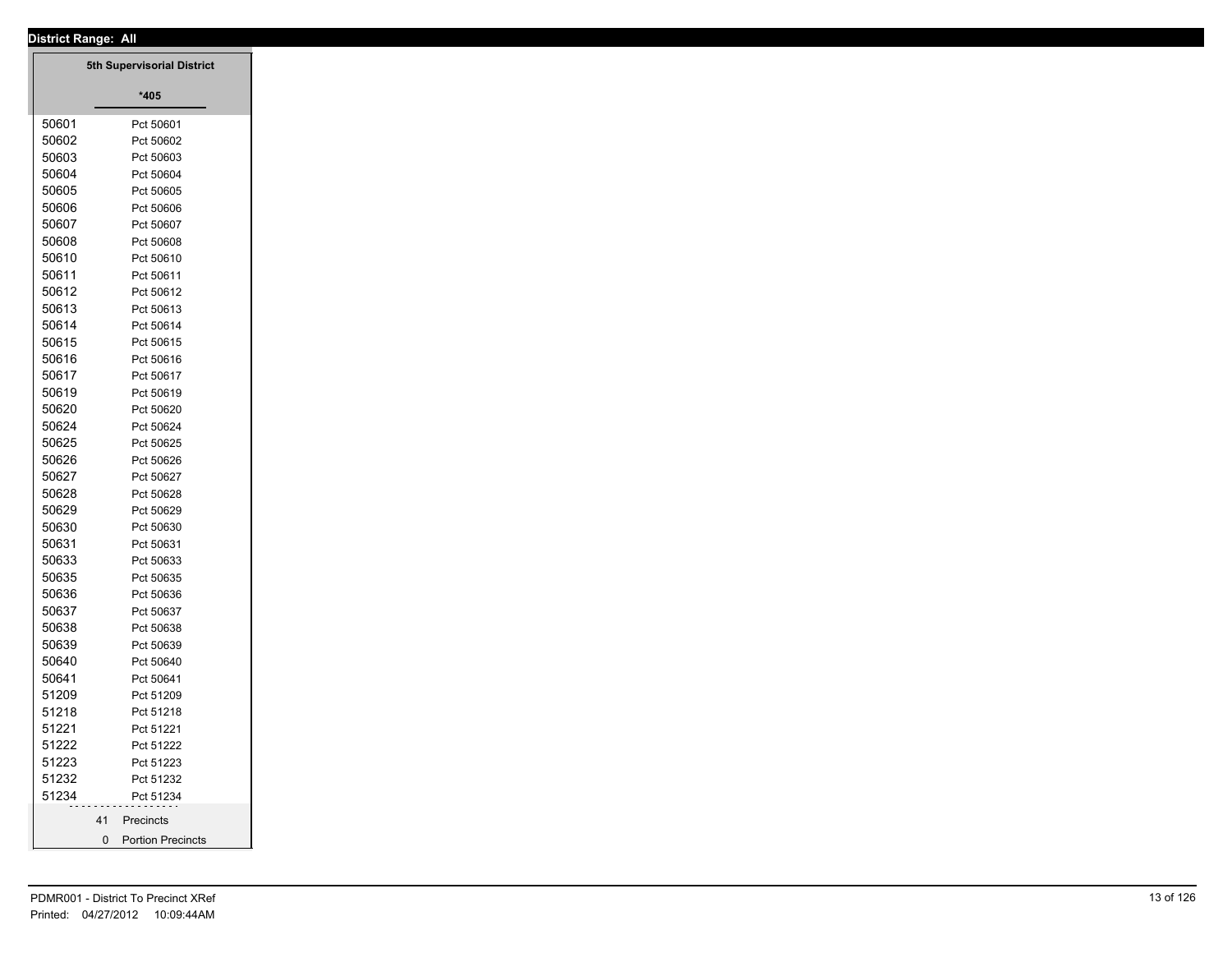**District Range: All**

| 5th Supervisorial District | |
|---|---|
| | *405 |
| 50601 | Pct 50601 |
| 50602 | Pct 50602 |
| 50603 | Pct 50603 |
| 50604 | Pct 50604 |
| 50605 | Pct 50605 |
| 50606 | Pct 50606 |
| 50607 | Pct 50607 |
| 50608 | Pct 50608 |
| 50610 | Pct 50610 |
| 50611 | Pct 50611 |
| 50612 | Pct 50612 |
| 50613 | Pct 50613 |
| 50614 | Pct 50614 |
| 50615 | Pct 50615 |
| 50616 | Pct 50616 |
| 50617 | Pct 50617 |
| 50619 | Pct 50619 |
| 50620 | Pct 50620 |
| 50624 | Pct 50624 |
| 50625 | Pct 50625 |
| 50626 | Pct 50626 |
| 50627 | Pct 50627 |
| 50628 | Pct 50628 |
| 50629 | Pct 50629 |
| 50630 | Pct 50630 |
| 50631 | Pct 50631 |
| 50633 | Pct 50633 |
| 50635 | Pct 50635 |
| 50636 | Pct 50636 |
| 50637 | Pct 50637 |
| 50638 | Pct 50638 |
| 50639 | Pct 50639 |
| 50640 | Pct 50640 |
| 50641 | Pct 50641 |
| 51209 | Pct 51209 |
| 51218 | Pct 51218 |
| 51221 | Pct 51221 |
| 51222 | Pct 51222 |
| 51223 | Pct 51223 |
| 51232 | Pct 51232 |
| 51234 | Pct 51234 |
| 41 | Precincts |
| 0 | Portion Precincts |

PDMR001 - District To Precinct XRef
Printed: 04/27/2012 10:09:44AM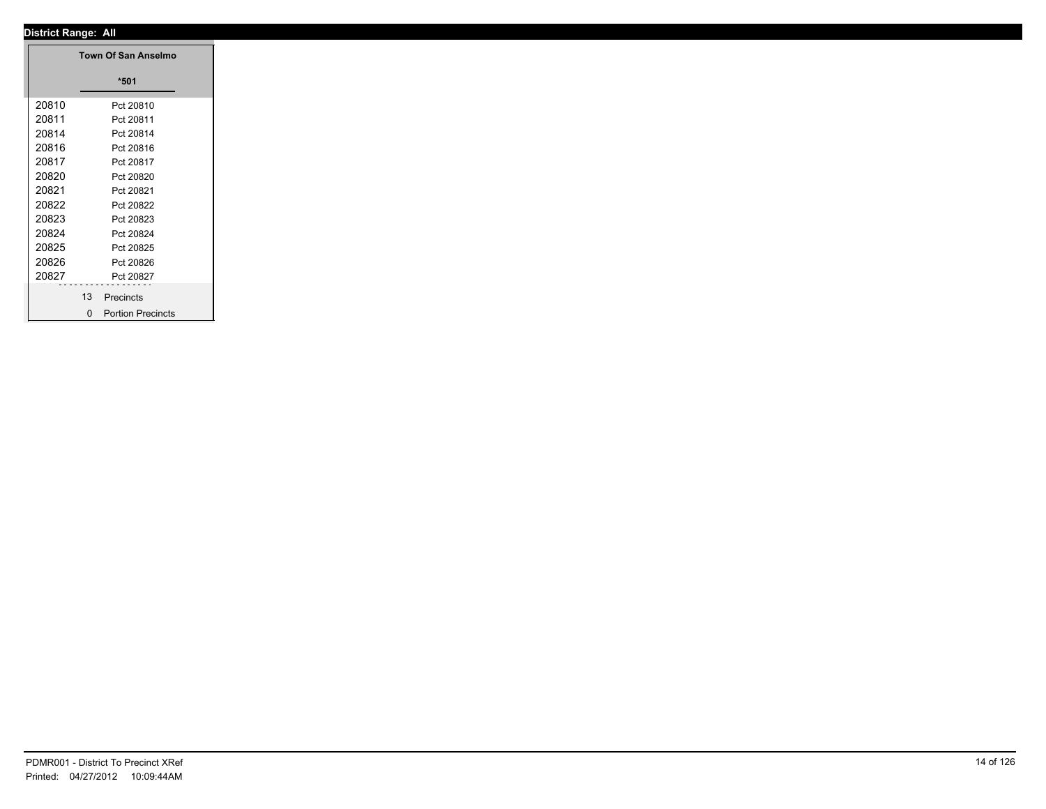**District Range: All**

| | Town Of San Anselmo |
|---|---|
| | *501 |
| 20810 | Pct 20810 |
| 20811 | Pct 20811 |
| 20814 | Pct 20814 |
| 20816 | Pct 20816 |
| 20817 | Pct 20817 |
| 20820 | Pct 20820 |
| 20821 | Pct 20821 |
| 20822 | Pct 20822 |
| 20823 | Pct 20823 |
| 20824 | Pct 20824 |
| 20825 | Pct 20825 |
| 20826 | Pct 20826 |
| 20827 | Pct 20827 |
| 13 | Precincts |
| 0 | Portion Precincts |

PDMR001 - District To Precinct XRef
Printed: 04/27/2012 10:09:44AM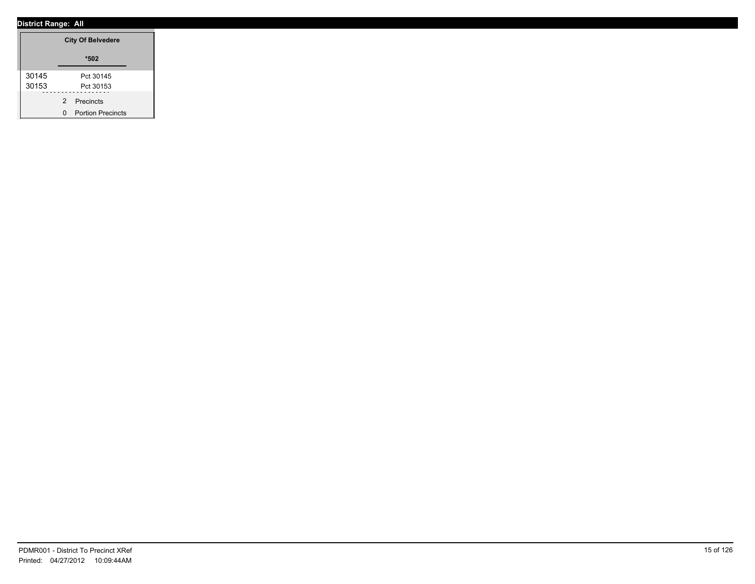**District Range: All**

| | City Of Belvedere |
|---|---|
| | *502 |
| 30145 | Pct 30145 |
| 30153 | Pct 30153 |
| 2 | Precincts |
| 0 | Portion Precincts |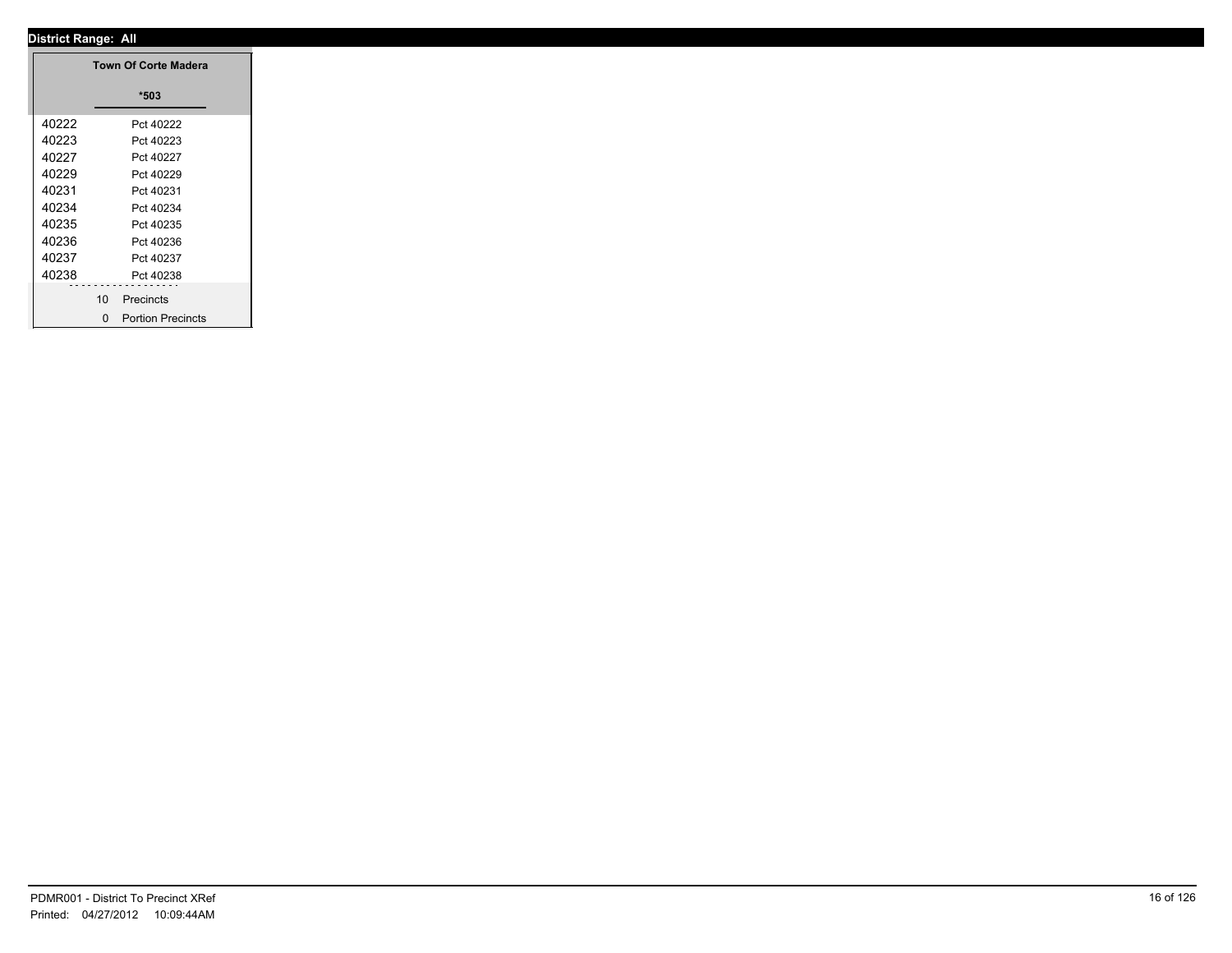**District Range: All**

| | Town Of Corte Madera |
|---|---|
| | *503 |
| 40222 | Pct 40222 |
| 40223 | Pct 40223 |
| 40227 | Pct 40227 |
| 40229 | Pct 40229 |
| 40231 | Pct 40231 |
| 40234 | Pct 40234 |
| 40235 | Pct 40235 |
| 40236 | Pct 40236 |
| 40237 | Pct 40237 |
| 40238 | Pct 40238 |
| 10 | Precincts |
| 0 | Portion Precincts |

PDMR001 - District To Precinct XRef
Printed: 04/27/2012 10:09:44AM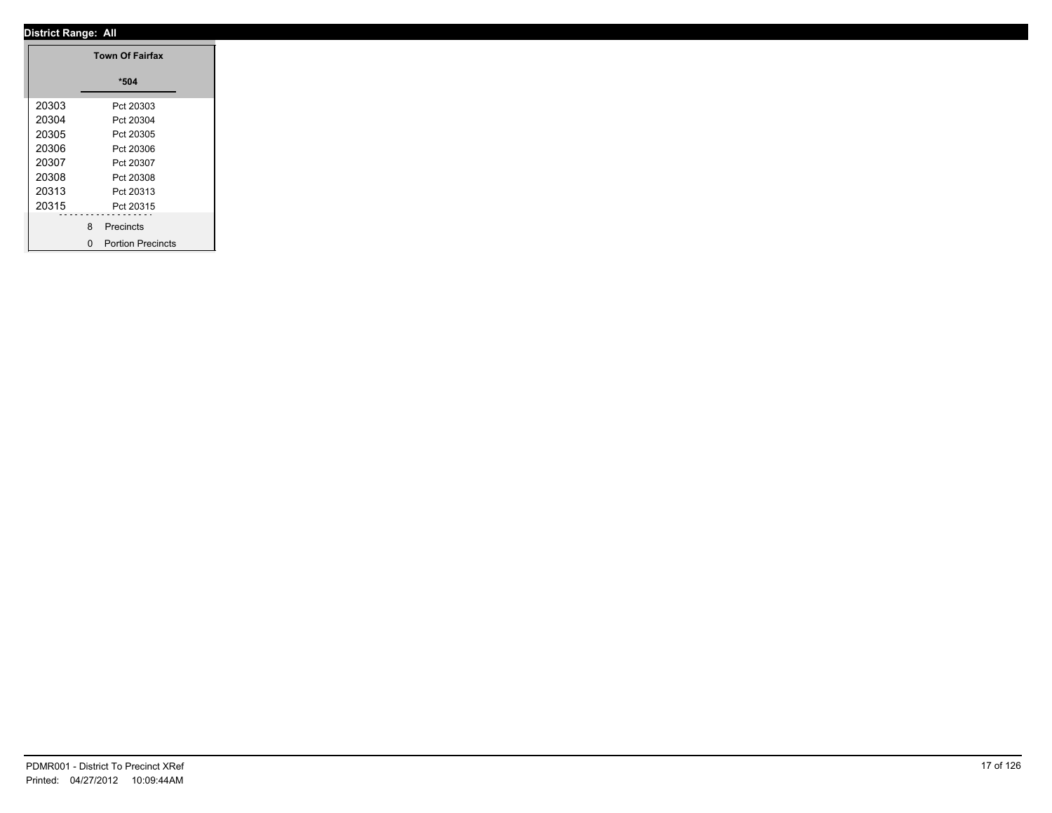**District Range: All**

| | Town Of Fairfax |
|---|---|
| | *504 |
| 20303 | Pct 20303 |
| 20304 | Pct 20304 |
| 20305 | Pct 20305 |
| 20306 | Pct 20306 |
| 20307 | Pct 20307 |
| 20308 | Pct 20308 |
| 20313 | Pct 20313 |
| 20315 | Pct 20315 |
| | 8 Precincts |
| | 0 Portion Precincts |

PDMR001 - District To Precinct XRef
Printed: 04/27/2012 10:09:44AM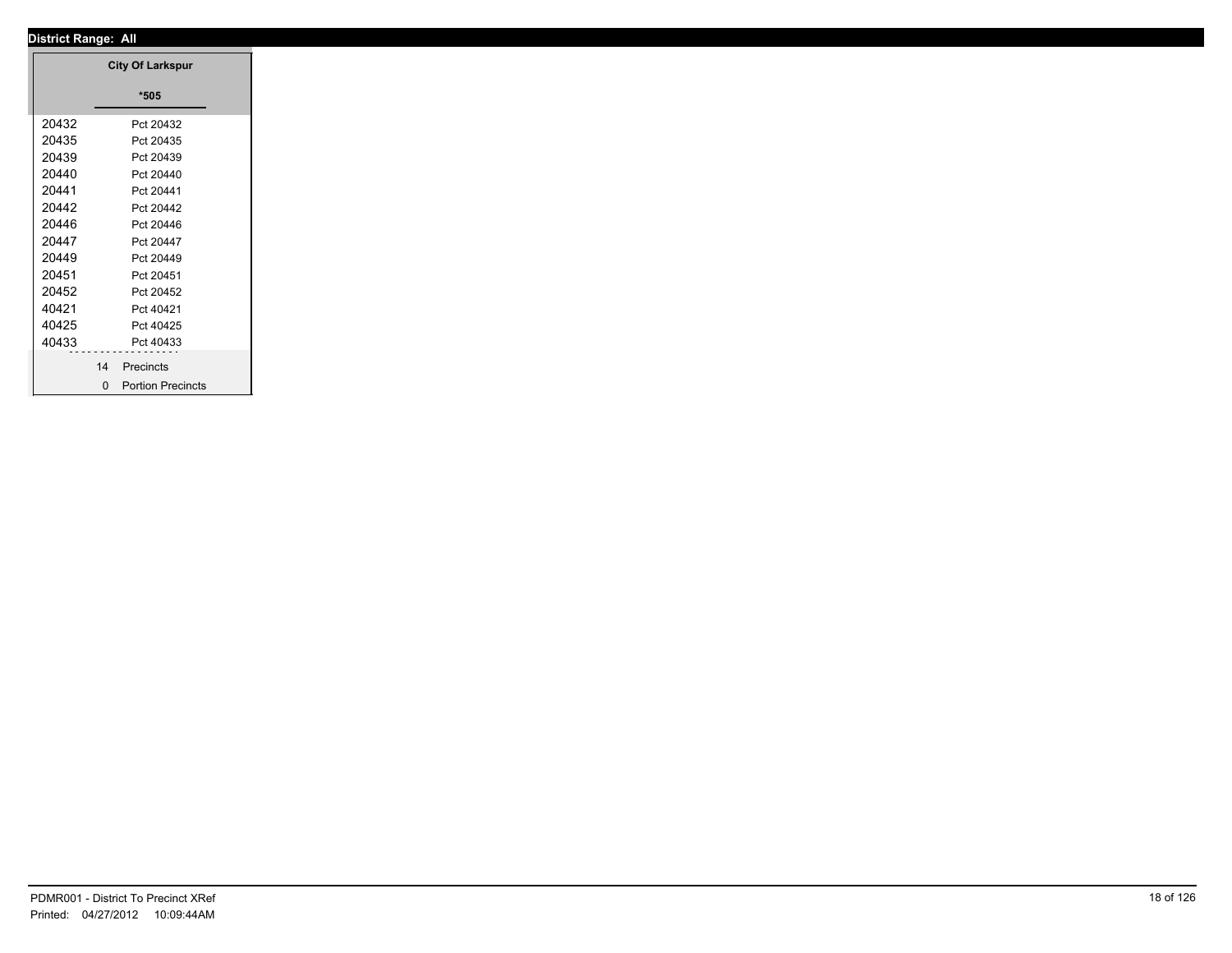**District Range: All**

| | City Of Larkspur |
|---|---|
| | *505 |
| 20432 | Pct 20432 |
| 20435 | Pct 20435 |
| 20439 | Pct 20439 |
| 20440 | Pct 20440 |
| 20441 | Pct 20441 |
| 20442 | Pct 20442 |
| 20446 | Pct 20446 |
| 20447 | Pct 20447 |
| 20449 | Pct 20449 |
| 20451 | Pct 20451 |
| 20452 | Pct 20452 |
| 40421 | Pct 40421 |
| 40425 | Pct 40425 |
| 40433 | Pct 40433 |
| 14 | Precincts |
| 0 | Portion Precincts |

PDMR001 - District To Precinct XRef
Printed: 04/27/2012 10:09:44AM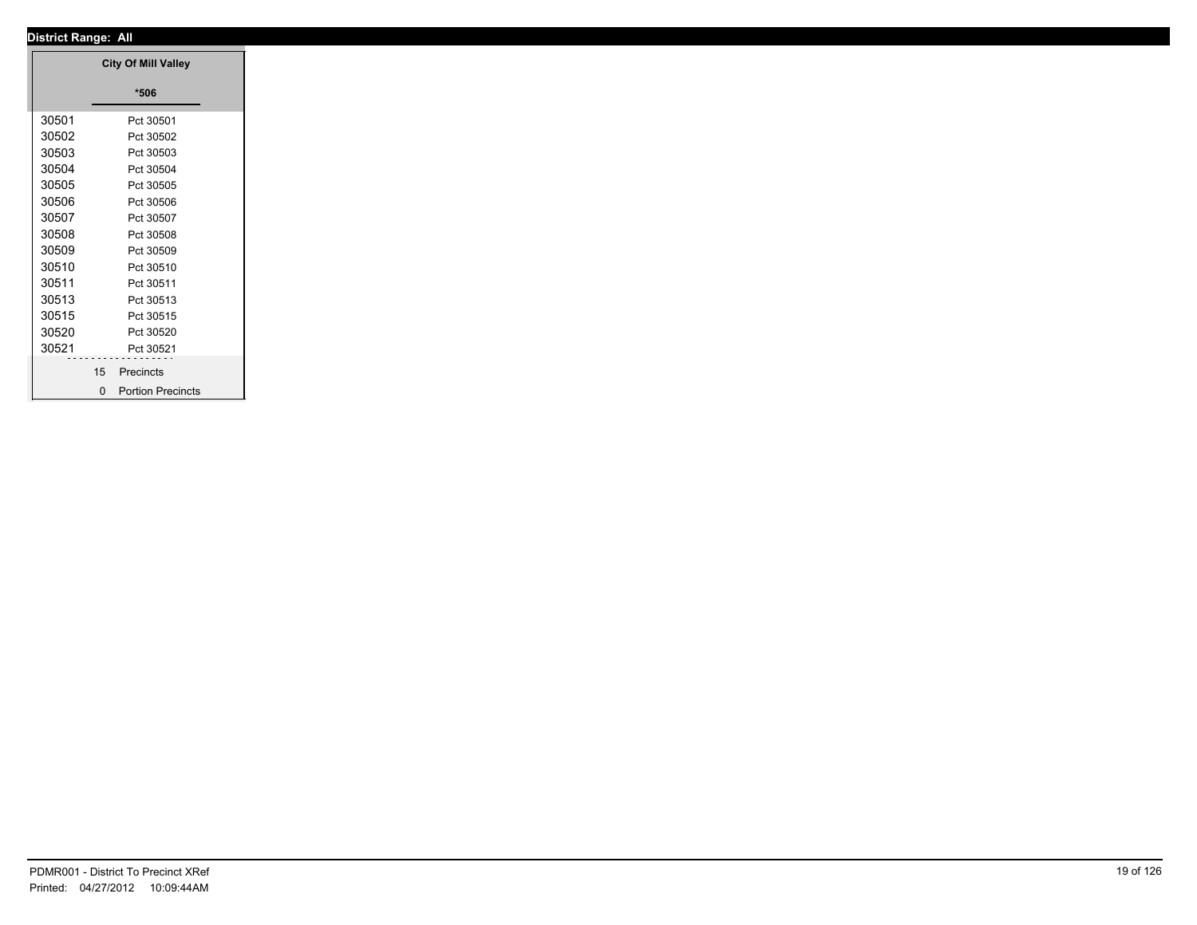**District Range: All**

| | City Of Mill Valley |
|---|---|
| | *506 |
| 30501 | Pct 30501 |
| 30502 | Pct 30502 |
| 30503 | Pct 30503 |
| 30504 | Pct 30504 |
| 30505 | Pct 30505 |
| 30506 | Pct 30506 |
| 30507 | Pct 30507 |
| 30508 | Pct 30508 |
| 30509 | Pct 30509 |
| 30510 | Pct 30510 |
| 30511 | Pct 30511 |
| 30513 | Pct 30513 |
| 30515 | Pct 30515 |
| 30520 | Pct 30520 |
| 30521 | Pct 30521 |
| | 15 Precincts |
| | 0 Portion Precincts |

PDMR001 - District To Precinct XRef
Printed: 04/27/2012 10:09:44AM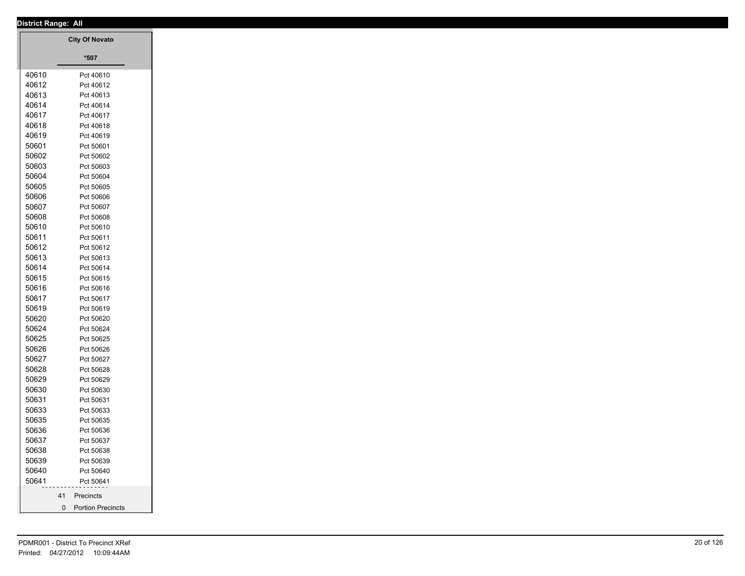**District Range: All**

| | City Of Novato |
|---|---|
| | *507 |
| 40610 | Pct 40610 |
| 40612 | Pct 40612 |
| 40613 | Pct 40613 |
| 40614 | Pct 40614 |
| 40617 | Pct 40617 |
| 40618 | Pct 40618 |
| 40619 | Pct 40619 |
| 50601 | Pct 50601 |
| 50602 | Pct 50602 |
| 50603 | Pct 50603 |
| 50604 | Pct 50604 |
| 50605 | Pct 50605 |
| 50606 | Pct 50606 |
| 50607 | Pct 50607 |
| 50608 | Pct 50608 |
| 50610 | Pct 50610 |
| 50611 | Pct 50611 |
| 50612 | Pct 50612 |
| 50613 | Pct 50613 |
| 50614 | Pct 50614 |
| 50615 | Pct 50615 |
| 50616 | Pct 50616 |
| 50617 | Pct 50617 |
| 50619 | Pct 50619 |
| 50620 | Pct 50620 |
| 50624 | Pct 50624 |
| 50625 | Pct 50625 |
| 50626 | Pct 50626 |
| 50627 | Pct 50627 |
| 50628 | Pct 50628 |
| 50629 | Pct 50629 |
| 50630 | Pct 50630 |
| 50631 | Pct 50631 |
| 50633 | Pct 50633 |
| 50635 | Pct 50635 |
| 50636 | Pct 50636 |
| 50637 | Pct 50637 |
| 50638 | Pct 50638 |
| 50639 | Pct 50639 |
| 50640 | Pct 50640 |
| 50641 | Pct 50641 |
| 41 | Precincts |
| 0 | Portion Precincts |

PDMR001 - District To Precinct XRef
Printed: 04/27/2012 10:09:44AM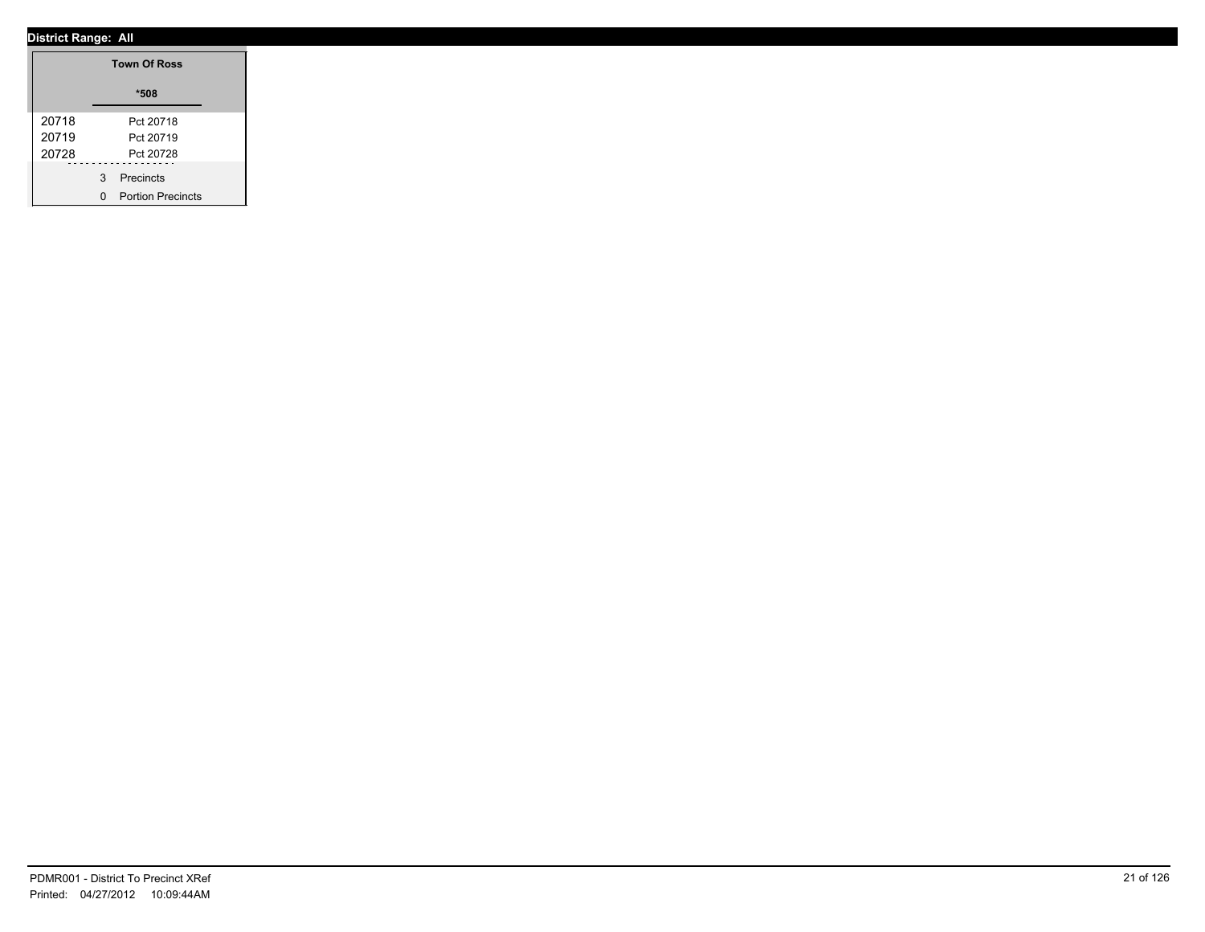**District Range: All**

| | Town Of Ross |
|---|---|
| | *508 |
| 20718 | Pct 20718 |
| 20719 | Pct 20719 |
| 20728 | Pct 20728 |
| | 3 Precincts |
| | 0 Portion Precincts |

PDMR001 - District To Precinct XRef
Printed: 04/27/2012 10:09:44AM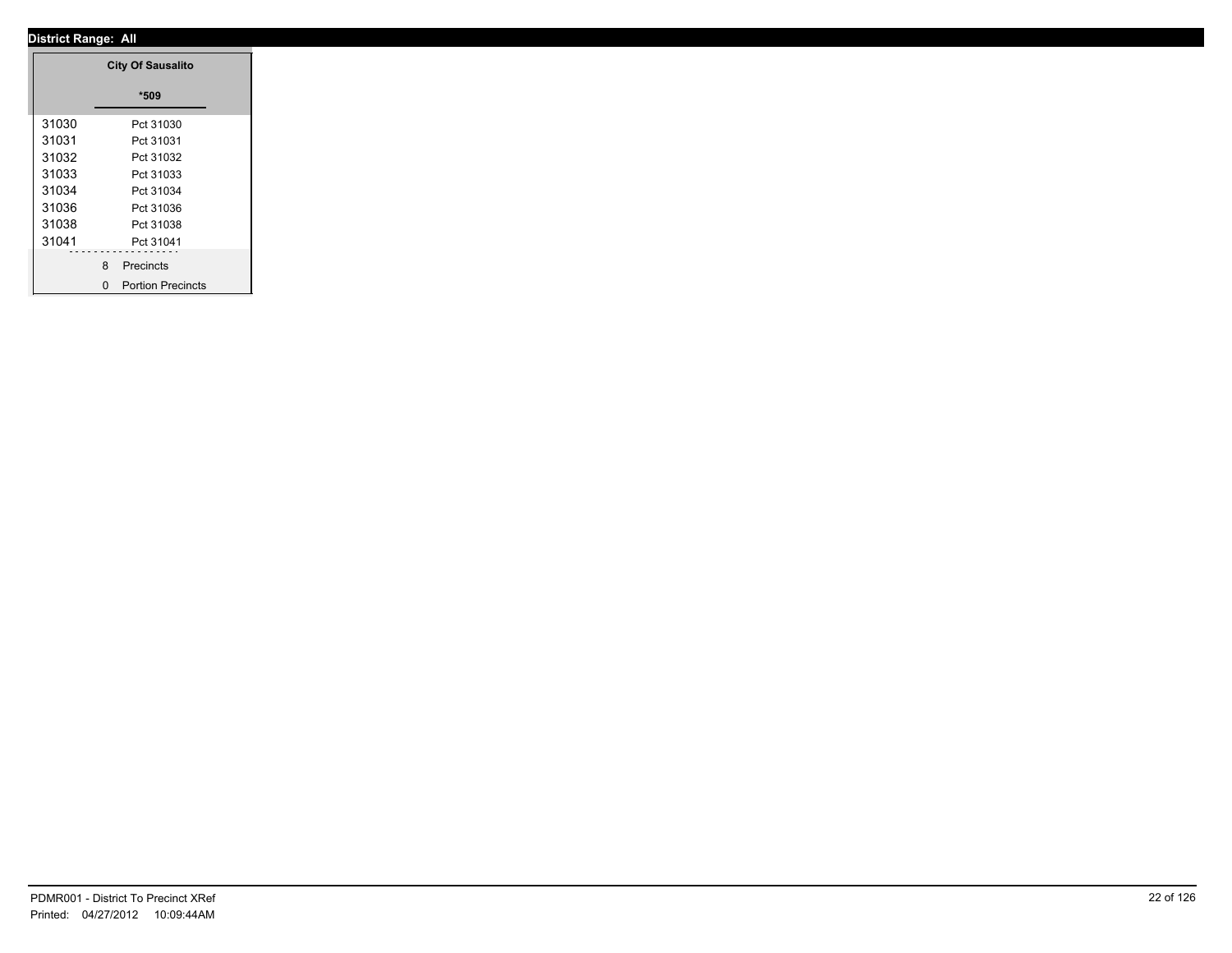**District Range: All**

| | City Of Sausalito |
|---|---|
| | *509 |
| 31030 | Pct 31030 |
| 31031 | Pct 31031 |
| 31032 | Pct 31032 |
| 31033 | Pct 31033 |
| 31034 | Pct 31034 |
| 31036 | Pct 31036 |
| 31038 | Pct 31038 |
| 31041 | Pct 31041 |
| | 8 Precincts |
| | 0 Portion Precincts |

PDMR001 - District To Precinct XRef
Printed: 04/27/2012 10:09:44AM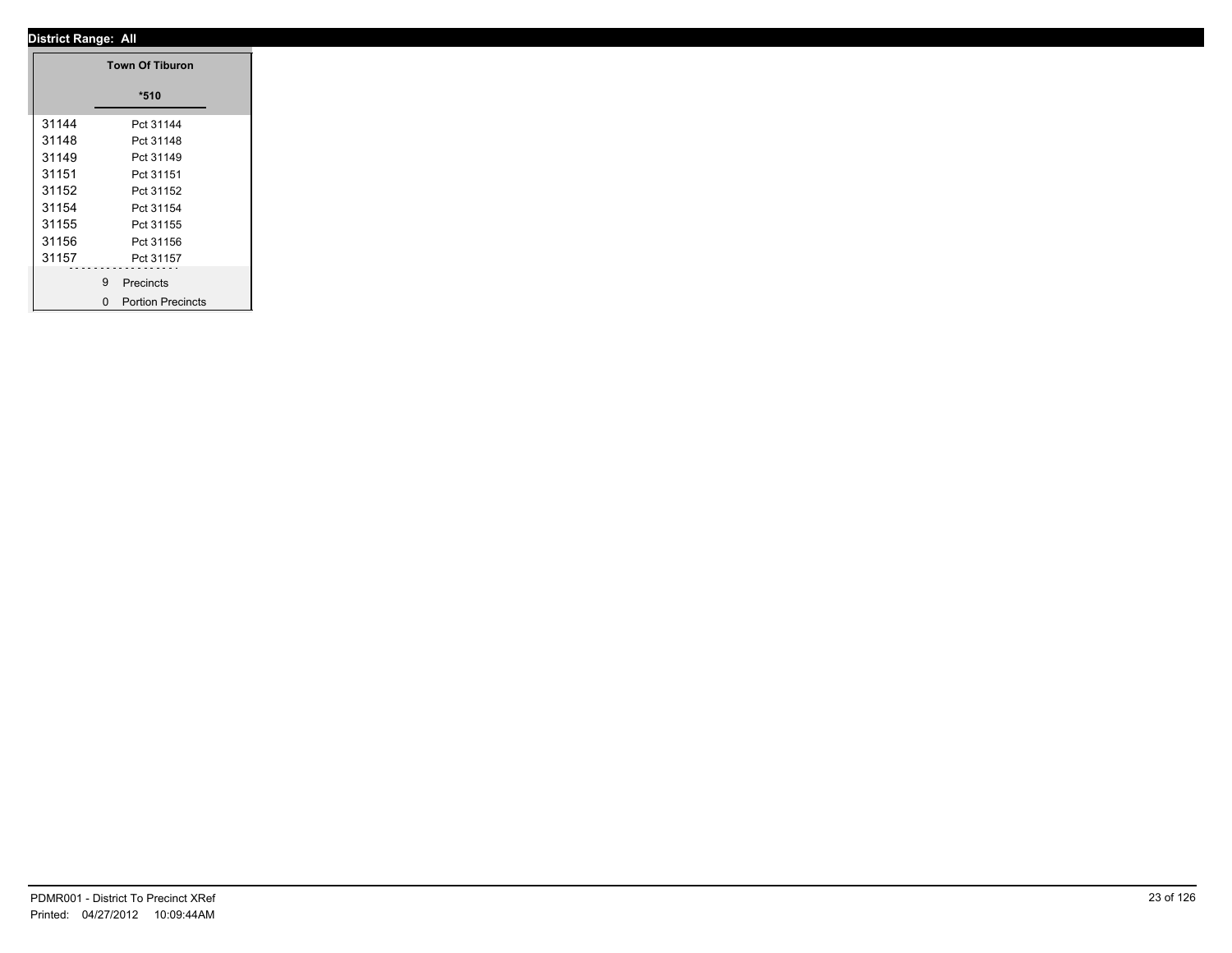**District Range: All**

| | Town Of Tiburon |
|---|---|
| | *510 |
| 31144 | Pct 31144 |
| 31148 | Pct 31148 |
| 31149 | Pct 31149 |
| 31151 | Pct 31151 |
| 31152 | Pct 31152 |
| 31154 | Pct 31154 |
| 31155 | Pct 31155 |
| 31156 | Pct 31156 |
| 31157 | Pct 31157 |
| | 9 Precincts |
| | 0 Portion Precincts |

PDMR001 - District To Precinct XRef
Printed: 04/27/2012 10:09:44AM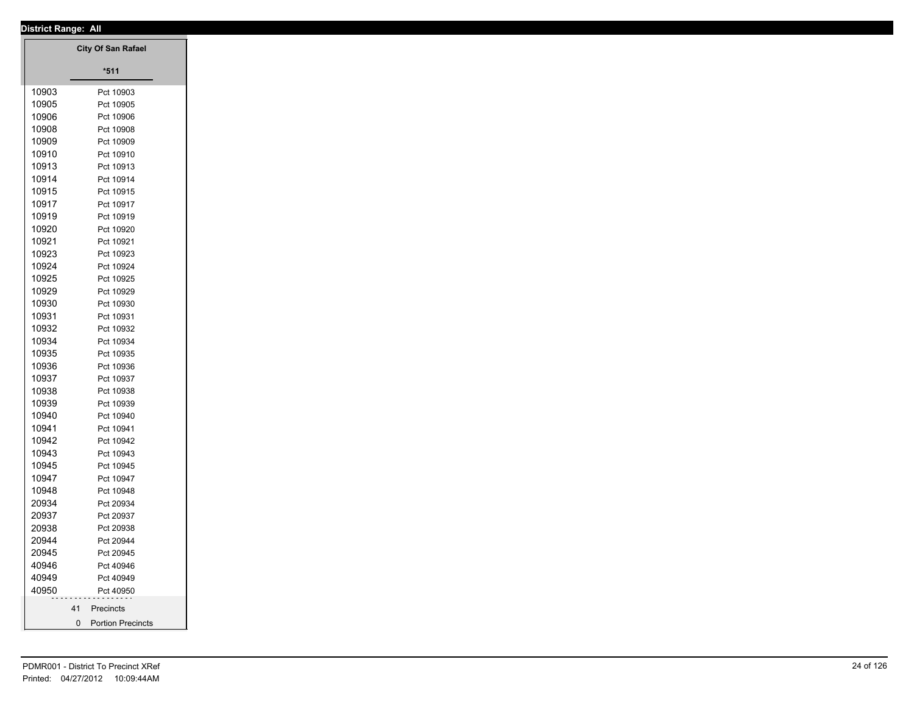**District Range: All**

| | City Of San Rafael |
|---|---|
| | *511 |
| 10903 | Pct 10903 |
| 10905 | Pct 10905 |
| 10906 | Pct 10906 |
| 10908 | Pct 10908 |
| 10909 | Pct 10909 |
| 10910 | Pct 10910 |
| 10913 | Pct 10913 |
| 10914 | Pct 10914 |
| 10915 | Pct 10915 |
| 10917 | Pct 10917 |
| 10919 | Pct 10919 |
| 10920 | Pct 10920 |
| 10921 | Pct 10921 |
| 10923 | Pct 10923 |
| 10924 | Pct 10924 |
| 10925 | Pct 10925 |
| 10929 | Pct 10929 |
| 10930 | Pct 10930 |
| 10931 | Pct 10931 |
| 10932 | Pct 10932 |
| 10934 | Pct 10934 |
| 10935 | Pct 10935 |
| 10936 | Pct 10936 |
| 10937 | Pct 10937 |
| 10938 | Pct 10938 |
| 10939 | Pct 10939 |
| 10940 | Pct 10940 |
| 10941 | Pct 10941 |
| 10942 | Pct 10942 |
| 10943 | Pct 10943 |
| 10945 | Pct 10945 |
| 10947 | Pct 10947 |
| 10948 | Pct 10948 |
| 20934 | Pct 20934 |
| 20937 | Pct 20937 |
| 20938 | Pct 20938 |
| 20944 | Pct 20944 |
| 20945 | Pct 20945 |
| 40946 | Pct 40946 |
| 40949 | Pct 40949 |
| 40950 | Pct 40950 |
| | 41 Precincts |
| | 0 Portion Precincts |

PDMR001 - District To Precinct XRef
Printed: 04/27/2012 10:09:44AM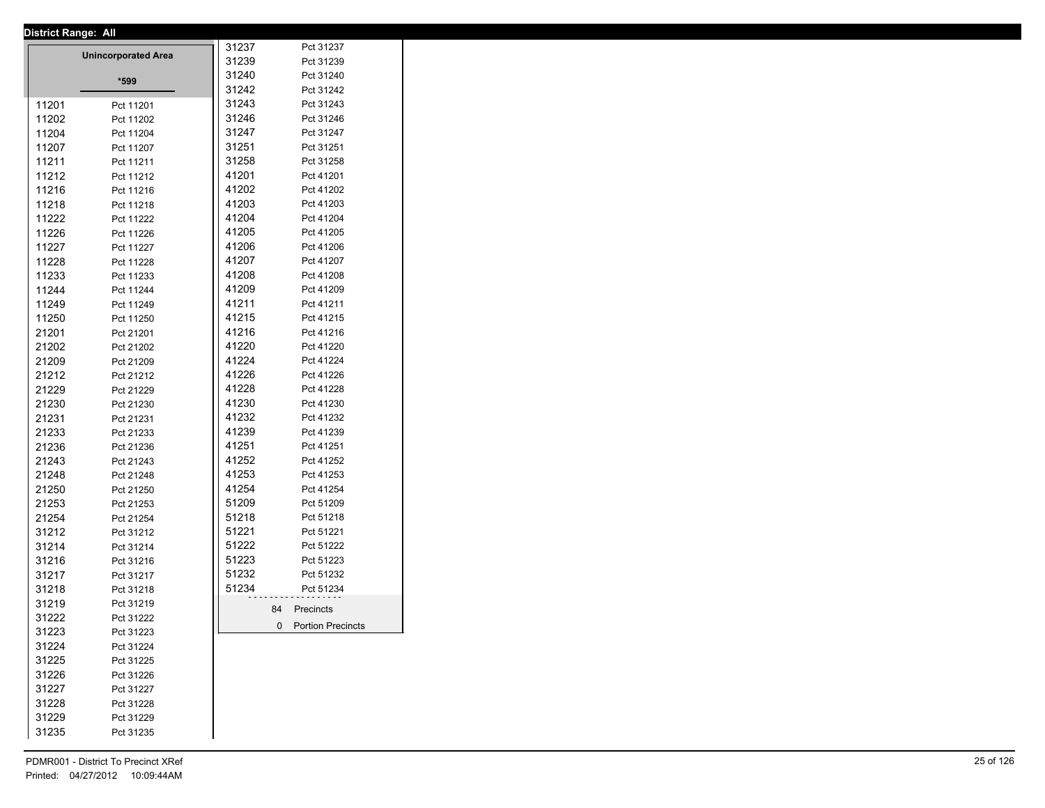**District Range: All**

**Unincorporated Area**

***599**

| Precinct | Name |
|---|---|
| 11201 | Pct 11201 |
| 11202 | Pct 11202 |
| 11204 | Pct 11204 |
| 11207 | Pct 11207 |
| 11211 | Pct 11211 |
| 11212 | Pct 11212 |
| 11216 | Pct 11216 |
| 11218 | Pct 11218 |
| 11222 | Pct 11222 |
| 11226 | Pct 11226 |
| 11227 | Pct 11227 |
| 11228 | Pct 11228 |
| 11233 | Pct 11233 |
| 11244 | Pct 11244 |
| 11249 | Pct 11249 |
| 11250 | Pct 11250 |
| 21201 | Pct 21201 |
| 21202 | Pct 21202 |
| 21209 | Pct 21209 |
| 21212 | Pct 21212 |
| 21229 | Pct 21229 |
| 21230 | Pct 21230 |
| 21231 | Pct 21231 |
| 21233 | Pct 21233 |
| 21236 | Pct 21236 |
| 21243 | Pct 21243 |
| 21248 | Pct 21248 |
| 21250 | Pct 21250 |
| 21253 | Pct 21253 |
| 21254 | Pct 21254 |
| 31212 | Pct 31212 |
| 31214 | Pct 31214 |
| 31216 | Pct 31216 |
| 31217 | Pct 31217 |
| 31218 | Pct 31218 |
| 31219 | Pct 31219 |
| 31222 | Pct 31222 |
| 31223 | Pct 31223 |
| 31224 | Pct 31224 |
| 31225 | Pct 31225 |
| 31226 | Pct 31226 |
| 31227 | Pct 31227 |
| 31228 | Pct 31228 |
| 31229 | Pct 31229 |
| 31235 | Pct 31235 |
| 31237 | Pct 31237 |
| 31239 | Pct 31239 |
| 31240 | Pct 31240 |
| 31242 | Pct 31242 |
| 31243 | Pct 31243 |
| 31246 | Pct 31246 |
| 31247 | Pct 31247 |
| 31251 | Pct 31251 |
| 31258 | Pct 31258 |
| 41201 | Pct 41201 |
| 41202 | Pct 41202 |
| 41203 | Pct 41203 |
| 41204 | Pct 41204 |
| 41205 | Pct 41205 |
| 41206 | Pct 41206 |
| 41207 | Pct 41207 |
| 41208 | Pct 41208 |
| 41209 | Pct 41209 |
| 41211 | Pct 41211 |
| 41215 | Pct 41215 |
| 41216 | Pct 41216 |
| 41220 | Pct 41220 |
| 41224 | Pct 41224 |
| 41226 | Pct 41226 |
| 41228 | Pct 41228 |
| 41230 | Pct 41230 |
| 41232 | Pct 41232 |
| 41239 | Pct 41239 |
| 41251 | Pct 41251 |
| 41252 | Pct 41252 |
| 41253 | Pct 41253 |
| 41254 | Pct 41254 |
| 51209 | Pct 51209 |
| 51218 | Pct 51218 |
| 51221 | Pct 51221 |
| 51222 | Pct 51222 |
| 51223 | Pct 51223 |
| 51232 | Pct 51232 |
| 51234 | Pct 51234 |

84 Precincts

0 Portion Precincts

PDMR001 - District To Precinct XRef
Printed: 04/27/2012 10:09:44AM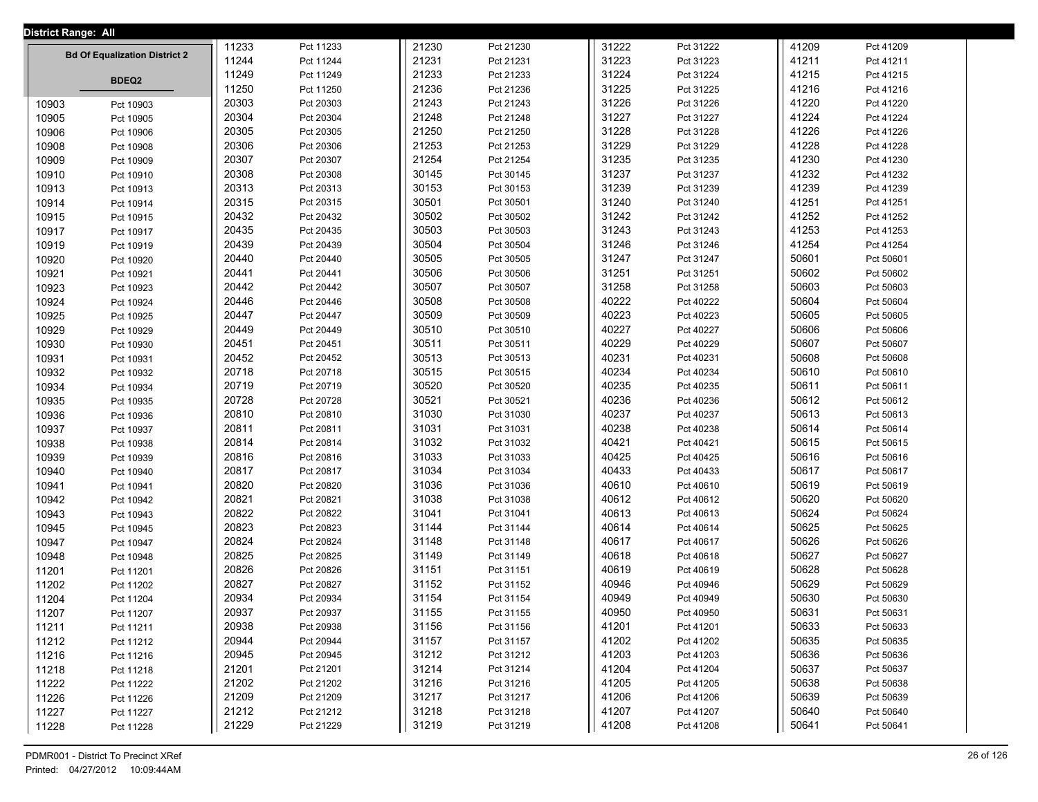District Range: All

## Bd Of Equalization District 2

**BDEQ2**

| Precinct | Name |
|---|---|
| 10903 | Pct 10903 |
| 10905 | Pct 10905 |
| 10906 | Pct 10906 |
| 10908 | Pct 10908 |
| 10909 | Pct 10909 |
| 10910 | Pct 10910 |
| 10913 | Pct 10913 |
| 10914 | Pct 10914 |
| 10915 | Pct 10915 |
| 10917 | Pct 10917 |
| 10919 | Pct 10919 |
| 10920 | Pct 10920 |
| 10921 | Pct 10921 |
| 10923 | Pct 10923 |
| 10924 | Pct 10924 |
| 10925 | Pct 10925 |
| 10929 | Pct 10929 |
| 10930 | Pct 10930 |
| 10931 | Pct 10931 |
| 10932 | Pct 10932 |
| 10934 | Pct 10934 |
| 10935 | Pct 10935 |
| 10936 | Pct 10936 |
| 10937 | Pct 10937 |
| 10938 | Pct 10938 |
| 10939 | Pct 10939 |
| 10940 | Pct 10940 |
| 10941 | Pct 10941 |
| 10942 | Pct 10942 |
| 10943 | Pct 10943 |
| 10945 | Pct 10945 |
| 10947 | Pct 10947 |
| 10948 | Pct 10948 |
| 11201 | Pct 11201 |
| 11202 | Pct 11202 |
| 11204 | Pct 11204 |
| 11207 | Pct 11207 |
| 11211 | Pct 11211 |
| 11212 | Pct 11212 |
| 11216 | Pct 11216 |
| 11218 | Pct 11218 |
| 11222 | Pct 11222 |
| 11226 | Pct 11226 |
| 11227 | Pct 11227 |
| 11228 | Pct 11228 |
| 11233 | Pct 11233 |
| 11244 | Pct 11244 |
| 11249 | Pct 11249 |
| 11250 | Pct 11250 |
| 20303 | Pct 20303 |
| 20304 | Pct 20304 |
| 20305 | Pct 20305 |
| 20306 | Pct 20306 |
| 20307 | Pct 20307 |
| 20308 | Pct 20308 |
| 20313 | Pct 20313 |
| 20315 | Pct 20315 |
| 20432 | Pct 20432 |
| 20435 | Pct 20435 |
| 20439 | Pct 20439 |
| 20440 | Pct 20440 |
| 20441 | Pct 20441 |
| 20442 | Pct 20442 |
| 20446 | Pct 20446 |
| 20447 | Pct 20447 |
| 20449 | Pct 20449 |
| 20451 | Pct 20451 |
| 20452 | Pct 20452 |
| 20718 | Pct 20718 |
| 20719 | Pct 20719 |
| 20728 | Pct 20728 |
| 20810 | Pct 20810 |
| 20811 | Pct 20811 |
| 20814 | Pct 20814 |
| 20816 | Pct 20816 |
| 20817 | Pct 20817 |
| 20820 | Pct 20820 |
| 20821 | Pct 20821 |
| 20822 | Pct 20822 |
| 20823 | Pct 20823 |
| 20824 | Pct 20824 |
| 20825 | Pct 20825 |
| 20826 | Pct 20826 |
| 20827 | Pct 20827 |
| 20934 | Pct 20934 |
| 20937 | Pct 20937 |
| 20938 | Pct 20938 |
| 20944 | Pct 20944 |
| 20945 | Pct 20945 |
| 21201 | Pct 21201 |
| 21202 | Pct 21202 |
| 21209 | Pct 21209 |
| 21212 | Pct 21212 |
| 21229 | Pct 21229 |
| 21230 | Pct 21230 |
| 21231 | Pct 21231 |
| 21233 | Pct 21233 |
| 21236 | Pct 21236 |
| 21243 | Pct 21243 |
| 21248 | Pct 21248 |
| 21250 | Pct 21250 |
| 21253 | Pct 21253 |
| 21254 | Pct 21254 |
| 30145 | Pct 30145 |
| 30153 | Pct 30153 |
| 30501 | Pct 30501 |
| 30502 | Pct 30502 |
| 30503 | Pct 30503 |
| 30504 | Pct 30504 |
| 30505 | Pct 30505 |
| 30506 | Pct 30506 |
| 30507 | Pct 30507 |
| 30508 | Pct 30508 |
| 30509 | Pct 30509 |
| 30510 | Pct 30510 |
| 30511 | Pct 30511 |
| 30513 | Pct 30513 |
| 30515 | Pct 30515 |
| 30520 | Pct 30520 |
| 30521 | Pct 30521 |
| 31030 | Pct 31030 |
| 31031 | Pct 31031 |
| 31032 | Pct 31032 |
| 31033 | Pct 31033 |
| 31034 | Pct 31034 |
| 31036 | Pct 31036 |
| 31038 | Pct 31038 |
| 31041 | Pct 31041 |
| 31144 | Pct 31144 |
| 31148 | Pct 31148 |
| 31149 | Pct 31149 |
| 31151 | Pct 31151 |
| 31152 | Pct 31152 |
| 31154 | Pct 31154 |
| 31155 | Pct 31155 |
| 31156 | Pct 31156 |
| 31157 | Pct 31157 |
| 31212 | Pct 31212 |
| 31214 | Pct 31214 |
| 31216 | Pct 31216 |
| 31217 | Pct 31217 |
| 31218 | Pct 31218 |
| 31219 | Pct 31219 |
| 31222 | Pct 31222 |
| 31223 | Pct 31223 |
| 31224 | Pct 31224 |
| 31225 | Pct 31225 |
| 31226 | Pct 31226 |
| 31227 | Pct 31227 |
| 31228 | Pct 31228 |
| 31229 | Pct 31229 |
| 31235 | Pct 31235 |
| 31237 | Pct 31237 |
| 31239 | Pct 31239 |
| 31240 | Pct 31240 |
| 31242 | Pct 31242 |
| 31243 | Pct 31243 |
| 31246 | Pct 31246 |
| 31247 | Pct 31247 |
| 31251 | Pct 31251 |
| 31258 | Pct 31258 |
| 40222 | Pct 40222 |
| 40223 | Pct 40223 |
| 40227 | Pct 40227 |
| 40229 | Pct 40229 |
| 40231 | Pct 40231 |
| 40234 | Pct 40234 |
| 40235 | Pct 40235 |
| 40236 | Pct 40236 |
| 40237 | Pct 40237 |
| 40238 | Pct 40238 |
| 40421 | Pct 40421 |
| 40425 | Pct 40425 |
| 40433 | Pct 40433 |
| 40610 | Pct 40610 |
| 40612 | Pct 40612 |
| 40613 | Pct 40613 |
| 40614 | Pct 40614 |
| 40617 | Pct 40617 |
| 40618 | Pct 40618 |
| 40619 | Pct 40619 |
| 40946 | Pct 40946 |
| 40949 | Pct 40949 |
| 40950 | Pct 40950 |
| 41201 | Pct 41201 |
| 41202 | Pct 41202 |
| 41203 | Pct 41203 |
| 41204 | Pct 41204 |
| 41205 | Pct 41205 |
| 41206 | Pct 41206 |
| 41207 | Pct 41207 |
| 41208 | Pct 41208 |
| 41209 | Pct 41209 |
| 41211 | Pct 41211 |
| 41215 | Pct 41215 |
| 41216 | Pct 41216 |
| 41220 | Pct 41220 |
| 41224 | Pct 41224 |
| 41226 | Pct 41226 |
| 41228 | Pct 41228 |
| 41230 | Pct 41230 |
| 41232 | Pct 41232 |
| 41239 | Pct 41239 |
| 41251 | Pct 41251 |
| 41252 | Pct 41252 |
| 41253 | Pct 41253 |
| 41254 | Pct 41254 |
| 50601 | Pct 50601 |
| 50602 | Pct 50602 |
| 50603 | Pct 50603 |
| 50604 | Pct 50604 |
| 50605 | Pct 50605 |
| 50606 | Pct 50606 |
| 50607 | Pct 50607 |
| 50608 | Pct 50608 |
| 50610 | Pct 50610 |
| 50611 | Pct 50611 |
| 50612 | Pct 50612 |
| 50613 | Pct 50613 |
| 50614 | Pct 50614 |
| 50615 | Pct 50615 |
| 50616 | Pct 50616 |
| 50617 | Pct 50617 |
| 50619 | Pct 50619 |
| 50620 | Pct 50620 |
| 50624 | Pct 50624 |
| 50625 | Pct 50625 |
| 50626 | Pct 50626 |
| 50627 | Pct 50627 |
| 50628 | Pct 50628 |
| 50629 | Pct 50629 |
| 50630 | Pct 50630 |
| 50631 | Pct 50631 |
| 50633 | Pct 50633 |
| 50635 | Pct 50635 |
| 50636 | Pct 50636 |
| 50637 | Pct 50637 |
| 50638 | Pct 50638 |
| 50639 | Pct 50639 |
| 50640 | Pct 50640 |
| 50641 | Pct 50641 |

PDMR001 - District To Precinct XRef
Printed: 04/27/2012 10:09:44AM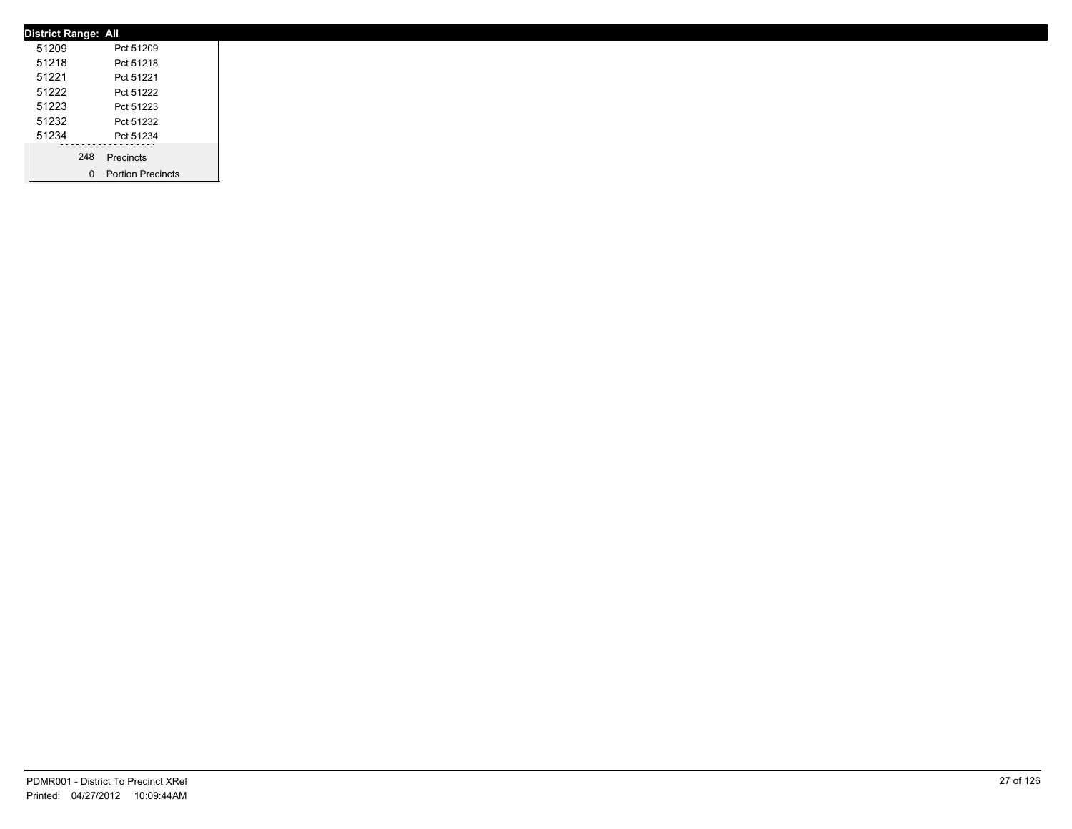**District Range: All**

| | |
|---|---|
| 51209 | Pct 51209 |
| 51218 | Pct 51218 |
| 51221 | Pct 51221 |
| 51222 | Pct 51222 |
| 51223 | Pct 51223 |
| 51232 | Pct 51232 |
| 51234 | Pct 51234 |
| 248 | Precincts |
| 0 | Portion Precincts |

PDMR001 - District To Precinct XRef
Printed: 04/27/2012 10:09:44AM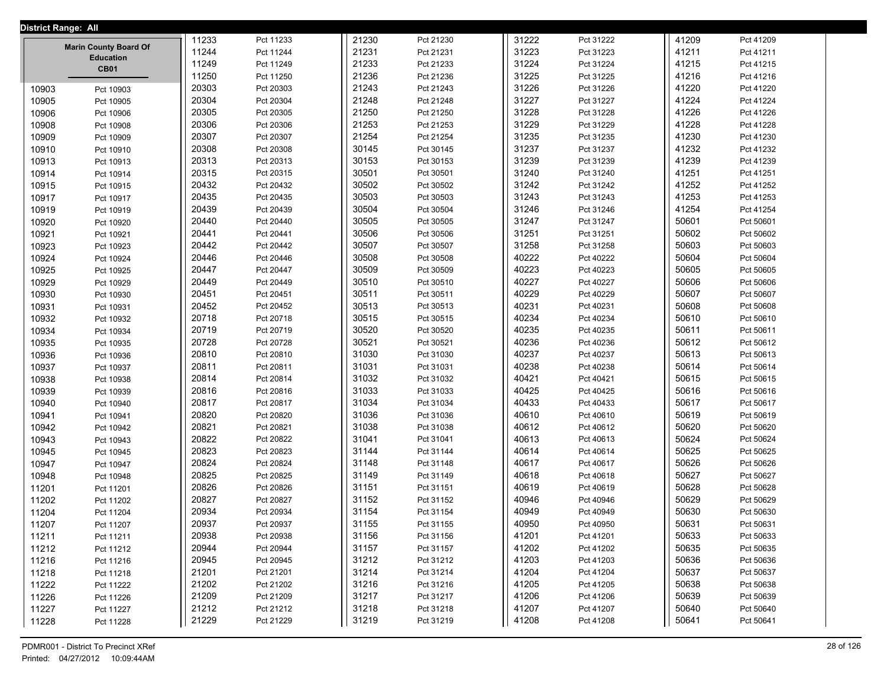**District Range: All**

**Marin County Board Of Education**
**CB01**

| District | Precinct |
|---|---|
| 10903 | Pct 10903 |
| 10905 | Pct 10905 |
| 10906 | Pct 10906 |
| 10908 | Pct 10908 |
| 10909 | Pct 10909 |
| 10910 | Pct 10910 |
| 10913 | Pct 10913 |
| 10914 | Pct 10914 |
| 10915 | Pct 10915 |
| 10917 | Pct 10917 |
| 10919 | Pct 10919 |
| 10920 | Pct 10920 |
| 10921 | Pct 10921 |
| 10923 | Pct 10923 |
| 10924 | Pct 10924 |
| 10925 | Pct 10925 |
| 10929 | Pct 10929 |
| 10930 | Pct 10930 |
| 10931 | Pct 10931 |
| 10932 | Pct 10932 |
| 10934 | Pct 10934 |
| 10935 | Pct 10935 |
| 10936 | Pct 10936 |
| 10937 | Pct 10937 |
| 10938 | Pct 10938 |
| 10939 | Pct 10939 |
| 10940 | Pct 10940 |
| 10941 | Pct 10941 |
| 10942 | Pct 10942 |
| 10943 | Pct 10943 |
| 10945 | Pct 10945 |
| 10947 | Pct 10947 |
| 10948 | Pct 10948 |
| 11201 | Pct 11201 |
| 11202 | Pct 11202 |
| 11204 | Pct 11204 |
| 11207 | Pct 11207 |
| 11211 | Pct 11211 |
| 11212 | Pct 11212 |
| 11216 | Pct 11216 |
| 11218 | Pct 11218 |
| 11222 | Pct 11222 |
| 11226 | Pct 11226 |
| 11227 | Pct 11227 |
| 11228 | Pct 11228 |
| 11233 | Pct 11233 |
| 11244 | Pct 11244 |
| 11249 | Pct 11249 |
| 11250 | Pct 11250 |
| 20303 | Pct 20303 |
| 20304 | Pct 20304 |
| 20305 | Pct 20305 |
| 20306 | Pct 20306 |
| 20307 | Pct 20307 |
| 20308 | Pct 20308 |
| 20313 | Pct 20313 |
| 20315 | Pct 20315 |
| 20432 | Pct 20432 |
| 20435 | Pct 20435 |
| 20439 | Pct 20439 |
| 20440 | Pct 20440 |
| 20441 | Pct 20441 |
| 20442 | Pct 20442 |
| 20446 | Pct 20446 |
| 20447 | Pct 20447 |
| 20449 | Pct 20449 |
| 20451 | Pct 20451 |
| 20452 | Pct 20452 |
| 20718 | Pct 20718 |
| 20719 | Pct 20719 |
| 20728 | Pct 20728 |
| 20810 | Pct 20810 |
| 20811 | Pct 20811 |
| 20814 | Pct 20814 |
| 20816 | Pct 20816 |
| 20817 | Pct 20817 |
| 20820 | Pct 20820 |
| 20821 | Pct 20821 |
| 20822 | Pct 20822 |
| 20823 | Pct 20823 |
| 20824 | Pct 20824 |
| 20825 | Pct 20825 |
| 20826 | Pct 20826 |
| 20827 | Pct 20827 |
| 20934 | Pct 20934 |
| 20937 | Pct 20937 |
| 20938 | Pct 20938 |
| 20944 | Pct 20944 |
| 20945 | Pct 20945 |
| 21201 | Pct 21201 |
| 21202 | Pct 21202 |
| 21209 | Pct 21209 |
| 21212 | Pct 21212 |
| 21229 | Pct 21229 |
| 21230 | Pct 21230 |
| 21231 | Pct 21231 |
| 21233 | Pct 21233 |
| 21236 | Pct 21236 |
| 21243 | Pct 21243 |
| 21248 | Pct 21248 |
| 21250 | Pct 21250 |
| 21253 | Pct 21253 |
| 21254 | Pct 21254 |
| 30145 | Pct 30145 |
| 30153 | Pct 30153 |
| 30501 | Pct 30501 |
| 30502 | Pct 30502 |
| 30503 | Pct 30503 |
| 30504 | Pct 30504 |
| 30505 | Pct 30505 |
| 30506 | Pct 30506 |
| 30507 | Pct 30507 |
| 30508 | Pct 30508 |
| 30509 | Pct 30509 |
| 30510 | Pct 30510 |
| 30511 | Pct 30511 |
| 30513 | Pct 30513 |
| 30515 | Pct 30515 |
| 30520 | Pct 30520 |
| 30521 | Pct 30521 |
| 31030 | Pct 31030 |
| 31031 | Pct 31031 |
| 31032 | Pct 31032 |
| 31033 | Pct 31033 |
| 31034 | Pct 31034 |
| 31036 | Pct 31036 |
| 31038 | Pct 31038 |
| 31041 | Pct 31041 |
| 31144 | Pct 31144 |
| 31148 | Pct 31148 |
| 31149 | Pct 31149 |
| 31151 | Pct 31151 |
| 31152 | Pct 31152 |
| 31154 | Pct 31154 |
| 31155 | Pct 31155 |
| 31156 | Pct 31156 |
| 31157 | Pct 31157 |
| 31212 | Pct 31212 |
| 31214 | Pct 31214 |
| 31216 | Pct 31216 |
| 31217 | Pct 31217 |
| 31218 | Pct 31218 |
| 31219 | Pct 31219 |
| 31222 | Pct 31222 |
| 31223 | Pct 31223 |
| 31224 | Pct 31224 |
| 31225 | Pct 31225 |
| 31226 | Pct 31226 |
| 31227 | Pct 31227 |
| 31228 | Pct 31228 |
| 31229 | Pct 31229 |
| 31235 | Pct 31235 |
| 31237 | Pct 31237 |
| 31239 | Pct 31239 |
| 31240 | Pct 31240 |
| 31242 | Pct 31242 |
| 31243 | Pct 31243 |
| 31246 | Pct 31246 |
| 31247 | Pct 31247 |
| 31251 | Pct 31251 |
| 31258 | Pct 31258 |
| 40222 | Pct 40222 |
| 40223 | Pct 40223 |
| 40227 | Pct 40227 |
| 40229 | Pct 40229 |
| 40231 | Pct 40231 |
| 40234 | Pct 40234 |
| 40235 | Pct 40235 |
| 40236 | Pct 40236 |
| 40237 | Pct 40237 |
| 40238 | Pct 40238 |
| 40421 | Pct 40421 |
| 40425 | Pct 40425 |
| 40433 | Pct 40433 |
| 40610 | Pct 40610 |
| 40612 | Pct 40612 |
| 40613 | Pct 40613 |
| 40614 | Pct 40614 |
| 40617 | Pct 40617 |
| 40618 | Pct 40618 |
| 40619 | Pct 40619 |
| 40946 | Pct 40946 |
| 40949 | Pct 40949 |
| 40950 | Pct 40950 |
| 41201 | Pct 41201 |
| 41202 | Pct 41202 |
| 41203 | Pct 41203 |
| 41204 | Pct 41204 |
| 41205 | Pct 41205 |
| 41206 | Pct 41206 |
| 41207 | Pct 41207 |
| 41208 | Pct 41208 |
| 41209 | Pct 41209 |
| 41211 | Pct 41211 |
| 41215 | Pct 41215 |
| 41216 | Pct 41216 |
| 41220 | Pct 41220 |
| 41224 | Pct 41224 |
| 41226 | Pct 41226 |
| 41228 | Pct 41228 |
| 41230 | Pct 41230 |
| 41232 | Pct 41232 |
| 41239 | Pct 41239 |
| 41251 | Pct 41251 |
| 41252 | Pct 41252 |
| 41253 | Pct 41253 |
| 41254 | Pct 41254 |
| 50601 | Pct 50601 |
| 50602 | Pct 50602 |
| 50603 | Pct 50603 |
| 50604 | Pct 50604 |
| 50605 | Pct 50605 |
| 50606 | Pct 50606 |
| 50607 | Pct 50607 |
| 50608 | Pct 50608 |
| 50610 | Pct 50610 |
| 50611 | Pct 50611 |
| 50612 | Pct 50612 |
| 50613 | Pct 50613 |
| 50614 | Pct 50614 |
| 50615 | Pct 50615 |
| 50616 | Pct 50616 |
| 50617 | Pct 50617 |
| 50619 | Pct 50619 |
| 50620 | Pct 50620 |
| 50624 | Pct 50624 |
| 50625 | Pct 50625 |
| 50626 | Pct 50626 |
| 50627 | Pct 50627 |
| 50628 | Pct 50628 |
| 50629 | Pct 50629 |
| 50630 | Pct 50630 |
| 50631 | Pct 50631 |
| 50633 | Pct 50633 |
| 50635 | Pct 50635 |
| 50636 | Pct 50636 |
| 50637 | Pct 50637 |
| 50638 | Pct 50638 |
| 50639 | Pct 50639 |
| 50640 | Pct 50640 |
| 50641 | Pct 50641 |

PDMR001 - District To Precinct XRef
Printed: 04/27/2012 10:09:44AM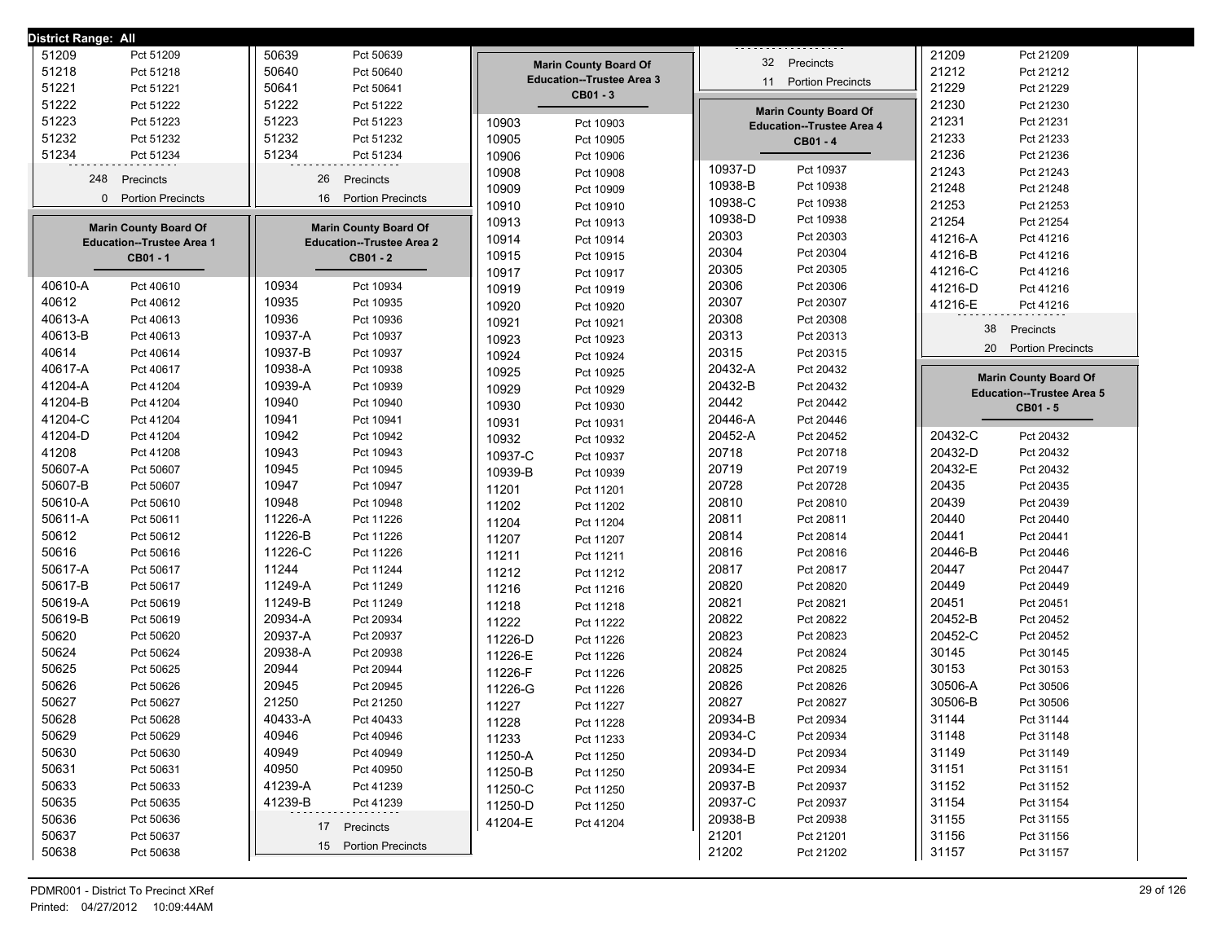**District Range: All**

| | |
|---|---|
| 51209 | Pct 51209 |
| 51218 | Pct 51218 |
| 51221 | Pct 51221 |
| 51222 | Pct 51222 |
| 51223 | Pct 51223 |
| 51232 | Pct 51232 |
| 51234 | Pct 51234 |

248 Precincts
0 Portion Precincts

| | |
|---|---|
| 50639 | Pct 50639 |
| 50640 | Pct 50640 |
| 50641 | Pct 50641 |
| 51222 | Pct 51222 |
| 51223 | Pct 51223 |
| 51232 | Pct 51232 |
| 51234 | Pct 51234 |

26 Precincts
16 Portion Precincts

## Marin County Board Of Education--Trustee Area 1
### CB01 - 1

| | |
|---|---|
| 40610-A | Pct 40610 |
| 40612 | Pct 40612 |
| 40613-A | Pct 40613 |
| 40613-B | Pct 40613 |
| 40614 | Pct 40614 |
| 40617-A | Pct 40617 |
| 41204-A | Pct 41204 |
| 41204-B | Pct 41204 |
| 41204-C | Pct 41204 |
| 41204-D | Pct 41204 |
| 41208 | Pct 41208 |
| 50607-A | Pct 50607 |
| 50607-B | Pct 50607 |
| 50610-A | Pct 50610 |
| 50611-A | Pct 50611 |
| 50612 | Pct 50612 |
| 50616 | Pct 50616 |
| 50617-A | Pct 50617 |
| 50617-B | Pct 50617 |
| 50619-A | Pct 50619 |
| 50619-B | Pct 50619 |
| 50620 | Pct 50620 |
| 50624 | Pct 50624 |
| 50625 | Pct 50625 |
| 50626 | Pct 50626 |
| 50627 | Pct 50627 |
| 50628 | Pct 50628 |
| 50629 | Pct 50629 |
| 50630 | Pct 50630 |
| 50631 | Pct 50631 |
| 50633 | Pct 50633 |
| 50635 | Pct 50635 |
| 50636 | Pct 50636 |
| 50637 | Pct 50637 |
| 50638 | Pct 50638 |

## Marin County Board Of Education--Trustee Area 2
### CB01 - 2

| | |
|---|---|
| 10934 | Pct 10934 |
| 10935 | Pct 10935 |
| 10936 | Pct 10936 |
| 10937-A | Pct 10937 |
| 10937-B | Pct 10937 |
| 10938-A | Pct 10938 |
| 10939-A | Pct 10939 |
| 10940 | Pct 10940 |
| 10941 | Pct 10941 |
| 10942 | Pct 10942 |
| 10943 | Pct 10943 |
| 10945 | Pct 10945 |
| 10947 | Pct 10947 |
| 10948 | Pct 10948 |
| 11226-A | Pct 11226 |
| 11226-B | Pct 11226 |
| 11226-C | Pct 11226 |
| 11244 | Pct 11244 |
| 11249-A | Pct 11249 |
| 11249-B | Pct 11249 |
| 20934-A | Pct 20934 |
| 20937-A | Pct 20937 |
| 20938-A | Pct 20938 |
| 20944 | Pct 20944 |
| 20945 | Pct 20945 |
| 21250 | Pct 21250 |
| 40433-A | Pct 40433 |
| 40946 | Pct 40946 |
| 40949 | Pct 40949 |
| 40950 | Pct 40950 |
| 41239-A | Pct 41239 |
| 41239-B | Pct 41239 |

17 Precincts
15 Portion Precincts

## Marin County Board Of Education--Trustee Area 3
### CB01 - 3

| | |
|---|---|
| 10903 | Pct 10903 |
| 10905 | Pct 10905 |
| 10906 | Pct 10906 |
| 10908 | Pct 10908 |
| 10909 | Pct 10909 |
| 10910 | Pct 10910 |
| 10913 | Pct 10913 |
| 10914 | Pct 10914 |
| 10915 | Pct 10915 |
| 10917 | Pct 10917 |
| 10919 | Pct 10919 |
| 10920 | Pct 10920 |
| 10921 | Pct 10921 |
| 10923 | Pct 10923 |
| 10924 | Pct 10924 |
| 10925 | Pct 10925 |
| 10929 | Pct 10929 |
| 10930 | Pct 10930 |
| 10931 | Pct 10931 |
| 10932 | Pct 10932 |
| 10937-C | Pct 10937 |
| 10939-B | Pct 10939 |
| 11201 | Pct 11201 |
| 11202 | Pct 11202 |
| 11204 | Pct 11204 |
| 11207 | Pct 11207 |
| 11211 | Pct 11211 |
| 11212 | Pct 11212 |
| 11216 | Pct 11216 |
| 11218 | Pct 11218 |
| 11222 | Pct 11222 |
| 11226-D | Pct 11226 |
| 11226-E | Pct 11226 |
| 11226-F | Pct 11226 |
| 11226-G | Pct 11226 |
| 11227 | Pct 11227 |
| 11228 | Pct 11228 |
| 11233 | Pct 11233 |
| 11250-A | Pct 11250 |
| 11250-B | Pct 11250 |
| 11250-C | Pct 11250 |
| 11250-D | Pct 11250 |
| 41204-E | Pct 41204 |

32 Precincts
11 Portion Precincts

## Marin County Board Of Education--Trustee Area 4
### CB01 - 4

| | |
|---|---|
| 10937-D | Pct 10937 |
| 10938-B | Pct 10938 |
| 10938-C | Pct 10938 |
| 10938-D | Pct 10938 |
| 20303 | Pct 20303 |
| 20304 | Pct 20304 |
| 20305 | Pct 20305 |
| 20306 | Pct 20306 |
| 20307 | Pct 20307 |
| 20308 | Pct 20308 |
| 20313 | Pct 20313 |
| 20315 | Pct 20315 |
| 20432-A | Pct 20432 |
| 20432-B | Pct 20432 |
| 20442 | Pct 20442 |
| 20446-A | Pct 20446 |
| 20452-A | Pct 20452 |
| 20718 | Pct 20718 |
| 20719 | Pct 20719 |
| 20728 | Pct 20728 |
| 20810 | Pct 20810 |
| 20811 | Pct 20811 |
| 20814 | Pct 20814 |
| 20816 | Pct 20816 |
| 20817 | Pct 20817 |
| 20820 | Pct 20820 |
| 20821 | Pct 20821 |
| 20822 | Pct 20822 |
| 20823 | Pct 20823 |
| 20824 | Pct 20824 |
| 20825 | Pct 20825 |
| 20826 | Pct 20826 |
| 20827 | Pct 20827 |
| 20934-B | Pct 20934 |
| 20934-C | Pct 20934 |
| 20934-D | Pct 20934 |
| 20934-E | Pct 20934 |
| 20937-B | Pct 20937 |
| 20937-C | Pct 20937 |
| 20938-B | Pct 20938 |
| 21201 | Pct 21201 |
| 21202 | Pct 21202 |
| 21209 | Pct 21209 |
| 21212 | Pct 21212 |
| 21229 | Pct 21229 |
| 21230 | Pct 21230 |
| 21231 | Pct 21231 |
| 21233 | Pct 21233 |
| 21236 | Pct 21236 |
| 21243 | Pct 21243 |
| 21248 | Pct 21248 |
| 21253 | Pct 21253 |
| 21254 | Pct 21254 |
| 41216-A | Pct 41216 |
| 41216-B | Pct 41216 |
| 41216-C | Pct 41216 |
| 41216-D | Pct 41216 |
| 41216-E | Pct 41216 |

38 Precincts
20 Portion Precincts

## Marin County Board Of Education--Trustee Area 5
### CB01 - 5

| | |
|---|---|
| 20432-C | Pct 20432 |
| 20432-D | Pct 20432 |
| 20432-E | Pct 20432 |
| 20435 | Pct 20435 |
| 20439 | Pct 20439 |
| 20440 | Pct 20440 |
| 20441 | Pct 20441 |
| 20446-B | Pct 20446 |
| 20447 | Pct 20447 |
| 20449 | Pct 20449 |
| 20451 | Pct 20451 |
| 20452-B | Pct 20452 |
| 20452-C | Pct 20452 |
| 30145 | Pct 30145 |
| 30153 | Pct 30153 |
| 30506-A | Pct 30506 |
| 30506-B | Pct 30506 |
| 31144 | Pct 31144 |
| 31148 | Pct 31148 |
| 31149 | Pct 31149 |
| 31151 | Pct 31151 |
| 31152 | Pct 31152 |
| 31154 | Pct 31154 |
| 31155 | Pct 31155 |
| 31156 | Pct 31156 |
| 31157 | Pct 31157 |

PDMR001 - District To Precinct XRef
Printed: 04/27/2012 10:09:44AM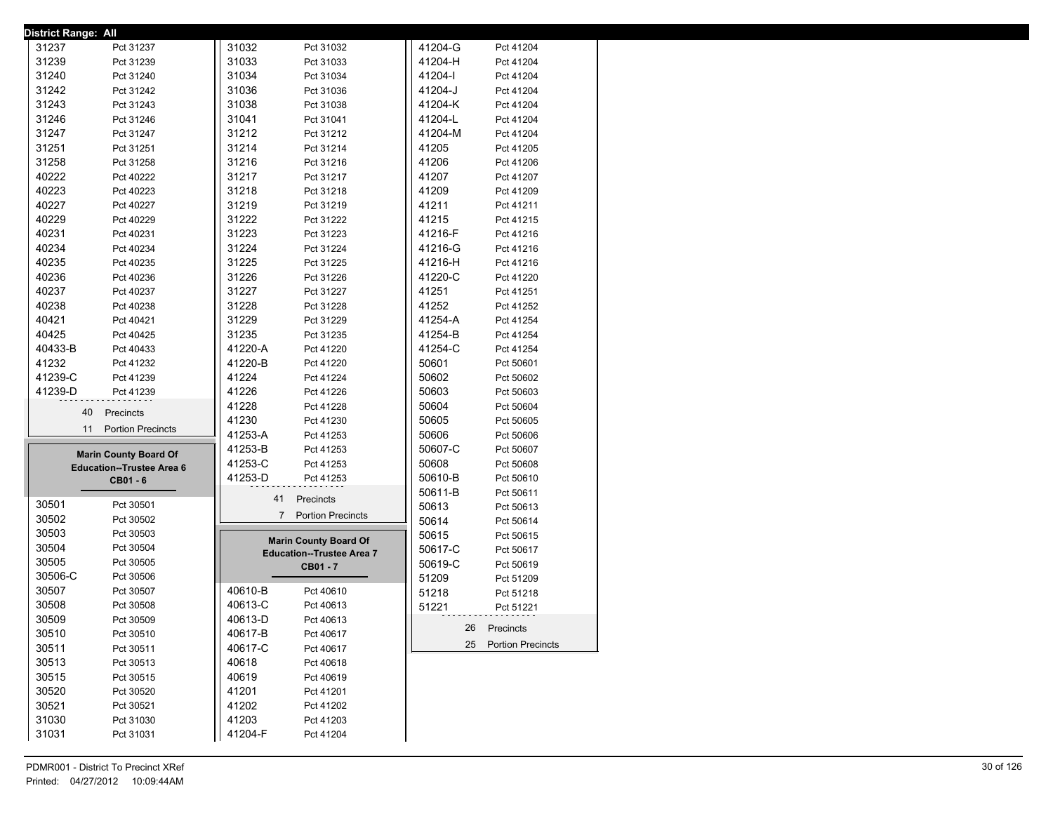**District Range: All**

| Precinct | Name |
|---|---|
| 31237 | Pct 31237 |
| 31239 | Pct 31239 |
| 31240 | Pct 31240 |
| 31242 | Pct 31242 |
| 31243 | Pct 31243 |
| 31246 | Pct 31246 |
| 31247 | Pct 31247 |
| 31251 | Pct 31251 |
| 31258 | Pct 31258 |
| 40222 | Pct 40222 |
| 40223 | Pct 40223 |
| 40227 | Pct 40227 |
| 40229 | Pct 40229 |
| 40231 | Pct 40231 |
| 40234 | Pct 40234 |
| 40235 | Pct 40235 |
| 40236 | Pct 40236 |
| 40237 | Pct 40237 |
| 40238 | Pct 40238 |
| 40421 | Pct 40421 |
| 40425 | Pct 40425 |
| 40433-B | Pct 40433 |
| 41232 | Pct 41232 |
| 41239-C | Pct 41239 |
| 41239-D | Pct 41239 |

40 Precincts
11 Portion Precincts

## Marin County Board Of Education--Trustee Area 6
### CB01 - 6

| Precinct | Name |
|---|---|
| 30501 | Pct 30501 |
| 30502 | Pct 30502 |
| 30503 | Pct 30503 |
| 30504 | Pct 30504 |
| 30505 | Pct 30505 |
| 30506-C | Pct 30506 |
| 30507 | Pct 30507 |
| 30508 | Pct 30508 |
| 30509 | Pct 30509 |
| 30510 | Pct 30510 |
| 30511 | Pct 30511 |
| 30513 | Pct 30513 |
| 30515 | Pct 30515 |
| 30520 | Pct 30520 |
| 30521 | Pct 30521 |
| 31030 | Pct 31030 |
| 31031 | Pct 31031 |
| 31032 | Pct 31032 |
| 31033 | Pct 31033 |
| 31034 | Pct 31034 |
| 31036 | Pct 31036 |
| 31038 | Pct 31038 |
| 31041 | Pct 31041 |
| 31212 | Pct 31212 |
| 31214 | Pct 31214 |
| 31216 | Pct 31216 |
| 31217 | Pct 31217 |
| 31218 | Pct 31218 |
| 31219 | Pct 31219 |
| 31222 | Pct 31222 |
| 31223 | Pct 31223 |
| 31224 | Pct 31224 |
| 31225 | Pct 31225 |
| 31226 | Pct 31226 |
| 31227 | Pct 31227 |
| 31228 | Pct 31228 |
| 31229 | Pct 31229 |
| 31235 | Pct 31235 |
| 41220-A | Pct 41220 |
| 41220-B | Pct 41220 |
| 41224 | Pct 41224 |
| 41226 | Pct 41226 |
| 41228 | Pct 41228 |
| 41230 | Pct 41230 |
| 41253-A | Pct 41253 |
| 41253-B | Pct 41253 |
| 41253-C | Pct 41253 |
| 41253-D | Pct 41253 |

41 Precincts
7 Portion Precincts

## Marin County Board Of Education--Trustee Area 7
### CB01 - 7

| Precinct | Name |
|---|---|
| 40610-B | Pct 40610 |
| 40613-C | Pct 40613 |
| 40613-D | Pct 40613 |
| 40617-B | Pct 40617 |
| 40617-C | Pct 40617 |
| 40618 | Pct 40618 |
| 40619 | Pct 40619 |
| 41201 | Pct 41201 |
| 41202 | Pct 41202 |
| 41203 | Pct 41203 |
| 41204-F | Pct 41204 |
| 41204-G | Pct 41204 |
| 41204-H | Pct 41204 |
| 41204-I | Pct 41204 |
| 41204-J | Pct 41204 |
| 41204-K | Pct 41204 |
| 41204-L | Pct 41204 |
| 41204-M | Pct 41204 |
| 41205 | Pct 41205 |
| 41206 | Pct 41206 |
| 41207 | Pct 41207 |
| 41209 | Pct 41209 |
| 41211 | Pct 41211 |
| 41215 | Pct 41215 |
| 41216-F | Pct 41216 |
| 41216-G | Pct 41216 |
| 41216-H | Pct 41216 |
| 41220-C | Pct 41220 |
| 41251 | Pct 41251 |
| 41252 | Pct 41252 |
| 41254-A | Pct 41254 |
| 41254-B | Pct 41254 |
| 41254-C | Pct 41254 |
| 50601 | Pct 50601 |
| 50602 | Pct 50602 |
| 50603 | Pct 50603 |
| 50604 | Pct 50604 |
| 50605 | Pct 50605 |
| 50606 | Pct 50606 |
| 50607-C | Pct 50607 |
| 50608 | Pct 50608 |
| 50610-B | Pct 50610 |
| 50611-B | Pct 50611 |
| 50613 | Pct 50613 |
| 50614 | Pct 50614 |
| 50615 | Pct 50615 |
| 50617-C | Pct 50617 |
| 50619-C | Pct 50619 |
| 51209 | Pct 51209 |
| 51218 | Pct 51218 |
| 51221 | Pct 51221 |

26 Precincts
25 Portion Precincts

PDMR001 - District To Precinct XRef
Printed: 04/27/2012 10:09:44AM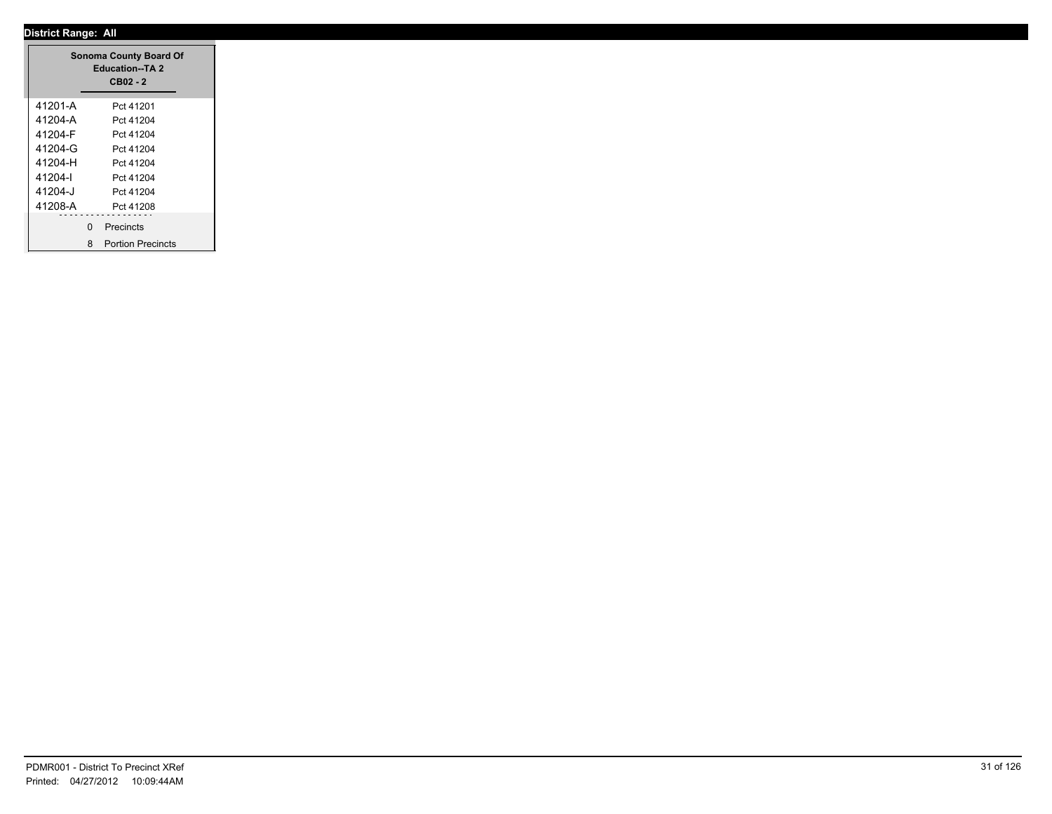**District Range: All**

| Sonoma County Board Of Education--TA 2 CB02 - 2 | |
|---|---|
| 41201-A | Pct 41201 |
| 41204-A | Pct 41204 |
| 41204-F | Pct 41204 |
| 41204-G | Pct 41204 |
| 41204-H | Pct 41204 |
| 41204-I | Pct 41204 |
| 41204-J | Pct 41204 |
| 41208-A | Pct 41208 |
| 0 | Precincts |
| 8 | Portion Precincts |

PDMR001 - District To Precinct XRef
Printed: 04/27/2012 10:09:44AM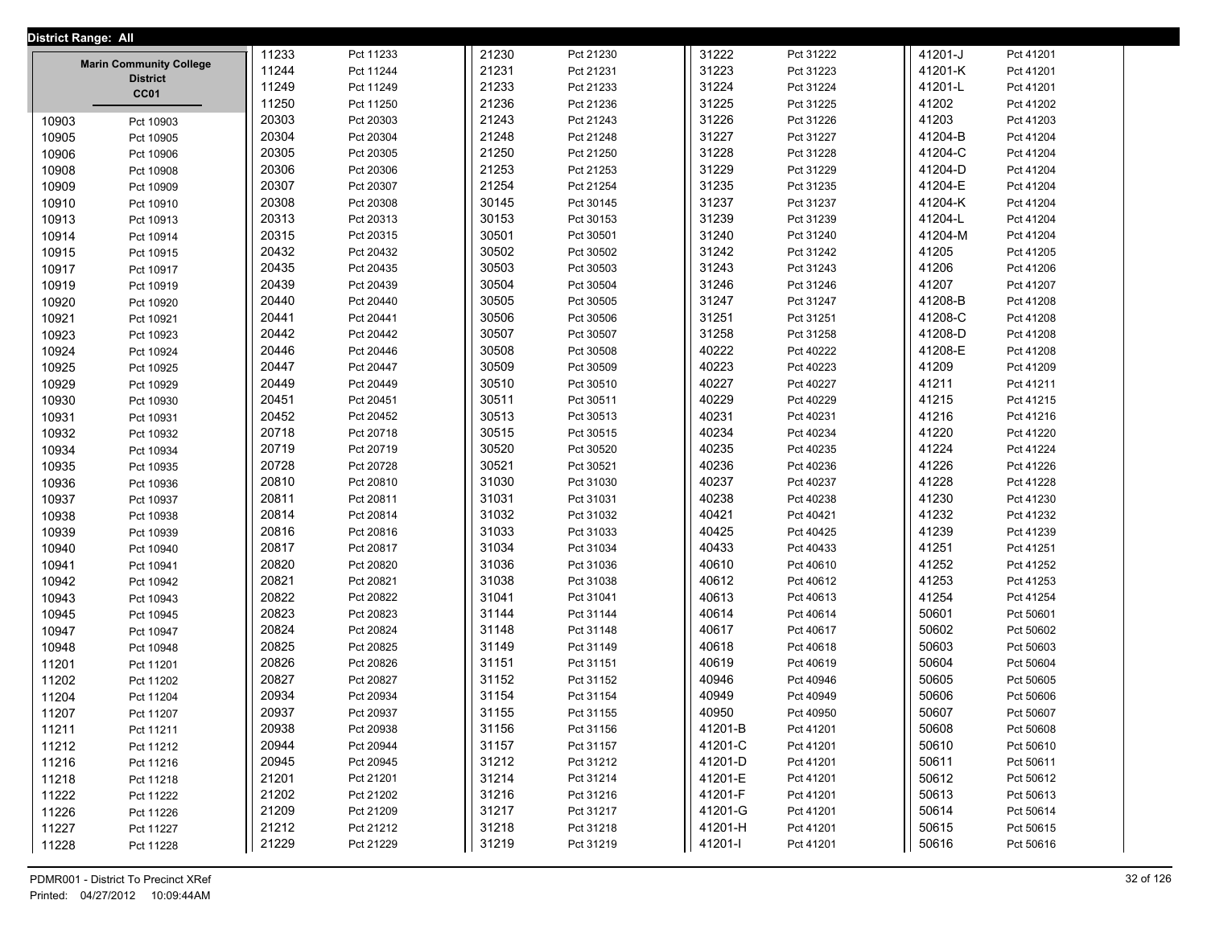District Range: All

**Marin Community College District**
**CC01**

| Precinct | Name |
|---|---|
| 10903 | Pct 10903 |
| 10905 | Pct 10905 |
| 10906 | Pct 10906 |
| 10908 | Pct 10908 |
| 10909 | Pct 10909 |
| 10910 | Pct 10910 |
| 10913 | Pct 10913 |
| 10914 | Pct 10914 |
| 10915 | Pct 10915 |
| 10917 | Pct 10917 |
| 10919 | Pct 10919 |
| 10920 | Pct 10920 |
| 10921 | Pct 10921 |
| 10923 | Pct 10923 |
| 10924 | Pct 10924 |
| 10925 | Pct 10925 |
| 10929 | Pct 10929 |
| 10930 | Pct 10930 |
| 10931 | Pct 10931 |
| 10932 | Pct 10932 |
| 10934 | Pct 10934 |
| 10935 | Pct 10935 |
| 10936 | Pct 10936 |
| 10937 | Pct 10937 |
| 10938 | Pct 10938 |
| 10939 | Pct 10939 |
| 10940 | Pct 10940 |
| 10941 | Pct 10941 |
| 10942 | Pct 10942 |
| 10943 | Pct 10943 |
| 10945 | Pct 10945 |
| 10947 | Pct 10947 |
| 10948 | Pct 10948 |
| 11201 | Pct 11201 |
| 11202 | Pct 11202 |
| 11204 | Pct 11204 |
| 11207 | Pct 11207 |
| 11211 | Pct 11211 |
| 11212 | Pct 11212 |
| 11216 | Pct 11216 |
| 11218 | Pct 11218 |
| 11222 | Pct 11222 |
| 11226 | Pct 11226 |
| 11227 | Pct 11227 |
| 11228 | Pct 11228 |
| 11233 | Pct 11233 |
| 11244 | Pct 11244 |
| 11249 | Pct 11249 |
| 11250 | Pct 11250 |
| 20303 | Pct 20303 |
| 20304 | Pct 20304 |
| 20305 | Pct 20305 |
| 20306 | Pct 20306 |
| 20307 | Pct 20307 |
| 20308 | Pct 20308 |
| 20313 | Pct 20313 |
| 20315 | Pct 20315 |
| 20432 | Pct 20432 |
| 20435 | Pct 20435 |
| 20439 | Pct 20439 |
| 20440 | Pct 20440 |
| 20441 | Pct 20441 |
| 20442 | Pct 20442 |
| 20446 | Pct 20446 |
| 20447 | Pct 20447 |
| 20449 | Pct 20449 |
| 20451 | Pct 20451 |
| 20452 | Pct 20452 |
| 20718 | Pct 20718 |
| 20719 | Pct 20719 |
| 20728 | Pct 20728 |
| 20810 | Pct 20810 |
| 20811 | Pct 20811 |
| 20814 | Pct 20814 |
| 20816 | Pct 20816 |
| 20817 | Pct 20817 |
| 20820 | Pct 20820 |
| 20821 | Pct 20821 |
| 20822 | Pct 20822 |
| 20823 | Pct 20823 |
| 20824 | Pct 20824 |
| 20825 | Pct 20825 |
| 20826 | Pct 20826 |
| 20827 | Pct 20827 |
| 20934 | Pct 20934 |
| 20937 | Pct 20937 |
| 20938 | Pct 20938 |
| 20944 | Pct 20944 |
| 20945 | Pct 20945 |
| 21201 | Pct 21201 |
| 21202 | Pct 21202 |
| 21209 | Pct 21209 |
| 21212 | Pct 21212 |
| 21229 | Pct 21229 |
| 21230 | Pct 21230 |
| 21231 | Pct 21231 |
| 21233 | Pct 21233 |
| 21236 | Pct 21236 |
| 21243 | Pct 21243 |
| 21248 | Pct 21248 |
| 21250 | Pct 21250 |
| 21253 | Pct 21253 |
| 21254 | Pct 21254 |
| 30145 | Pct 30145 |
| 30153 | Pct 30153 |
| 30501 | Pct 30501 |
| 30502 | Pct 30502 |
| 30503 | Pct 30503 |
| 30504 | Pct 30504 |
| 30505 | Pct 30505 |
| 30506 | Pct 30506 |
| 30507 | Pct 30507 |
| 30508 | Pct 30508 |
| 30509 | Pct 30509 |
| 30510 | Pct 30510 |
| 30511 | Pct 30511 |
| 30513 | Pct 30513 |
| 30515 | Pct 30515 |
| 30520 | Pct 30520 |
| 30521 | Pct 30521 |
| 31030 | Pct 31030 |
| 31031 | Pct 31031 |
| 31032 | Pct 31032 |
| 31033 | Pct 31033 |
| 31034 | Pct 31034 |
| 31036 | Pct 31036 |
| 31038 | Pct 31038 |
| 31041 | Pct 31041 |
| 31144 | Pct 31144 |
| 31148 | Pct 31148 |
| 31149 | Pct 31149 |
| 31151 | Pct 31151 |
| 31152 | Pct 31152 |
| 31154 | Pct 31154 |
| 31155 | Pct 31155 |
| 31156 | Pct 31156 |
| 31157 | Pct 31157 |
| 31212 | Pct 31212 |
| 31214 | Pct 31214 |
| 31216 | Pct 31216 |
| 31217 | Pct 31217 |
| 31218 | Pct 31218 |
| 31219 | Pct 31219 |
| 31222 | Pct 31222 |
| 31223 | Pct 31223 |
| 31224 | Pct 31224 |
| 31225 | Pct 31225 |
| 31226 | Pct 31226 |
| 31227 | Pct 31227 |
| 31228 | Pct 31228 |
| 31229 | Pct 31229 |
| 31235 | Pct 31235 |
| 31237 | Pct 31237 |
| 31239 | Pct 31239 |
| 31240 | Pct 31240 |
| 31242 | Pct 31242 |
| 31243 | Pct 31243 |
| 31246 | Pct 31246 |
| 31247 | Pct 31247 |
| 31251 | Pct 31251 |
| 31258 | Pct 31258 |
| 40222 | Pct 40222 |
| 40223 | Pct 40223 |
| 40227 | Pct 40227 |
| 40229 | Pct 40229 |
| 40231 | Pct 40231 |
| 40234 | Pct 40234 |
| 40235 | Pct 40235 |
| 40236 | Pct 40236 |
| 40237 | Pct 40237 |
| 40238 | Pct 40238 |
| 40421 | Pct 40421 |
| 40425 | Pct 40425 |
| 40433 | Pct 40433 |
| 40610 | Pct 40610 |
| 40612 | Pct 40612 |
| 40613 | Pct 40613 |
| 40614 | Pct 40614 |
| 40617 | Pct 40617 |
| 40618 | Pct 40618 |
| 40619 | Pct 40619 |
| 40946 | Pct 40946 |
| 40949 | Pct 40949 |
| 40950 | Pct 40950 |
| 41201-B | Pct 41201 |
| 41201-C | Pct 41201 |
| 41201-D | Pct 41201 |
| 41201-E | Pct 41201 |
| 41201-F | Pct 41201 |
| 41201-G | Pct 41201 |
| 41201-H | Pct 41201 |
| 41201-I | Pct 41201 |
| 41201-J | Pct 41201 |
| 41201-K | Pct 41201 |
| 41201-L | Pct 41201 |
| 41202 | Pct 41202 |
| 41203 | Pct 41203 |
| 41204-B | Pct 41204 |
| 41204-C | Pct 41204 |
| 41204-D | Pct 41204 |
| 41204-E | Pct 41204 |
| 41204-K | Pct 41204 |
| 41204-L | Pct 41204 |
| 41204-M | Pct 41204 |
| 41205 | Pct 41205 |
| 41206 | Pct 41206 |
| 41207 | Pct 41207 |
| 41208-B | Pct 41208 |
| 41208-C | Pct 41208 |
| 41208-D | Pct 41208 |
| 41208-E | Pct 41208 |
| 41209 | Pct 41209 |
| 41211 | Pct 41211 |
| 41215 | Pct 41215 |
| 41216 | Pct 41216 |
| 41220 | Pct 41220 |
| 41224 | Pct 41224 |
| 41226 | Pct 41226 |
| 41228 | Pct 41228 |
| 41230 | Pct 41230 |
| 41232 | Pct 41232 |
| 41239 | Pct 41239 |
| 41251 | Pct 41251 |
| 41252 | Pct 41252 |
| 41253 | Pct 41253 |
| 41254 | Pct 41254 |
| 50601 | Pct 50601 |
| 50602 | Pct 50602 |
| 50603 | Pct 50603 |
| 50604 | Pct 50604 |
| 50605 | Pct 50605 |
| 50606 | Pct 50606 |
| 50607 | Pct 50607 |
| 50608 | Pct 50608 |
| 50610 | Pct 50610 |
| 50611 | Pct 50611 |
| 50612 | Pct 50612 |
| 50613 | Pct 50613 |
| 50614 | Pct 50614 |
| 50615 | Pct 50615 |
| 50616 | Pct 50616 |

PDMR001 - District To Precinct XRef
Printed: 04/27/2012 10:09:44AM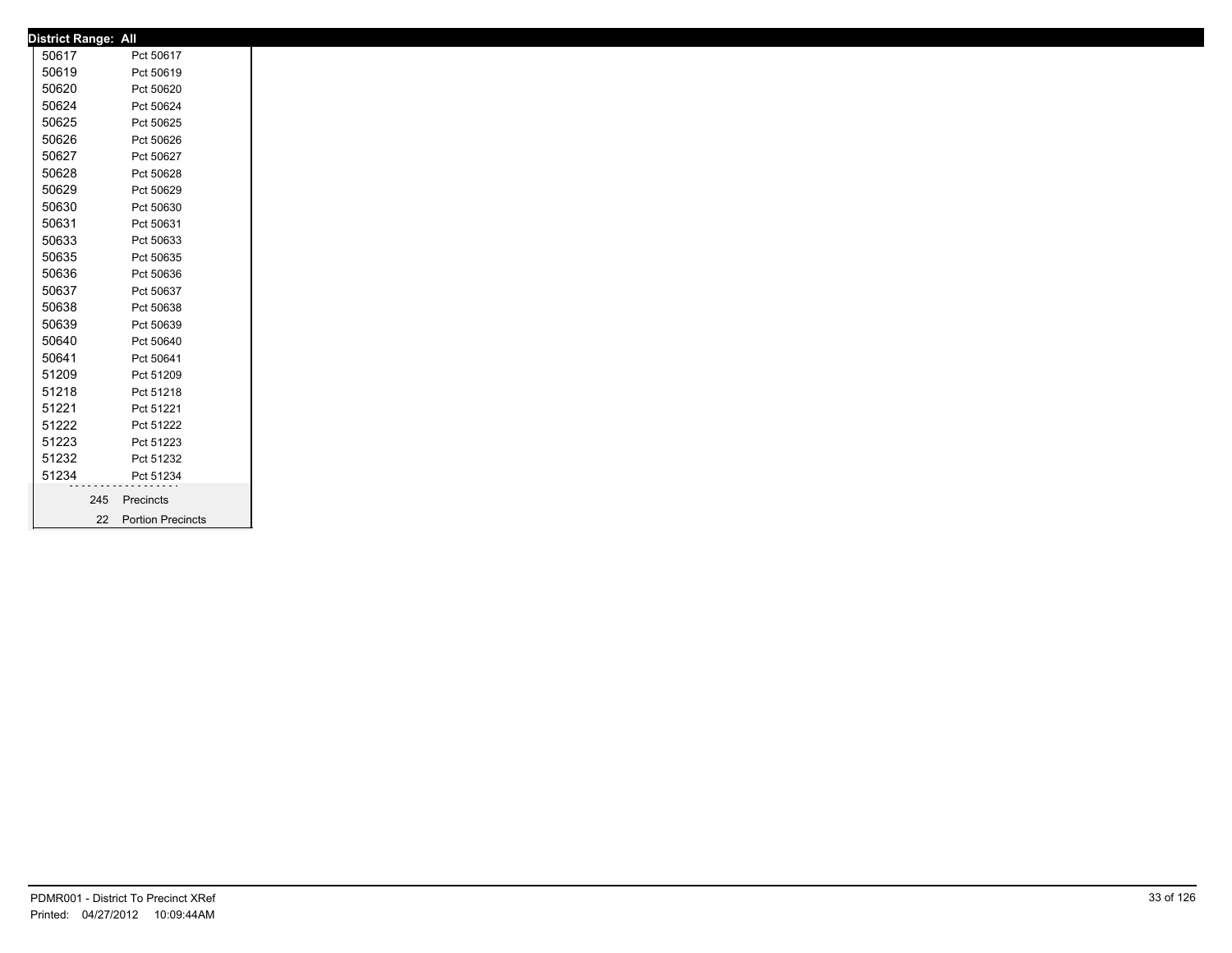**District Range: All**

| | |
|---|---|
| 50617 | Pct 50617 |
| 50619 | Pct 50619 |
| 50620 | Pct 50620 |
| 50624 | Pct 50624 |
| 50625 | Pct 50625 |
| 50626 | Pct 50626 |
| 50627 | Pct 50627 |
| 50628 | Pct 50628 |
| 50629 | Pct 50629 |
| 50630 | Pct 50630 |
| 50631 | Pct 50631 |
| 50633 | Pct 50633 |
| 50635 | Pct 50635 |
| 50636 | Pct 50636 |
| 50637 | Pct 50637 |
| 50638 | Pct 50638 |
| 50639 | Pct 50639 |
| 50640 | Pct 50640 |
| 50641 | Pct 50641 |
| 51209 | Pct 51209 |
| 51218 | Pct 51218 |
| 51221 | Pct 51221 |
| 51222 | Pct 51222 |
| 51223 | Pct 51223 |
| 51232 | Pct 51232 |
| 51234 | Pct 51234 |

| | |
|---|---|
| 245 | Precincts |
| 22 | Portion Precincts |

PDMR001 - District To Precinct XRef
Printed: 04/27/2012 10:09:44AM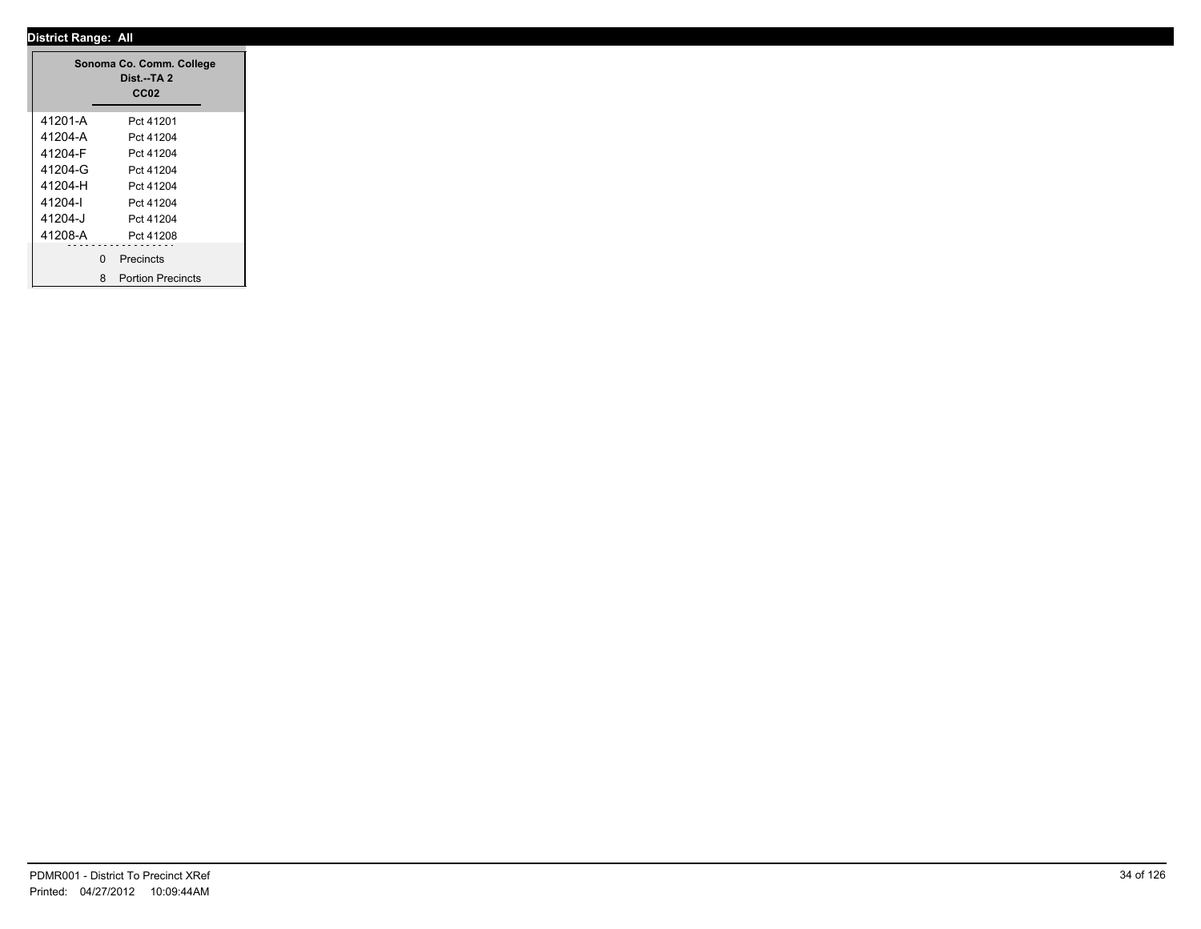**District Range: All**

| Sonoma Co. Comm. College Dist.--TA 2 CC02 | |
|---|---|
| 41201-A | Pct 41201 |
| 41204-A | Pct 41204 |
| 41204-F | Pct 41204 |
| 41204-G | Pct 41204 |
| 41204-H | Pct 41204 |
| 41204-I | Pct 41204 |
| 41204-J | Pct 41204 |
| 41208-A | Pct 41208 |
| 0 | Precincts |
| 8 | Portion Precincts |

PDMR001 - District To Precinct XRef
Printed: 04/27/2012 10:09:44AM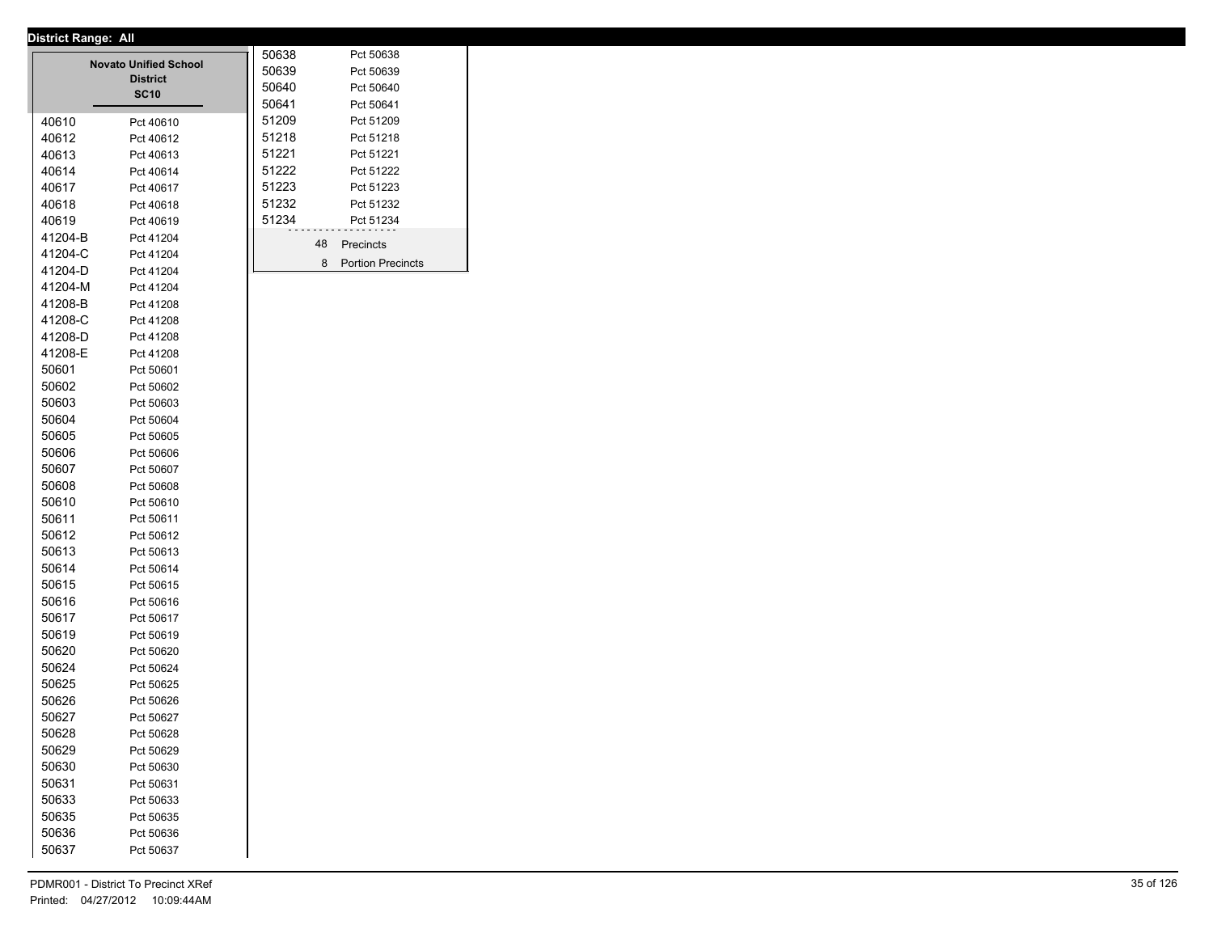**District Range: All**

## Novato Unified School District

**SC10**

| Precinct | Name |
|---|---|
| 40610 | Pct 40610 |
| 40612 | Pct 40612 |
| 40613 | Pct 40613 |
| 40614 | Pct 40614 |
| 40617 | Pct 40617 |
| 40618 | Pct 40618 |
| 40619 | Pct 40619 |
| 41204-B | Pct 41204 |
| 41204-C | Pct 41204 |
| 41204-D | Pct 41204 |
| 41204-M | Pct 41204 |
| 41208-B | Pct 41208 |
| 41208-C | Pct 41208 |
| 41208-D | Pct 41208 |
| 41208-E | Pct 41208 |
| 50601 | Pct 50601 |
| 50602 | Pct 50602 |
| 50603 | Pct 50603 |
| 50604 | Pct 50604 |
| 50605 | Pct 50605 |
| 50606 | Pct 50606 |
| 50607 | Pct 50607 |
| 50608 | Pct 50608 |
| 50610 | Pct 50610 |
| 50611 | Pct 50611 |
| 50612 | Pct 50612 |
| 50613 | Pct 50613 |
| 50614 | Pct 50614 |
| 50615 | Pct 50615 |
| 50616 | Pct 50616 |
| 50617 | Pct 50617 |
| 50619 | Pct 50619 |
| 50620 | Pct 50620 |
| 50624 | Pct 50624 |
| 50625 | Pct 50625 |
| 50626 | Pct 50626 |
| 50627 | Pct 50627 |
| 50628 | Pct 50628 |
| 50629 | Pct 50629 |
| 50630 | Pct 50630 |
| 50631 | Pct 50631 |
| 50633 | Pct 50633 |
| 50635 | Pct 50635 |
| 50636 | Pct 50636 |
| 50637 | Pct 50637 |
| 50638 | Pct 50638 |
| 50639 | Pct 50639 |
| 50640 | Pct 50640 |
| 50641 | Pct 50641 |
| 51209 | Pct 51209 |
| 51218 | Pct 51218 |
| 51221 | Pct 51221 |
| 51222 | Pct 51222 |
| 51223 | Pct 51223 |
| 51232 | Pct 51232 |
| 51234 | Pct 51234 |

48 Precincts

8 Portion Precincts

PDMR001 - District To Precinct XRef

Printed: 04/27/2012 10:09:44AM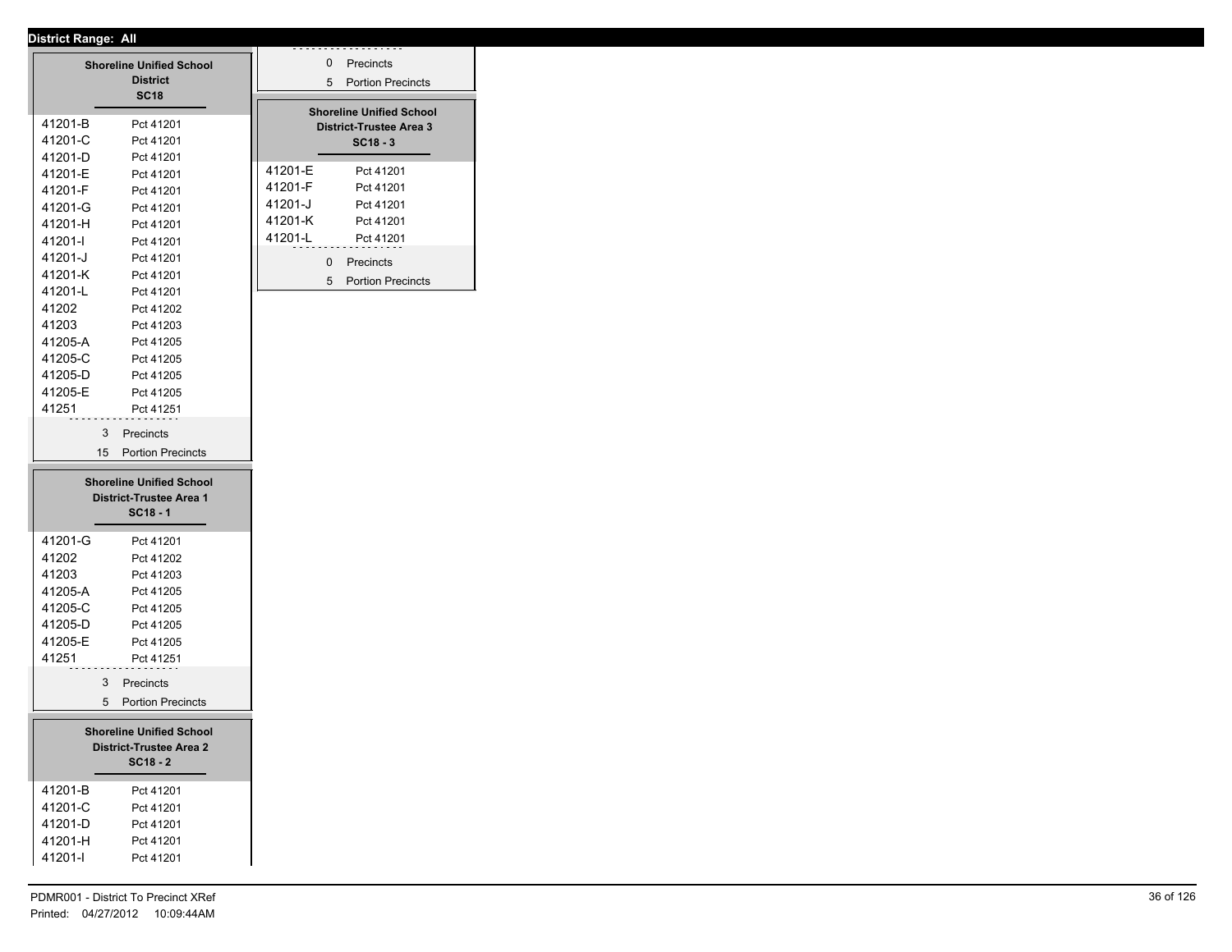District Range: All

## Shoreline Unified School District
### SC18

| | |
|---|---|
| 41201-B | Pct 41201 |
| 41201-C | Pct 41201 |
| 41201-D | Pct 41201 |
| 41201-E | Pct 41201 |
| 41201-F | Pct 41201 |
| 41201-G | Pct 41201 |
| 41201-H | Pct 41201 |
| 41201-I | Pct 41201 |
| 41201-J | Pct 41201 |
| 41201-K | Pct 41201 |
| 41201-L | Pct 41201 |
| 41202 | Pct 41202 |
| 41203 | Pct 41203 |
| 41205-A | Pct 41205 |
| 41205-C | Pct 41205 |
| 41205-D | Pct 41205 |
| 41205-E | Pct 41205 |
| 41251 | Pct 41251 |

3 Precincts

15 Portion Precincts

## Shoreline Unified School District-Trustee Area 1
### SC18 - 1

| | |
|---|---|
| 41201-G | Pct 41201 |
| 41202 | Pct 41202 |
| 41203 | Pct 41203 |
| 41205-A | Pct 41205 |
| 41205-C | Pct 41205 |
| 41205-D | Pct 41205 |
| 41205-E | Pct 41205 |
| 41251 | Pct 41251 |

3 Precincts

5 Portion Precincts

## Shoreline Unified School District-Trustee Area 2
### SC18 - 2

| | |
|---|---|
| 41201-B | Pct 41201 |
| 41201-C | Pct 41201 |
| 41201-D | Pct 41201 |
| 41201-H | Pct 41201 |
| 41201-I | Pct 41201 |

0 Precincts

5 Portion Precincts

## Shoreline Unified School District-Trustee Area 3
### SC18 - 3

| | |
|---|---|
| 41201-E | Pct 41201 |
| 41201-F | Pct 41201 |
| 41201-J | Pct 41201 |
| 41201-K | Pct 41201 |
| 41201-L | Pct 41201 |

0 Precincts

5 Portion Precincts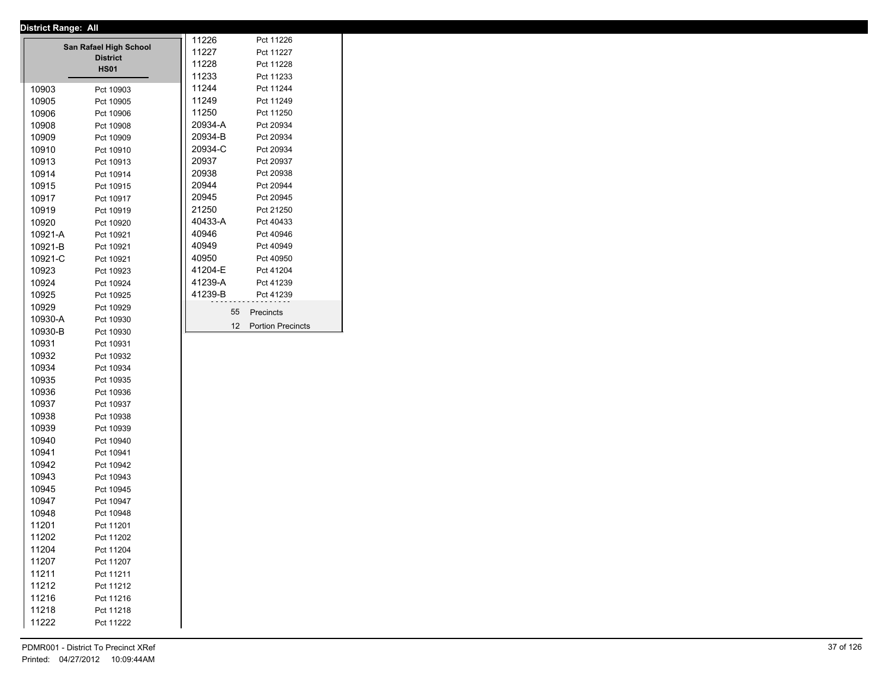**District Range: All**

**San Rafael High School District**
**HS01**

| Precinct | Name |
|---|---|
| 10903 | Pct 10903 |
| 10905 | Pct 10905 |
| 10906 | Pct 10906 |
| 10908 | Pct 10908 |
| 10909 | Pct 10909 |
| 10910 | Pct 10910 |
| 10913 | Pct 10913 |
| 10914 | Pct 10914 |
| 10915 | Pct 10915 |
| 10917 | Pct 10917 |
| 10919 | Pct 10919 |
| 10920 | Pct 10920 |
| 10921-A | Pct 10921 |
| 10921-B | Pct 10921 |
| 10921-C | Pct 10921 |
| 10923 | Pct 10923 |
| 10924 | Pct 10924 |
| 10925 | Pct 10925 |
| 10929 | Pct 10929 |
| 10930-A | Pct 10930 |
| 10930-B | Pct 10930 |
| 10931 | Pct 10931 |
| 10932 | Pct 10932 |
| 10934 | Pct 10934 |
| 10935 | Pct 10935 |
| 10936 | Pct 10936 |
| 10937 | Pct 10937 |
| 10938 | Pct 10938 |
| 10939 | Pct 10939 |
| 10940 | Pct 10940 |
| 10941 | Pct 10941 |
| 10942 | Pct 10942 |
| 10943 | Pct 10943 |
| 10945 | Pct 10945 |
| 10947 | Pct 10947 |
| 10948 | Pct 10948 |
| 11201 | Pct 11201 |
| 11202 | Pct 11202 |
| 11204 | Pct 11204 |
| 11207 | Pct 11207 |
| 11211 | Pct 11211 |
| 11212 | Pct 11212 |
| 11216 | Pct 11216 |
| 11218 | Pct 11218 |
| 11222 | Pct 11222 |
| 11226 | Pct 11226 |
| 11227 | Pct 11227 |
| 11228 | Pct 11228 |
| 11233 | Pct 11233 |
| 11244 | Pct 11244 |
| 11249 | Pct 11249 |
| 11250 | Pct 11250 |
| 20934-A | Pct 20934 |
| 20934-B | Pct 20934 |
| 20934-C | Pct 20934 |
| 20937 | Pct 20937 |
| 20938 | Pct 20938 |
| 20944 | Pct 20944 |
| 20945 | Pct 20945 |
| 21250 | Pct 21250 |
| 40433-A | Pct 40433 |
| 40946 | Pct 40946 |
| 40949 | Pct 40949 |
| 40950 | Pct 40950 |
| 41204-E | Pct 41204 |
| 41239-A | Pct 41239 |
| 41239-B | Pct 41239 |

55 Precincts

12 Portion Precincts

PDMR001 - District To Precinct XRef

Printed: 04/27/2012 10:09:44AM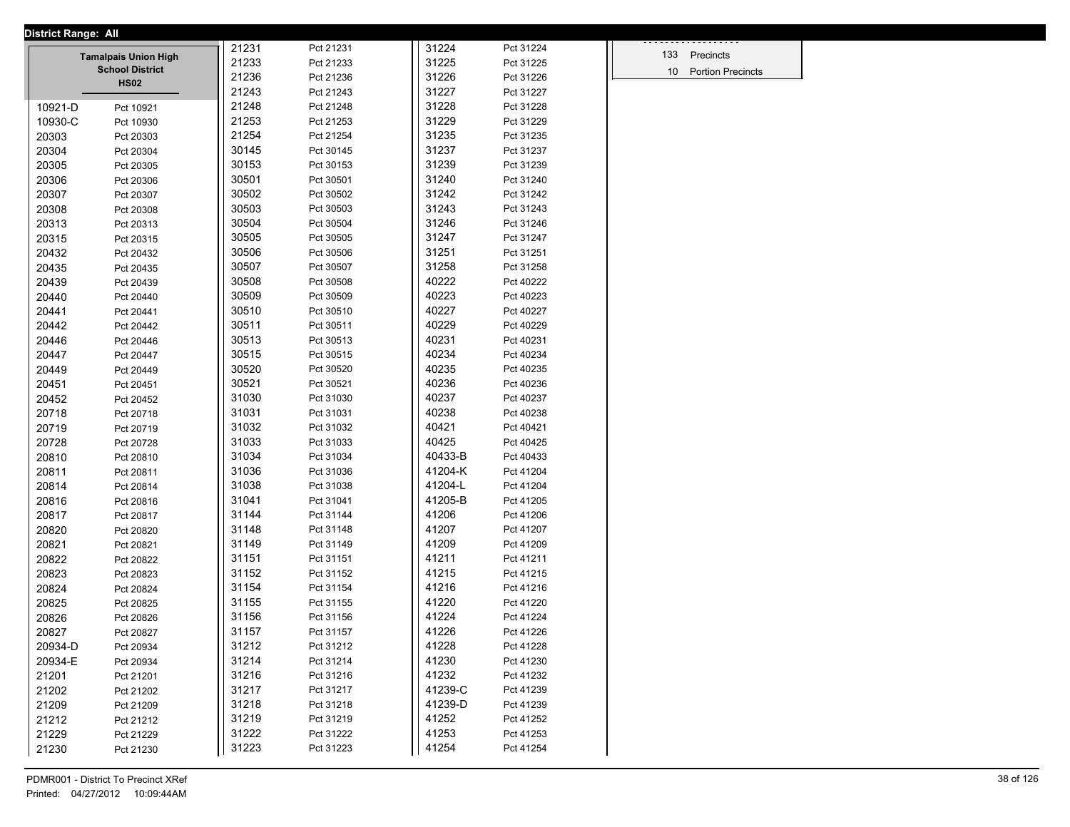**District Range: All**

## Tamalpais Union High School District

### HS02

| Precinct | Name |
|---|---|
| 10921-D | Pct 10921 |
| 10930-C | Pct 10930 |
| 20303 | Pct 20303 |
| 20304 | Pct 20304 |
| 20305 | Pct 20305 |
| 20306 | Pct 20306 |
| 20307 | Pct 20307 |
| 20308 | Pct 20308 |
| 20313 | Pct 20313 |
| 20315 | Pct 20315 |
| 20432 | Pct 20432 |
| 20435 | Pct 20435 |
| 20439 | Pct 20439 |
| 20440 | Pct 20440 |
| 20441 | Pct 20441 |
| 20442 | Pct 20442 |
| 20446 | Pct 20446 |
| 20447 | Pct 20447 |
| 20449 | Pct 20449 |
| 20451 | Pct 20451 |
| 20452 | Pct 20452 |
| 20718 | Pct 20718 |
| 20719 | Pct 20719 |
| 20728 | Pct 20728 |
| 20810 | Pct 20810 |
| 20811 | Pct 20811 |
| 20814 | Pct 20814 |
| 20816 | Pct 20816 |
| 20817 | Pct 20817 |
| 20820 | Pct 20820 |
| 20821 | Pct 20821 |
| 20822 | Pct 20822 |
| 20823 | Pct 20823 |
| 20824 | Pct 20824 |
| 20825 | Pct 20825 |
| 20826 | Pct 20826 |
| 20827 | Pct 20827 |
| 20934-D | Pct 20934 |
| 20934-E | Pct 20934 |
| 21201 | Pct 21201 |
| 21202 | Pct 21202 |
| 21209 | Pct 21209 |
| 21212 | Pct 21212 |
| 21229 | Pct 21229 |
| 21230 | Pct 21230 |
| 21231 | Pct 21231 |
| 21233 | Pct 21233 |
| 21236 | Pct 21236 |
| 21243 | Pct 21243 |
| 21248 | Pct 21248 |
| 21253 | Pct 21253 |
| 21254 | Pct 21254 |
| 30145 | Pct 30145 |
| 30153 | Pct 30153 |
| 30501 | Pct 30501 |
| 30502 | Pct 30502 |
| 30503 | Pct 30503 |
| 30504 | Pct 30504 |
| 30505 | Pct 30505 |
| 30506 | Pct 30506 |
| 30507 | Pct 30507 |
| 30508 | Pct 30508 |
| 30509 | Pct 30509 |
| 30510 | Pct 30510 |
| 30511 | Pct 30511 |
| 30513 | Pct 30513 |
| 30515 | Pct 30515 |
| 30520 | Pct 30520 |
| 30521 | Pct 30521 |
| 31030 | Pct 31030 |
| 31031 | Pct 31031 |
| 31032 | Pct 31032 |
| 31033 | Pct 31033 |
| 31034 | Pct 31034 |
| 31036 | Pct 31036 |
| 31038 | Pct 31038 |
| 31041 | Pct 31041 |
| 31144 | Pct 31144 |
| 31148 | Pct 31148 |
| 31149 | Pct 31149 |
| 31151 | Pct 31151 |
| 31152 | Pct 31152 |
| 31154 | Pct 31154 |
| 31155 | Pct 31155 |
| 31156 | Pct 31156 |
| 31157 | Pct 31157 |
| 31212 | Pct 31212 |
| 31214 | Pct 31214 |
| 31216 | Pct 31216 |
| 31217 | Pct 31217 |
| 31218 | Pct 31218 |
| 31219 | Pct 31219 |
| 31222 | Pct 31222 |
| 31223 | Pct 31223 |
| 31224 | Pct 31224 |
| 31225 | Pct 31225 |
| 31226 | Pct 31226 |
| 31227 | Pct 31227 |
| 31228 | Pct 31228 |
| 31229 | Pct 31229 |
| 31235 | Pct 31235 |
| 31237 | Pct 31237 |
| 31239 | Pct 31239 |
| 31240 | Pct 31240 |
| 31242 | Pct 31242 |
| 31243 | Pct 31243 |
| 31246 | Pct 31246 |
| 31247 | Pct 31247 |
| 31251 | Pct 31251 |
| 31258 | Pct 31258 |
| 40222 | Pct 40222 |
| 40223 | Pct 40223 |
| 40227 | Pct 40227 |
| 40229 | Pct 40229 |
| 40231 | Pct 40231 |
| 40234 | Pct 40234 |
| 40235 | Pct 40235 |
| 40236 | Pct 40236 |
| 40237 | Pct 40237 |
| 40238 | Pct 40238 |
| 40421 | Pct 40421 |
| 40425 | Pct 40425 |
| 40433-B | Pct 40433 |
| 41204-K | Pct 41204 |
| 41204-L | Pct 41204 |
| 41205-B | Pct 41205 |
| 41206 | Pct 41206 |
| 41207 | Pct 41207 |
| 41209 | Pct 41209 |
| 41211 | Pct 41211 |
| 41215 | Pct 41215 |
| 41216 | Pct 41216 |
| 41220 | Pct 41220 |
| 41224 | Pct 41224 |
| 41226 | Pct 41226 |
| 41228 | Pct 41228 |
| 41230 | Pct 41230 |
| 41232 | Pct 41232 |
| 41239-C | Pct 41239 |
| 41239-D | Pct 41239 |
| 41252 | Pct 41252 |
| 41253 | Pct 41253 |
| 41254 | Pct 41254 |

| Count | Type |
|---|---|
| 133 | Precincts |
| 10 | Portion Precincts |

PDMR001 - District To Precinct XRef
Printed: 04/27/2012 10:09:44AM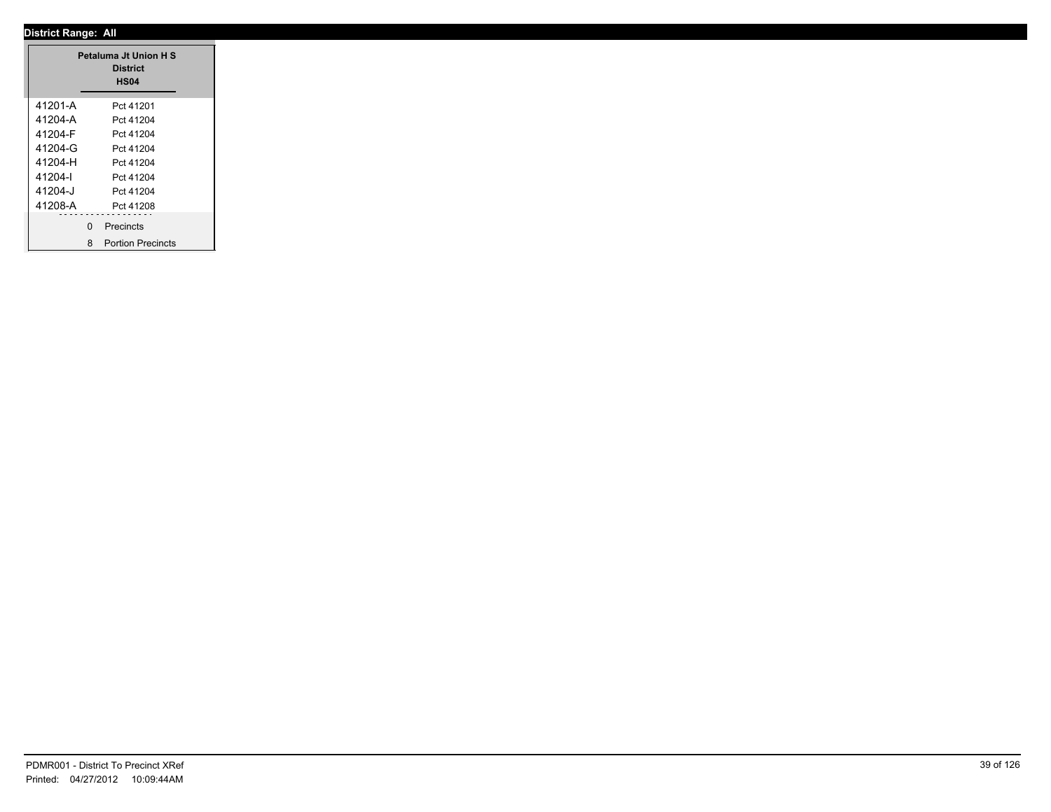**District Range: All**

**Petaluma Jt Union H S District**
**HS04**

| | |
|---|---|
| 41201-A | Pct 41201 |
| 41204-A | Pct 41204 |
| 41204-F | Pct 41204 |
| 41204-G | Pct 41204 |
| 41204-H | Pct 41204 |
| 41204-I | Pct 41204 |
| 41204-J | Pct 41204 |
| 41208-A | Pct 41208 |

0 Precincts

8 Portion Precincts

PDMR001 - District To Precinct XRef
Printed: 04/27/2012 10:09:44AM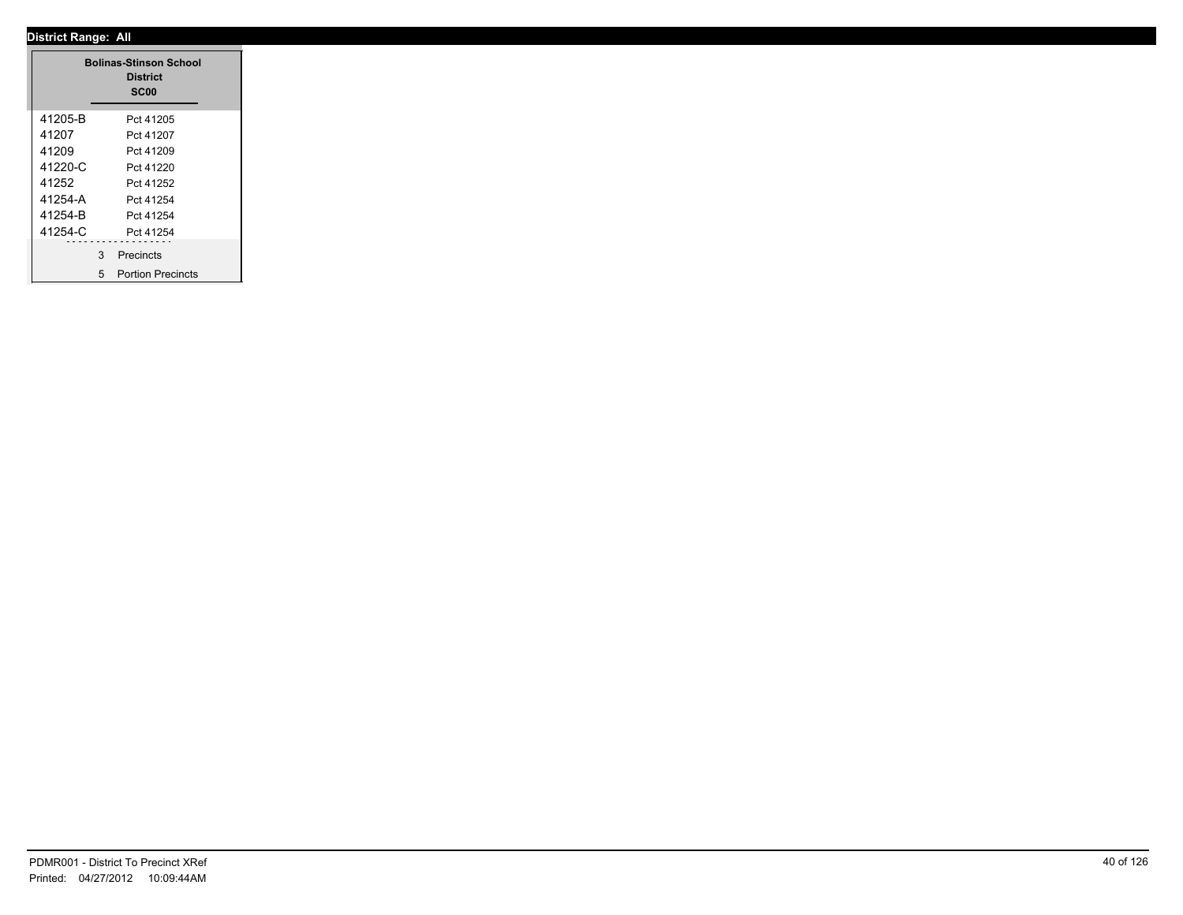**District Range: All**

| Bolinas-Stinson School District SC00 | |
|---|---|
| 41205-B | Pct 41205 |
| 41207 | Pct 41207 |
| 41209 | Pct 41209 |
| 41220-C | Pct 41220 |
| 41252 | Pct 41252 |
| 41254-A | Pct 41254 |
| 41254-B | Pct 41254 |
| 41254-C | Pct 41254 |
| 3 | Precincts |
| 5 | Portion Precincts |

PDMR001 - District To Precinct XRef
Printed: 04/27/2012 10:09:44AM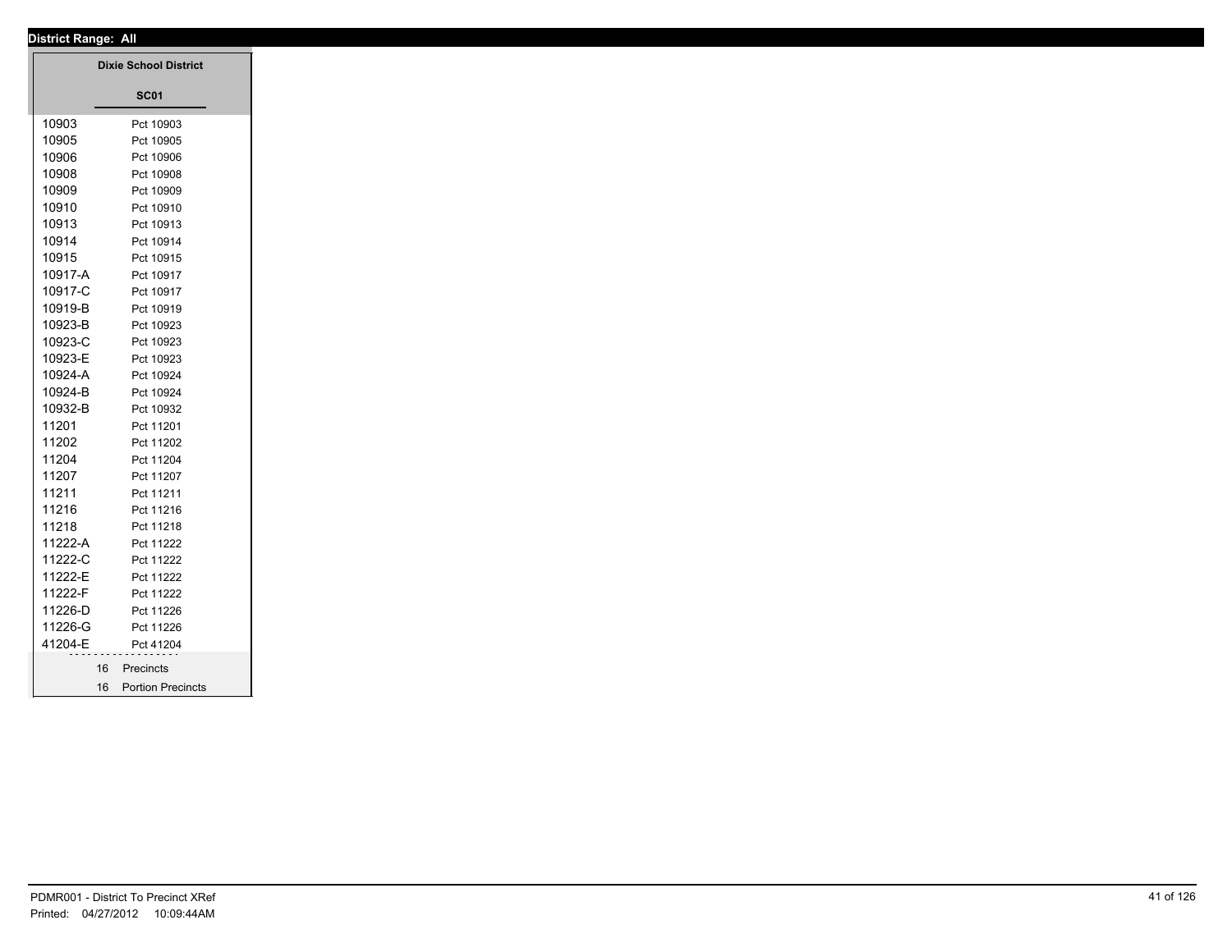**District Range: All**

| Dixie School District | |
|---|---|
| **SC01** | |
| 10903 | Pct 10903 |
| 10905 | Pct 10905 |
| 10906 | Pct 10906 |
| 10908 | Pct 10908 |
| 10909 | Pct 10909 |
| 10910 | Pct 10910 |
| 10913 | Pct 10913 |
| 10914 | Pct 10914 |
| 10915 | Pct 10915 |
| 10917-A | Pct 10917 |
| 10917-C | Pct 10917 |
| 10919-B | Pct 10919 |
| 10923-B | Pct 10923 |
| 10923-C | Pct 10923 |
| 10923-E | Pct 10923 |
| 10924-A | Pct 10924 |
| 10924-B | Pct 10924 |
| 10932-B | Pct 10932 |
| 11201 | Pct 11201 |
| 11202 | Pct 11202 |
| 11204 | Pct 11204 |
| 11207 | Pct 11207 |
| 11211 | Pct 11211 |
| 11216 | Pct 11216 |
| 11218 | Pct 11218 |
| 11222-A | Pct 11222 |
| 11222-C | Pct 11222 |
| 11222-E | Pct 11222 |
| 11222-F | Pct 11222 |
| 11226-D | Pct 11226 |
| 11226-G | Pct 11226 |
| 41204-E | Pct 41204 |
| 16 | Precincts |
| 16 | Portion Precincts |

PDMR001 - District To Precinct XRef

Printed: 04/27/2012 10:09:44AM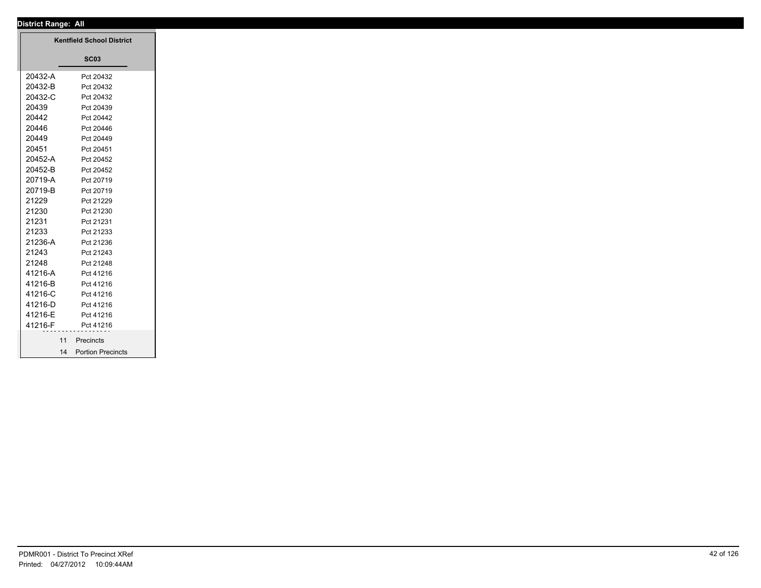**District Range: All**

| Kentfield School District | |
|---|---|
| **SC03** | |
| 20432-A | Pct 20432 |
| 20432-B | Pct 20432 |
| 20432-C | Pct 20432 |
| 20439 | Pct 20439 |
| 20442 | Pct 20442 |
| 20446 | Pct 20446 |
| 20449 | Pct 20449 |
| 20451 | Pct 20451 |
| 20452-A | Pct 20452 |
| 20452-B | Pct 20452 |
| 20719-A | Pct 20719 |
| 20719-B | Pct 20719 |
| 21229 | Pct 21229 |
| 21230 | Pct 21230 |
| 21231 | Pct 21231 |
| 21233 | Pct 21233 |
| 21236-A | Pct 21236 |
| 21243 | Pct 21243 |
| 21248 | Pct 21248 |
| 41216-A | Pct 41216 |
| 41216-B | Pct 41216 |
| 41216-C | Pct 41216 |
| 41216-D | Pct 41216 |
| 41216-E | Pct 41216 |
| 41216-F | Pct 41216 |
| 11 | Precincts |
| 14 | Portion Precincts |

PDMR001 - District To Precinct XRef
Printed: 04/27/2012 10:09:44AM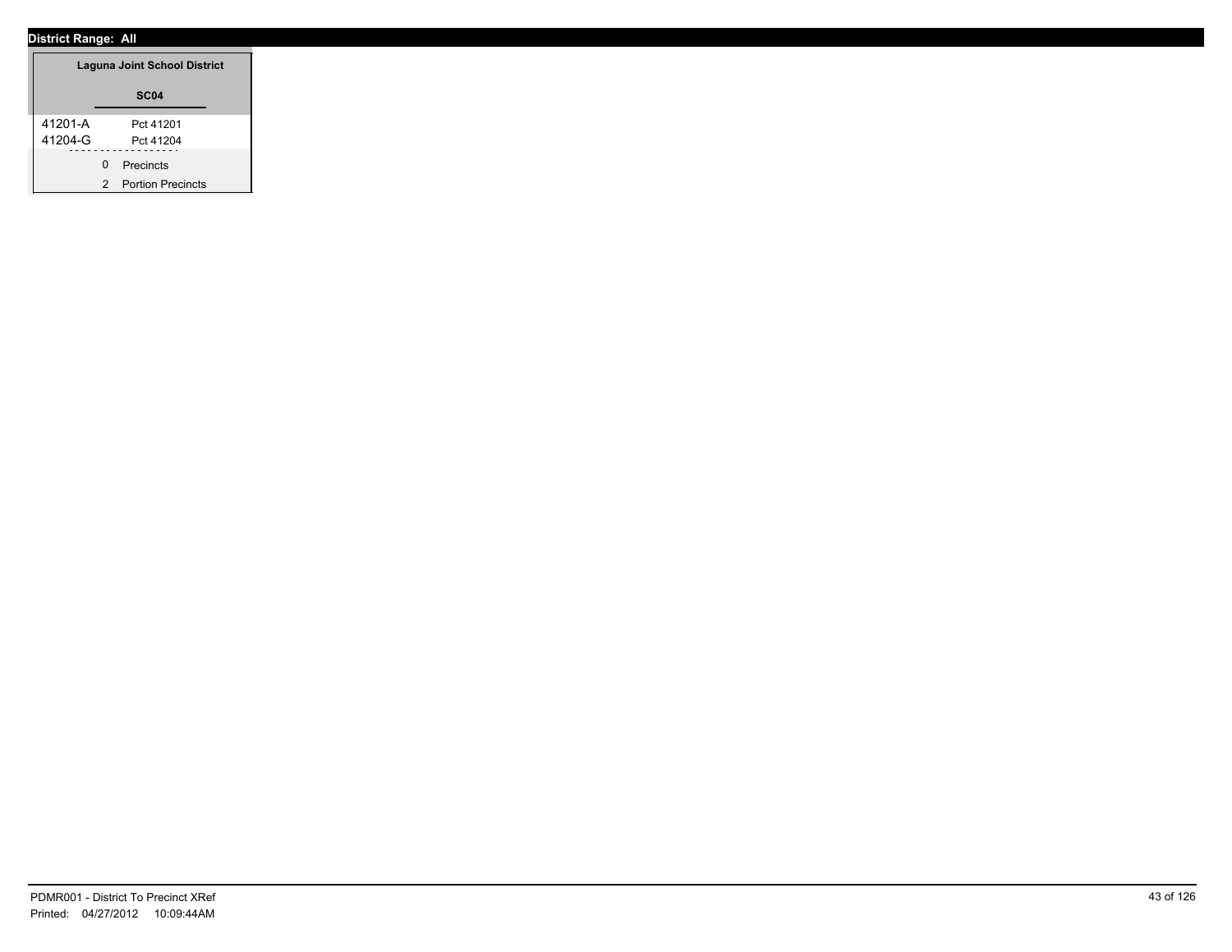**District Range: All**

### Laguna Joint School District

**SC04**

| | |
|---|---|
| 41201-A | Pct 41201 |
| 41204-G | Pct 41204 |

0 Precincts

2 Portion Precincts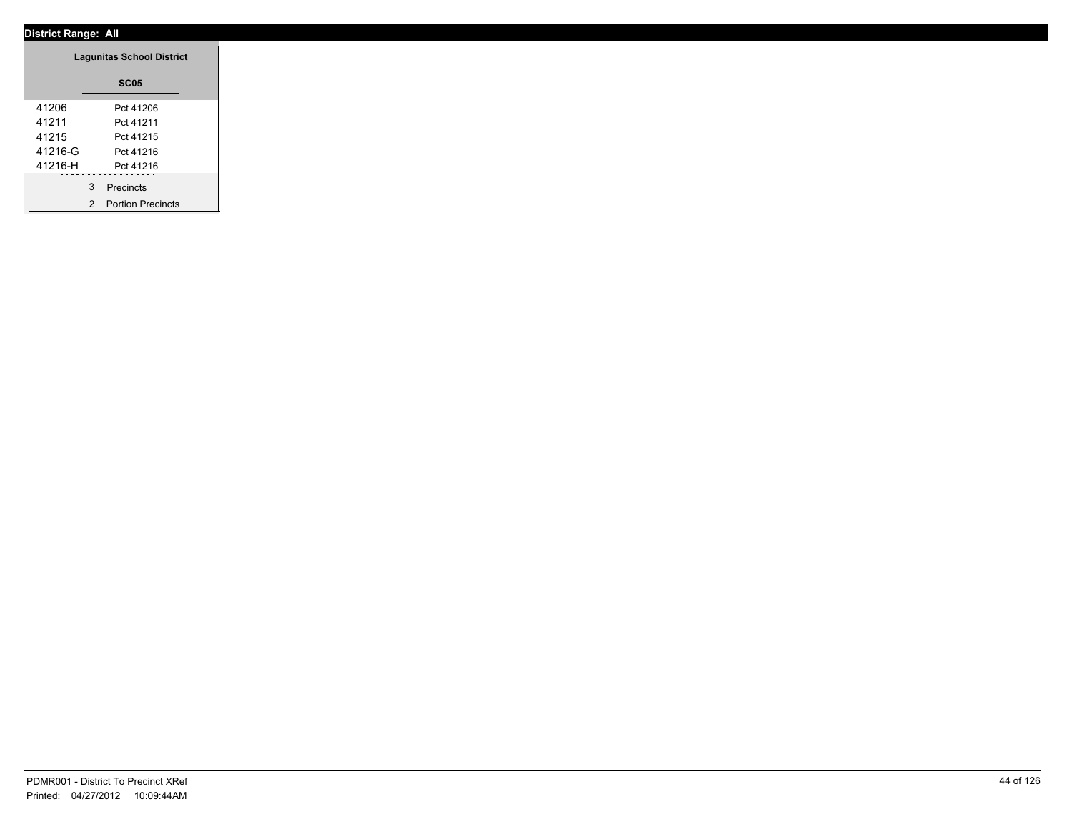**District Range: All**

**Lagunitas School District**

**SC05**

| | |
|---|---|
| 41206 | Pct 41206 |
| 41211 | Pct 41211 |
| 41215 | Pct 41215 |
| 41216-G | Pct 41216 |
| 41216-H | Pct 41216 |

3 Precincts

2 Portion Precincts

PDMR001 - District To Precinct XRef
Printed: 04/27/2012 10:09:44AM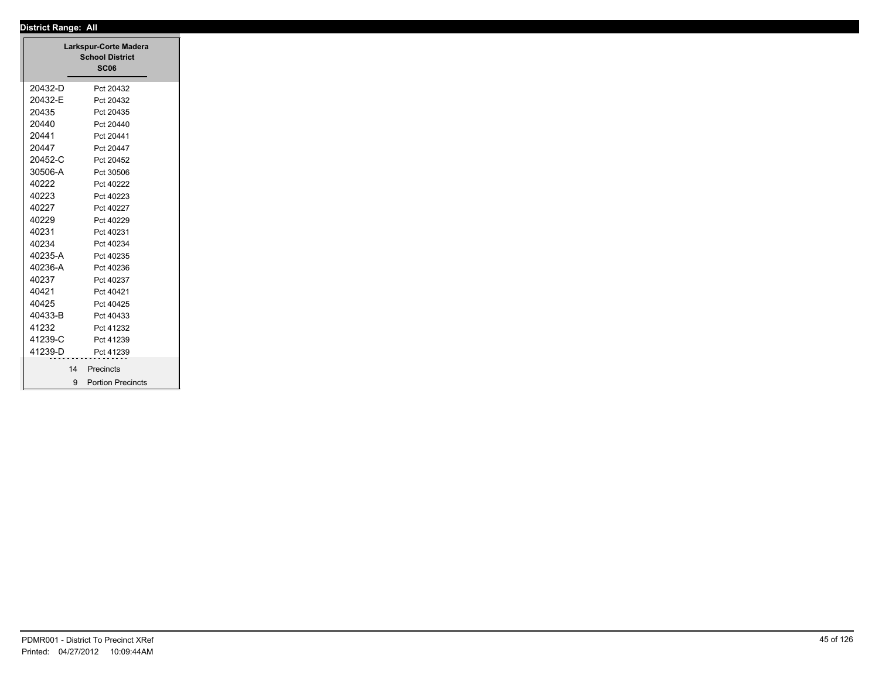**District Range: All**

| Larkspur-Corte Madera School District SC06 | |
|---|---|
| 20432-D | Pct 20432 |
| 20432-E | Pct 20432 |
| 20435 | Pct 20435 |
| 20440 | Pct 20440 |
| 20441 | Pct 20441 |
| 20447 | Pct 20447 |
| 20452-C | Pct 20452 |
| 30506-A | Pct 30506 |
| 40222 | Pct 40222 |
| 40223 | Pct 40223 |
| 40227 | Pct 40227 |
| 40229 | Pct 40229 |
| 40231 | Pct 40231 |
| 40234 | Pct 40234 |
| 40235-A | Pct 40235 |
| 40236-A | Pct 40236 |
| 40237 | Pct 40237 |
| 40421 | Pct 40421 |
| 40425 | Pct 40425 |
| 40433-B | Pct 40433 |
| 41232 | Pct 41232 |
| 41239-C | Pct 41239 |
| 41239-D | Pct 41239 |
| 14 | Precincts |
| 9 | Portion Precincts |

PDMR001 - District To Precinct XRef
Printed: 04/27/2012 10:09:44AM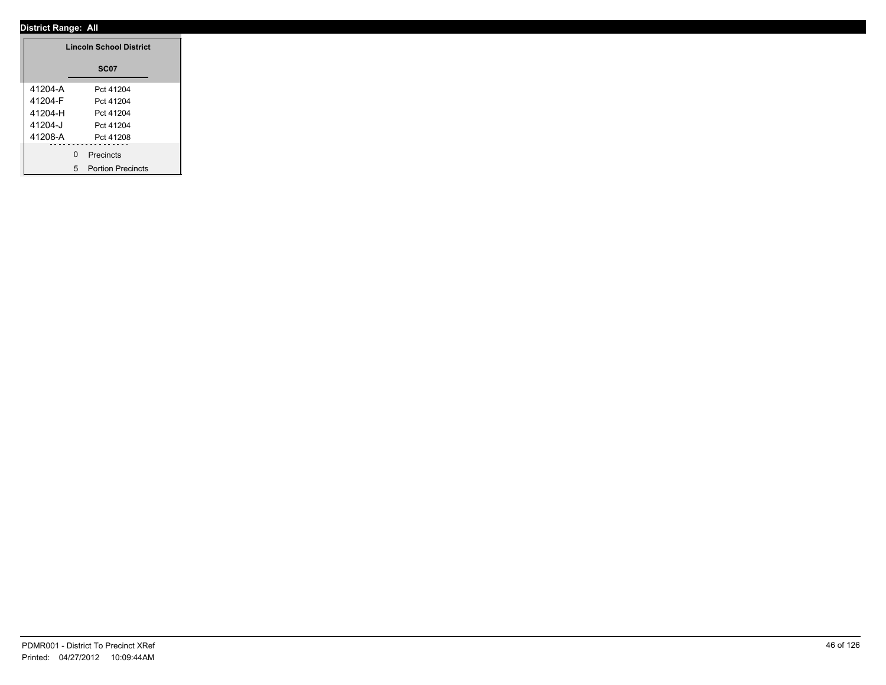**District Range: All**

**Lincoln School District**

**SC07**

| | |
|---|---|
| 41204-A | Pct 41204 |
| 41204-F | Pct 41204 |
| 41204-H | Pct 41204 |
| 41204-J | Pct 41204 |
| 41208-A | Pct 41208 |

0 Precincts

5 Portion Precincts

PDMR001 - District To Precinct XRef
Printed: 04/27/2012 10:09:44AM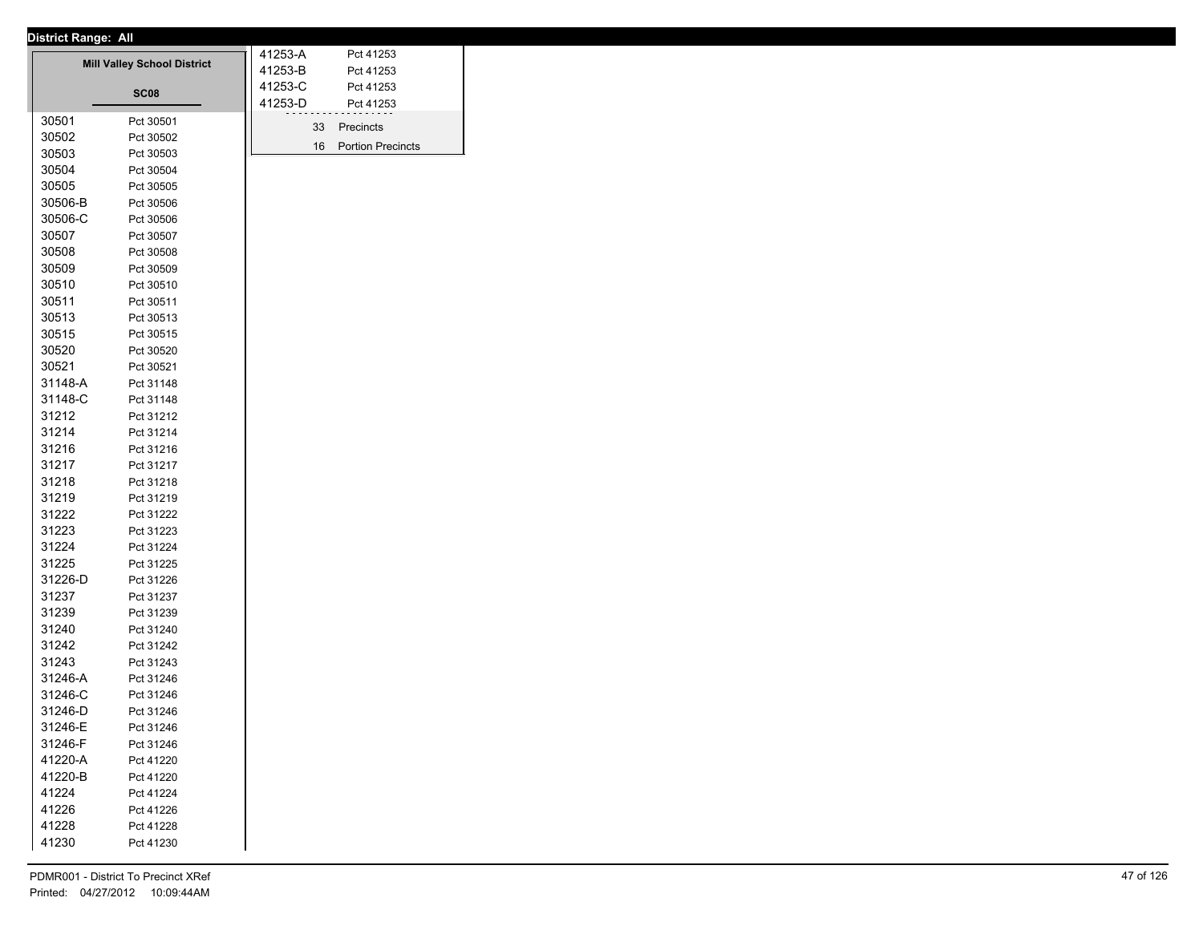**District Range: All**

**Mill Valley School District**

**SC08**

| Precinct | Name |
|---|---|
| 30501 | Pct 30501 |
| 30502 | Pct 30502 |
| 30503 | Pct 30503 |
| 30504 | Pct 30504 |
| 30505 | Pct 30505 |
| 30506-B | Pct 30506 |
| 30506-C | Pct 30506 |
| 30507 | Pct 30507 |
| 30508 | Pct 30508 |
| 30509 | Pct 30509 |
| 30510 | Pct 30510 |
| 30511 | Pct 30511 |
| 30513 | Pct 30513 |
| 30515 | Pct 30515 |
| 30520 | Pct 30520 |
| 30521 | Pct 30521 |
| 31148-A | Pct 31148 |
| 31148-C | Pct 31148 |
| 31212 | Pct 31212 |
| 31214 | Pct 31214 |
| 31216 | Pct 31216 |
| 31217 | Pct 31217 |
| 31218 | Pct 31218 |
| 31219 | Pct 31219 |
| 31222 | Pct 31222 |
| 31223 | Pct 31223 |
| 31224 | Pct 31224 |
| 31225 | Pct 31225 |
| 31226-D | Pct 31226 |
| 31237 | Pct 31237 |
| 31239 | Pct 31239 |
| 31240 | Pct 31240 |
| 31242 | Pct 31242 |
| 31243 | Pct 31243 |
| 31246-A | Pct 31246 |
| 31246-C | Pct 31246 |
| 31246-D | Pct 31246 |
| 31246-E | Pct 31246 |
| 31246-F | Pct 31246 |
| 41220-A | Pct 41220 |
| 41220-B | Pct 41220 |
| 41224 | Pct 41224 |
| 41226 | Pct 41226 |
| 41228 | Pct 41228 |
| 41230 | Pct 41230 |
| 41253-A | Pct 41253 |
| 41253-B | Pct 41253 |
| 41253-C | Pct 41253 |
| 41253-D | Pct 41253 |

33 Precincts

16 Portion Precincts

PDMR001 - District To Precinct XRef

Printed: 04/27/2012 10:09:44AM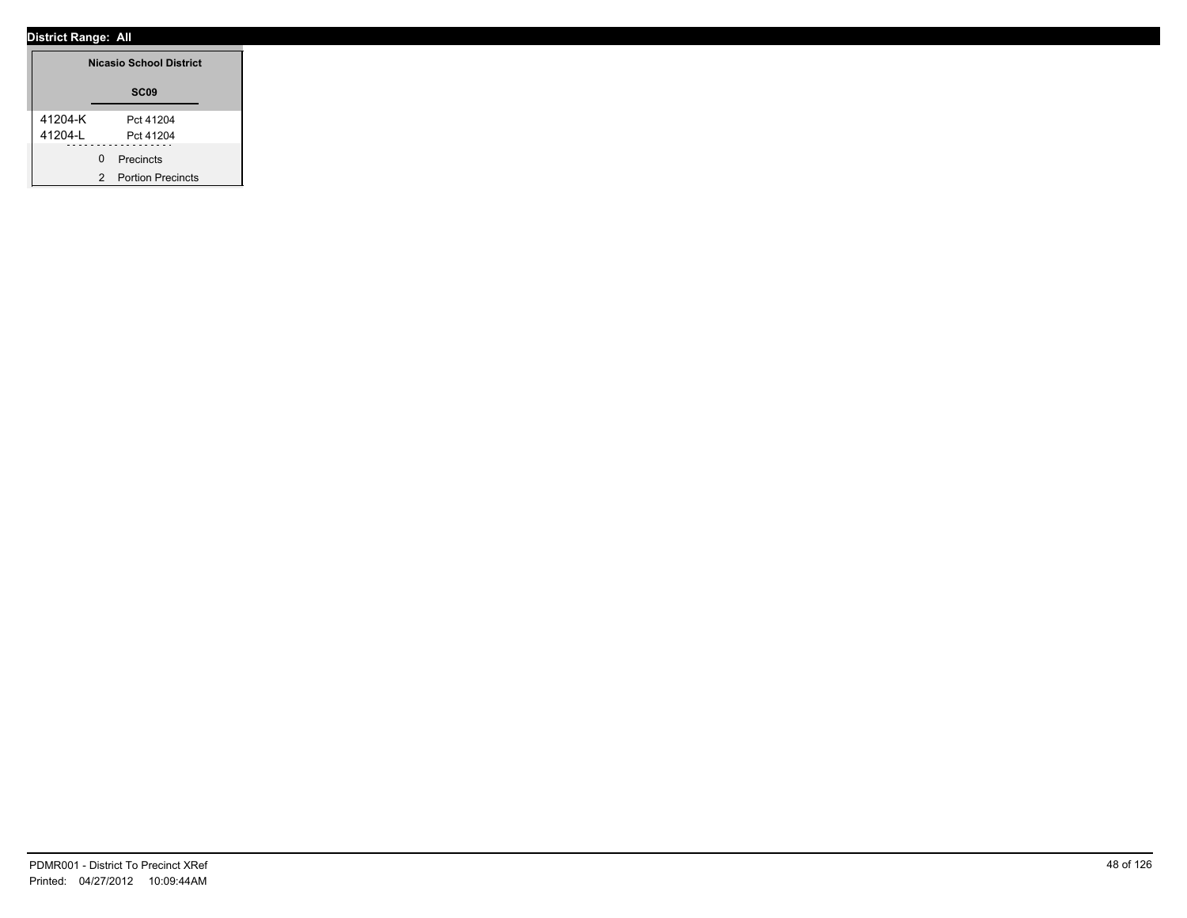**District Range: All**

**Nicasio School District**

**SC09**

| | |
|---|---|
| 41204-K | Pct 41204 |
| 41204-L | Pct 41204 |

0 Precincts

2 Portion Precincts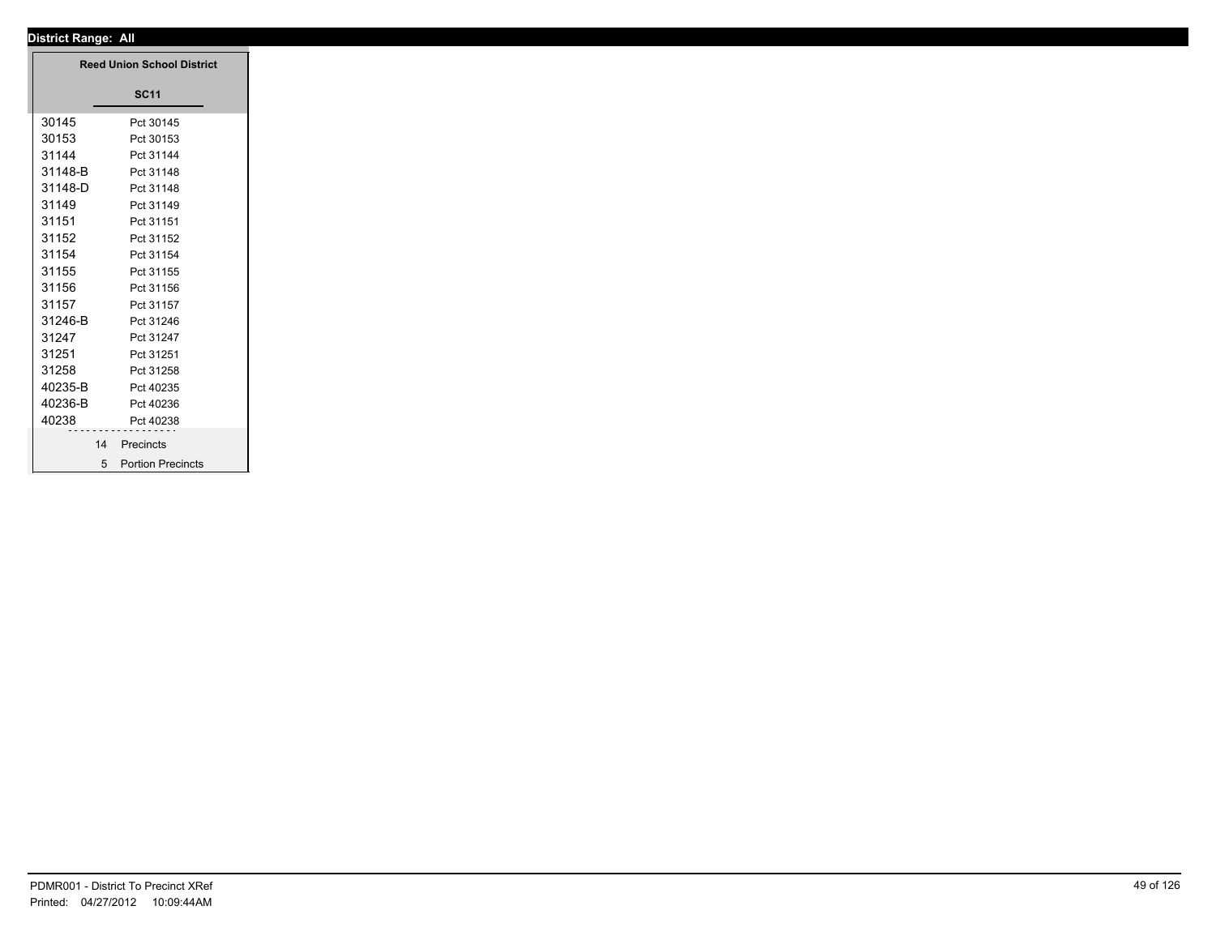**District Range: All**

**Reed Union School District**

**SC11**

| | |
|---|---|
| 30145 | Pct 30145 |
| 30153 | Pct 30153 |
| 31144 | Pct 31144 |
| 31148-B | Pct 31148 |
| 31148-D | Pct 31148 |
| 31149 | Pct 31149 |
| 31151 | Pct 31151 |
| 31152 | Pct 31152 |
| 31154 | Pct 31154 |
| 31155 | Pct 31155 |
| 31156 | Pct 31156 |
| 31157 | Pct 31157 |
| 31246-B | Pct 31246 |
| 31247 | Pct 31247 |
| 31251 | Pct 31251 |
| 31258 | Pct 31258 |
| 40235-B | Pct 40235 |
| 40236-B | Pct 40236 |
| 40238 | Pct 40238 |

14 Precincts

5 Portion Precincts

PDMR001 - District To Precinct XRef
Printed: 04/27/2012 10:09:44AM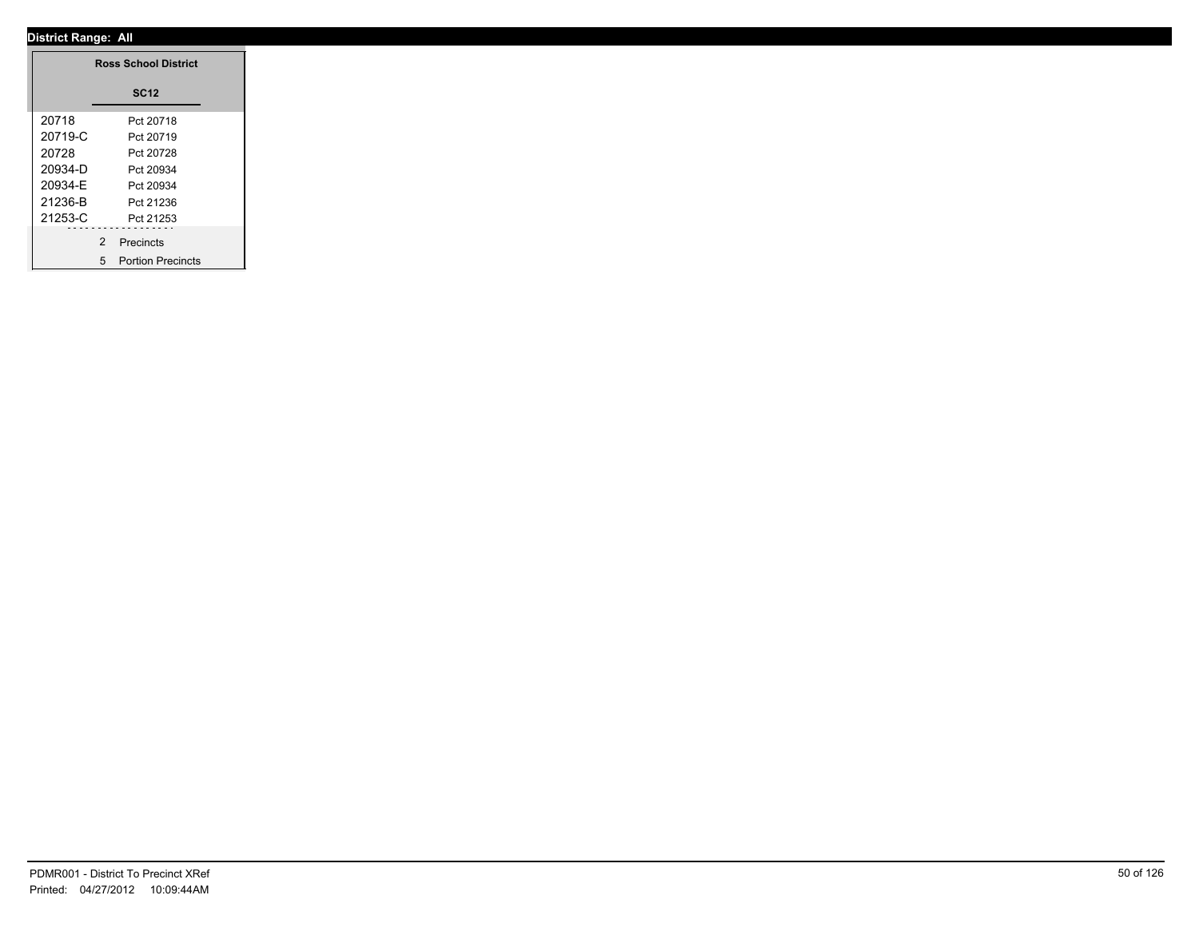**District Range: All**

| Ross School District | |
|---|---|
| | **SC12** |
| 20718 | Pct 20718 |
| 20719-C | Pct 20719 |
| 20728 | Pct 20728 |
| 20934-D | Pct 20934 |
| 20934-E | Pct 20934 |
| 21236-B | Pct 21236 |
| 21253-C | Pct 21253 |

2 Precincts

5 Portion Precincts

PDMR001 - District To Precinct XRef

Printed: 04/27/2012 10:09:44AM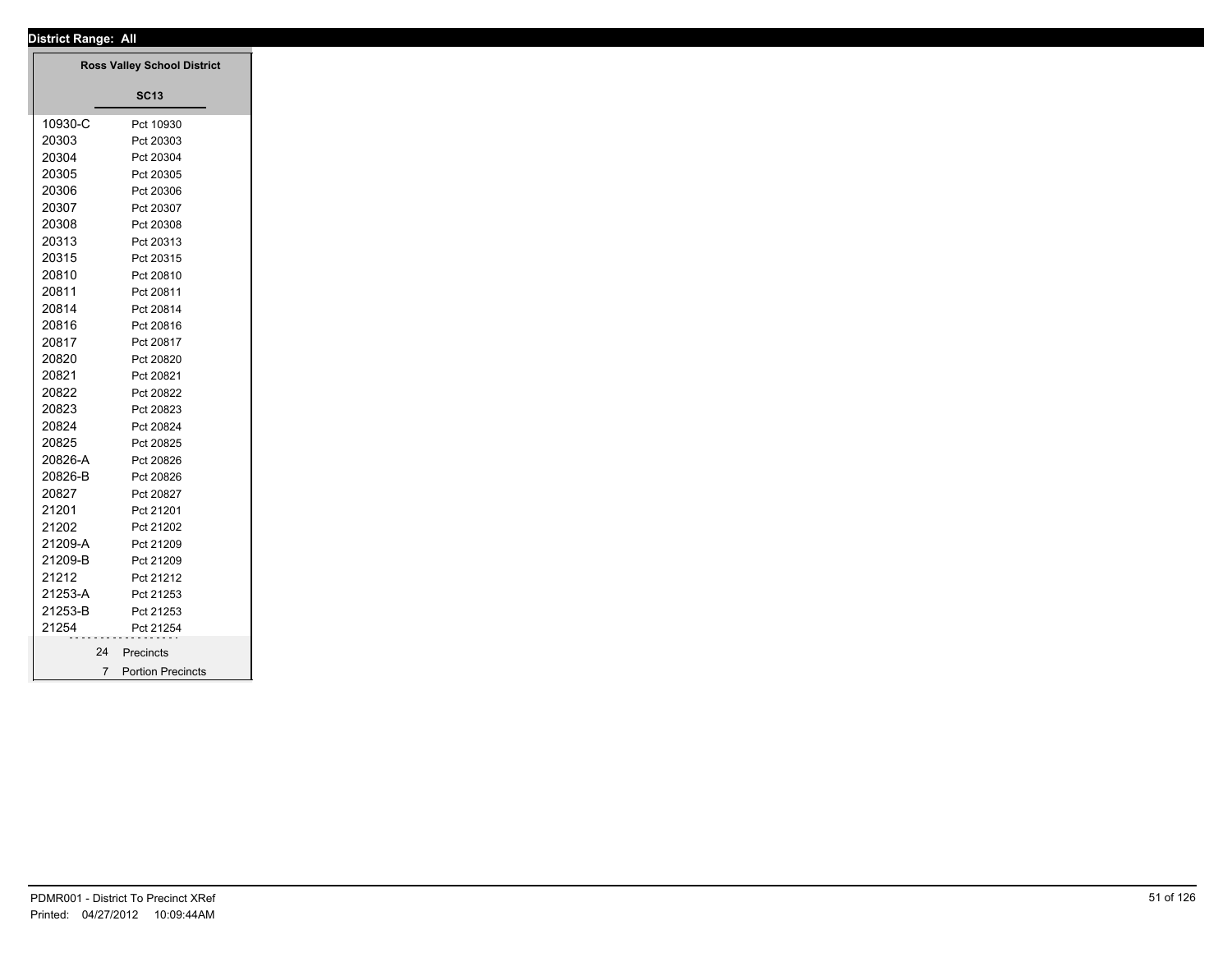**District Range: All**

**Ross Valley School District**

**SC13**

| | |
|---|---|
| 10930-C | Pct 10930 |
| 20303 | Pct 20303 |
| 20304 | Pct 20304 |
| 20305 | Pct 20305 |
| 20306 | Pct 20306 |
| 20307 | Pct 20307 |
| 20308 | Pct 20308 |
| 20313 | Pct 20313 |
| 20315 | Pct 20315 |
| 20810 | Pct 20810 |
| 20811 | Pct 20811 |
| 20814 | Pct 20814 |
| 20816 | Pct 20816 |
| 20817 | Pct 20817 |
| 20820 | Pct 20820 |
| 20821 | Pct 20821 |
| 20822 | Pct 20822 |
| 20823 | Pct 20823 |
| 20824 | Pct 20824 |
| 20825 | Pct 20825 |
| 20826-A | Pct 20826 |
| 20826-B | Pct 20826 |
| 20827 | Pct 20827 |
| 21201 | Pct 21201 |
| 21202 | Pct 21202 |
| 21209-A | Pct 21209 |
| 21209-B | Pct 21209 |
| 21212 | Pct 21212 |
| 21253-A | Pct 21253 |
| 21253-B | Pct 21253 |
| 21254 | Pct 21254 |

24 Precincts

7 Portion Precincts

PDMR001 - District To Precinct XRef

Printed: 04/27/2012 10:09:44AM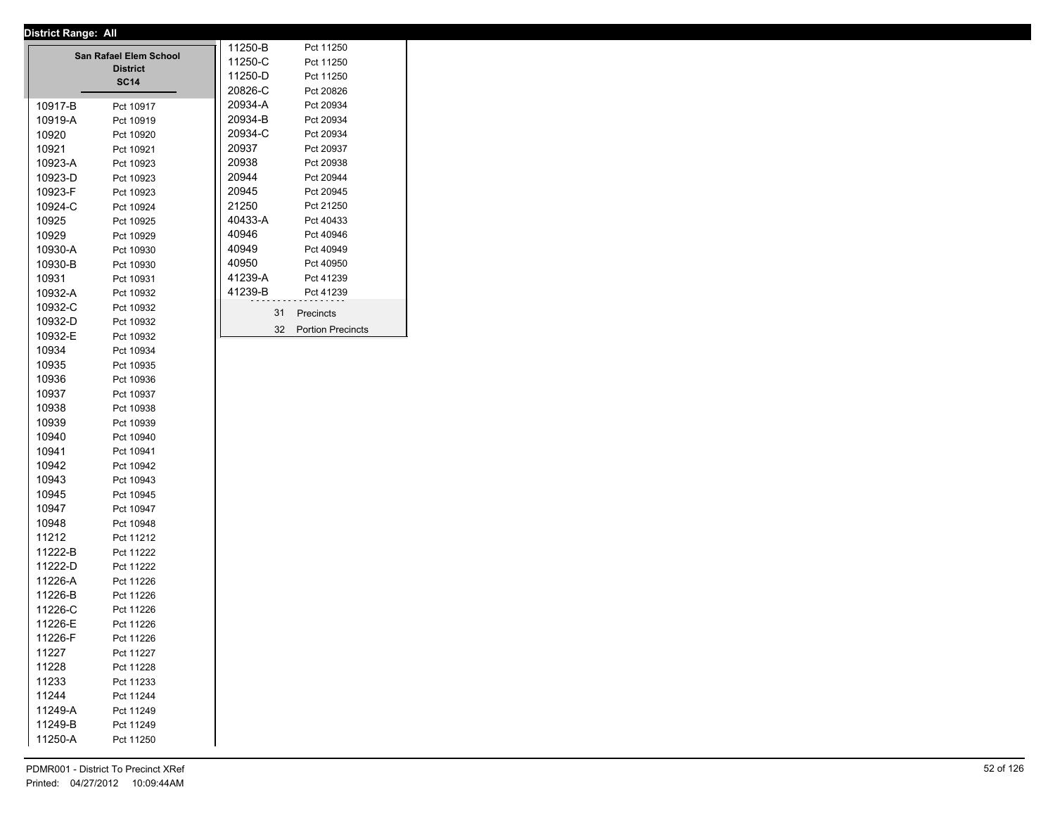**District Range: All**

## San Rafael Elem School District

### SC14

| Precinct | Name |
|---|---|
| 10917-B | Pct 10917 |
| 10919-A | Pct 10919 |
| 10920 | Pct 10920 |
| 10921 | Pct 10921 |
| 10923-A | Pct 10923 |
| 10923-D | Pct 10923 |
| 10923-F | Pct 10923 |
| 10924-C | Pct 10924 |
| 10925 | Pct 10925 |
| 10929 | Pct 10929 |
| 10930-A | Pct 10930 |
| 10930-B | Pct 10930 |
| 10931 | Pct 10931 |
| 10932-A | Pct 10932 |
| 10932-C | Pct 10932 |
| 10932-D | Pct 10932 |
| 10932-E | Pct 10932 |
| 10934 | Pct 10934 |
| 10935 | Pct 10935 |
| 10936 | Pct 10936 |
| 10937 | Pct 10937 |
| 10938 | Pct 10938 |
| 10939 | Pct 10939 |
| 10940 | Pct 10940 |
| 10941 | Pct 10941 |
| 10942 | Pct 10942 |
| 10943 | Pct 10943 |
| 10945 | Pct 10945 |
| 10947 | Pct 10947 |
| 10948 | Pct 10948 |
| 11212 | Pct 11212 |
| 11222-B | Pct 11222 |
| 11222-D | Pct 11222 |
| 11226-A | Pct 11226 |
| 11226-B | Pct 11226 |
| 11226-C | Pct 11226 |
| 11226-E | Pct 11226 |
| 11226-F | Pct 11226 |
| 11227 | Pct 11227 |
| 11228 | Pct 11228 |
| 11233 | Pct 11233 |
| 11244 | Pct 11244 |
| 11249-A | Pct 11249 |
| 11249-B | Pct 11249 |
| 11250-A | Pct 11250 |
| 11250-B | Pct 11250 |
| 11250-C | Pct 11250 |
| 11250-D | Pct 11250 |
| 20826-C | Pct 20826 |
| 20934-A | Pct 20934 |
| 20934-B | Pct 20934 |
| 20934-C | Pct 20934 |
| 20937 | Pct 20937 |
| 20938 | Pct 20938 |
| 20944 | Pct 20944 |
| 20945 | Pct 20945 |
| 21250 | Pct 21250 |
| 40433-A | Pct 40433 |
| 40946 | Pct 40946 |
| 40949 | Pct 40949 |
| 40950 | Pct 40950 |
| 41239-A | Pct 41239 |
| 41239-B | Pct 41239 |

31 Precincts

32 Portion Precincts

PDMR001 - District To Precinct XRef

Printed: 04/27/2012 10:09:44AM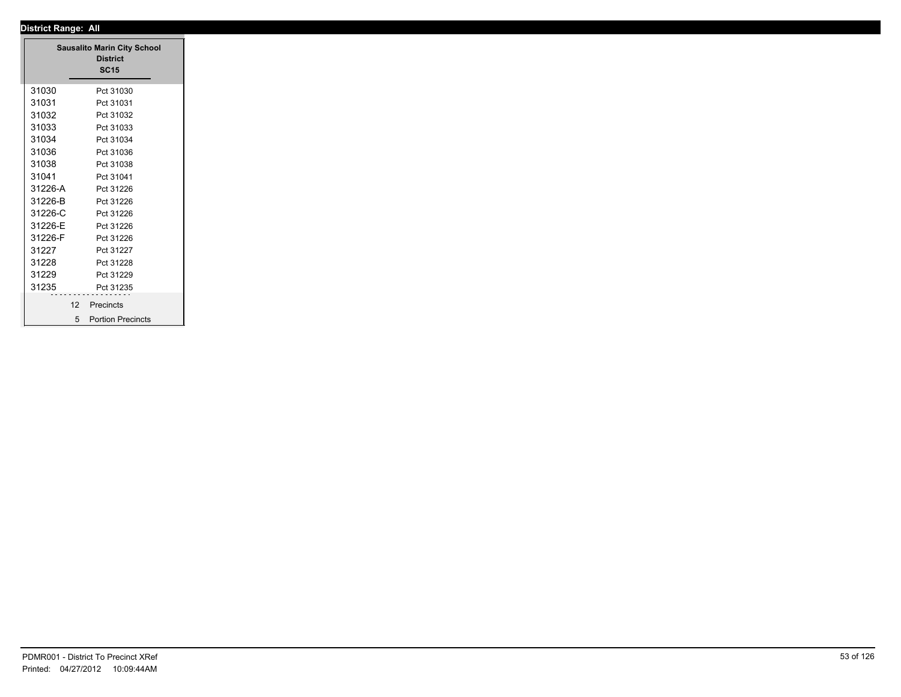**District Range: All**

| Sausalito Marin City School District SC15 | |
|---|---|
| 31030 | Pct 31030 |
| 31031 | Pct 31031 |
| 31032 | Pct 31032 |
| 31033 | Pct 31033 |
| 31034 | Pct 31034 |
| 31036 | Pct 31036 |
| 31038 | Pct 31038 |
| 31041 | Pct 31041 |
| 31226-A | Pct 31226 |
| 31226-B | Pct 31226 |
| 31226-C | Pct 31226 |
| 31226-E | Pct 31226 |
| 31226-F | Pct 31226 |
| 31227 | Pct 31227 |
| 31228 | Pct 31228 |
| 31229 | Pct 31229 |
| 31235 | Pct 31235 |
| 12 | Precincts |
| 5 | Portion Precincts |

PDMR001 - District To Precinct XRef
Printed: 04/27/2012 10:09:44AM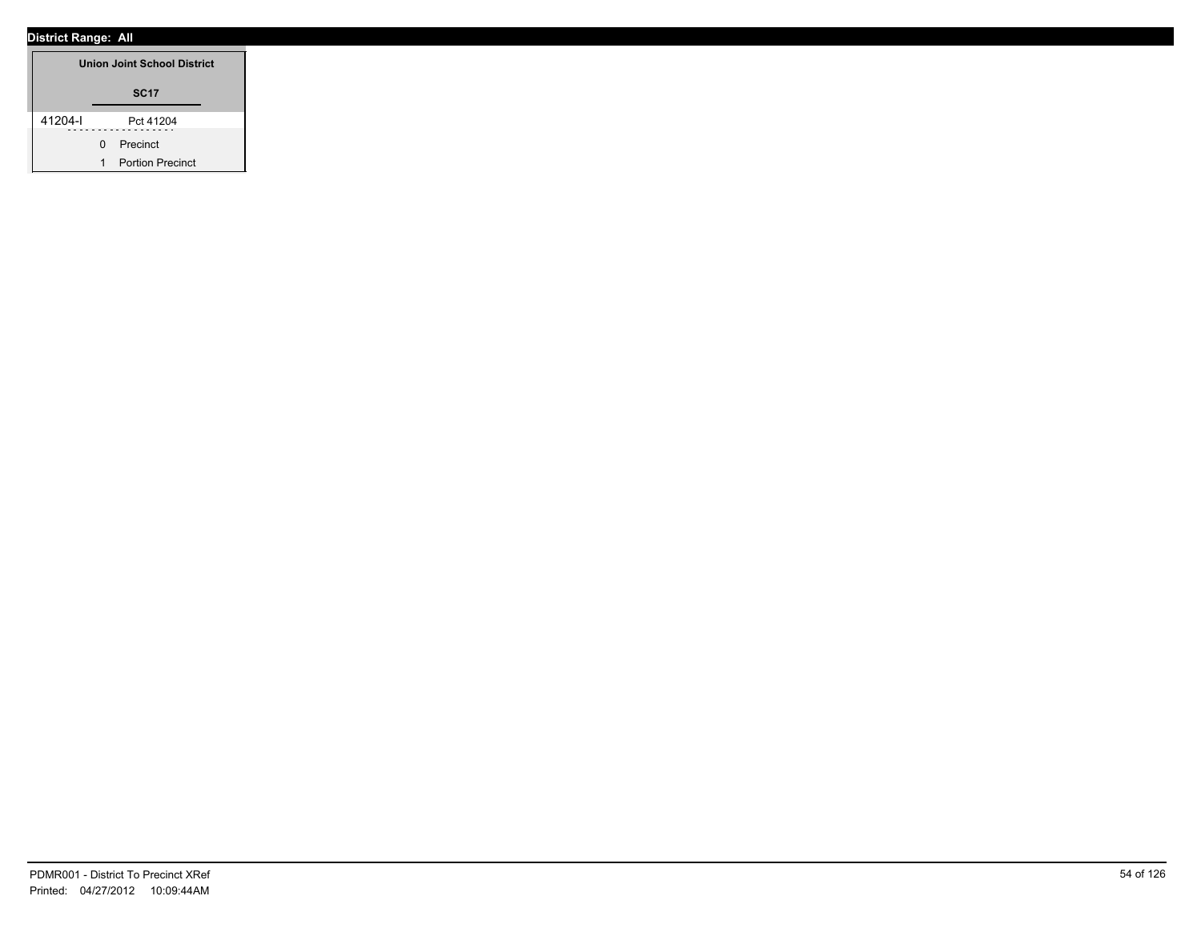**District Range: All**

| Union Joint School District | |
|---|---|
| | **SC17** |
| 41204-I | Pct 41204 |
| 0 | Precinct |
| 1 | Portion Precinct |

PDMR001 - District To Precinct XRef
Printed: 04/27/2012 10:09:44AM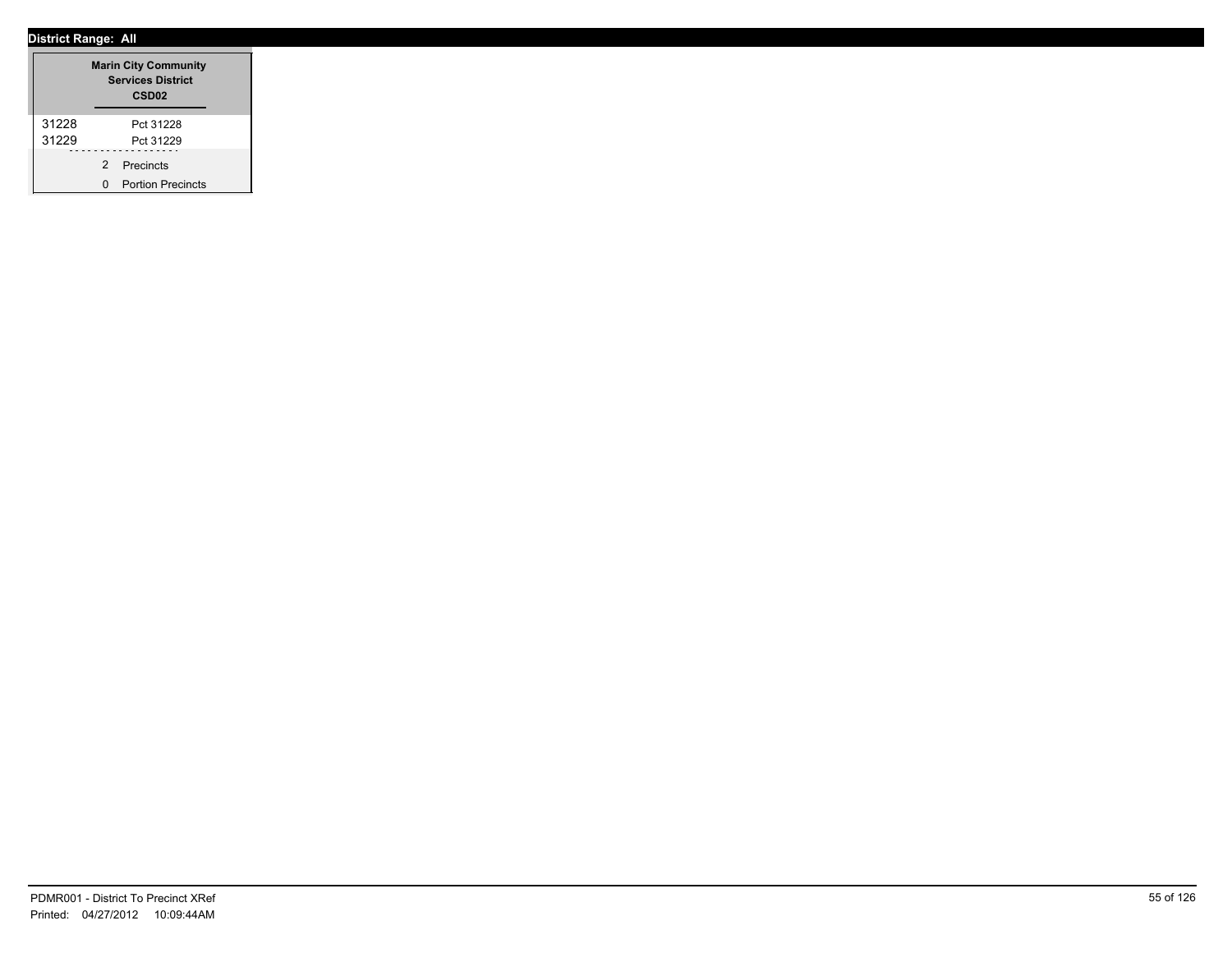**District Range: All**

| Marin City Community Services District CSD02 | |
|---|---|
| 31228 | Pct 31228 |
| 31229 | Pct 31229 |

2 Precincts

0 Portion Precincts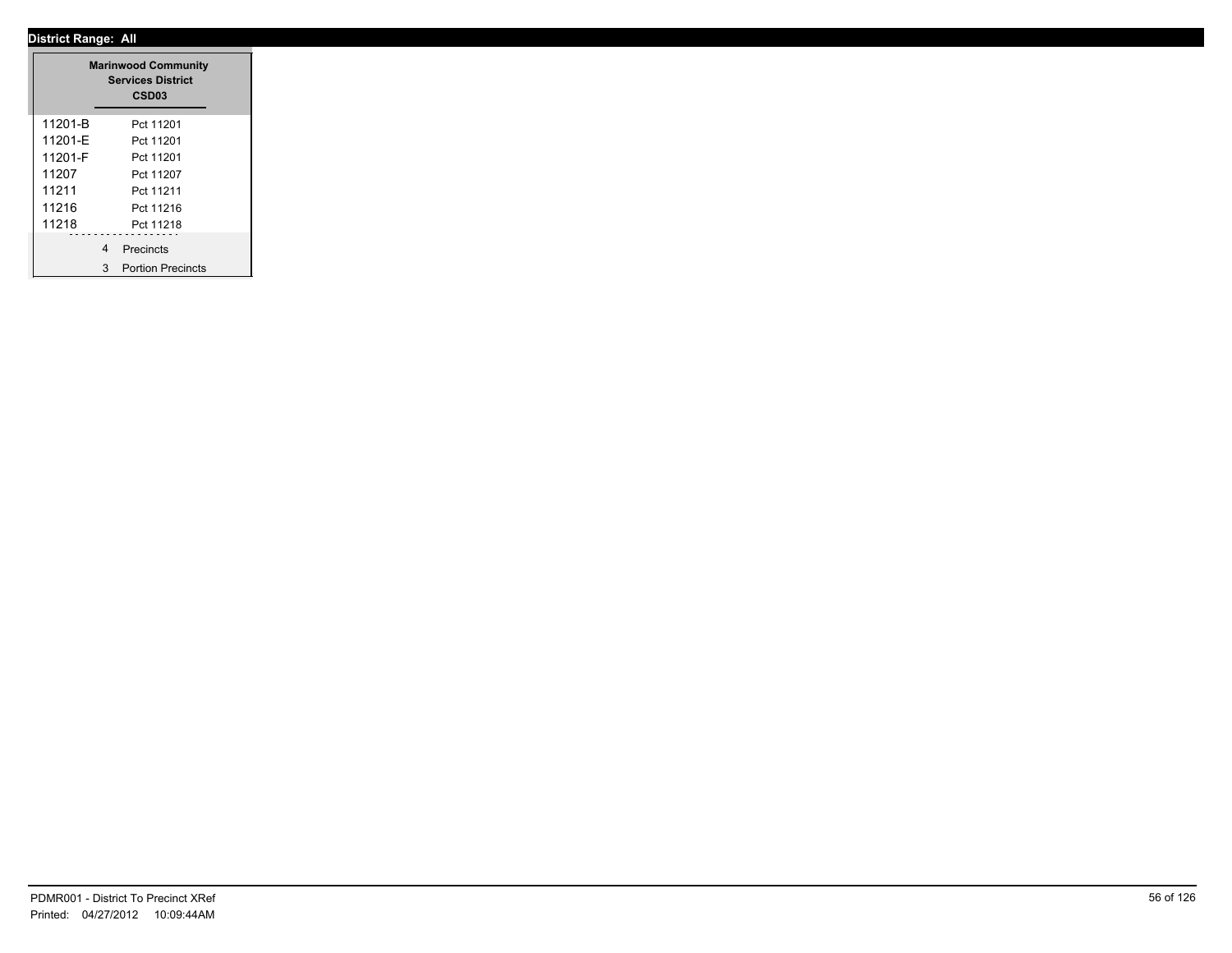**District Range: All**

| Marinwood Community Services District CSD03 | |
|---|---|
| 11201-B | Pct 11201 |
| 11201-E | Pct 11201 |
| 11201-F | Pct 11201 |
| 11207 | Pct 11207 |
| 11211 | Pct 11211 |
| 11216 | Pct 11216 |
| 11218 | Pct 11218 |

4 Precincts

3 Portion Precincts

PDMR001 - District To Precinct XRef

Printed: 04/27/2012 10:09:44AM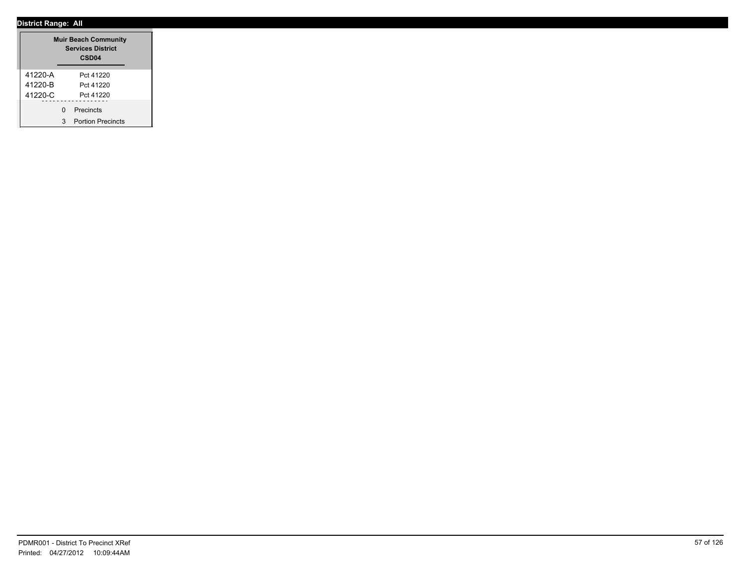**District Range: All**

| Muir Beach Community Services District CSD04 | |
|---|---|
| 41220-A | Pct 41220 |
| 41220-B | Pct 41220 |
| 41220-C | Pct 41220 |
| 0 | Precincts |
| 3 | Portion Precincts |

PDMR001 - District To Precinct XRef
Printed: 04/27/2012 10:09:44AM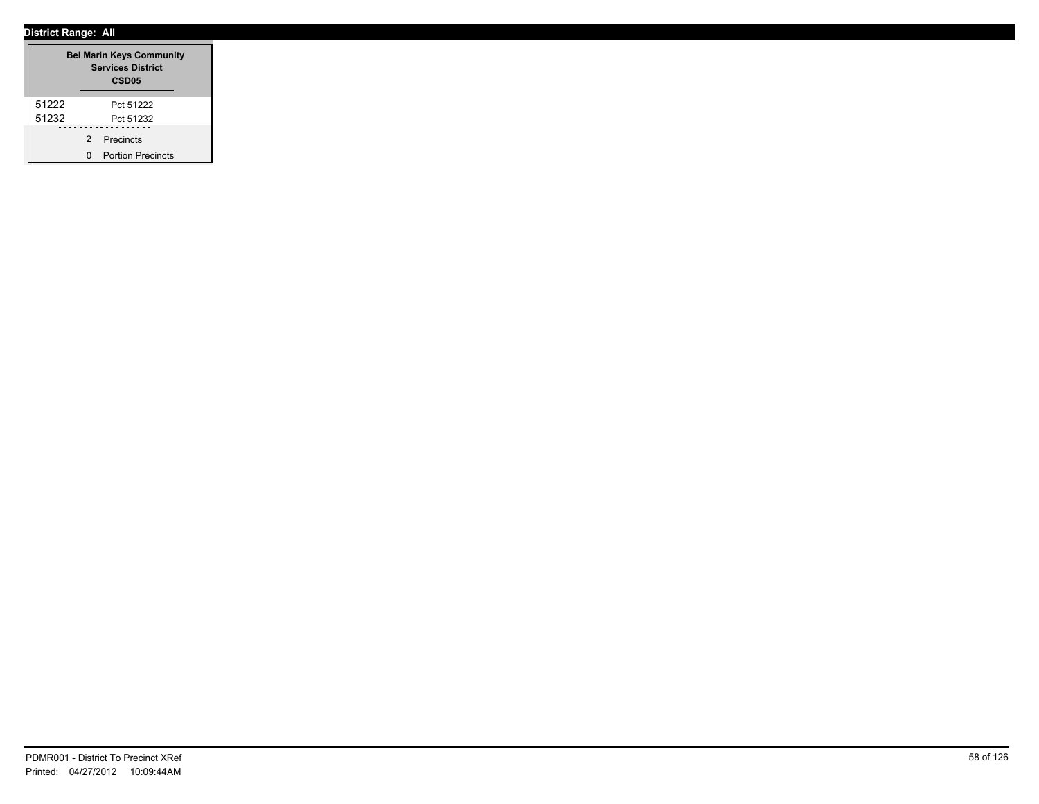**District Range: All**

| Bel Marin Keys Community Services District CSD05 | |
|---|---|
| 51222 | Pct 51222 |
| 51232 | Pct 51232 |
| 2 | Precincts |
| 0 | Portion Precincts |

PDMR001 - District To Precinct XRef
Printed: 04/27/2012 10:09:44AM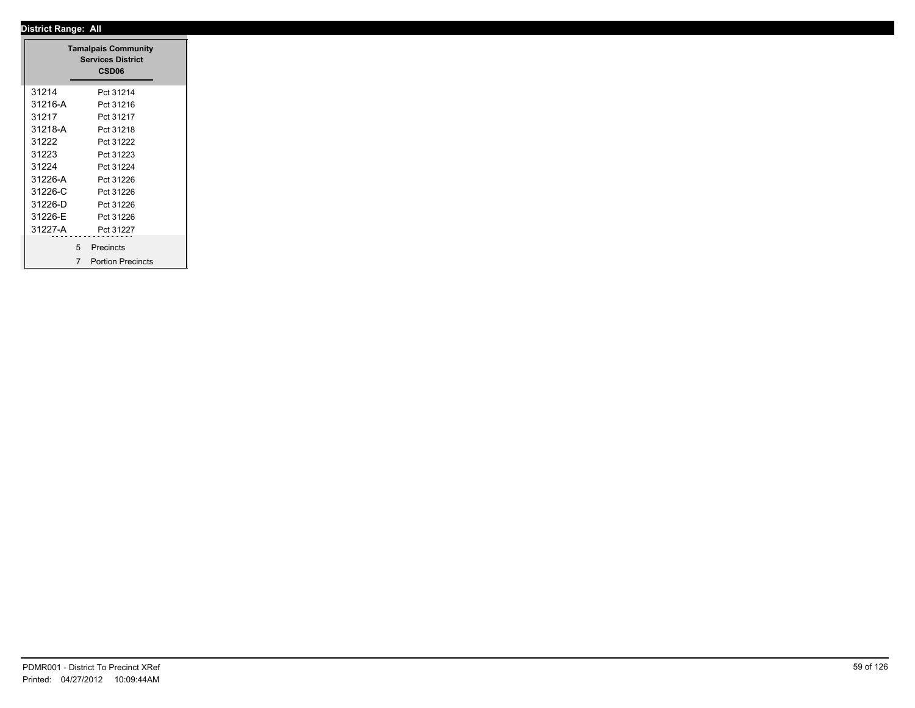**District Range: All**

| Tamalpais Community Services District CSD06 | |
|---|---|
| 31214 | Pct 31214 |
| 31216-A | Pct 31216 |
| 31217 | Pct 31217 |
| 31218-A | Pct 31218 |
| 31222 | Pct 31222 |
| 31223 | Pct 31223 |
| 31224 | Pct 31224 |
| 31226-A | Pct 31226 |
| 31226-C | Pct 31226 |
| 31226-D | Pct 31226 |
| 31226-E | Pct 31226 |
| 31227-A | Pct 31227 |
| 5 | Precincts |
| 7 | Portion Precincts |

PDMR001 - District To Precinct XRef
Printed: 04/27/2012 10:09:44AM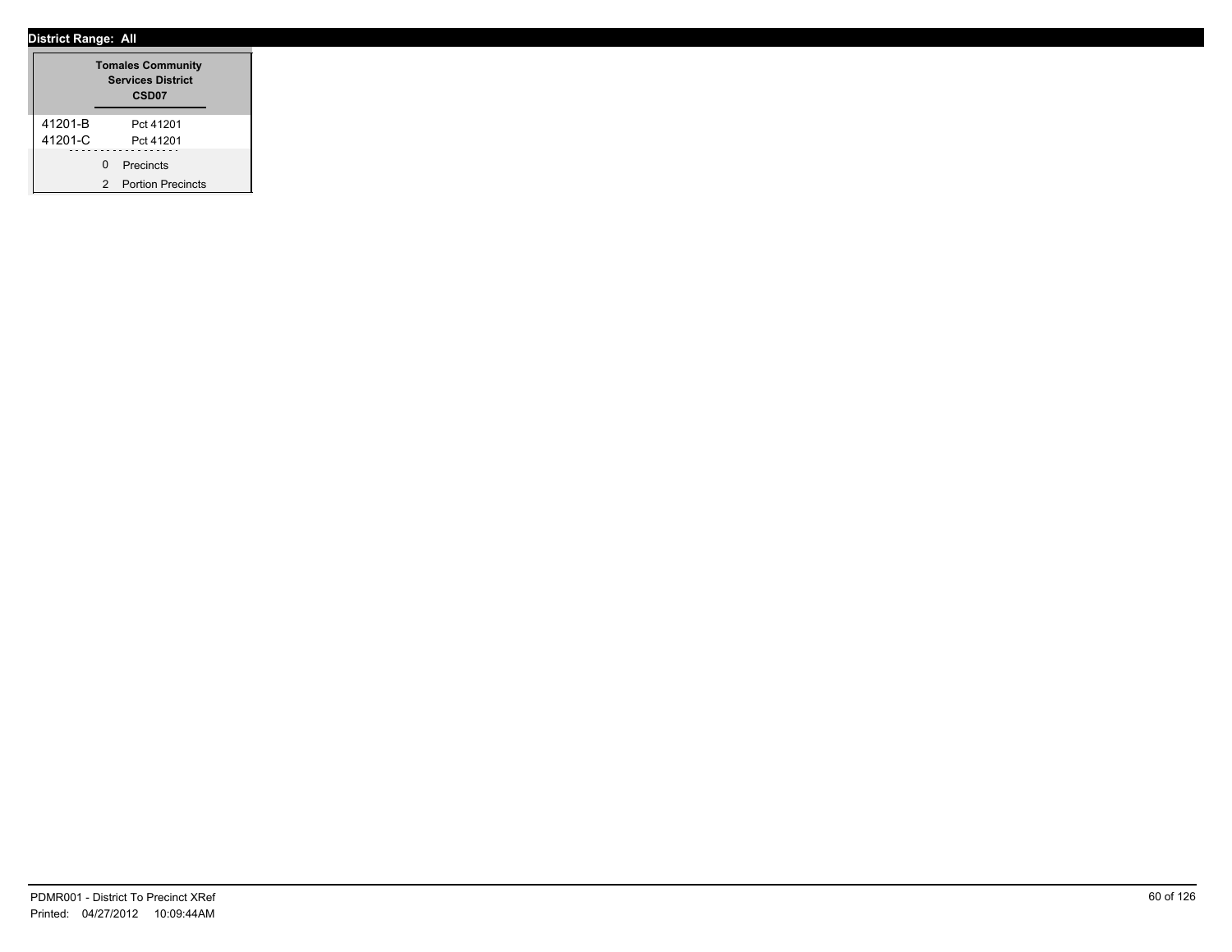**District Range: All**

| Tomales Community Services District CSD07 | |
|---|---|
| 41201-B | Pct 41201 |
| 41201-C | Pct 41201 |
| 0 | Precincts |
| 2 | Portion Precincts |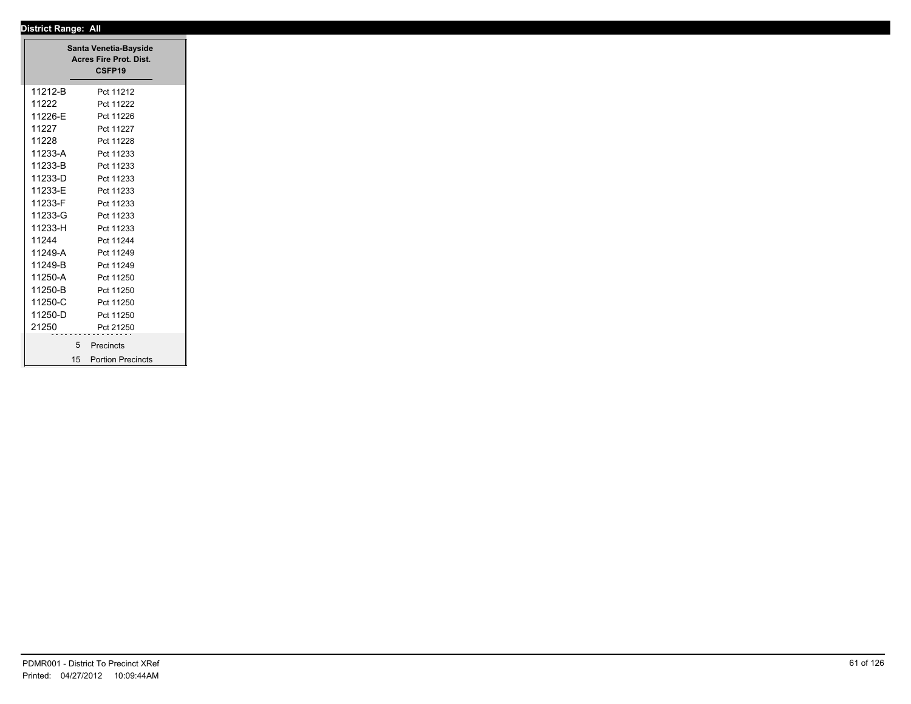**District Range: All**

| Santa Venetia-Bayside Acres Fire Prot. Dist. CSFP19 | |
|---|---|
| 11212-B | Pct 11212 |
| 11222 | Pct 11222 |
| 11226-E | Pct 11226 |
| 11227 | Pct 11227 |
| 11228 | Pct 11228 |
| 11233-A | Pct 11233 |
| 11233-B | Pct 11233 |
| 11233-D | Pct 11233 |
| 11233-E | Pct 11233 |
| 11233-F | Pct 11233 |
| 11233-G | Pct 11233 |
| 11233-H | Pct 11233 |
| 11244 | Pct 11244 |
| 11249-A | Pct 11249 |
| 11249-B | Pct 11249 |
| 11250-A | Pct 11250 |
| 11250-B | Pct 11250 |
| 11250-C | Pct 11250 |
| 11250-D | Pct 11250 |
| 21250 | Pct 21250 |
| 5 | Precincts |
| 15 | Portion Precincts |

PDMR001 - District To Precinct XRef
Printed: 04/27/2012 10:09:44AM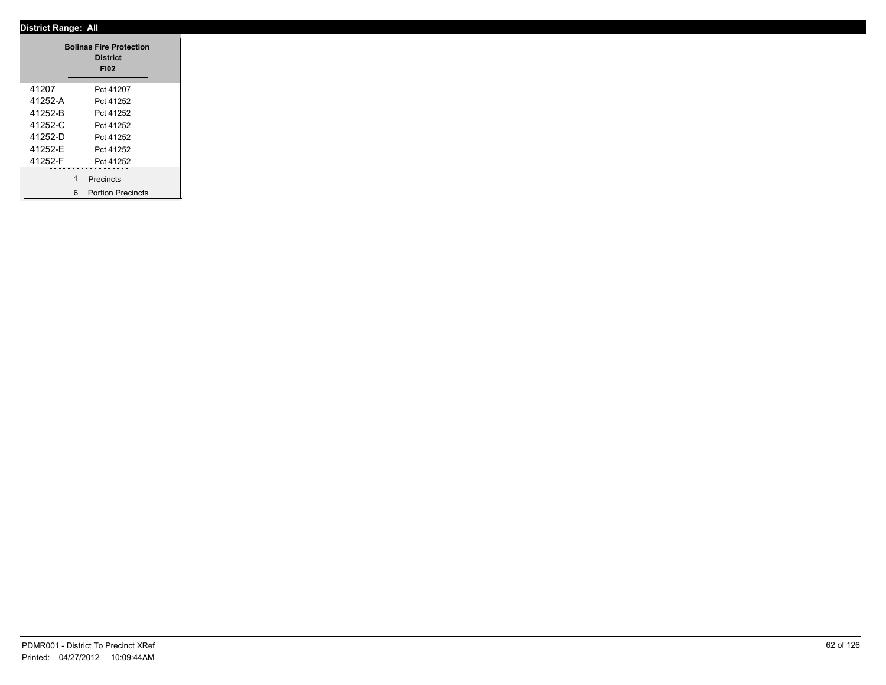**District Range: All**

| Bolinas Fire Protection District FI02 | |
|---|---|
| 41207 | Pct 41207 |
| 41252-A | Pct 41252 |
| 41252-B | Pct 41252 |
| 41252-C | Pct 41252 |
| 41252-D | Pct 41252 |
| 41252-E | Pct 41252 |
| 41252-F | Pct 41252 |
| 1 | Precincts |
| 6 | Portion Precincts |

PDMR001 - District To Precinct XRef
Printed: 04/27/2012 10:09:44AM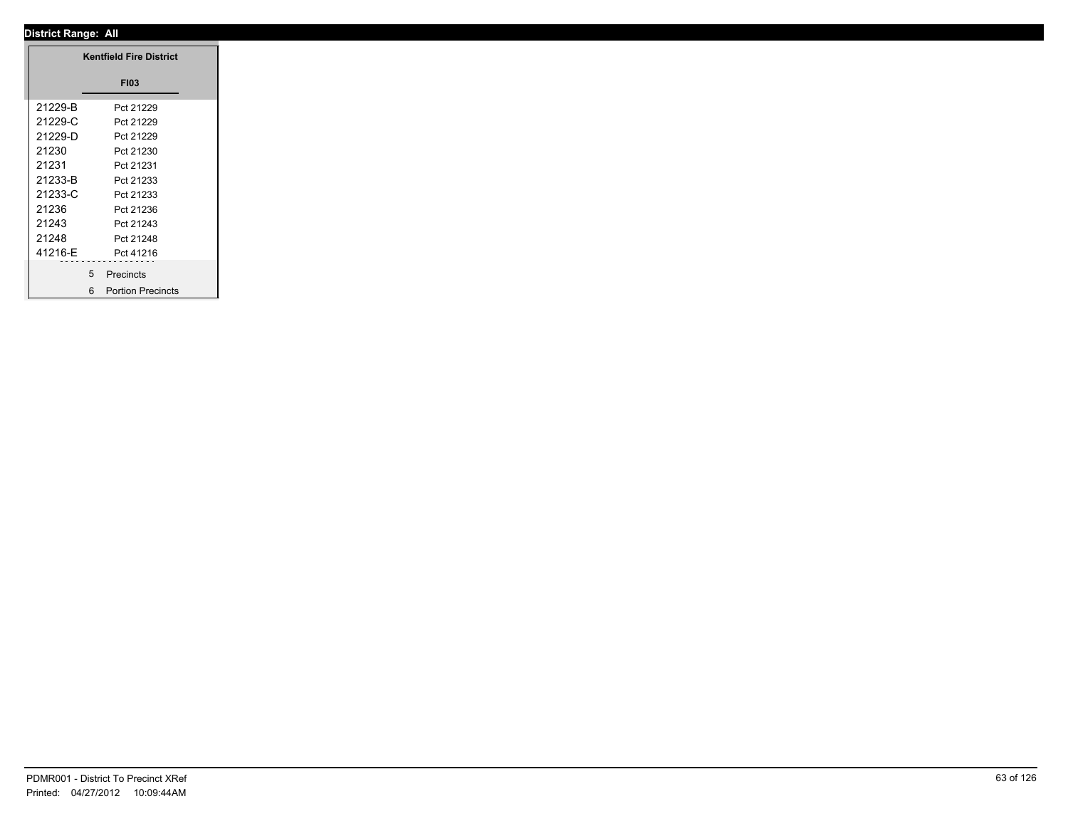**District Range: All**

| Kentfield Fire District | |
|---|---|
| **FI03** | |
| 21229-B | Pct 21229 |
| 21229-C | Pct 21229 |
| 21229-D | Pct 21229 |
| 21230 | Pct 21230 |
| 21231 | Pct 21231 |
| 21233-B | Pct 21233 |
| 21233-C | Pct 21233 |
| 21236 | Pct 21236 |
| 21243 | Pct 21243 |
| 21248 | Pct 21248 |
| 41216-E | Pct 41216 |
| 5 | Precincts |
| 6 | Portion Precincts |

PDMR001 - District To Precinct XRef
Printed: 04/27/2012 10:09:44AM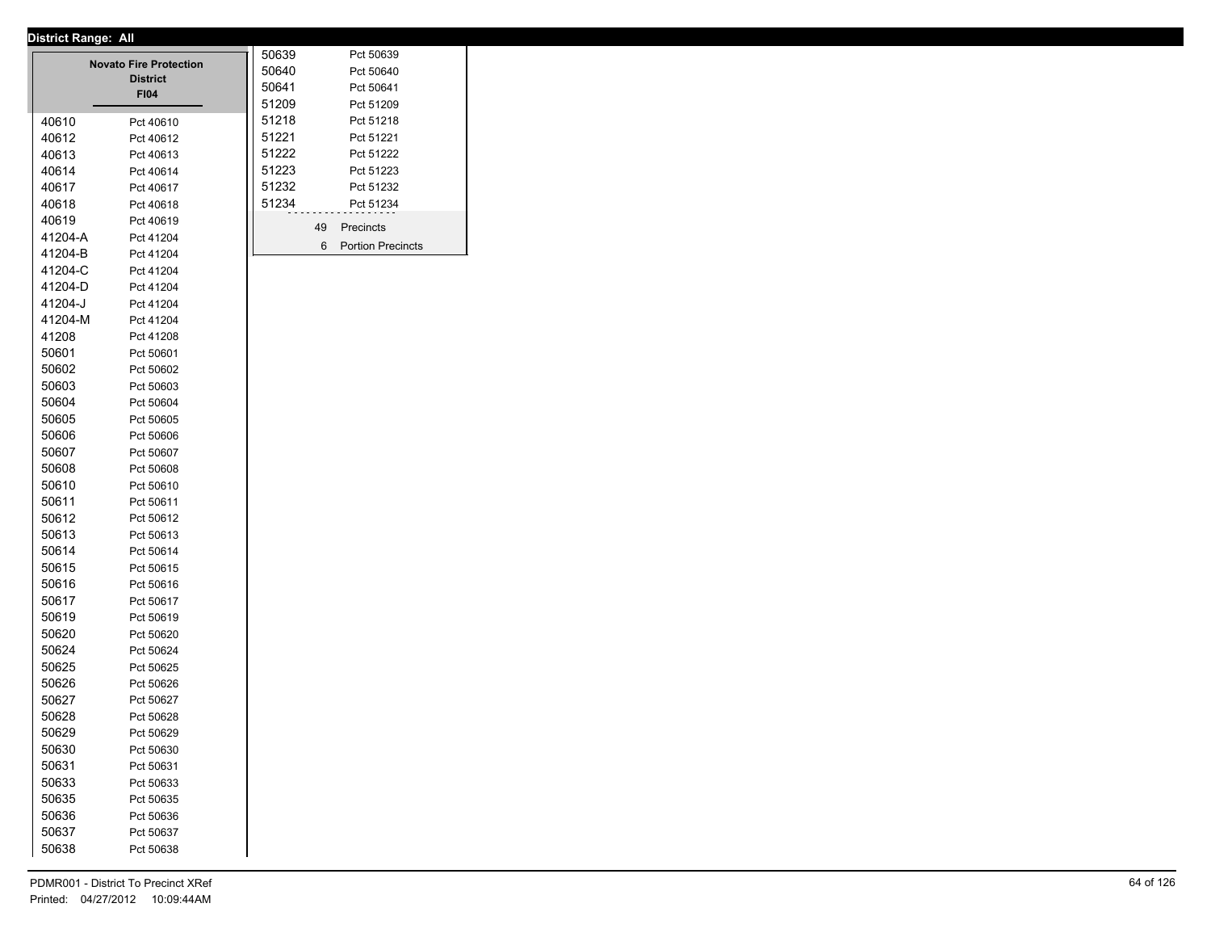**District Range: All**

**Novato Fire Protection District**
**FI04**

| Precinct | Name |
|---|---|
| 40610 | Pct 40610 |
| 40612 | Pct 40612 |
| 40613 | Pct 40613 |
| 40614 | Pct 40614 |
| 40617 | Pct 40617 |
| 40618 | Pct 40618 |
| 40619 | Pct 40619 |
| 41204-A | Pct 41204 |
| 41204-B | Pct 41204 |
| 41204-C | Pct 41204 |
| 41204-D | Pct 41204 |
| 41204-J | Pct 41204 |
| 41204-M | Pct 41204 |
| 41208 | Pct 41208 |
| 50601 | Pct 50601 |
| 50602 | Pct 50602 |
| 50603 | Pct 50603 |
| 50604 | Pct 50604 |
| 50605 | Pct 50605 |
| 50606 | Pct 50606 |
| 50607 | Pct 50607 |
| 50608 | Pct 50608 |
| 50610 | Pct 50610 |
| 50611 | Pct 50611 |
| 50612 | Pct 50612 |
| 50613 | Pct 50613 |
| 50614 | Pct 50614 |
| 50615 | Pct 50615 |
| 50616 | Pct 50616 |
| 50617 | Pct 50617 |
| 50619 | Pct 50619 |
| 50620 | Pct 50620 |
| 50624 | Pct 50624 |
| 50625 | Pct 50625 |
| 50626 | Pct 50626 |
| 50627 | Pct 50627 |
| 50628 | Pct 50628 |
| 50629 | Pct 50629 |
| 50630 | Pct 50630 |
| 50631 | Pct 50631 |
| 50633 | Pct 50633 |
| 50635 | Pct 50635 |
| 50636 | Pct 50636 |
| 50637 | Pct 50637 |
| 50638 | Pct 50638 |
| 50639 | Pct 50639 |
| 50640 | Pct 50640 |
| 50641 | Pct 50641 |
| 51209 | Pct 51209 |
| 51218 | Pct 51218 |
| 51221 | Pct 51221 |
| 51222 | Pct 51222 |
| 51223 | Pct 51223 |
| 51232 | Pct 51232 |
| 51234 | Pct 51234 |

49 Precincts
6 Portion Precincts

PDMR001 - District To Precinct XRef
Printed: 04/27/2012 10:09:44AM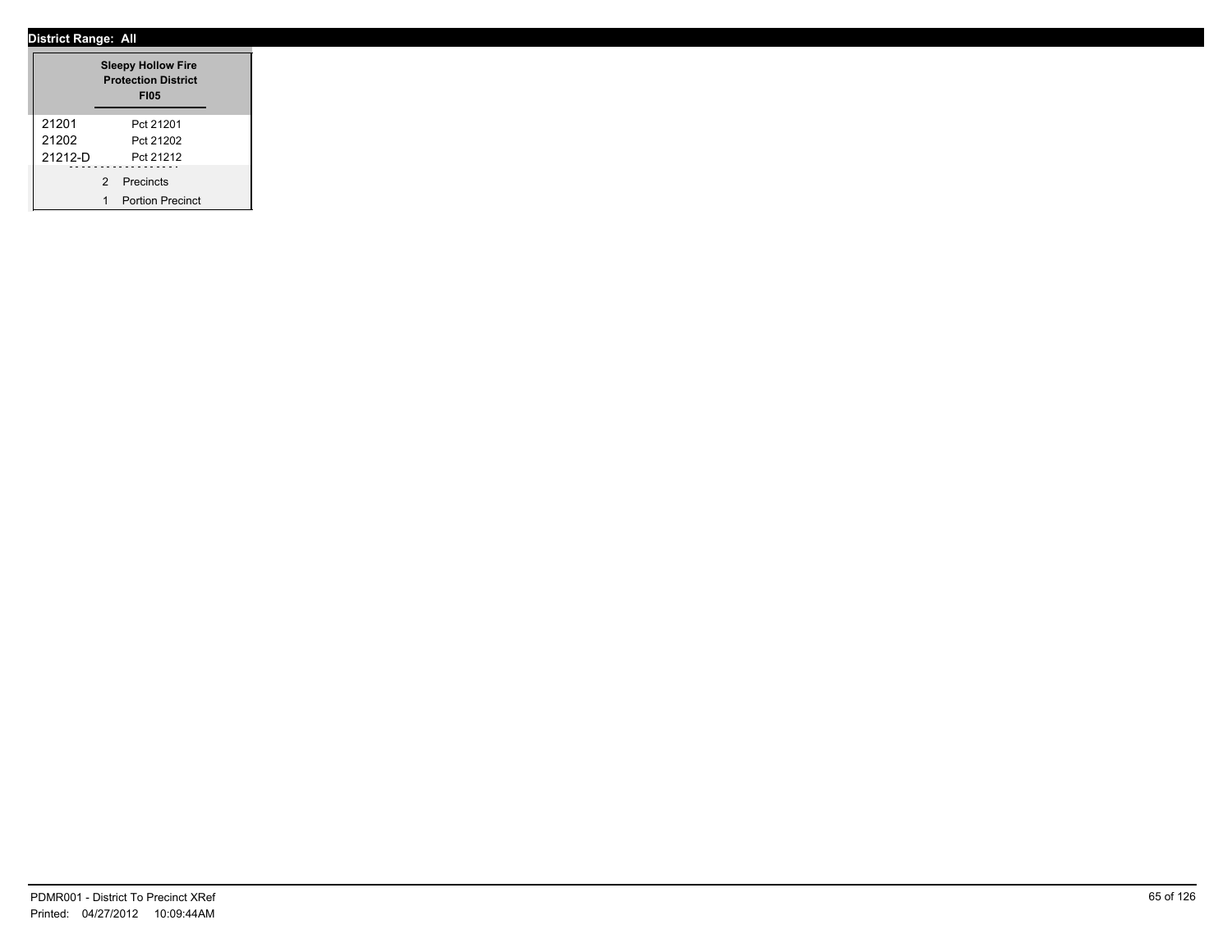**District Range: All**

**Sleepy Hollow Fire Protection District**
**FI05**

| | |
|---|---|
| 21201 | Pct 21201 |
| 21202 | Pct 21202 |
| 21212-D | Pct 21212 |

2 Precincts

1 Portion Precinct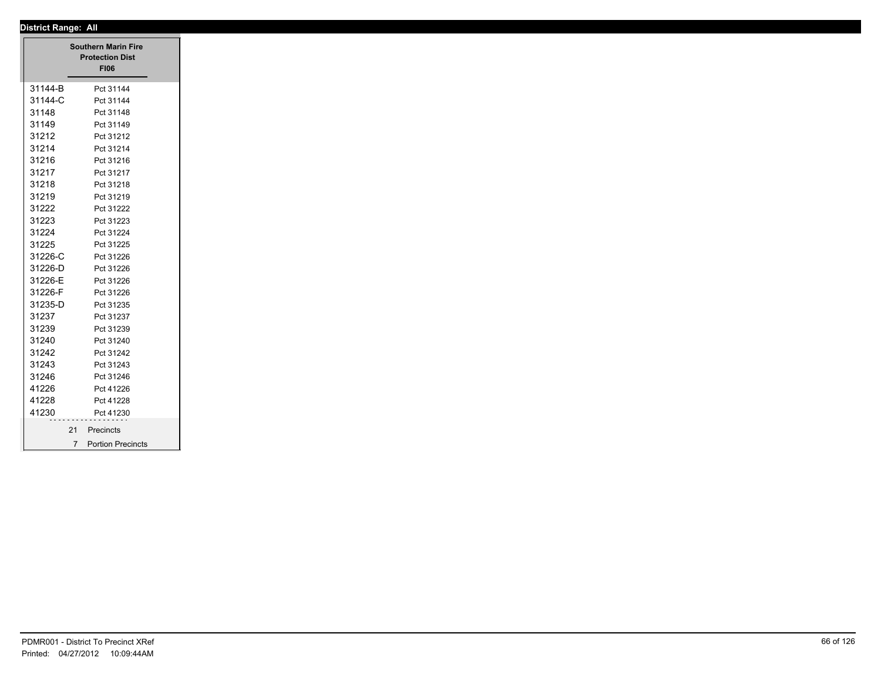**District Range: All**

| Southern Marin Fire Protection Dist FI06 | |
|---|---|
| 31144-B | Pct 31144 |
| 31144-C | Pct 31144 |
| 31148 | Pct 31148 |
| 31149 | Pct 31149 |
| 31212 | Pct 31212 |
| 31214 | Pct 31214 |
| 31216 | Pct 31216 |
| 31217 | Pct 31217 |
| 31218 | Pct 31218 |
| 31219 | Pct 31219 |
| 31222 | Pct 31222 |
| 31223 | Pct 31223 |
| 31224 | Pct 31224 |
| 31225 | Pct 31225 |
| 31226-C | Pct 31226 |
| 31226-D | Pct 31226 |
| 31226-E | Pct 31226 |
| 31226-F | Pct 31226 |
| 31235-D | Pct 31235 |
| 31237 | Pct 31237 |
| 31239 | Pct 31239 |
| 31240 | Pct 31240 |
| 31242 | Pct 31242 |
| 31243 | Pct 31243 |
| 31246 | Pct 31246 |
| 41226 | Pct 41226 |
| 41228 | Pct 41228 |
| 41230 | Pct 41230 |
| 21 | Precincts |
| 7 | Portion Precincts |

PDMR001 - District To Precinct XRef
Printed: 04/27/2012 10:09:44AM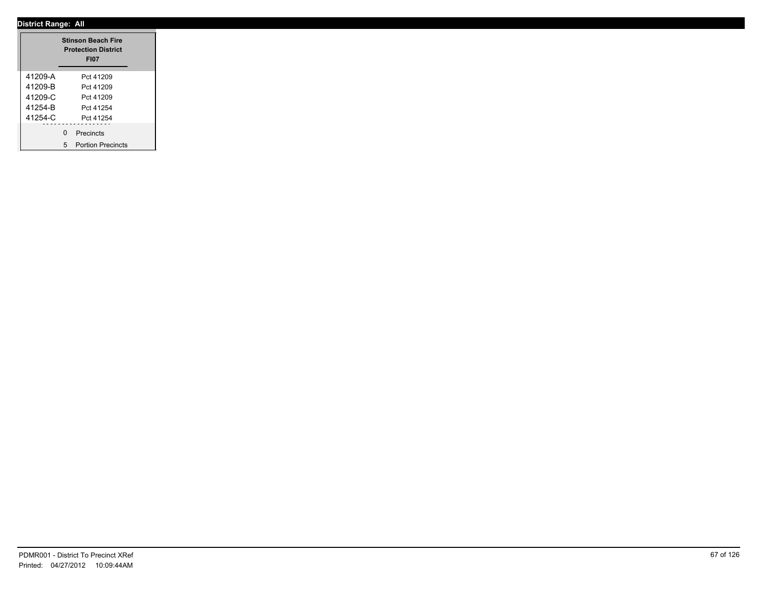**District Range: All**

| Stinson Beach Fire Protection District FI07 | |
|---|---|
| 41209-A | Pct 41209 |
| 41209-B | Pct 41209 |
| 41209-C | Pct 41209 |
| 41254-B | Pct 41254 |
| 41254-C | Pct 41254 |

0 Precincts

5 Portion Precincts

PDMR001 - District To Precinct XRef
Printed: 04/27/2012 10:09:44AM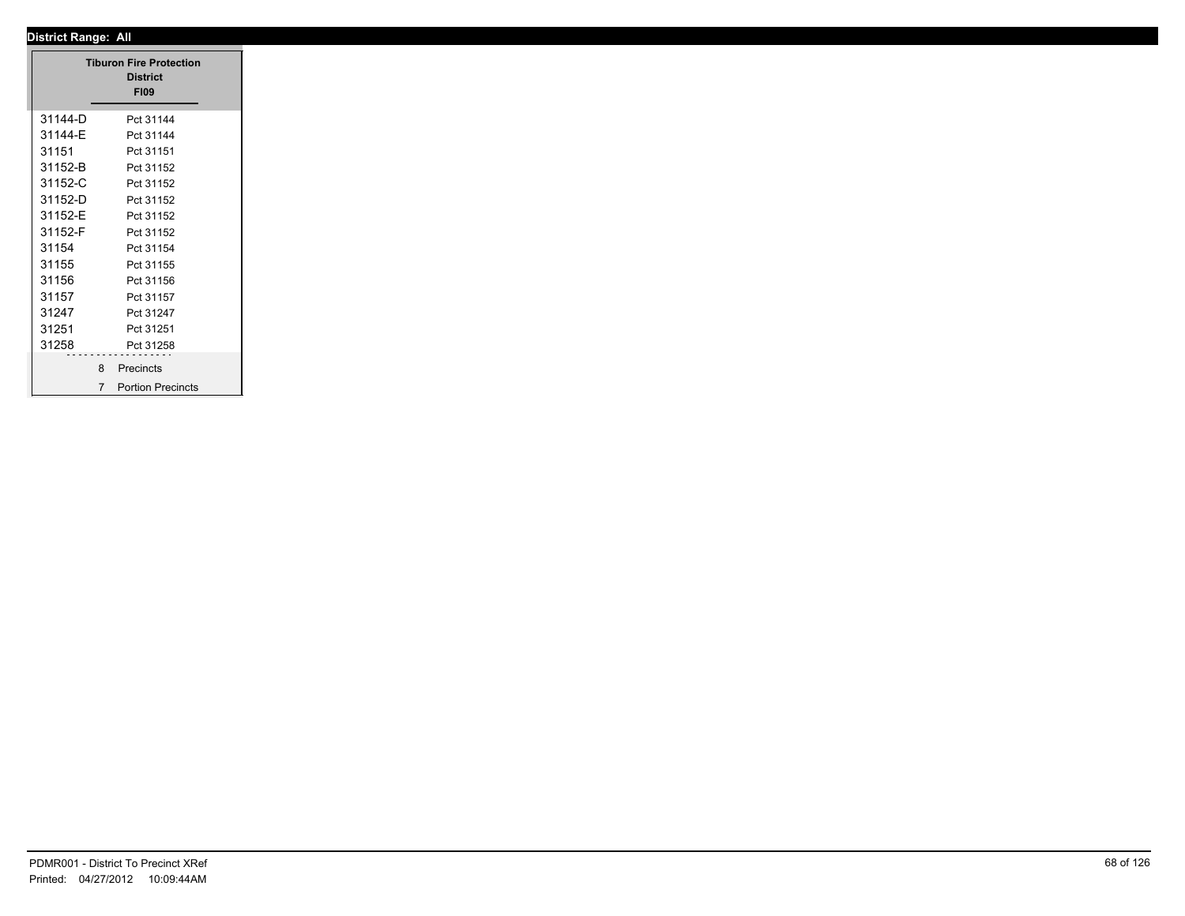**District Range: All**

| Tiburon Fire Protection District FI09 | |
|---|---|
| 31144-D | Pct 31144 |
| 31144-E | Pct 31144 |
| 31151 | Pct 31151 |
| 31152-B | Pct 31152 |
| 31152-C | Pct 31152 |
| 31152-D | Pct 31152 |
| 31152-E | Pct 31152 |
| 31152-F | Pct 31152 |
| 31154 | Pct 31154 |
| 31155 | Pct 31155 |
| 31156 | Pct 31156 |
| 31157 | Pct 31157 |
| 31247 | Pct 31247 |
| 31251 | Pct 31251 |
| 31258 | Pct 31258 |
| 8 | Precincts |
| 7 | Portion Precincts |

PDMR001 - District To Precinct XRef
Printed: 04/27/2012 10:09:44AM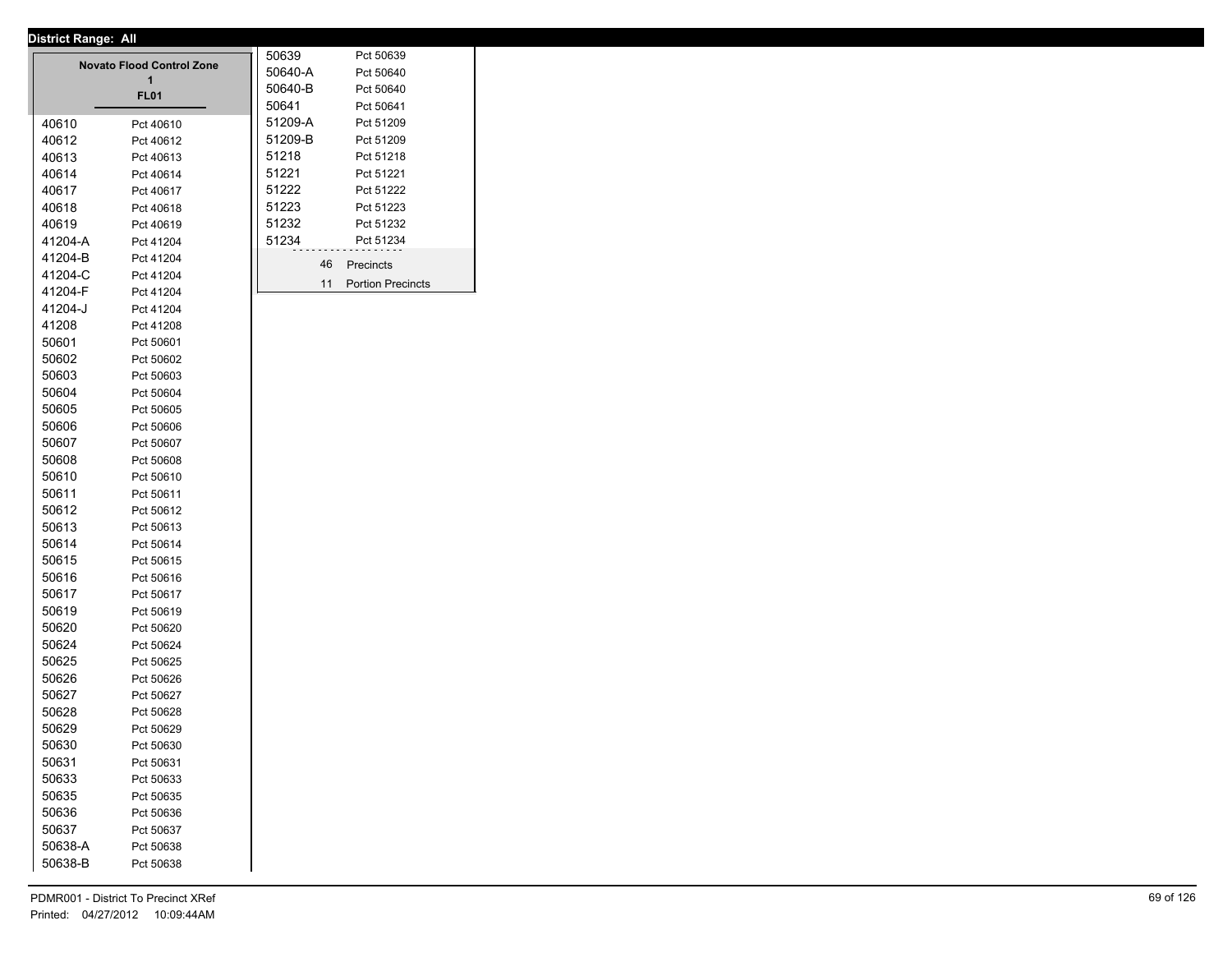**District Range: All**

## Novato Flood Control Zone 1

**FL01**

| Precinct | Name |
|---|---|
| 40610 | Pct 40610 |
| 40612 | Pct 40612 |
| 40613 | Pct 40613 |
| 40614 | Pct 40614 |
| 40617 | Pct 40617 |
| 40618 | Pct 40618 |
| 40619 | Pct 40619 |
| 41204-A | Pct 41204 |
| 41204-B | Pct 41204 |
| 41204-C | Pct 41204 |
| 41204-F | Pct 41204 |
| 41204-J | Pct 41204 |
| 41208 | Pct 41208 |
| 50601 | Pct 50601 |
| 50602 | Pct 50602 |
| 50603 | Pct 50603 |
| 50604 | Pct 50604 |
| 50605 | Pct 50605 |
| 50606 | Pct 50606 |
| 50607 | Pct 50607 |
| 50608 | Pct 50608 |
| 50610 | Pct 50610 |
| 50611 | Pct 50611 |
| 50612 | Pct 50612 |
| 50613 | Pct 50613 |
| 50614 | Pct 50614 |
| 50615 | Pct 50615 |
| 50616 | Pct 50616 |
| 50617 | Pct 50617 |
| 50619 | Pct 50619 |
| 50620 | Pct 50620 |
| 50624 | Pct 50624 |
| 50625 | Pct 50625 |
| 50626 | Pct 50626 |
| 50627 | Pct 50627 |
| 50628 | Pct 50628 |
| 50629 | Pct 50629 |
| 50630 | Pct 50630 |
| 50631 | Pct 50631 |
| 50633 | Pct 50633 |
| 50635 | Pct 50635 |
| 50636 | Pct 50636 |
| 50637 | Pct 50637 |
| 50638-A | Pct 50638 |
| 50638-B | Pct 50638 |
| 50639 | Pct 50639 |
| 50640-A | Pct 50640 |
| 50640-B | Pct 50640 |
| 50641 | Pct 50641 |
| 51209-A | Pct 51209 |
| 51209-B | Pct 51209 |
| 51218 | Pct 51218 |
| 51221 | Pct 51221 |
| 51222 | Pct 51222 |
| 51223 | Pct 51223 |
| 51232 | Pct 51232 |
| 51234 | Pct 51234 |

46 Precincts

11 Portion Precincts

PDMR001 - District To Precinct XRef

Printed: 04/27/2012 10:09:44AM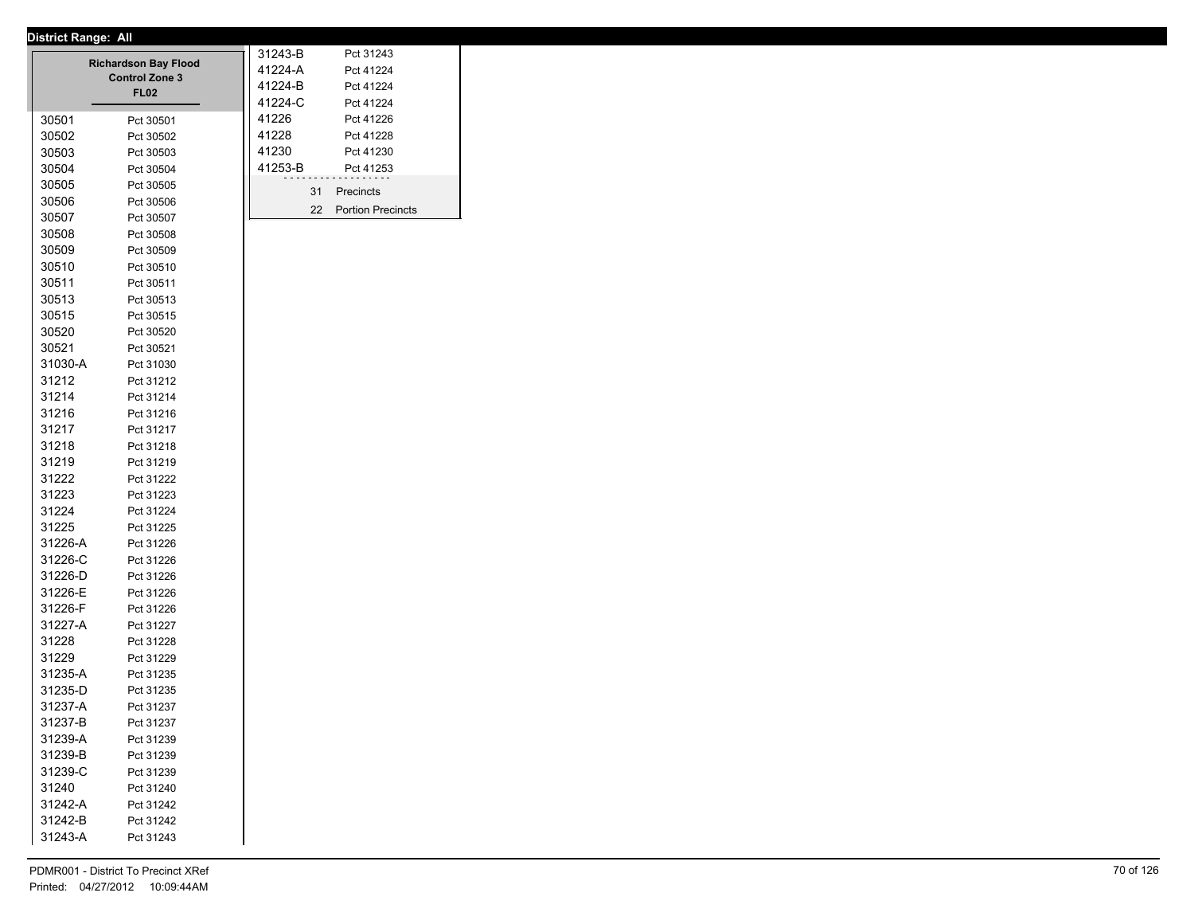**District Range: All**

## Richardson Bay Flood Control Zone 3

**FL02**

| Precinct | Name |
|---|---|
| 30501 | Pct 30501 |
| 30502 | Pct 30502 |
| 30503 | Pct 30503 |
| 30504 | Pct 30504 |
| 30505 | Pct 30505 |
| 30506 | Pct 30506 |
| 30507 | Pct 30507 |
| 30508 | Pct 30508 |
| 30509 | Pct 30509 |
| 30510 | Pct 30510 |
| 30511 | Pct 30511 |
| 30513 | Pct 30513 |
| 30515 | Pct 30515 |
| 30520 | Pct 30520 |
| 30521 | Pct 30521 |
| 31030-A | Pct 31030 |
| 31212 | Pct 31212 |
| 31214 | Pct 31214 |
| 31216 | Pct 31216 |
| 31217 | Pct 31217 |
| 31218 | Pct 31218 |
| 31219 | Pct 31219 |
| 31222 | Pct 31222 |
| 31223 | Pct 31223 |
| 31224 | Pct 31224 |
| 31225 | Pct 31225 |
| 31226-A | Pct 31226 |
| 31226-C | Pct 31226 |
| 31226-D | Pct 31226 |
| 31226-E | Pct 31226 |
| 31226-F | Pct 31226 |
| 31227-A | Pct 31227 |
| 31228 | Pct 31228 |
| 31229 | Pct 31229 |
| 31235-A | Pct 31235 |
| 31235-D | Pct 31235 |
| 31237-A | Pct 31237 |
| 31237-B | Pct 31237 |
| 31239-A | Pct 31239 |
| 31239-B | Pct 31239 |
| 31239-C | Pct 31239 |
| 31240 | Pct 31240 |
| 31242-A | Pct 31242 |
| 31242-B | Pct 31242 |
| 31243-A | Pct 31243 |
| 31243-B | Pct 31243 |
| 41224-A | Pct 41224 |
| 41224-B | Pct 41224 |
| 41224-C | Pct 41224 |
| 41226 | Pct 41226 |
| 41228 | Pct 41228 |
| 41230 | Pct 41230 |
| 41253-B | Pct 41253 |

31 Precincts

22 Portion Precincts

PDMR001 - District To Precinct XRef

Printed: 04/27/2012 10:09:44AM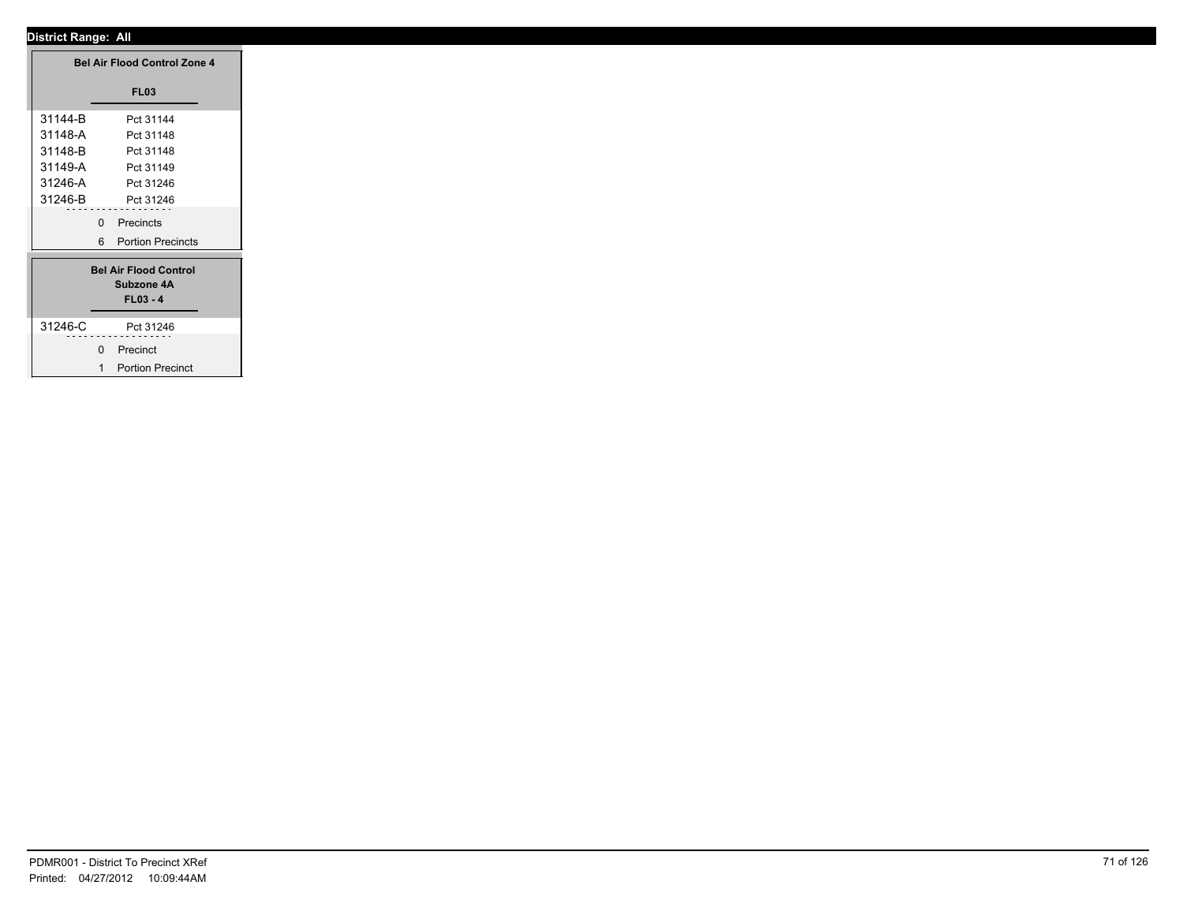**District Range: All**

### Bel Air Flood Control Zone 4

**FL03**

| | |
|---|---|
| 31144-B | Pct 31144 |
| 31148-A | Pct 31148 |
| 31148-B | Pct 31148 |
| 31149-A | Pct 31149 |
| 31246-A | Pct 31246 |
| 31246-B | Pct 31246 |

0 Precincts

6 Portion Precincts

### Bel Air Flood Control Subzone 4A

**FL03 - 4**

| | |
|---|---|
| 31246-C | Pct 31246 |

0 Precinct

1 Portion Precinct

PDMR001 - District To Precinct XRef

Printed: 04/27/2012 10:09:44AM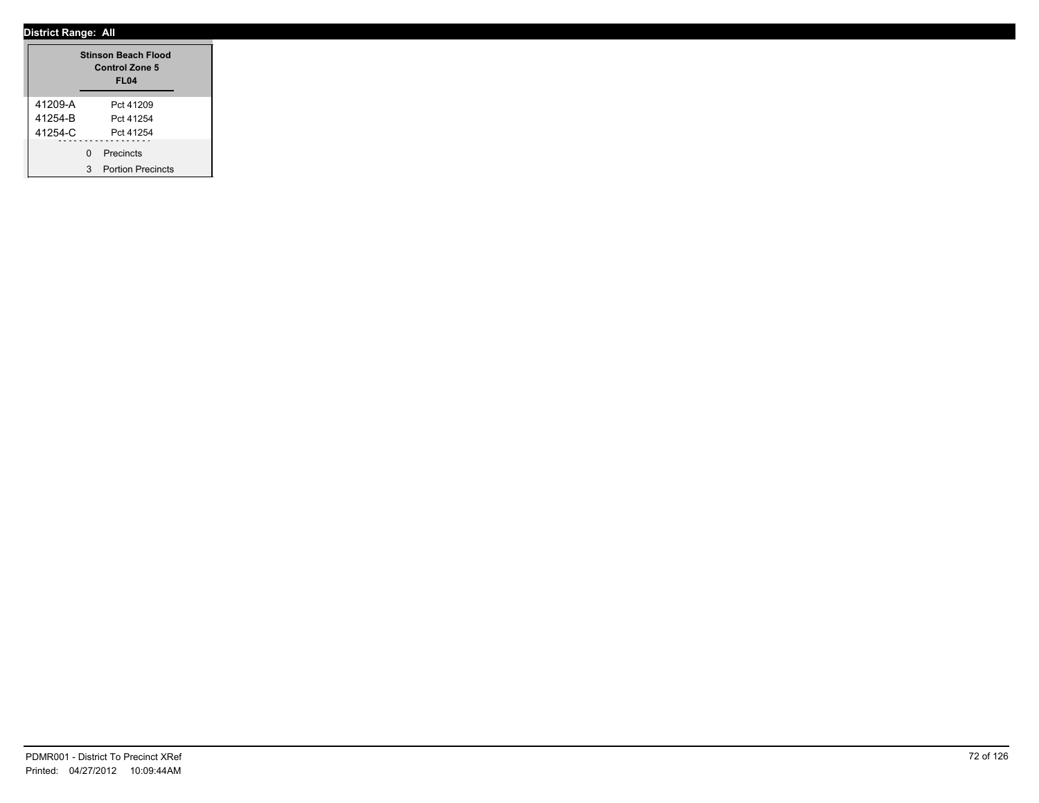**District Range: All**

| Stinson Beach Flood Control Zone 5 FL04 | |
|---|---|
| 41209-A | Pct 41209 |
| 41254-B | Pct 41254 |
| 41254-C | Pct 41254 |
| 0 | Precincts |
| 3 | Portion Precincts |

PDMR001 - District To Precinct XRef
Printed: 04/27/2012 10:09:44AM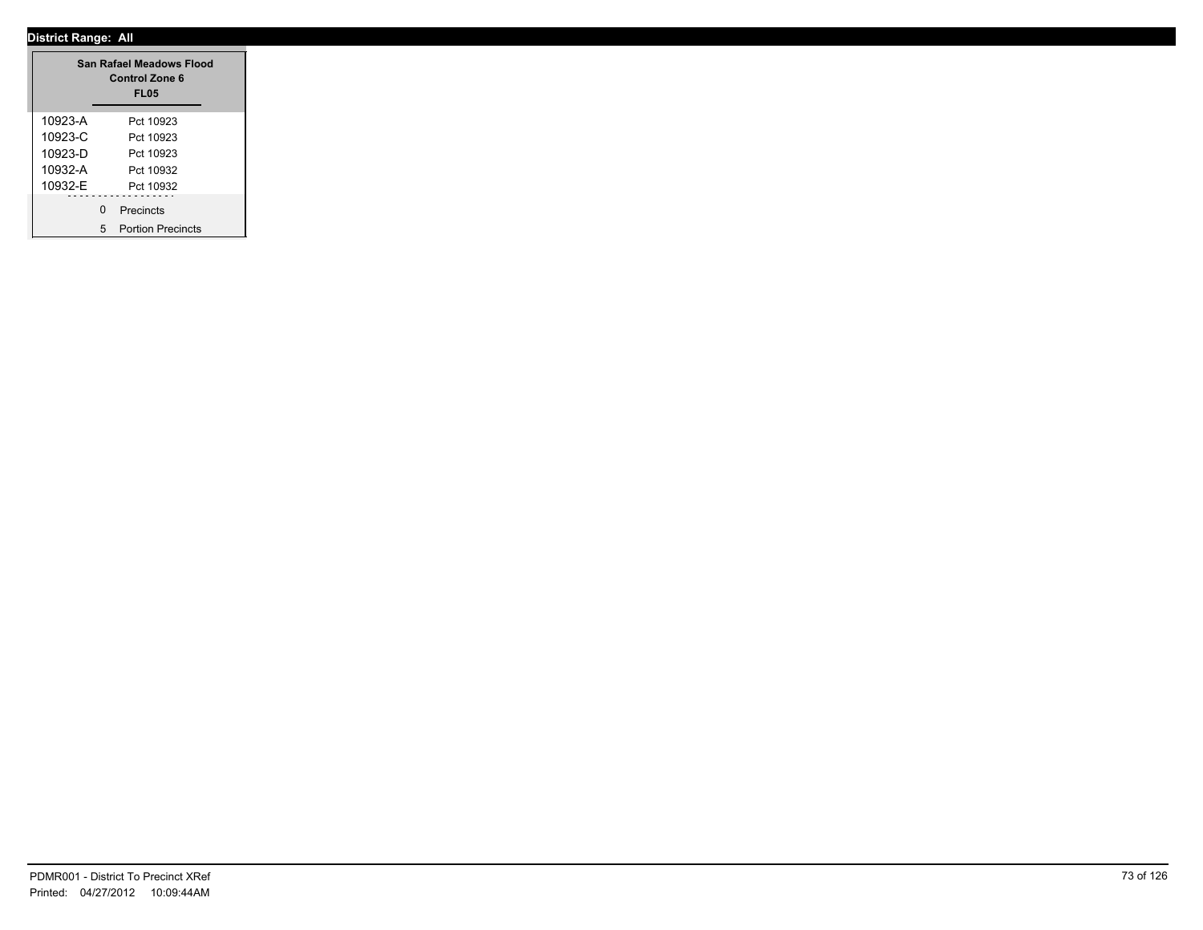**District Range: All**

| San Rafael Meadows Flood Control Zone 6 FL05 | |
|---|---|
| 10923-A | Pct 10923 |
| 10923-C | Pct 10923 |
| 10923-D | Pct 10923 |
| 10932-A | Pct 10932 |
| 10932-E | Pct 10932 |

0 Precincts

5 Portion Precincts

PDMR001 - District To Precinct XRef
Printed: 04/27/2012 10:09:44AM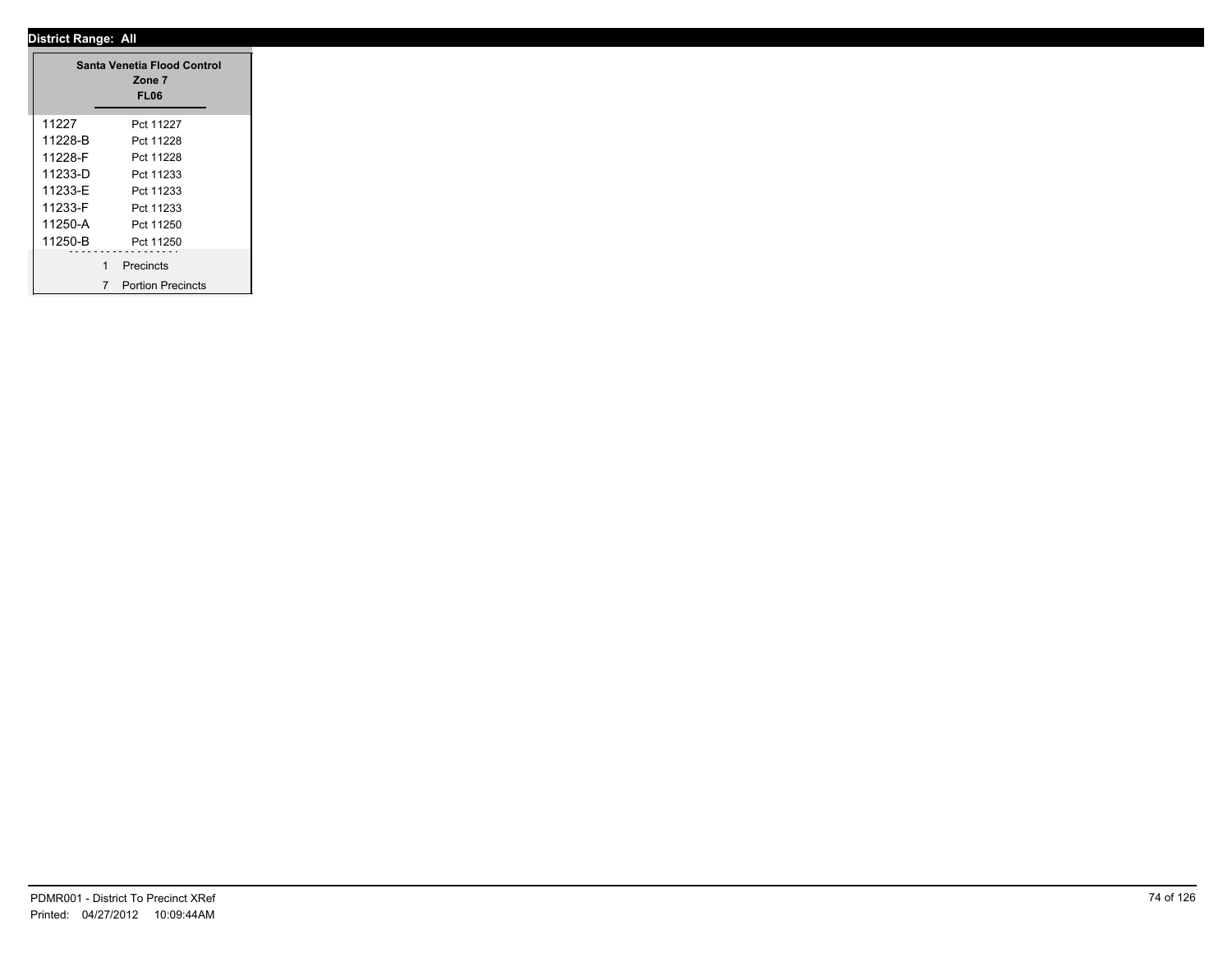**District Range: All**

**Santa Venetia Flood Control**
**Zone 7**
**FL06**

| | |
|---|---|
| 11227 | Pct 11227 |
| 11228-B | Pct 11228 |
| 11228-F | Pct 11228 |
| 11233-D | Pct 11233 |
| 11233-E | Pct 11233 |
| 11233-F | Pct 11233 |
| 11250-A | Pct 11250 |
| 11250-B | Pct 11250 |

1 Precincts

7 Portion Precincts

PDMR001 - District To Precinct XRef
Printed: 04/27/2012 10:09:44AM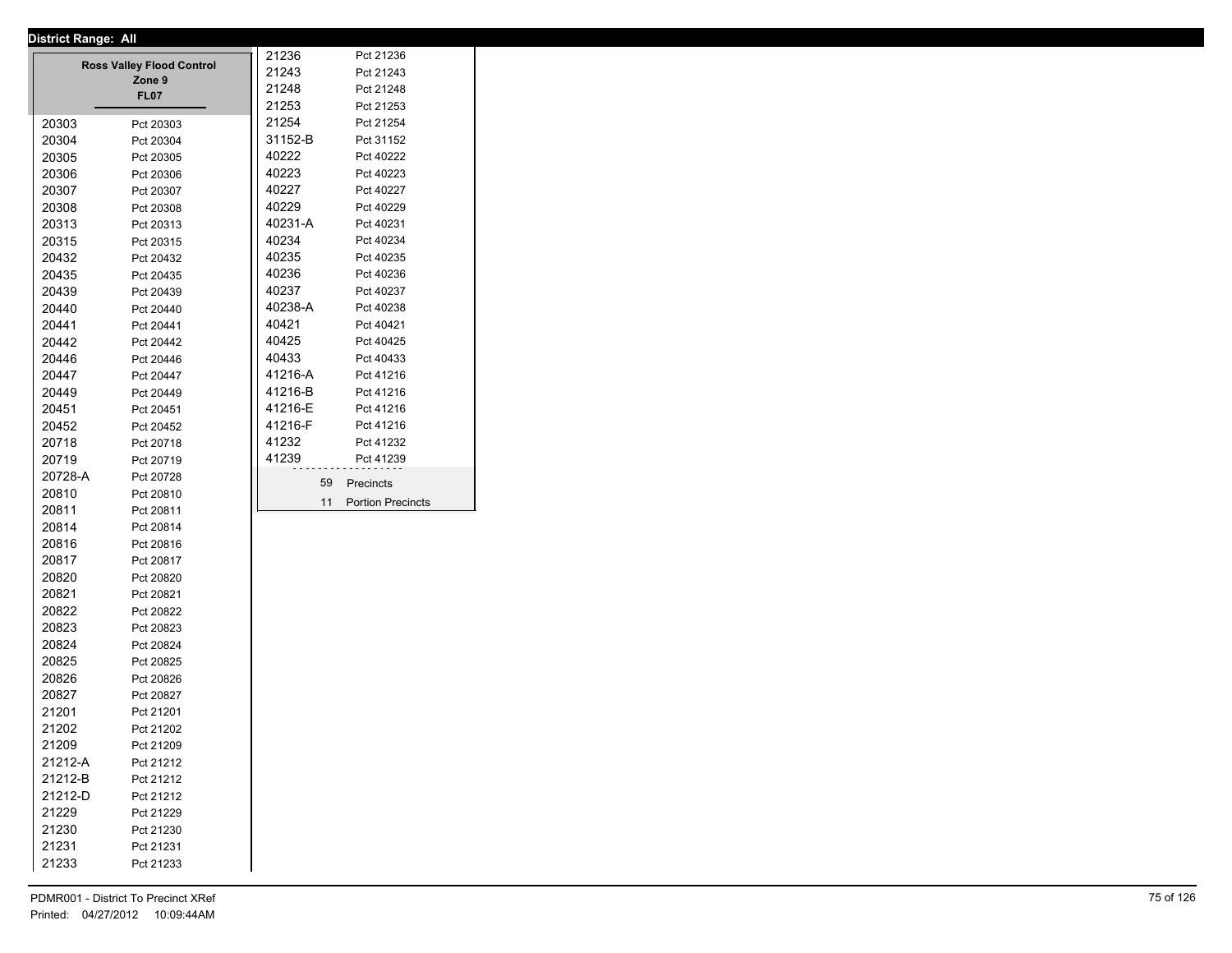**District Range: All**

### Ross Valley Flood Control Zone 9
**FL07**

| Precinct | Name |
|---|---|
| 20303 | Pct 20303 |
| 20304 | Pct 20304 |
| 20305 | Pct 20305 |
| 20306 | Pct 20306 |
| 20307 | Pct 20307 |
| 20308 | Pct 20308 |
| 20313 | Pct 20313 |
| 20315 | Pct 20315 |
| 20432 | Pct 20432 |
| 20435 | Pct 20435 |
| 20439 | Pct 20439 |
| 20440 | Pct 20440 |
| 20441 | Pct 20441 |
| 20442 | Pct 20442 |
| 20446 | Pct 20446 |
| 20447 | Pct 20447 |
| 20449 | Pct 20449 |
| 20451 | Pct 20451 |
| 20452 | Pct 20452 |
| 20718 | Pct 20718 |
| 20719 | Pct 20719 |
| 20728-A | Pct 20728 |
| 20810 | Pct 20810 |
| 20811 | Pct 20811 |
| 20814 | Pct 20814 |
| 20816 | Pct 20816 |
| 20817 | Pct 20817 |
| 20820 | Pct 20820 |
| 20821 | Pct 20821 |
| 20822 | Pct 20822 |
| 20823 | Pct 20823 |
| 20824 | Pct 20824 |
| 20825 | Pct 20825 |
| 20826 | Pct 20826 |
| 20827 | Pct 20827 |
| 21201 | Pct 21201 |
| 21202 | Pct 21202 |
| 21209 | Pct 21209 |
| 21212-A | Pct 21212 |
| 21212-B | Pct 21212 |
| 21212-D | Pct 21212 |
| 21229 | Pct 21229 |
| 21230 | Pct 21230 |
| 21231 | Pct 21231 |
| 21233 | Pct 21233 |
| 21236 | Pct 21236 |
| 21243 | Pct 21243 |
| 21248 | Pct 21248 |
| 21253 | Pct 21253 |
| 21254 | Pct 21254 |
| 31152-B | Pct 31152 |
| 40222 | Pct 40222 |
| 40223 | Pct 40223 |
| 40227 | Pct 40227 |
| 40229 | Pct 40229 |
| 40231-A | Pct 40231 |
| 40234 | Pct 40234 |
| 40235 | Pct 40235 |
| 40236 | Pct 40236 |
| 40237 | Pct 40237 |
| 40238-A | Pct 40238 |
| 40421 | Pct 40421 |
| 40425 | Pct 40425 |
| 40433 | Pct 40433 |
| 41216-A | Pct 41216 |
| 41216-B | Pct 41216 |
| 41216-E | Pct 41216 |
| 41216-F | Pct 41216 |
| 41232 | Pct 41232 |
| 41239 | Pct 41239 |

59 Precincts

11 Portion Precincts

PDMR001 - District To Precinct XRef
Printed: 04/27/2012 10:09:44AM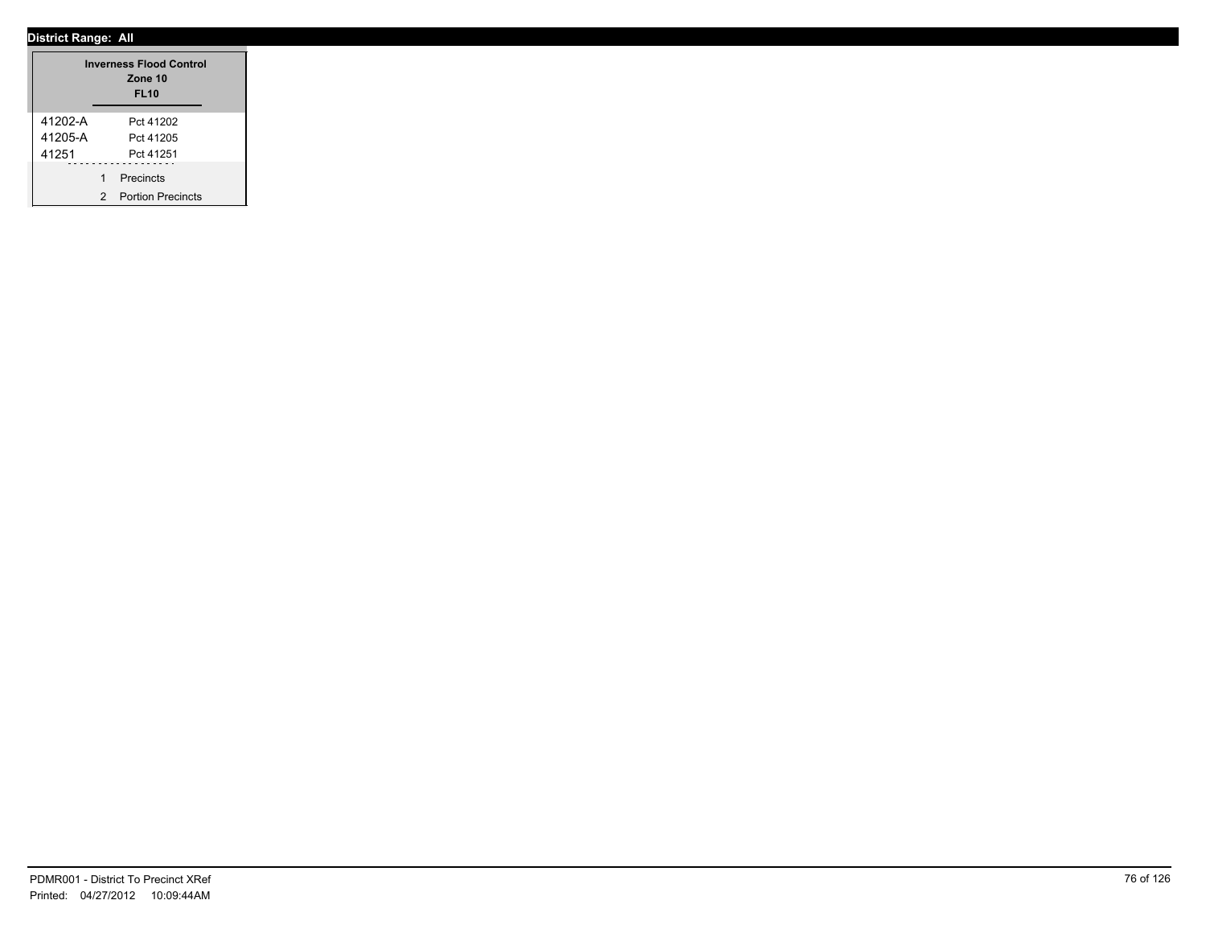**District Range: All**

| Inverness Flood Control<br>Zone 10<br>FL10 | |
|---|---|
| 41202-A | Pct 41202 |
| 41205-A | Pct 41205 |
| 41251 | Pct 41251 |
| 1 | Precincts |
| 2 | Portion Precincts |

PDMR001 - District To Precinct XRef
Printed: 04/27/2012 10:09:44AM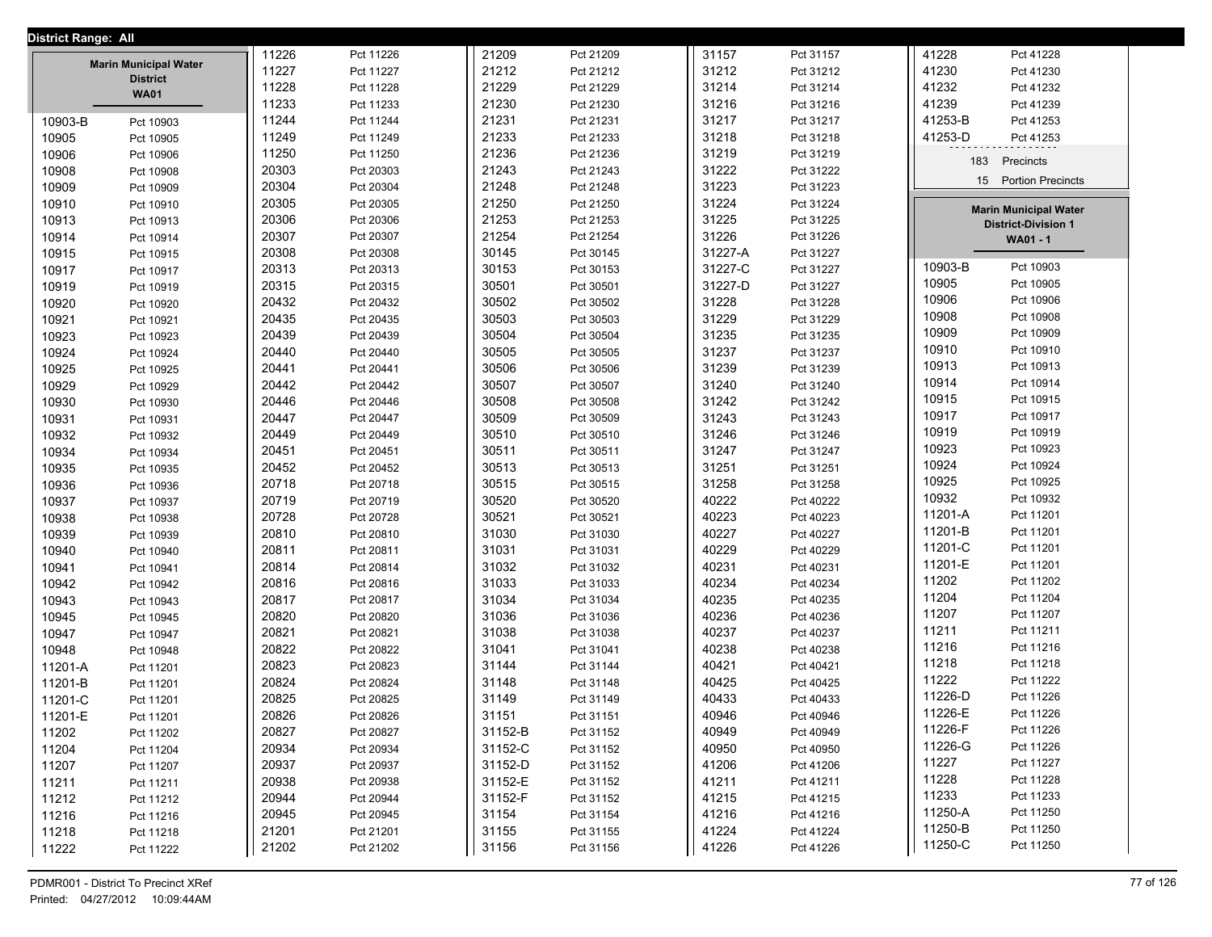District Range: All

## Marin Municipal Water District
### WA01

| Precinct | Name |
|---|---|
| 10903-B | Pct 10903 |
| 10905 | Pct 10905 |
| 10906 | Pct 10906 |
| 10908 | Pct 10908 |
| 10909 | Pct 10909 |
| 10910 | Pct 10910 |
| 10913 | Pct 10913 |
| 10914 | Pct 10914 |
| 10915 | Pct 10915 |
| 10917 | Pct 10917 |
| 10919 | Pct 10919 |
| 10920 | Pct 10920 |
| 10921 | Pct 10921 |
| 10923 | Pct 10923 |
| 10924 | Pct 10924 |
| 10925 | Pct 10925 |
| 10929 | Pct 10929 |
| 10930 | Pct 10930 |
| 10931 | Pct 10931 |
| 10932 | Pct 10932 |
| 10934 | Pct 10934 |
| 10935 | Pct 10935 |
| 10936 | Pct 10936 |
| 10937 | Pct 10937 |
| 10938 | Pct 10938 |
| 10939 | Pct 10939 |
| 10940 | Pct 10940 |
| 10941 | Pct 10941 |
| 10942 | Pct 10942 |
| 10943 | Pct 10943 |
| 10945 | Pct 10945 |
| 10947 | Pct 10947 |
| 10948 | Pct 10948 |
| 11201-A | Pct 11201 |
| 11201-B | Pct 11201 |
| 11201-C | Pct 11201 |
| 11201-E | Pct 11201 |
| 11202 | Pct 11202 |
| 11204 | Pct 11204 |
| 11207 | Pct 11207 |
| 11211 | Pct 11211 |
| 11212 | Pct 11212 |
| 11216 | Pct 11216 |
| 11218 | Pct 11218 |
| 11222 | Pct 11222 |
| 11226 | Pct 11226 |
| 11227 | Pct 11227 |
| 11228 | Pct 11228 |
| 11233 | Pct 11233 |
| 11244 | Pct 11244 |
| 11249 | Pct 11249 |
| 11250 | Pct 11250 |
| 20303 | Pct 20303 |
| 20304 | Pct 20304 |
| 20305 | Pct 20305 |
| 20306 | Pct 20306 |
| 20307 | Pct 20307 |
| 20308 | Pct 20308 |
| 20313 | Pct 20313 |
| 20315 | Pct 20315 |
| 20432 | Pct 20432 |
| 20435 | Pct 20435 |
| 20439 | Pct 20439 |
| 20440 | Pct 20440 |
| 20441 | Pct 20441 |
| 20442 | Pct 20442 |
| 20446 | Pct 20446 |
| 20447 | Pct 20447 |
| 20449 | Pct 20449 |
| 20451 | Pct 20451 |
| 20452 | Pct 20452 |
| 20718 | Pct 20718 |
| 20719 | Pct 20719 |
| 20728 | Pct 20728 |
| 20810 | Pct 20810 |
| 20811 | Pct 20811 |
| 20814 | Pct 20814 |
| 20816 | Pct 20816 |
| 20817 | Pct 20817 |
| 20820 | Pct 20820 |
| 20821 | Pct 20821 |
| 20822 | Pct 20822 |
| 20823 | Pct 20823 |
| 20824 | Pct 20824 |
| 20825 | Pct 20825 |
| 20826 | Pct 20826 |
| 20827 | Pct 20827 |
| 20934 | Pct 20934 |
| 20937 | Pct 20937 |
| 20938 | Pct 20938 |
| 20944 | Pct 20944 |
| 20945 | Pct 20945 |
| 21201 | Pct 21201 |
| 21202 | Pct 21202 |
| 21209 | Pct 21209 |
| 21212 | Pct 21212 |
| 21229 | Pct 21229 |
| 21230 | Pct 21230 |
| 21231 | Pct 21231 |
| 21233 | Pct 21233 |
| 21236 | Pct 21236 |
| 21243 | Pct 21243 |
| 21248 | Pct 21248 |
| 21250 | Pct 21250 |
| 21253 | Pct 21253 |
| 21254 | Pct 21254 |
| 30145 | Pct 30145 |
| 30153 | Pct 30153 |
| 30501 | Pct 30501 |
| 30502 | Pct 30502 |
| 30503 | Pct 30503 |
| 30504 | Pct 30504 |
| 30505 | Pct 30505 |
| 30506 | Pct 30506 |
| 30507 | Pct 30507 |
| 30508 | Pct 30508 |
| 30509 | Pct 30509 |
| 30510 | Pct 30510 |
| 30511 | Pct 30511 |
| 30513 | Pct 30513 |
| 30515 | Pct 30515 |
| 30520 | Pct 30520 |
| 30521 | Pct 30521 |
| 31030 | Pct 31030 |
| 31031 | Pct 31031 |
| 31032 | Pct 31032 |
| 31033 | Pct 31033 |
| 31034 | Pct 31034 |
| 31036 | Pct 31036 |
| 31038 | Pct 31038 |
| 31041 | Pct 31041 |
| 31144 | Pct 31144 |
| 31148 | Pct 31148 |
| 31149 | Pct 31149 |
| 31151 | Pct 31151 |
| 31152-B | Pct 31152 |
| 31152-C | Pct 31152 |
| 31152-D | Pct 31152 |
| 31152-E | Pct 31152 |
| 31152-F | Pct 31152 |
| 31154 | Pct 31154 |
| 31155 | Pct 31155 |
| 31156 | Pct 31156 |
| 31157 | Pct 31157 |
| 31212 | Pct 31212 |
| 31214 | Pct 31214 |
| 31216 | Pct 31216 |
| 31217 | Pct 31217 |
| 31218 | Pct 31218 |
| 31219 | Pct 31219 |
| 31222 | Pct 31222 |
| 31223 | Pct 31223 |
| 31224 | Pct 31224 |
| 31225 | Pct 31225 |
| 31226 | Pct 31226 |
| 31227-A | Pct 31227 |
| 31227-C | Pct 31227 |
| 31227-D | Pct 31227 |
| 31228 | Pct 31228 |
| 31229 | Pct 31229 |
| 31235 | Pct 31235 |
| 31237 | Pct 31237 |
| 31239 | Pct 31239 |
| 31240 | Pct 31240 |
| 31242 | Pct 31242 |
| 31243 | Pct 31243 |
| 31246 | Pct 31246 |
| 31247 | Pct 31247 |
| 31251 | Pct 31251 |
| 31258 | Pct 31258 |
| 40222 | Pct 40222 |
| 40223 | Pct 40223 |
| 40227 | Pct 40227 |
| 40229 | Pct 40229 |
| 40231 | Pct 40231 |
| 40234 | Pct 40234 |
| 40235 | Pct 40235 |
| 40236 | Pct 40236 |
| 40237 | Pct 40237 |
| 40238 | Pct 40238 |
| 40421 | Pct 40421 |
| 40425 | Pct 40425 |
| 40433 | Pct 40433 |
| 40946 | Pct 40946 |
| 40949 | Pct 40949 |
| 40950 | Pct 40950 |
| 41206 | Pct 41206 |
| 41211 | Pct 41211 |
| 41215 | Pct 41215 |
| 41216 | Pct 41216 |
| 41224 | Pct 41224 |
| 41226 | Pct 41226 |
| 41228 | Pct 41228 |
| 41230 | Pct 41230 |
| 41232 | Pct 41232 |
| 41239 | Pct 41239 |
| 41253-B | Pct 41253 |
| 41253-D | Pct 41253 |

183 Precincts

15 Portion Precincts

## Marin Municipal Water District-Division 1
### WA01 - 1

| Precinct | Name |
|---|---|
| 10903-B | Pct 10903 |
| 10905 | Pct 10905 |
| 10906 | Pct 10906 |
| 10908 | Pct 10908 |
| 10909 | Pct 10909 |
| 10910 | Pct 10910 |
| 10913 | Pct 10913 |
| 10914 | Pct 10914 |
| 10915 | Pct 10915 |
| 10917 | Pct 10917 |
| 10919 | Pct 10919 |
| 10923 | Pct 10923 |
| 10924 | Pct 10924 |
| 10925 | Pct 10925 |
| 10932 | Pct 10932 |
| 11201-A | Pct 11201 |
| 11201-B | Pct 11201 |
| 11201-C | Pct 11201 |
| 11201-E | Pct 11201 |
| 11202 | Pct 11202 |
| 11204 | Pct 11204 |
| 11207 | Pct 11207 |
| 11211 | Pct 11211 |
| 11216 | Pct 11216 |
| 11218 | Pct 11218 |
| 11222 | Pct 11222 |
| 11226-D | Pct 11226 |
| 11226-E | Pct 11226 |
| 11226-F | Pct 11226 |
| 11226-G | Pct 11226 |
| 11227 | Pct 11227 |
| 11228 | Pct 11228 |
| 11233 | Pct 11233 |
| 11250-A | Pct 11250 |
| 11250-B | Pct 11250 |
| 11250-C | Pct 11250 |

PDMR001 - District To Precinct XRef
Printed: 04/27/2012 10:09:44AM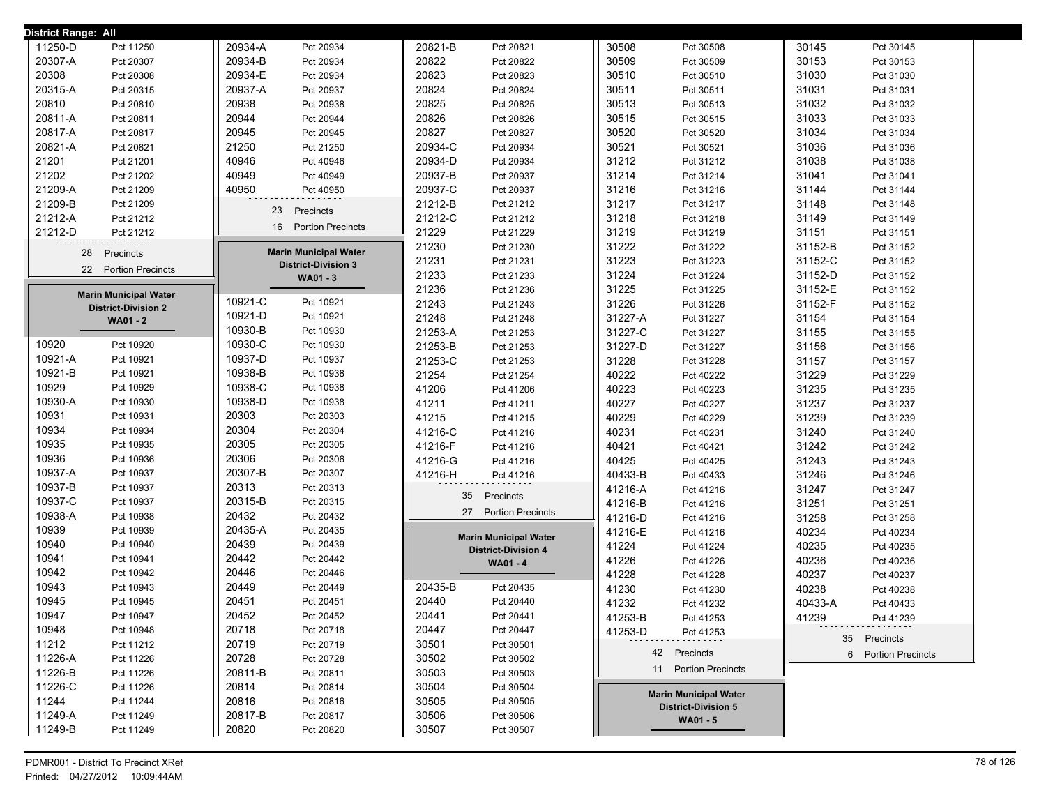**District Range: All**

| Precinct | Name |
|---|---|
| 11250-D | Pct 11250 |
| 20307-A | Pct 20307 |
| 20308 | Pct 20308 |
| 20315-A | Pct 20315 |
| 20810 | Pct 20810 |
| 20811-A | Pct 20811 |
| 20817-A | Pct 20817 |
| 20821-A | Pct 20821 |
| 21201 | Pct 21201 |
| 21202 | Pct 21202 |
| 21209-A | Pct 21209 |
| 21209-B | Pct 21209 |
| 21212-A | Pct 21212 |
| 21212-D | Pct 21212 |

28 Precincts
22 Portion Precincts

## Marin Municipal Water District-Division 2
### WA01 - 2

| Precinct | Name |
|---|---|
| 10920 | Pct 10920 |
| 10921-A | Pct 10921 |
| 10921-B | Pct 10921 |
| 10929 | Pct 10929 |
| 10930-A | Pct 10930 |
| 10931 | Pct 10931 |
| 10934 | Pct 10934 |
| 10935 | Pct 10935 |
| 10936 | Pct 10936 |
| 10937-A | Pct 10937 |
| 10937-B | Pct 10937 |
| 10937-C | Pct 10937 |
| 10938-A | Pct 10938 |
| 10939 | Pct 10939 |
| 10940 | Pct 10940 |
| 10941 | Pct 10941 |
| 10942 | Pct 10942 |
| 10943 | Pct 10943 |
| 10945 | Pct 10945 |
| 10947 | Pct 10947 |
| 10948 | Pct 10948 |
| 11212 | Pct 11212 |
| 11226-A | Pct 11226 |
| 11226-B | Pct 11226 |
| 11226-C | Pct 11226 |
| 11244 | Pct 11244 |
| 11249-A | Pct 11249 |
| 11249-B | Pct 11249 |
| 20934-A | Pct 20934 |
| 20934-B | Pct 20934 |
| 20934-E | Pct 20934 |
| 20937-A | Pct 20937 |
| 20938 | Pct 20938 |
| 20944 | Pct 20944 |
| 20945 | Pct 20945 |
| 21250 | Pct 21250 |
| 40946 | Pct 40946 |
| 40949 | Pct 40949 |
| 40950 | Pct 40950 |

23 Precincts
16 Portion Precincts

## Marin Municipal Water District-Division 3
### WA01 - 3

| Precinct | Name |
|---|---|
| 10921-C | Pct 10921 |
| 10921-D | Pct 10921 |
| 10930-B | Pct 10930 |
| 10930-C | Pct 10930 |
| 10937-D | Pct 10937 |
| 10938-B | Pct 10938 |
| 10938-C | Pct 10938 |
| 10938-D | Pct 10938 |
| 20303 | Pct 20303 |
| 20304 | Pct 20304 |
| 20305 | Pct 20305 |
| 20306 | Pct 20306 |
| 20307-B | Pct 20307 |
| 20313 | Pct 20313 |
| 20315-B | Pct 20315 |
| 20432 | Pct 20432 |
| 20435-A | Pct 20435 |
| 20439 | Pct 20439 |
| 20442 | Pct 20442 |
| 20446 | Pct 20446 |
| 20449 | Pct 20449 |
| 20451 | Pct 20451 |
| 20452 | Pct 20452 |
| 20718 | Pct 20718 |
| 20719 | Pct 20719 |
| 20728 | Pct 20728 |
| 20811-B | Pct 20811 |
| 20814 | Pct 20814 |
| 20816 | Pct 20816 |
| 20817-B | Pct 20817 |
| 20820 | Pct 20820 |
| 20821-B | Pct 20821 |
| 20822 | Pct 20822 |
| 20823 | Pct 20823 |
| 20824 | Pct 20824 |
| 20825 | Pct 20825 |
| 20826 | Pct 20826 |
| 20827 | Pct 20827 |
| 20934-C | Pct 20934 |
| 20934-D | Pct 20934 |
| 20937-B | Pct 20937 |
| 20937-C | Pct 20937 |
| 21212-B | Pct 21212 |
| 21212-C | Pct 21212 |
| 21229 | Pct 21229 |
| 21230 | Pct 21230 |
| 21231 | Pct 21231 |
| 21233 | Pct 21233 |
| 21236 | Pct 21236 |
| 21243 | Pct 21243 |
| 21248 | Pct 21248 |
| 21253-A | Pct 21253 |
| 21253-B | Pct 21253 |
| 21253-C | Pct 21253 |
| 21254 | Pct 21254 |
| 41206 | Pct 41206 |
| 41211 | Pct 41211 |
| 41215 | Pct 41215 |
| 41216-C | Pct 41216 |
| 41216-F | Pct 41216 |
| 41216-G | Pct 41216 |
| 41216-H | Pct 41216 |

35 Precincts
27 Portion Precincts

## Marin Municipal Water District-Division 4
### WA01 - 4

| Precinct | Name |
|---|---|
| 20435-B | Pct 20435 |
| 20440 | Pct 20440 |
| 20441 | Pct 20441 |
| 20447 | Pct 20447 |
| 30501 | Pct 30501 |
| 30502 | Pct 30502 |
| 30503 | Pct 30503 |
| 30504 | Pct 30504 |
| 30505 | Pct 30505 |
| 30506 | Pct 30506 |
| 30507 | Pct 30507 |
| 30508 | Pct 30508 |
| 30509 | Pct 30509 |
| 30510 | Pct 30510 |
| 30511 | Pct 30511 |
| 30513 | Pct 30513 |
| 30515 | Pct 30515 |
| 30520 | Pct 30520 |
| 30521 | Pct 30521 |
| 31212 | Pct 31212 |
| 31214 | Pct 31214 |
| 31216 | Pct 31216 |
| 31217 | Pct 31217 |
| 31218 | Pct 31218 |
| 31219 | Pct 31219 |
| 31222 | Pct 31222 |
| 31223 | Pct 31223 |
| 31224 | Pct 31224 |
| 31225 | Pct 31225 |
| 31226 | Pct 31226 |
| 31227-A | Pct 31227 |
| 31227-C | Pct 31227 |
| 31227-D | Pct 31227 |
| 31228 | Pct 31228 |
| 40222 | Pct 40222 |
| 40223 | Pct 40223 |
| 40227 | Pct 40227 |
| 40229 | Pct 40229 |
| 40231 | Pct 40231 |
| 40421 | Pct 40421 |
| 40425 | Pct 40425 |
| 40433-B | Pct 40433 |
| 41216-A | Pct 41216 |
| 41216-B | Pct 41216 |
| 41216-D | Pct 41216 |
| 41216-E | Pct 41216 |
| 41224 | Pct 41224 |
| 41226 | Pct 41226 |
| 41228 | Pct 41228 |
| 41230 | Pct 41230 |
| 41232 | Pct 41232 |
| 41253-B | Pct 41253 |
| 41253-D | Pct 41253 |

42 Precincts
11 Portion Precincts

## Marin Municipal Water District-Division 5
### WA01 - 5

| Precinct | Name |
|---|---|
| 30145 | Pct 30145 |
| 30153 | Pct 30153 |
| 31030 | Pct 31030 |
| 31031 | Pct 31031 |
| 31032 | Pct 31032 |
| 31033 | Pct 31033 |
| 31034 | Pct 31034 |
| 31036 | Pct 31036 |
| 31038 | Pct 31038 |
| 31041 | Pct 31041 |
| 31144 | Pct 31144 |
| 31148 | Pct 31148 |
| 31149 | Pct 31149 |
| 31151 | Pct 31151 |
| 31152-B | Pct 31152 |
| 31152-C | Pct 31152 |
| 31152-D | Pct 31152 |
| 31152-E | Pct 31152 |
| 31152-F | Pct 31152 |
| 31154 | Pct 31154 |
| 31155 | Pct 31155 |
| 31156 | Pct 31156 |
| 31157 | Pct 31157 |
| 31229 | Pct 31229 |
| 31235 | Pct 31235 |
| 31237 | Pct 31237 |
| 31239 | Pct 31239 |
| 31240 | Pct 31240 |
| 31242 | Pct 31242 |
| 31243 | Pct 31243 |
| 31246 | Pct 31246 |
| 31247 | Pct 31247 |
| 31251 | Pct 31251 |
| 31258 | Pct 31258 |
| 40234 | Pct 40234 |
| 40235 | Pct 40235 |
| 40236 | Pct 40236 |
| 40237 | Pct 40237 |
| 40238 | Pct 40238 |
| 40433-A | Pct 40433 |
| 41239 | Pct 41239 |

35 Precincts
6 Portion Precincts

PDMR001 - District To Precinct XRef
Printed: 04/27/2012 10:09:44AM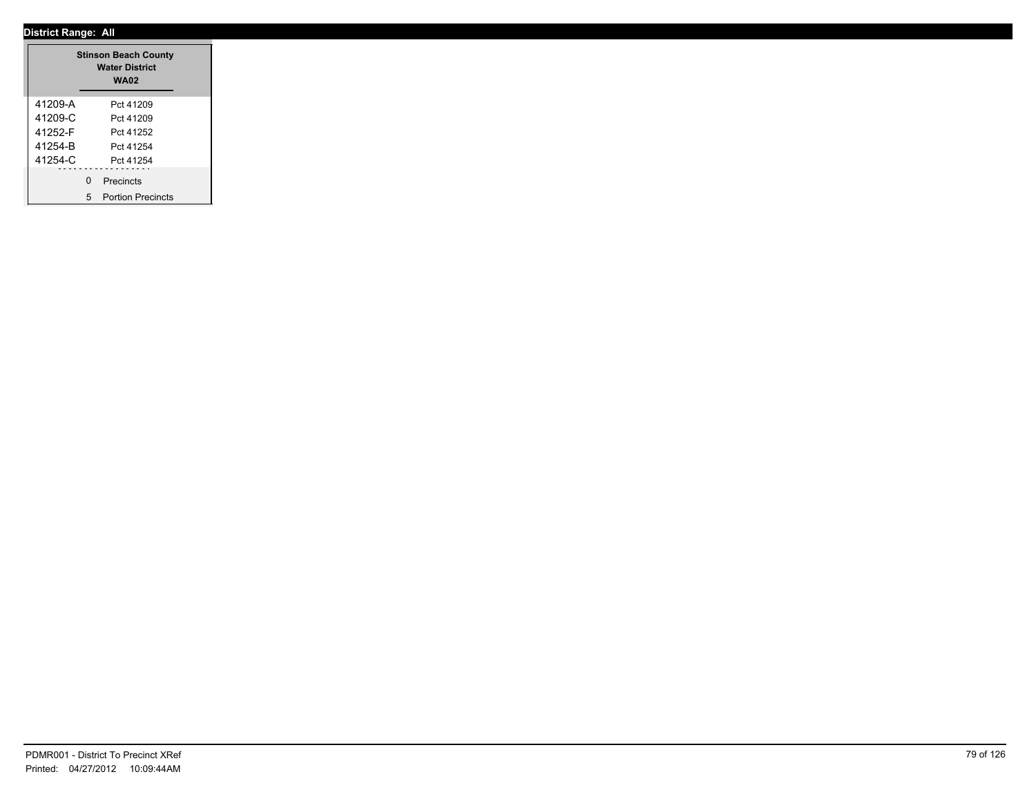**District Range: All**

| Stinson Beach County Water District WA02 | |
| --- | --- |
| 41209-A | Pct 41209 |
| 41209-C | Pct 41209 |
| 41252-F | Pct 41252 |
| 41254-B | Pct 41254 |
| 41254-C | Pct 41254 |

0 Precincts

5 Portion Precincts

PDMR001 - District To Precinct XRef
Printed: 04/27/2012 10:09:44AM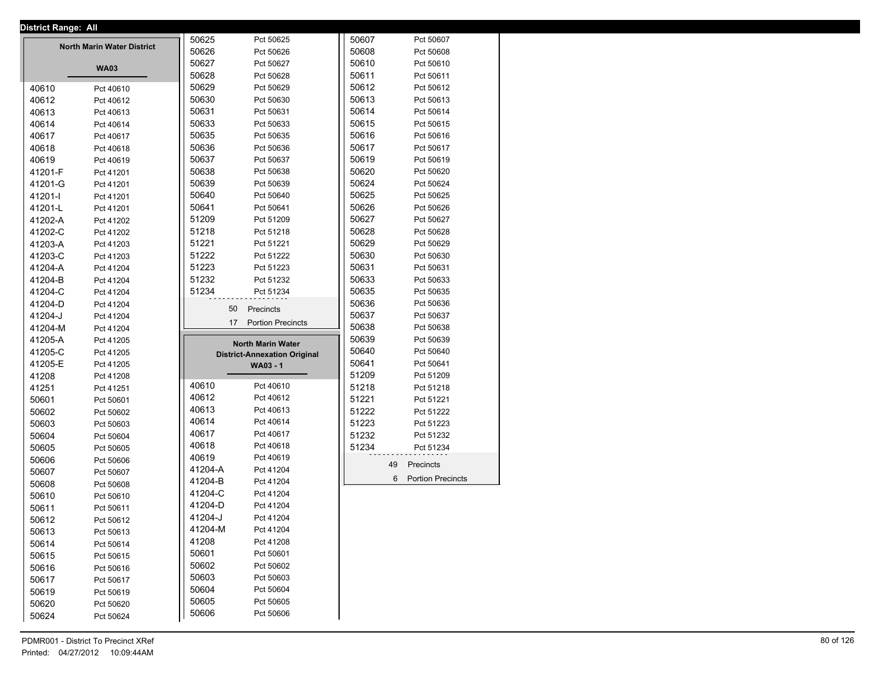District Range: All

## North Marin Water District

### WA03

| Precinct | Name |
|---|---|
| 40610 | Pct 40610 |
| 40612 | Pct 40612 |
| 40613 | Pct 40613 |
| 40614 | Pct 40614 |
| 40617 | Pct 40617 |
| 40618 | Pct 40618 |
| 40619 | Pct 40619 |
| 41201-F | Pct 41201 |
| 41201-G | Pct 41201 |
| 41201-I | Pct 41201 |
| 41201-L | Pct 41201 |
| 41202-A | Pct 41202 |
| 41202-C | Pct 41202 |
| 41203-A | Pct 41203 |
| 41203-C | Pct 41203 |
| 41204-A | Pct 41204 |
| 41204-B | Pct 41204 |
| 41204-C | Pct 41204 |
| 41204-D | Pct 41204 |
| 41204-J | Pct 41204 |
| 41204-M | Pct 41204 |
| 41205-A | Pct 41205 |
| 41205-C | Pct 41205 |
| 41205-E | Pct 41205 |
| 41208 | Pct 41208 |
| 41251 | Pct 41251 |
| 50601 | Pct 50601 |
| 50602 | Pct 50602 |
| 50603 | Pct 50603 |
| 50604 | Pct 50604 |
| 50605 | Pct 50605 |
| 50606 | Pct 50606 |
| 50607 | Pct 50607 |
| 50608 | Pct 50608 |
| 50610 | Pct 50610 |
| 50611 | Pct 50611 |
| 50612 | Pct 50612 |
| 50613 | Pct 50613 |
| 50614 | Pct 50614 |
| 50615 | Pct 50615 |
| 50616 | Pct 50616 |
| 50617 | Pct 50617 |
| 50619 | Pct 50619 |
| 50620 | Pct 50620 |
| 50624 | Pct 50624 |
| 50625 | Pct 50625 |
| 50626 | Pct 50626 |
| 50627 | Pct 50627 |
| 50628 | Pct 50628 |
| 50629 | Pct 50629 |
| 50630 | Pct 50630 |
| 50631 | Pct 50631 |
| 50633 | Pct 50633 |
| 50635 | Pct 50635 |
| 50636 | Pct 50636 |
| 50637 | Pct 50637 |
| 50638 | Pct 50638 |
| 50639 | Pct 50639 |
| 50640 | Pct 50640 |
| 50641 | Pct 50641 |
| 51209 | Pct 51209 |
| 51218 | Pct 51218 |
| 51221 | Pct 51221 |
| 51222 | Pct 51222 |
| 51223 | Pct 51223 |
| 51232 | Pct 51232 |
| 51234 | Pct 51234 |

50 Precincts
17 Portion Precincts

## North Marin Water District-Annexation Original

### WA03 - 1

| Precinct | Name |
|---|---|
| 40610 | Pct 40610 |
| 40612 | Pct 40612 |
| 40613 | Pct 40613 |
| 40614 | Pct 40614 |
| 40617 | Pct 40617 |
| 40618 | Pct 40618 |
| 40619 | Pct 40619 |
| 41204-A | Pct 41204 |
| 41204-B | Pct 41204 |
| 41204-C | Pct 41204 |
| 41204-D | Pct 41204 |
| 41204-J | Pct 41204 |
| 41204-M | Pct 41204 |
| 41208 | Pct 41208 |
| 50601 | Pct 50601 |
| 50602 | Pct 50602 |
| 50603 | Pct 50603 |
| 50604 | Pct 50604 |
| 50605 | Pct 50605 |
| 50606 | Pct 50606 |
| 50607 | Pct 50607 |
| 50608 | Pct 50608 |
| 50610 | Pct 50610 |
| 50611 | Pct 50611 |
| 50612 | Pct 50612 |
| 50613 | Pct 50613 |
| 50614 | Pct 50614 |
| 50615 | Pct 50615 |
| 50616 | Pct 50616 |
| 50617 | Pct 50617 |
| 50619 | Pct 50619 |
| 50620 | Pct 50620 |
| 50624 | Pct 50624 |
| 50625 | Pct 50625 |
| 50626 | Pct 50626 |
| 50627 | Pct 50627 |
| 50628 | Pct 50628 |
| 50629 | Pct 50629 |
| 50630 | Pct 50630 |
| 50631 | Pct 50631 |
| 50633 | Pct 50633 |
| 50635 | Pct 50635 |
| 50636 | Pct 50636 |
| 50637 | Pct 50637 |
| 50638 | Pct 50638 |
| 50639 | Pct 50639 |
| 50640 | Pct 50640 |
| 50641 | Pct 50641 |
| 51209 | Pct 51209 |
| 51218 | Pct 51218 |
| 51221 | Pct 51221 |
| 51222 | Pct 51222 |
| 51223 | Pct 51223 |
| 51232 | Pct 51232 |
| 51234 | Pct 51234 |

49 Precincts
6 Portion Precincts

PDMR001 - District To Precinct XRef
Printed: 04/27/2012 10:09:44AM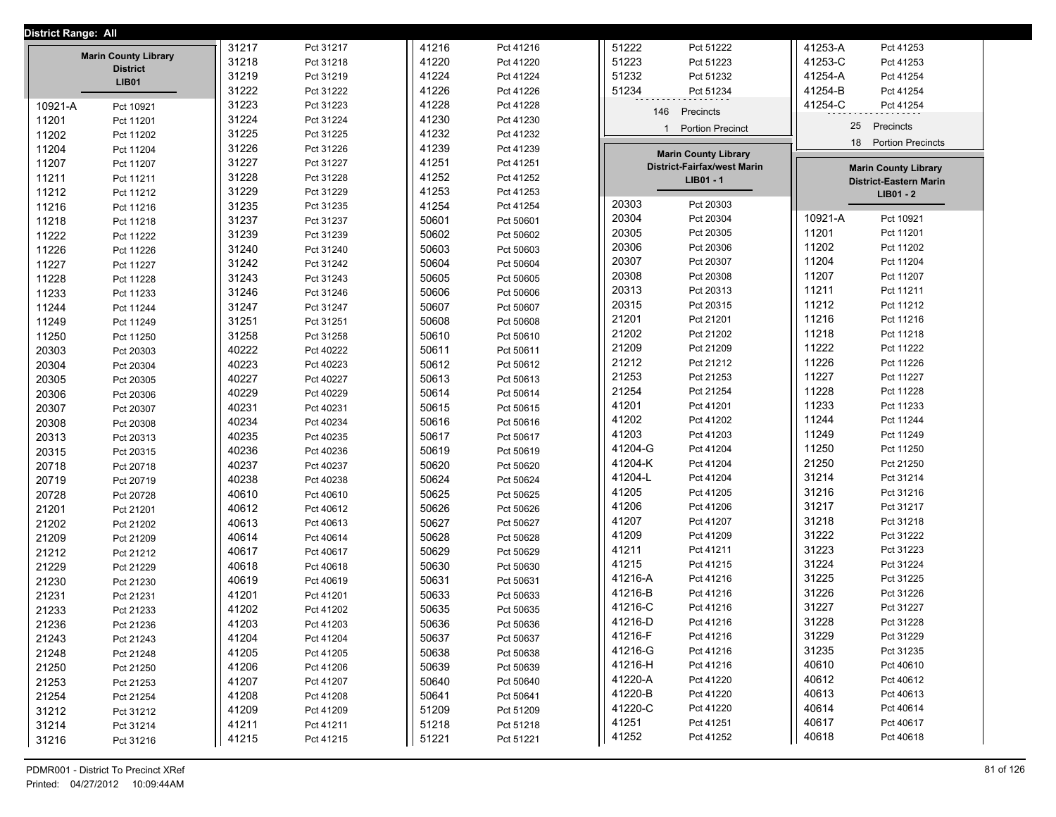**District Range: All**

### Marin County Library District LIB01

| Precinct | Name |
|---|---|
| 10921-A | Pct 10921 |
| 11201 | Pct 11201 |
| 11202 | Pct 11202 |
| 11204 | Pct 11204 |
| 11207 | Pct 11207 |
| 11211 | Pct 11211 |
| 11212 | Pct 11212 |
| 11216 | Pct 11216 |
| 11218 | Pct 11218 |
| 11222 | Pct 11222 |
| 11226 | Pct 11226 |
| 11227 | Pct 11227 |
| 11228 | Pct 11228 |
| 11233 | Pct 11233 |
| 11244 | Pct 11244 |
| 11249 | Pct 11249 |
| 11250 | Pct 11250 |
| 20303 | Pct 20303 |
| 20304 | Pct 20304 |
| 20305 | Pct 20305 |
| 20306 | Pct 20306 |
| 20307 | Pct 20307 |
| 20308 | Pct 20308 |
| 20313 | Pct 20313 |
| 20315 | Pct 20315 |
| 20718 | Pct 20718 |
| 20719 | Pct 20719 |
| 20728 | Pct 20728 |
| 21201 | Pct 21201 |
| 21202 | Pct 21202 |
| 21209 | Pct 21209 |
| 21212 | Pct 21212 |
| 21229 | Pct 21229 |
| 21230 | Pct 21230 |
| 21231 | Pct 21231 |
| 21233 | Pct 21233 |
| 21236 | Pct 21236 |
| 21243 | Pct 21243 |
| 21248 | Pct 21248 |
| 21250 | Pct 21250 |
| 21253 | Pct 21253 |
| 21254 | Pct 21254 |
| 31212 | Pct 31212 |
| 31214 | Pct 31214 |
| 31216 | Pct 31216 |
| 31217 | Pct 31217 |
| 31218 | Pct 31218 |
| 31219 | Pct 31219 |
| 31222 | Pct 31222 |
| 31223 | Pct 31223 |
| 31224 | Pct 31224 |
| 31225 | Pct 31225 |
| 31226 | Pct 31226 |
| 31227 | Pct 31227 |
| 31228 | Pct 31228 |
| 31229 | Pct 31229 |
| 31235 | Pct 31235 |
| 31237 | Pct 31237 |
| 31239 | Pct 31239 |
| 31240 | Pct 31240 |
| 31242 | Pct 31242 |
| 31243 | Pct 31243 |
| 31246 | Pct 31246 |
| 31247 | Pct 31247 |
| 31251 | Pct 31251 |
| 31258 | Pct 31258 |
| 40222 | Pct 40222 |
| 40223 | Pct 40223 |
| 40227 | Pct 40227 |
| 40229 | Pct 40229 |
| 40231 | Pct 40231 |
| 40234 | Pct 40234 |
| 40235 | Pct 40235 |
| 40236 | Pct 40236 |
| 40237 | Pct 40237 |
| 40238 | Pct 40238 |
| 40610 | Pct 40610 |
| 40612 | Pct 40612 |
| 40613 | Pct 40613 |
| 40614 | Pct 40614 |
| 40617 | Pct 40617 |
| 40618 | Pct 40618 |
| 40619 | Pct 40619 |
| 41201 | Pct 41201 |
| 41202 | Pct 41202 |
| 41203 | Pct 41203 |
| 41204 | Pct 41204 |
| 41205 | Pct 41205 |
| 41206 | Pct 41206 |
| 41207 | Pct 41207 |
| 41208 | Pct 41208 |
| 41209 | Pct 41209 |
| 41211 | Pct 41211 |
| 41215 | Pct 41215 |
| 41216 | Pct 41216 |
| 41220 | Pct 41220 |
| 41224 | Pct 41224 |
| 41226 | Pct 41226 |
| 41228 | Pct 41228 |
| 41230 | Pct 41230 |
| 41232 | Pct 41232 |
| 41239 | Pct 41239 |
| 41251 | Pct 41251 |
| 41252 | Pct 41252 |
| 41253 | Pct 41253 |
| 41254 | Pct 41254 |
| 50601 | Pct 50601 |
| 50602 | Pct 50602 |
| 50603 | Pct 50603 |
| 50604 | Pct 50604 |
| 50605 | Pct 50605 |
| 50606 | Pct 50606 |
| 50607 | Pct 50607 |
| 50608 | Pct 50608 |
| 50610 | Pct 50610 |
| 50611 | Pct 50611 |
| 50612 | Pct 50612 |
| 50613 | Pct 50613 |
| 50614 | Pct 50614 |
| 50615 | Pct 50615 |
| 50616 | Pct 50616 |
| 50617 | Pct 50617 |
| 50619 | Pct 50619 |
| 50620 | Pct 50620 |
| 50624 | Pct 50624 |
| 50625 | Pct 50625 |
| 50626 | Pct 50626 |
| 50627 | Pct 50627 |
| 50628 | Pct 50628 |
| 50629 | Pct 50629 |
| 50630 | Pct 50630 |
| 50631 | Pct 50631 |
| 50633 | Pct 50633 |
| 50635 | Pct 50635 |
| 50636 | Pct 50636 |
| 50637 | Pct 50637 |
| 50638 | Pct 50638 |
| 50639 | Pct 50639 |
| 50640 | Pct 50640 |
| 50641 | Pct 50641 |
| 51209 | Pct 51209 |
| 51218 | Pct 51218 |
| 51221 | Pct 51221 |
| 51222 | Pct 51222 |
| 51223 | Pct 51223 |
| 51232 | Pct 51232 |
| 51234 | Pct 51234 |

146 Precincts
1 Portion Precinct

### Marin County Library District-Fairfax/west Marin LIB01 - 1

| Precinct | Name |
|---|---|
| 20303 | Pct 20303 |
| 20304 | Pct 20304 |
| 20305 | Pct 20305 |
| 20306 | Pct 20306 |
| 20307 | Pct 20307 |
| 20308 | Pct 20308 |
| 20313 | Pct 20313 |
| 20315 | Pct 20315 |
| 21201 | Pct 21201 |
| 21202 | Pct 21202 |
| 21209 | Pct 21209 |
| 21212 | Pct 21212 |
| 21253 | Pct 21253 |
| 21254 | Pct 21254 |
| 41201 | Pct 41201 |
| 41202 | Pct 41202 |
| 41203 | Pct 41203 |
| 41204-G | Pct 41204 |
| 41204-K | Pct 41204 |
| 41204-L | Pct 41204 |
| 41205 | Pct 41205 |
| 41206 | Pct 41206 |
| 41207 | Pct 41207 |
| 41209 | Pct 41209 |
| 41211 | Pct 41211 |
| 41215 | Pct 41215 |
| 41216-A | Pct 41216 |
| 41216-B | Pct 41216 |
| 41216-C | Pct 41216 |
| 41216-D | Pct 41216 |
| 41216-F | Pct 41216 |
| 41216-G | Pct 41216 |
| 41216-H | Pct 41216 |
| 41220-A | Pct 41220 |
| 41220-B | Pct 41220 |
| 41220-C | Pct 41220 |
| 41251 | Pct 41251 |
| 41252 | Pct 41252 |
| 41253-A | Pct 41253 |
| 41253-C | Pct 41253 |
| 41254-A | Pct 41254 |
| 41254-B | Pct 41254 |
| 41254-C | Pct 41254 |

25 Precincts
18 Portion Precincts

### Marin County Library District-Eastern Marin LIB01 - 2

| Precinct | Name |
|---|---|
| 10921-A | Pct 10921 |
| 11201 | Pct 11201 |
| 11202 | Pct 11202 |
| 11204 | Pct 11204 |
| 11207 | Pct 11207 |
| 11211 | Pct 11211 |
| 11212 | Pct 11212 |
| 11216 | Pct 11216 |
| 11218 | Pct 11218 |
| 11222 | Pct 11222 |
| 11226 | Pct 11226 |
| 11227 | Pct 11227 |
| 11228 | Pct 11228 |
| 11233 | Pct 11233 |
| 11244 | Pct 11244 |
| 11249 | Pct 11249 |
| 11250 | Pct 11250 |
| 21250 | Pct 21250 |
| 31214 | Pct 31214 |
| 31216 | Pct 31216 |
| 31217 | Pct 31217 |
| 31218 | Pct 31218 |
| 31222 | Pct 31222 |
| 31223 | Pct 31223 |
| 31224 | Pct 31224 |
| 31225 | Pct 31225 |
| 31226 | Pct 31226 |
| 31227 | Pct 31227 |
| 31228 | Pct 31228 |
| 31229 | Pct 31229 |
| 31235 | Pct 31235 |
| 40610 | Pct 40610 |
| 40612 | Pct 40612 |
| 40613 | Pct 40613 |
| 40614 | Pct 40614 |
| 40617 | Pct 40617 |
| 40618 | Pct 40618 |

PDMR001 - District To Precinct XRef
Printed: 04/27/2012 10:09:44AM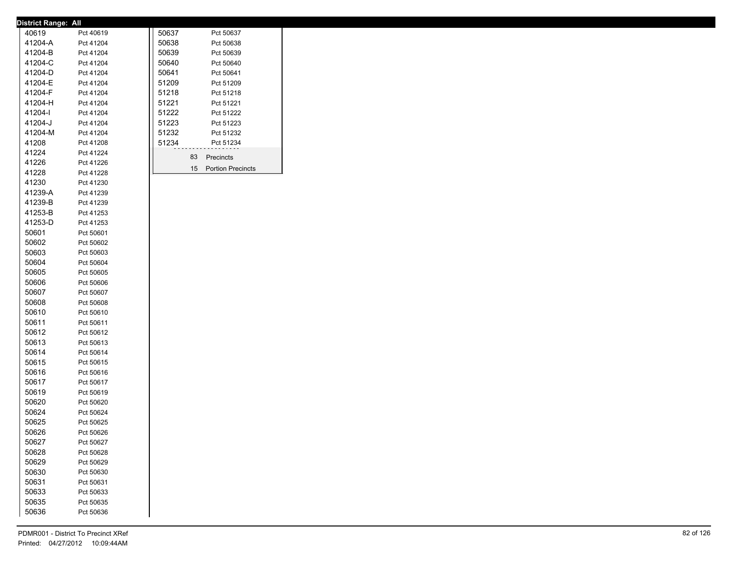**District Range: All**

| District | Precinct |
|---|---|
| 40619 | Pct 40619 |
| 41204-A | Pct 41204 |
| 41204-B | Pct 41204 |
| 41204-C | Pct 41204 |
| 41204-D | Pct 41204 |
| 41204-E | Pct 41204 |
| 41204-F | Pct 41204 |
| 41204-H | Pct 41204 |
| 41204-I | Pct 41204 |
| 41204-J | Pct 41204 |
| 41204-M | Pct 41204 |
| 41208 | Pct 41208 |
| 41224 | Pct 41224 |
| 41226 | Pct 41226 |
| 41228 | Pct 41228 |
| 41230 | Pct 41230 |
| 41239-A | Pct 41239 |
| 41239-B | Pct 41239 |
| 41253-B | Pct 41253 |
| 41253-D | Pct 41253 |
| 50601 | Pct 50601 |
| 50602 | Pct 50602 |
| 50603 | Pct 50603 |
| 50604 | Pct 50604 |
| 50605 | Pct 50605 |
| 50606 | Pct 50606 |
| 50607 | Pct 50607 |
| 50608 | Pct 50608 |
| 50610 | Pct 50610 |
| 50611 | Pct 50611 |
| 50612 | Pct 50612 |
| 50613 | Pct 50613 |
| 50614 | Pct 50614 |
| 50615 | Pct 50615 |
| 50616 | Pct 50616 |
| 50617 | Pct 50617 |
| 50619 | Pct 50619 |
| 50620 | Pct 50620 |
| 50624 | Pct 50624 |
| 50625 | Pct 50625 |
| 50626 | Pct 50626 |
| 50627 | Pct 50627 |
| 50628 | Pct 50628 |
| 50629 | Pct 50629 |
| 50630 | Pct 50630 |
| 50631 | Pct 50631 |
| 50633 | Pct 50633 |
| 50635 | Pct 50635 |
| 50636 | Pct 50636 |
| 50637 | Pct 50637 |
| 50638 | Pct 50638 |
| 50639 | Pct 50639 |
| 50640 | Pct 50640 |
| 50641 | Pct 50641 |
| 51209 | Pct 51209 |
| 51218 | Pct 51218 |
| 51221 | Pct 51221 |
| 51222 | Pct 51222 |
| 51223 | Pct 51223 |
| 51232 | Pct 51232 |
| 51234 | Pct 51234 |

83 Precincts

15 Portion Precincts

PDMR001 - District To Precinct XRef

Printed: 04/27/2012 10:09:44AM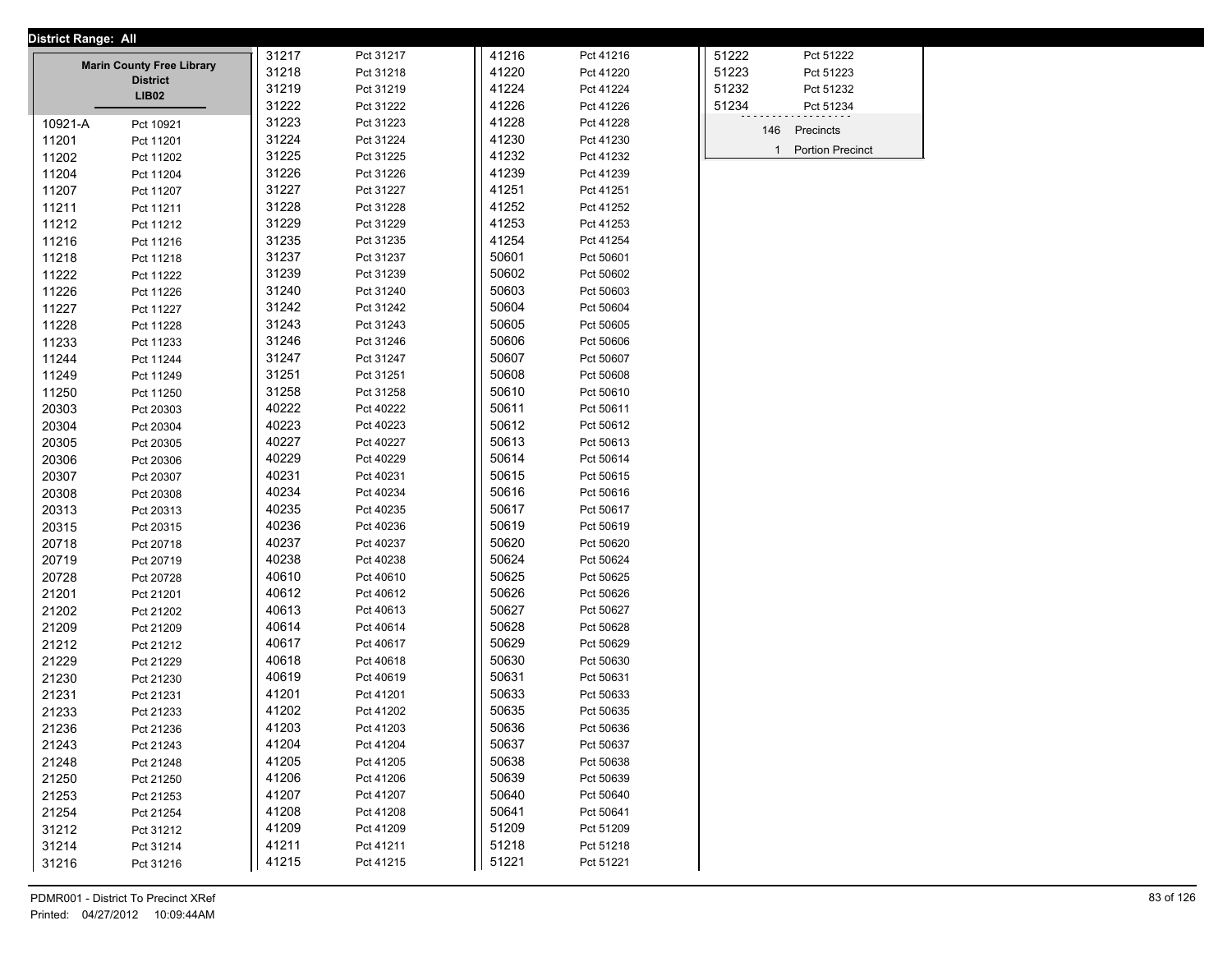**District Range: All**

**Marin County Free Library District**
**LIB02**

| Precinct | Name |
|---|---|
| 10921-A | Pct 10921 |
| 11201 | Pct 11201 |
| 11202 | Pct 11202 |
| 11204 | Pct 11204 |
| 11207 | Pct 11207 |
| 11211 | Pct 11211 |
| 11212 | Pct 11212 |
| 11216 | Pct 11216 |
| 11218 | Pct 11218 |
| 11222 | Pct 11222 |
| 11226 | Pct 11226 |
| 11227 | Pct 11227 |
| 11228 | Pct 11228 |
| 11233 | Pct 11233 |
| 11244 | Pct 11244 |
| 11249 | Pct 11249 |
| 11250 | Pct 11250 |
| 20303 | Pct 20303 |
| 20304 | Pct 20304 |
| 20305 | Pct 20305 |
| 20306 | Pct 20306 |
| 20307 | Pct 20307 |
| 20308 | Pct 20308 |
| 20313 | Pct 20313 |
| 20315 | Pct 20315 |
| 20718 | Pct 20718 |
| 20719 | Pct 20719 |
| 20728 | Pct 20728 |
| 21201 | Pct 21201 |
| 21202 | Pct 21202 |
| 21209 | Pct 21209 |
| 21212 | Pct 21212 |
| 21229 | Pct 21229 |
| 21230 | Pct 21230 |
| 21231 | Pct 21231 |
| 21233 | Pct 21233 |
| 21236 | Pct 21236 |
| 21243 | Pct 21243 |
| 21248 | Pct 21248 |
| 21250 | Pct 21250 |
| 21253 | Pct 21253 |
| 21254 | Pct 21254 |
| 31212 | Pct 31212 |
| 31214 | Pct 31214 |
| 31216 | Pct 31216 |
| 31217 | Pct 31217 |
| 31218 | Pct 31218 |
| 31219 | Pct 31219 |
| 31222 | Pct 31222 |
| 31223 | Pct 31223 |
| 31224 | Pct 31224 |
| 31225 | Pct 31225 |
| 31226 | Pct 31226 |
| 31227 | Pct 31227 |
| 31228 | Pct 31228 |
| 31229 | Pct 31229 |
| 31235 | Pct 31235 |
| 31237 | Pct 31237 |
| 31239 | Pct 31239 |
| 31240 | Pct 31240 |
| 31242 | Pct 31242 |
| 31243 | Pct 31243 |
| 31246 | Pct 31246 |
| 31247 | Pct 31247 |
| 31251 | Pct 31251 |
| 31258 | Pct 31258 |
| 40222 | Pct 40222 |
| 40223 | Pct 40223 |
| 40227 | Pct 40227 |
| 40229 | Pct 40229 |
| 40231 | Pct 40231 |
| 40234 | Pct 40234 |
| 40235 | Pct 40235 |
| 40236 | Pct 40236 |
| 40237 | Pct 40237 |
| 40238 | Pct 40238 |
| 40610 | Pct 40610 |
| 40612 | Pct 40612 |
| 40613 | Pct 40613 |
| 40614 | Pct 40614 |
| 40617 | Pct 40617 |
| 40618 | Pct 40618 |
| 40619 | Pct 40619 |
| 41201 | Pct 41201 |
| 41202 | Pct 41202 |
| 41203 | Pct 41203 |
| 41204 | Pct 41204 |
| 41205 | Pct 41205 |
| 41206 | Pct 41206 |
| 41207 | Pct 41207 |
| 41208 | Pct 41208 |
| 41209 | Pct 41209 |
| 41211 | Pct 41211 |
| 41215 | Pct 41215 |
| 41216 | Pct 41216 |
| 41220 | Pct 41220 |
| 41224 | Pct 41224 |
| 41226 | Pct 41226 |
| 41228 | Pct 41228 |
| 41230 | Pct 41230 |
| 41232 | Pct 41232 |
| 41239 | Pct 41239 |
| 41251 | Pct 41251 |
| 41252 | Pct 41252 |
| 41253 | Pct 41253 |
| 41254 | Pct 41254 |
| 50601 | Pct 50601 |
| 50602 | Pct 50602 |
| 50603 | Pct 50603 |
| 50604 | Pct 50604 |
| 50605 | Pct 50605 |
| 50606 | Pct 50606 |
| 50607 | Pct 50607 |
| 50608 | Pct 50608 |
| 50610 | Pct 50610 |
| 50611 | Pct 50611 |
| 50612 | Pct 50612 |
| 50613 | Pct 50613 |
| 50614 | Pct 50614 |
| 50615 | Pct 50615 |
| 50616 | Pct 50616 |
| 50617 | Pct 50617 |
| 50619 | Pct 50619 |
| 50620 | Pct 50620 |
| 50624 | Pct 50624 |
| 50625 | Pct 50625 |
| 50626 | Pct 50626 |
| 50627 | Pct 50627 |
| 50628 | Pct 50628 |
| 50629 | Pct 50629 |
| 50630 | Pct 50630 |
| 50631 | Pct 50631 |
| 50633 | Pct 50633 |
| 50635 | Pct 50635 |
| 50636 | Pct 50636 |
| 50637 | Pct 50637 |
| 50638 | Pct 50638 |
| 50639 | Pct 50639 |
| 50640 | Pct 50640 |
| 50641 | Pct 50641 |
| 51209 | Pct 51209 |
| 51218 | Pct 51218 |
| 51221 | Pct 51221 |
| 51222 | Pct 51222 |
| 51223 | Pct 51223 |
| 51232 | Pct 51232 |
| 51234 | Pct 51234 |

146 Precincts
1 Portion Precinct

PDMR001 - District To Precinct XRef
Printed: 04/27/2012 10:09:44AM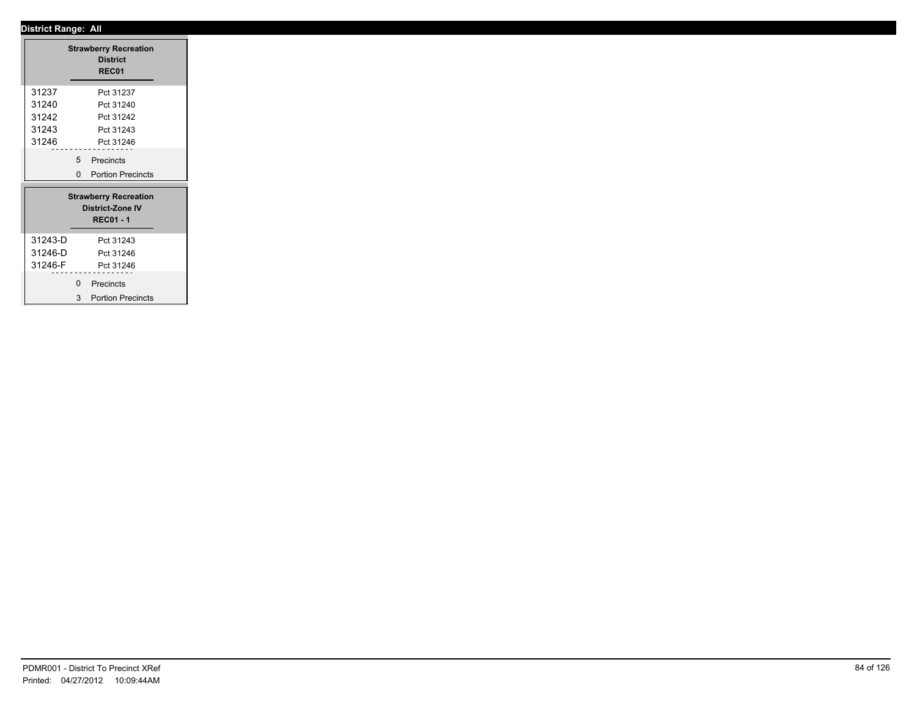**District Range: All**

### Strawberry Recreation District
**REC01**

| | |
|---|---|
| 31237 | Pct 31237 |
| 31240 | Pct 31240 |
| 31242 | Pct 31242 |
| 31243 | Pct 31243 |
| 31246 | Pct 31246 |

5 Precincts
0 Portion Precincts

### Strawberry Recreation District-Zone IV
**REC01 - 1**

| | |
|---|---|
| 31243-D | Pct 31243 |
| 31246-D | Pct 31246 |
| 31246-F | Pct 31246 |

0 Precincts
3 Portion Precincts

PDMR001 - District To Precinct XRef
Printed: 04/27/2012 10:09:44AM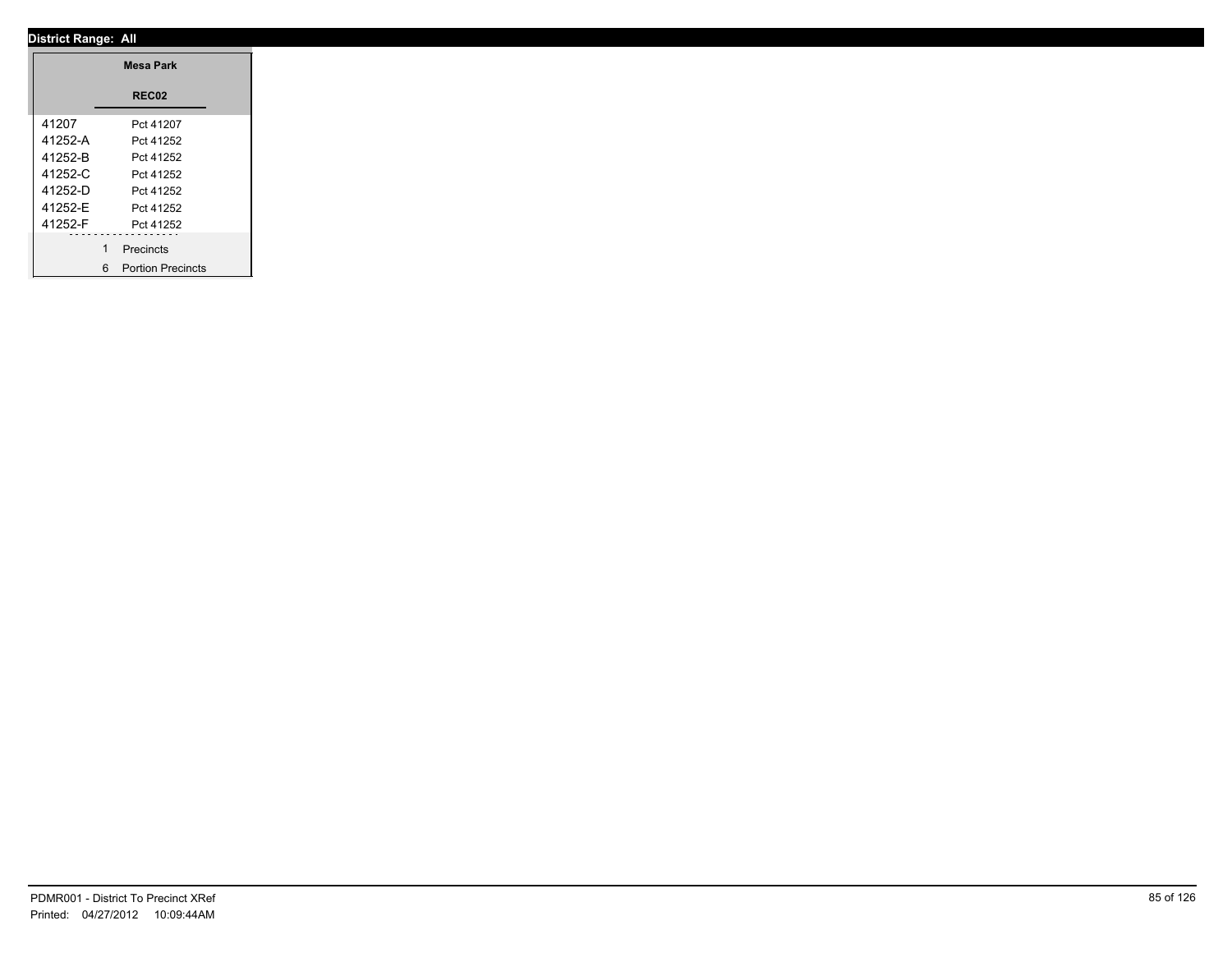**District Range: All**

| Mesa Park | |
|---|---|
| **REC02** | |
| 41207 | Pct 41207 |
| 41252-A | Pct 41252 |
| 41252-B | Pct 41252 |
| 41252-C | Pct 41252 |
| 41252-D | Pct 41252 |
| 41252-E | Pct 41252 |
| 41252-F | Pct 41252 |
| 1 | Precincts |
| 6 | Portion Precincts |

PDMR001 - District To Precinct XRef
Printed: 04/27/2012 10:09:44AM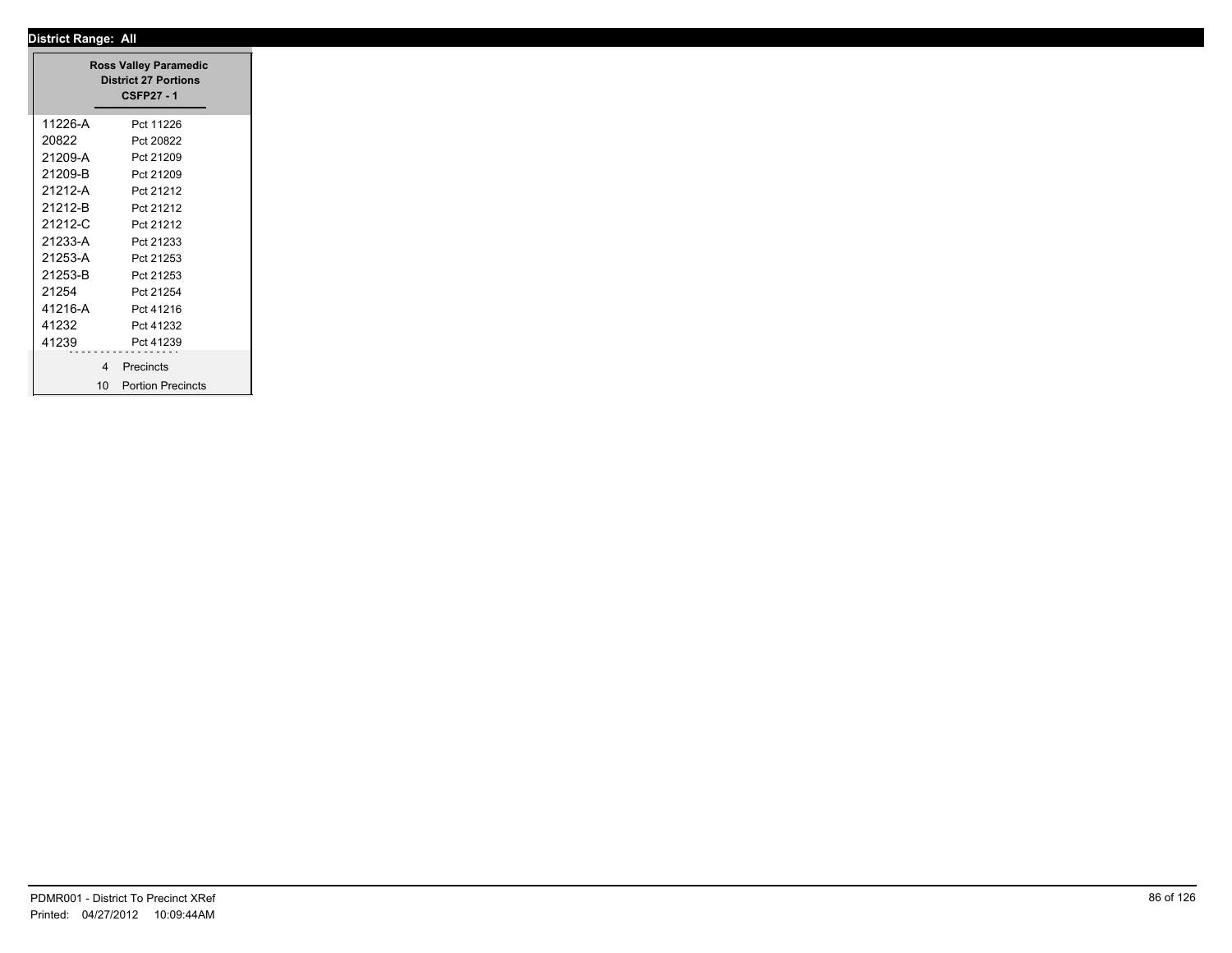**District Range: All**

| Ross Valley Paramedic District 27 Portions CSFP27 - 1 | |
|---|---|
| 11226-A | Pct 11226 |
| 20822 | Pct 20822 |
| 21209-A | Pct 21209 |
| 21209-B | Pct 21209 |
| 21212-A | Pct 21212 |
| 21212-B | Pct 21212 |
| 21212-C | Pct 21212 |
| 21233-A | Pct 21233 |
| 21253-A | Pct 21253 |
| 21253-B | Pct 21253 |
| 21254 | Pct 21254 |
| 41216-A | Pct 41216 |
| 41232 | Pct 41232 |
| 41239 | Pct 41239 |
| 4 | Precincts |
| 10 | Portion Precincts |

PDMR001 - District To Precinct XRef
Printed: 04/27/2012 10:09:44AM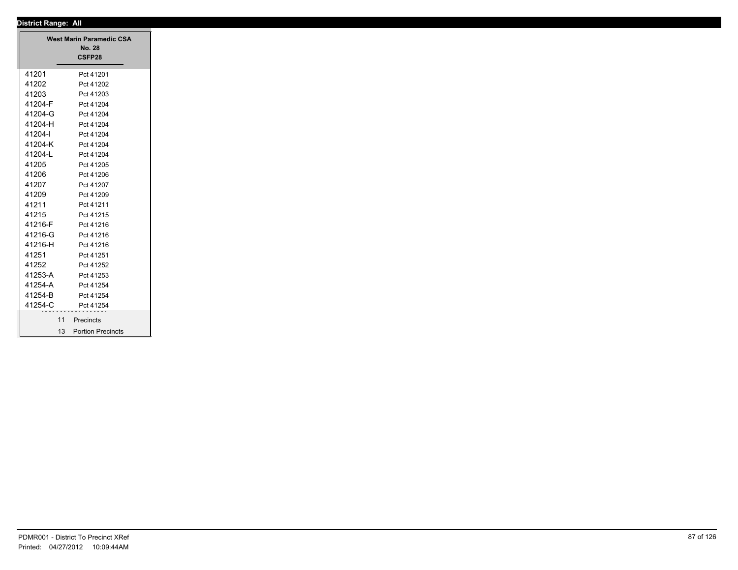**District Range: All**

| West Marin Paramedic CSA No. 28 CSFP28 | |
|---|---|
| 41201 | Pct 41201 |
| 41202 | Pct 41202 |
| 41203 | Pct 41203 |
| 41204-F | Pct 41204 |
| 41204-G | Pct 41204 |
| 41204-H | Pct 41204 |
| 41204-I | Pct 41204 |
| 41204-K | Pct 41204 |
| 41204-L | Pct 41204 |
| 41205 | Pct 41205 |
| 41206 | Pct 41206 |
| 41207 | Pct 41207 |
| 41209 | Pct 41209 |
| 41211 | Pct 41211 |
| 41215 | Pct 41215 |
| 41216-F | Pct 41216 |
| 41216-G | Pct 41216 |
| 41216-H | Pct 41216 |
| 41251 | Pct 41251 |
| 41252 | Pct 41252 |
| 41253-A | Pct 41253 |
| 41254-A | Pct 41254 |
| 41254-B | Pct 41254 |
| 41254-C | Pct 41254 |
| 11 | Precincts |
| 13 | Portion Precincts |

PDMR001 - District To Precinct XRef
Printed: 04/27/2012 10:09:44AM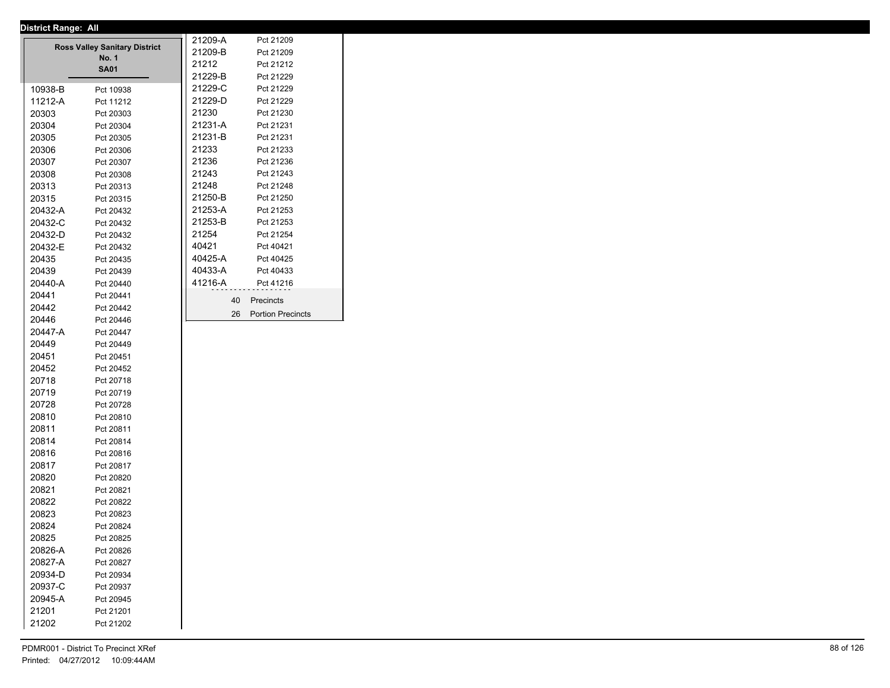**District Range: All**

### Ross Valley Sanitary District No. 1
**SA01**

| | |
|---|---|
| 10938-B | Pct 10938 |
| 11212-A | Pct 11212 |
| 20303 | Pct 20303 |
| 20304 | Pct 20304 |
| 20305 | Pct 20305 |
| 20306 | Pct 20306 |
| 20307 | Pct 20307 |
| 20308 | Pct 20308 |
| 20313 | Pct 20313 |
| 20315 | Pct 20315 |
| 20432-A | Pct 20432 |
| 20432-C | Pct 20432 |
| 20432-D | Pct 20432 |
| 20432-E | Pct 20432 |
| 20435 | Pct 20435 |
| 20439 | Pct 20439 |
| 20440-A | Pct 20440 |
| 20441 | Pct 20441 |
| 20442 | Pct 20442 |
| 20446 | Pct 20446 |
| 20447-A | Pct 20447 |
| 20449 | Pct 20449 |
| 20451 | Pct 20451 |
| 20452 | Pct 20452 |
| 20718 | Pct 20718 |
| 20719 | Pct 20719 |
| 20728 | Pct 20728 |
| 20810 | Pct 20810 |
| 20811 | Pct 20811 |
| 20814 | Pct 20814 |
| 20816 | Pct 20816 |
| 20817 | Pct 20817 |
| 20820 | Pct 20820 |
| 20821 | Pct 20821 |
| 20822 | Pct 20822 |
| 20823 | Pct 20823 |
| 20824 | Pct 20824 |
| 20825 | Pct 20825 |
| 20826-A | Pct 20826 |
| 20827-A | Pct 20827 |
| 20934-D | Pct 20934 |
| 20937-C | Pct 20937 |
| 20945-A | Pct 20945 |
| 21201 | Pct 21201 |
| 21202 | Pct 21202 |
| 21209-A | Pct 21209 |
| 21209-B | Pct 21209 |
| 21212 | Pct 21212 |
| 21229-B | Pct 21229 |
| 21229-C | Pct 21229 |
| 21229-D | Pct 21229 |
| 21230 | Pct 21230 |
| 21231-A | Pct 21231 |
| 21231-B | Pct 21231 |
| 21233 | Pct 21233 |
| 21236 | Pct 21236 |
| 21243 | Pct 21243 |
| 21248 | Pct 21248 |
| 21250-B | Pct 21250 |
| 21253-A | Pct 21253 |
| 21253-B | Pct 21253 |
| 21254 | Pct 21254 |
| 40421 | Pct 40421 |
| 40425-A | Pct 40425 |
| 40433-A | Pct 40433 |
| 41216-A | Pct 41216 |

40 Precincts
26 Portion Precincts

PDMR001 - District To Precinct XRef
Printed: 04/27/2012 10:09:44AM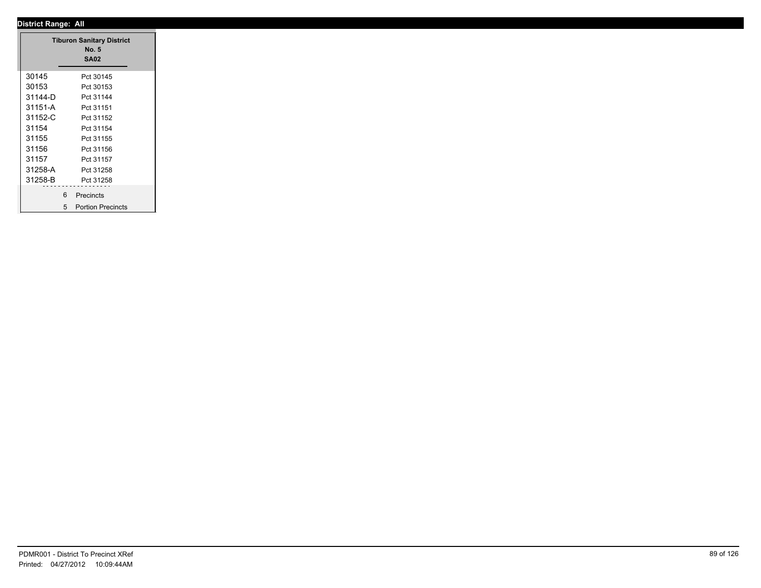**District Range: All**

| Tiburon Sanitary District No. 5 SA02 | |
|---|---|
| 30145 | Pct 30145 |
| 30153 | Pct 30153 |
| 31144-D | Pct 31144 |
| 31151-A | Pct 31151 |
| 31152-C | Pct 31152 |
| 31154 | Pct 31154 |
| 31155 | Pct 31155 |
| 31156 | Pct 31156 |
| 31157 | Pct 31157 |
| 31258-A | Pct 31258 |
| 31258-B | Pct 31258 |
| 6 | Precincts |
| 5 | Portion Precincts |

PDMR001 - District To Precinct XRef
Printed: 04/27/2012 10:09:44AM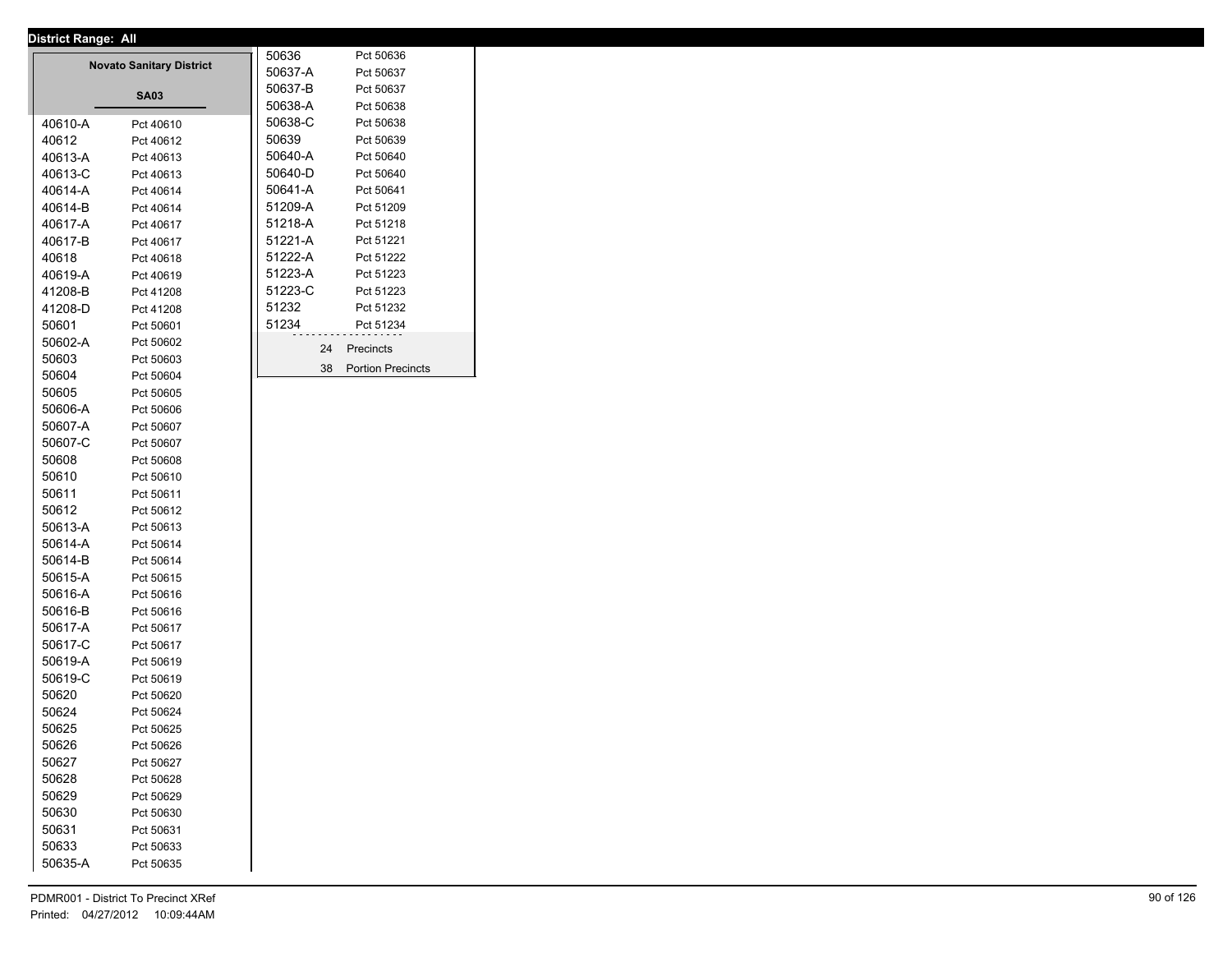**District Range: All**

## Novato Sanitary District

### SA03

| Precinct | Name |
|---|---|
| 40610-A | Pct 40610 |
| 40612 | Pct 40612 |
| 40613-A | Pct 40613 |
| 40613-C | Pct 40613 |
| 40614-A | Pct 40614 |
| 40614-B | Pct 40614 |
| 40617-A | Pct 40617 |
| 40617-B | Pct 40617 |
| 40618 | Pct 40618 |
| 40619-A | Pct 40619 |
| 41208-B | Pct 41208 |
| 41208-D | Pct 41208 |
| 50601 | Pct 50601 |
| 50602-A | Pct 50602 |
| 50603 | Pct 50603 |
| 50604 | Pct 50604 |
| 50605 | Pct 50605 |
| 50606-A | Pct 50606 |
| 50607-A | Pct 50607 |
| 50607-C | Pct 50607 |
| 50608 | Pct 50608 |
| 50610 | Pct 50610 |
| 50611 | Pct 50611 |
| 50612 | Pct 50612 |
| 50613-A | Pct 50613 |
| 50614-A | Pct 50614 |
| 50614-B | Pct 50614 |
| 50615-A | Pct 50615 |
| 50616-A | Pct 50616 |
| 50616-B | Pct 50616 |
| 50617-A | Pct 50617 |
| 50617-C | Pct 50617 |
| 50619-A | Pct 50619 |
| 50619-C | Pct 50619 |
| 50620 | Pct 50620 |
| 50624 | Pct 50624 |
| 50625 | Pct 50625 |
| 50626 | Pct 50626 |
| 50627 | Pct 50627 |
| 50628 | Pct 50628 |
| 50629 | Pct 50629 |
| 50630 | Pct 50630 |
| 50631 | Pct 50631 |
| 50633 | Pct 50633 |
| 50635-A | Pct 50635 |
| 50636 | Pct 50636 |
| 50637-A | Pct 50637 |
| 50637-B | Pct 50637 |
| 50638-A | Pct 50638 |
| 50638-C | Pct 50638 |
| 50639 | Pct 50639 |
| 50640-A | Pct 50640 |
| 50640-D | Pct 50640 |
| 50641-A | Pct 50641 |
| 51209-A | Pct 51209 |
| 51218-A | Pct 51218 |
| 51221-A | Pct 51221 |
| 51222-A | Pct 51222 |
| 51223-A | Pct 51223 |
| 51223-C | Pct 51223 |
| 51232 | Pct 51232 |
| 51234 | Pct 51234 |

24 Precincts

38 Portion Precincts

PDMR001 - District To Precinct XRef
Printed: 04/27/2012 10:09:44AM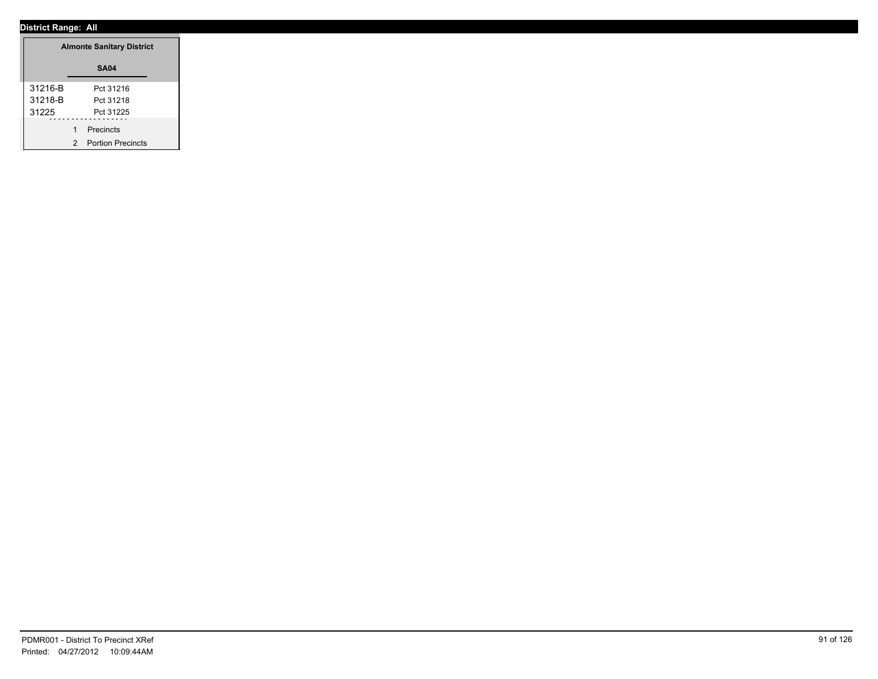**District Range: All**

| Almonte Sanitary District | |
|---|---|
| **SA04** | |
| 31216-B | Pct 31216 |
| 31218-B | Pct 31218 |
| 31225 | Pct 31225 |
| 1 | Precincts |
| 2 | Portion Precincts |

PDMR001 - District To Precinct XRef
Printed: 04/27/2012 10:09:44AM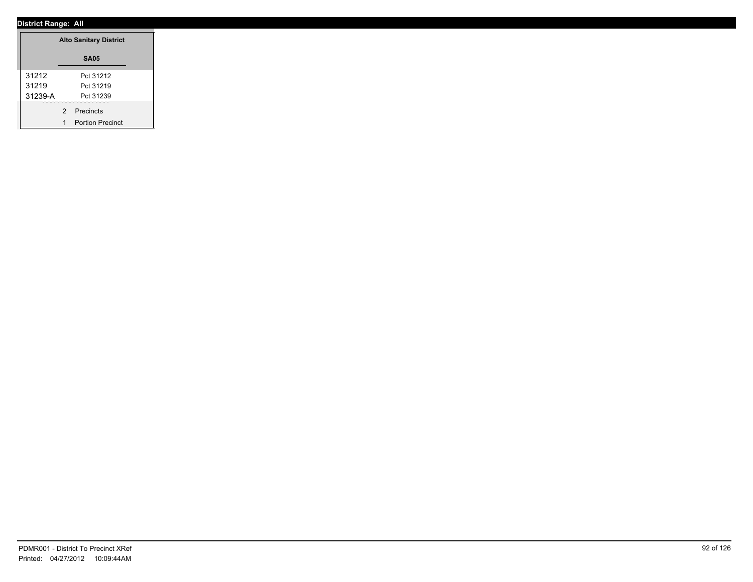**District Range: All**

| Alto Sanitary District | |
|---|---|
| **SA05** | |
| 31212 | Pct 31212 |
| 31219 | Pct 31219 |
| 31239-A | Pct 31239 |
| 2 | Precincts |
| 1 | Portion Precinct |

PDMR001 - District To Precinct XRef
Printed: 04/27/2012 10:09:44AM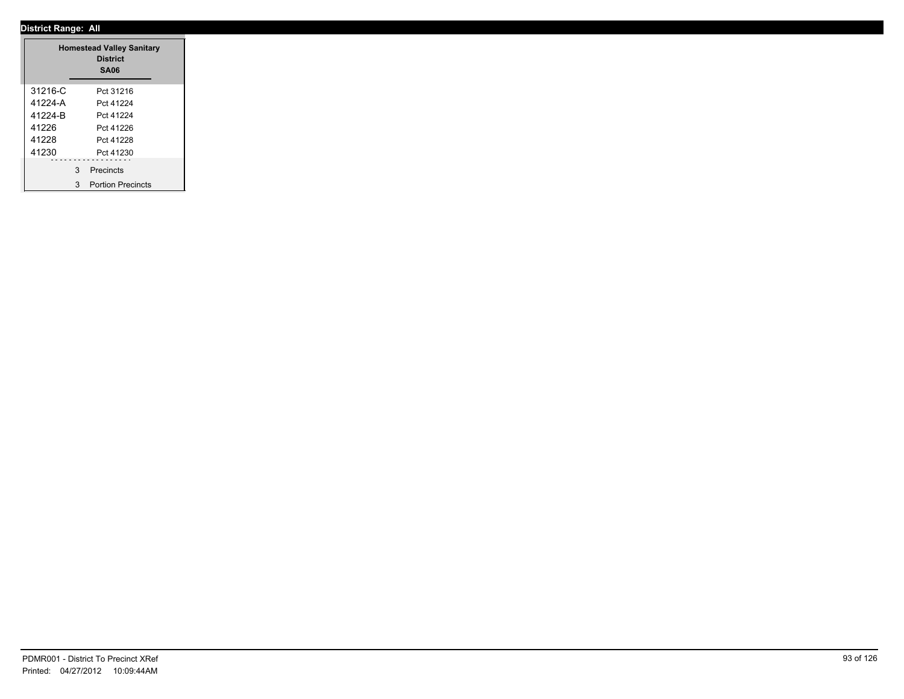**District Range: All**

| Homestead Valley Sanitary District SA06 | |
|---|---|
| 31216-C | Pct 31216 |
| 41224-A | Pct 41224 |
| 41224-B | Pct 41224 |
| 41226 | Pct 41226 |
| 41228 | Pct 41228 |
| 41230 | Pct 41230 |

3 Precincts

3 Portion Precincts

PDMR001 - District To Precinct XRef
Printed: 04/27/2012 10:09:44AM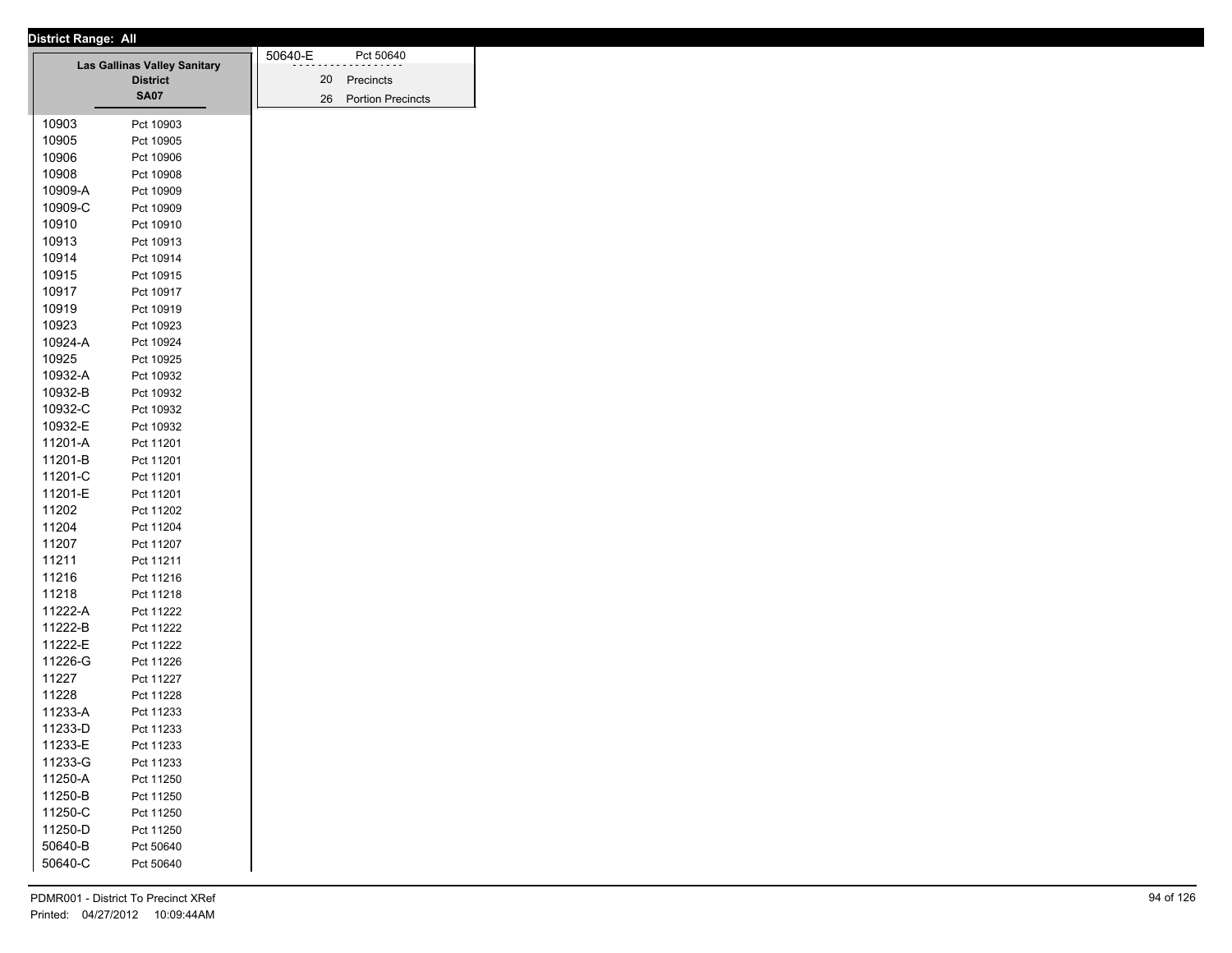**District Range: All**

**Las Gallinas Valley Sanitary District**
**SA07**

| Precinct | Name |
|---|---|
| 10903 | Pct 10903 |
| 10905 | Pct 10905 |
| 10906 | Pct 10906 |
| 10908 | Pct 10908 |
| 10909-A | Pct 10909 |
| 10909-C | Pct 10909 |
| 10910 | Pct 10910 |
| 10913 | Pct 10913 |
| 10914 | Pct 10914 |
| 10915 | Pct 10915 |
| 10917 | Pct 10917 |
| 10919 | Pct 10919 |
| 10923 | Pct 10923 |
| 10924-A | Pct 10924 |
| 10925 | Pct 10925 |
| 10932-A | Pct 10932 |
| 10932-B | Pct 10932 |
| 10932-C | Pct 10932 |
| 10932-E | Pct 10932 |
| 11201-A | Pct 11201 |
| 11201-B | Pct 11201 |
| 11201-C | Pct 11201 |
| 11201-E | Pct 11201 |
| 11202 | Pct 11202 |
| 11204 | Pct 11204 |
| 11207 | Pct 11207 |
| 11211 | Pct 11211 |
| 11216 | Pct 11216 |
| 11218 | Pct 11218 |
| 11222-A | Pct 11222 |
| 11222-B | Pct 11222 |
| 11222-E | Pct 11222 |
| 11226-G | Pct 11226 |
| 11227 | Pct 11227 |
| 11228 | Pct 11228 |
| 11233-A | Pct 11233 |
| 11233-D | Pct 11233 |
| 11233-E | Pct 11233 |
| 11233-G | Pct 11233 |
| 11250-A | Pct 11250 |
| 11250-B | Pct 11250 |
| 11250-C | Pct 11250 |
| 11250-D | Pct 11250 |
| 50640-B | Pct 50640 |
| 50640-C | Pct 50640 |
| 50640-E | Pct 50640 |

20 Precincts
26 Portion Precincts

PDMR001 - District To Precinct XRef
Printed: 04/27/2012 10:09:44AM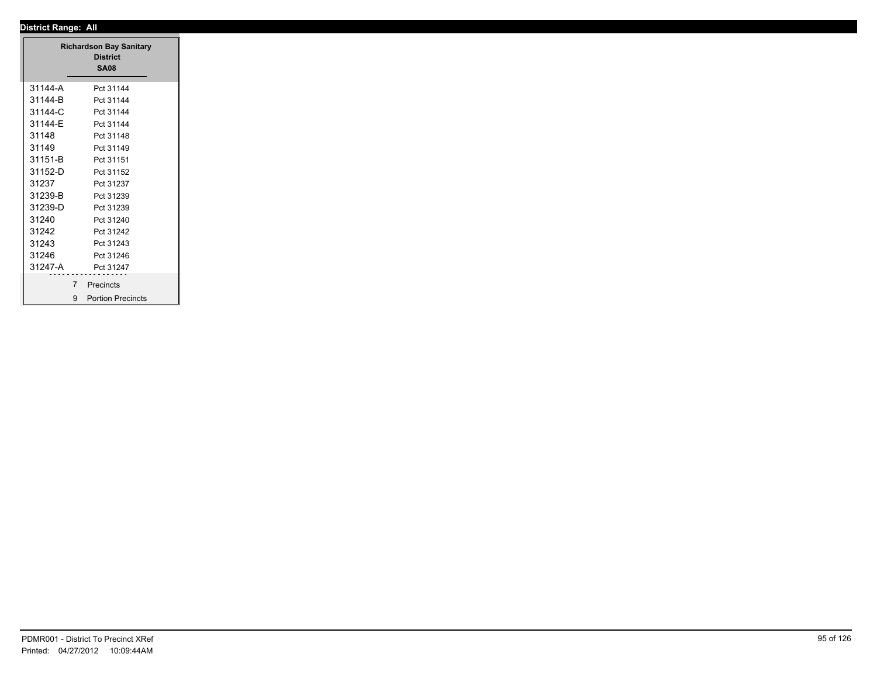**District Range: All**

**Richardson Bay Sanitary District**
**SA08**

| | |
|---|---|
| 31144-A | Pct 31144 |
| 31144-B | Pct 31144 |
| 31144-C | Pct 31144 |
| 31144-E | Pct 31144 |
| 31148 | Pct 31148 |
| 31149 | Pct 31149 |
| 31151-B | Pct 31151 |
| 31152-D | Pct 31152 |
| 31237 | Pct 31237 |
| 31239-B | Pct 31239 |
| 31239-D | Pct 31239 |
| 31240 | Pct 31240 |
| 31242 | Pct 31242 |
| 31243 | Pct 31243 |
| 31246 | Pct 31246 |
| 31247-A | Pct 31247 |

7 Precincts
9 Portion Precincts

PDMR001 - District To Precinct XRef
Printed: 04/27/2012 10:09:44AM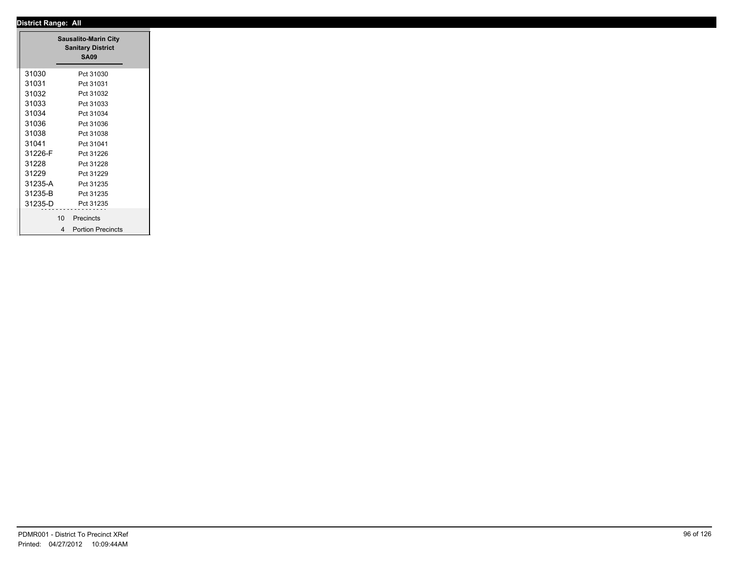**District Range: All**

**Sausalito-Marin City Sanitary District**
**SA09**

| | |
|---|---|
| 31030 | Pct 31030 |
| 31031 | Pct 31031 |
| 31032 | Pct 31032 |
| 31033 | Pct 31033 |
| 31034 | Pct 31034 |
| 31036 | Pct 31036 |
| 31038 | Pct 31038 |
| 31041 | Pct 31041 |
| 31226-F | Pct 31226 |
| 31228 | Pct 31228 |
| 31229 | Pct 31229 |
| 31235-A | Pct 31235 |
| 31235-B | Pct 31235 |
| 31235-D | Pct 31235 |

10 Precincts

4 Portion Precincts

PDMR001 - District To Precinct XRef
Printed: 04/27/2012 10:09:44AM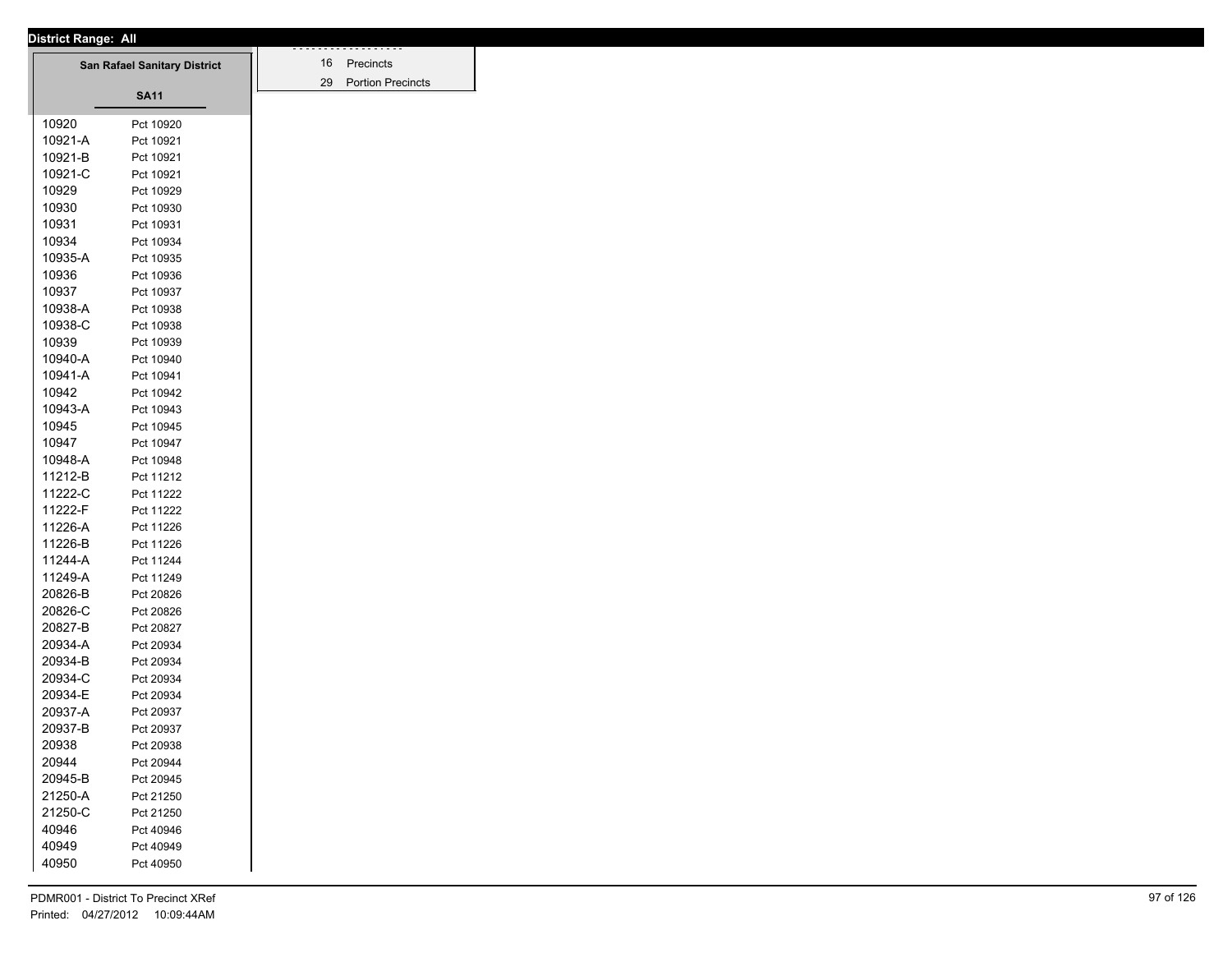**District Range: All**

**San Rafael Sanitary District**

**SA11**

| | |
|---|---|
| 10920 | Pct 10920 |
| 10921-A | Pct 10921 |
| 10921-B | Pct 10921 |
| 10921-C | Pct 10921 |
| 10929 | Pct 10929 |
| 10930 | Pct 10930 |
| 10931 | Pct 10931 |
| 10934 | Pct 10934 |
| 10935-A | Pct 10935 |
| 10936 | Pct 10936 |
| 10937 | Pct 10937 |
| 10938-A | Pct 10938 |
| 10938-C | Pct 10938 |
| 10939 | Pct 10939 |
| 10940-A | Pct 10940 |
| 10941-A | Pct 10941 |
| 10942 | Pct 10942 |
| 10943-A | Pct 10943 |
| 10945 | Pct 10945 |
| 10947 | Pct 10947 |
| 10948-A | Pct 10948 |
| 11212-B | Pct 11212 |
| 11222-C | Pct 11222 |
| 11222-F | Pct 11222 |
| 11226-A | Pct 11226 |
| 11226-B | Pct 11226 |
| 11244-A | Pct 11244 |
| 11249-A | Pct 11249 |
| 20826-B | Pct 20826 |
| 20826-C | Pct 20826 |
| 20827-B | Pct 20827 |
| 20934-A | Pct 20934 |
| 20934-B | Pct 20934 |
| 20934-C | Pct 20934 |
| 20934-E | Pct 20934 |
| 20937-A | Pct 20937 |
| 20937-B | Pct 20937 |
| 20938 | Pct 20938 |
| 20944 | Pct 20944 |
| 20945-B | Pct 20945 |
| 21250-A | Pct 21250 |
| 21250-C | Pct 21250 |
| 40946 | Pct 40946 |
| 40949 | Pct 40949 |
| 40950 | Pct 40950 |

| | |
|---|---|
| 16 | Precincts |
| 29 | Portion Precincts |

PDMR001 - District To Precinct XRef
Printed: 04/27/2012 10:09:44AM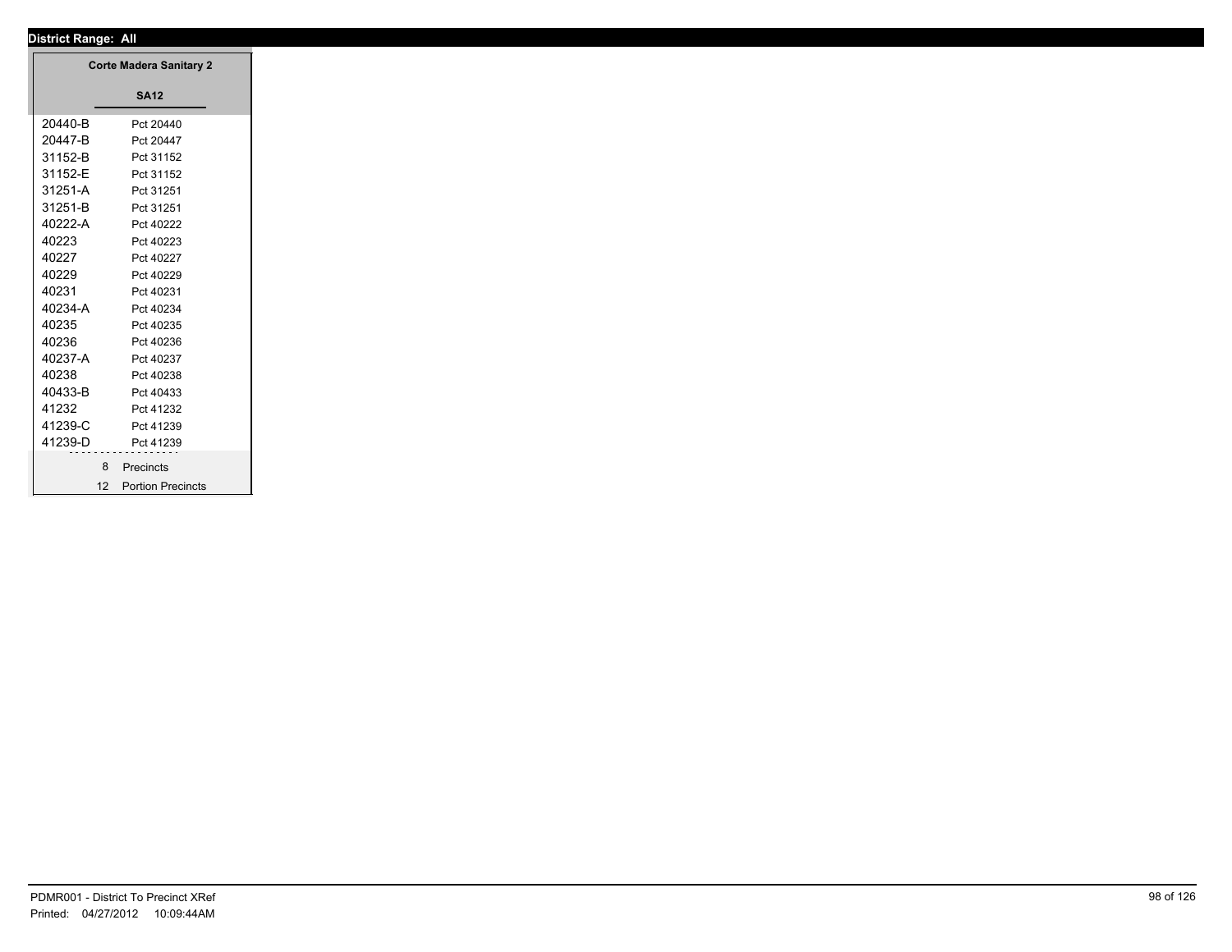**District Range: All**

| Corte Madera Sanitary 2 | |
|---|---|
| | **SA12** |
| 20440-B | Pct 20440 |
| 20447-B | Pct 20447 |
| 31152-B | Pct 31152 |
| 31152-E | Pct 31152 |
| 31251-A | Pct 31251 |
| 31251-B | Pct 31251 |
| 40222-A | Pct 40222 |
| 40223 | Pct 40223 |
| 40227 | Pct 40227 |
| 40229 | Pct 40229 |
| 40231 | Pct 40231 |
| 40234-A | Pct 40234 |
| 40235 | Pct 40235 |
| 40236 | Pct 40236 |
| 40237-A | Pct 40237 |
| 40238 | Pct 40238 |
| 40433-B | Pct 40433 |
| 41232 | Pct 41232 |
| 41239-C | Pct 41239 |
| 41239-D | Pct 41239 |
| 8 | Precincts |
| 12 | Portion Precincts |

PDMR001 - District To Precinct XRef
Printed: 04/27/2012 10:09:44AM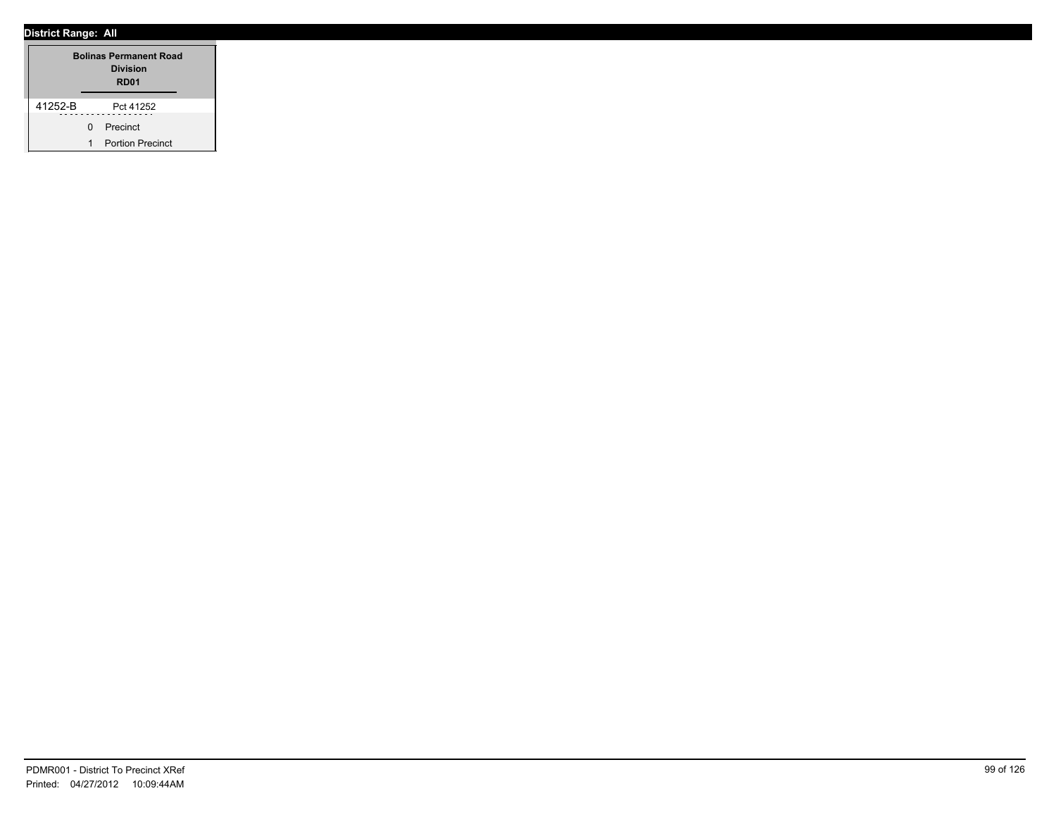**District Range: All**

| Bolinas Permanent Road Division<br>RD01 | |
|---|---|
| 41252-B | Pct 41252 |
| 0 | Precinct |
| 1 | Portion Precinct |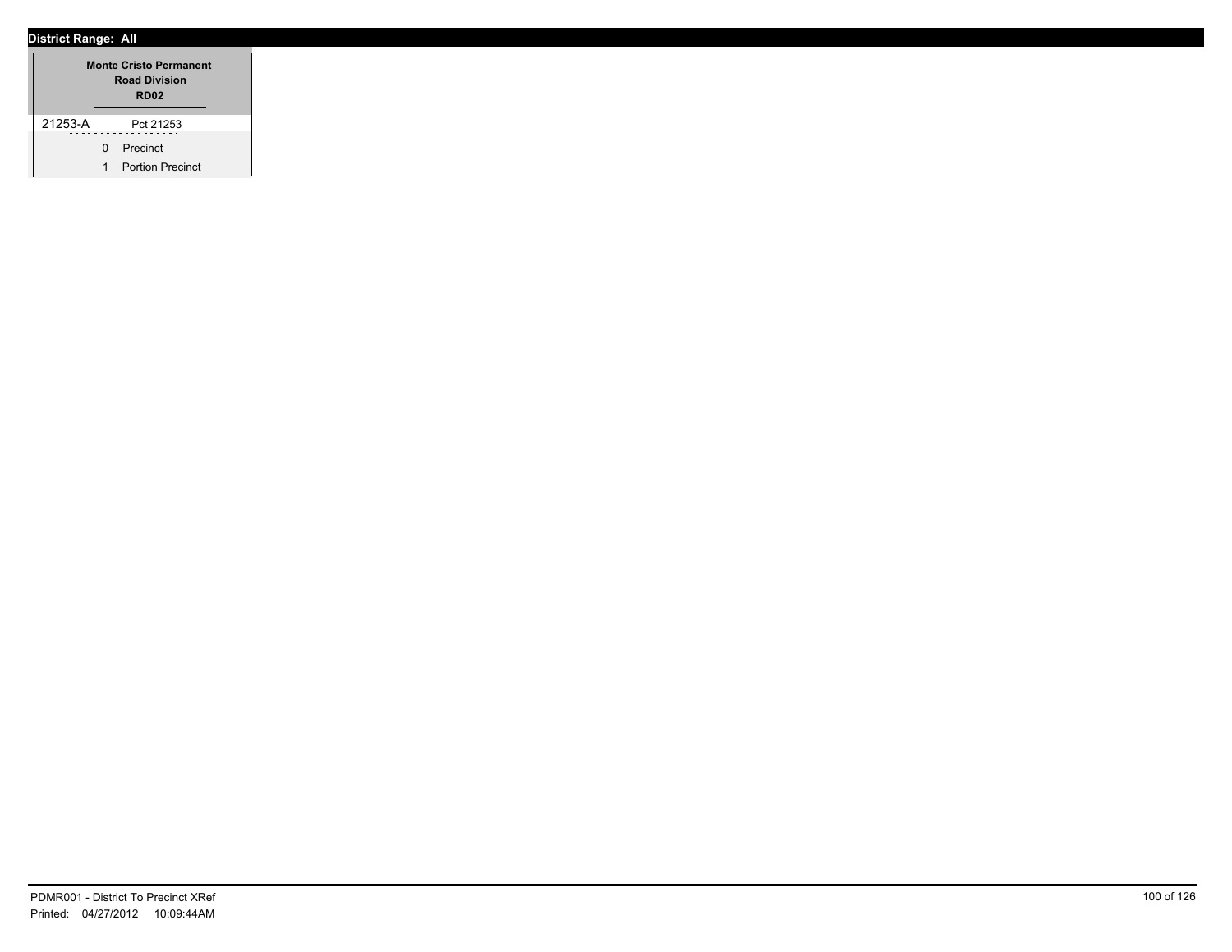**District Range: All**

| Monte Cristo Permanent Road Division RD02 | |
|---|---|
| 21253-A | Pct 21253 |
| 0 | Precinct |
| 1 | Portion Precinct |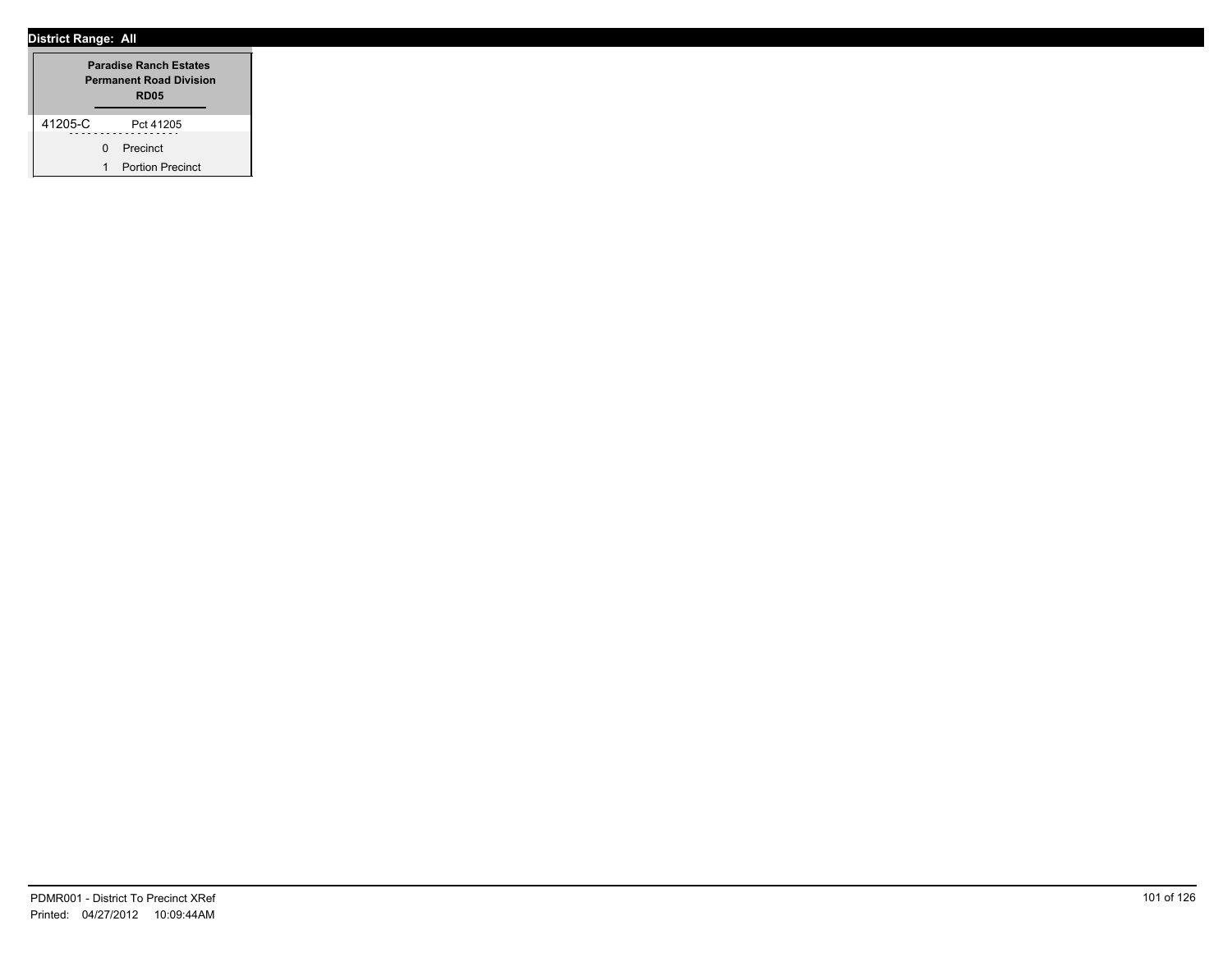**District Range: All**

| Paradise Ranch Estates Permanent Road Division RD05 | |
|---|---|
| 41205-C | Pct 41205 |
| 0 | Precinct |
| 1 | Portion Precinct |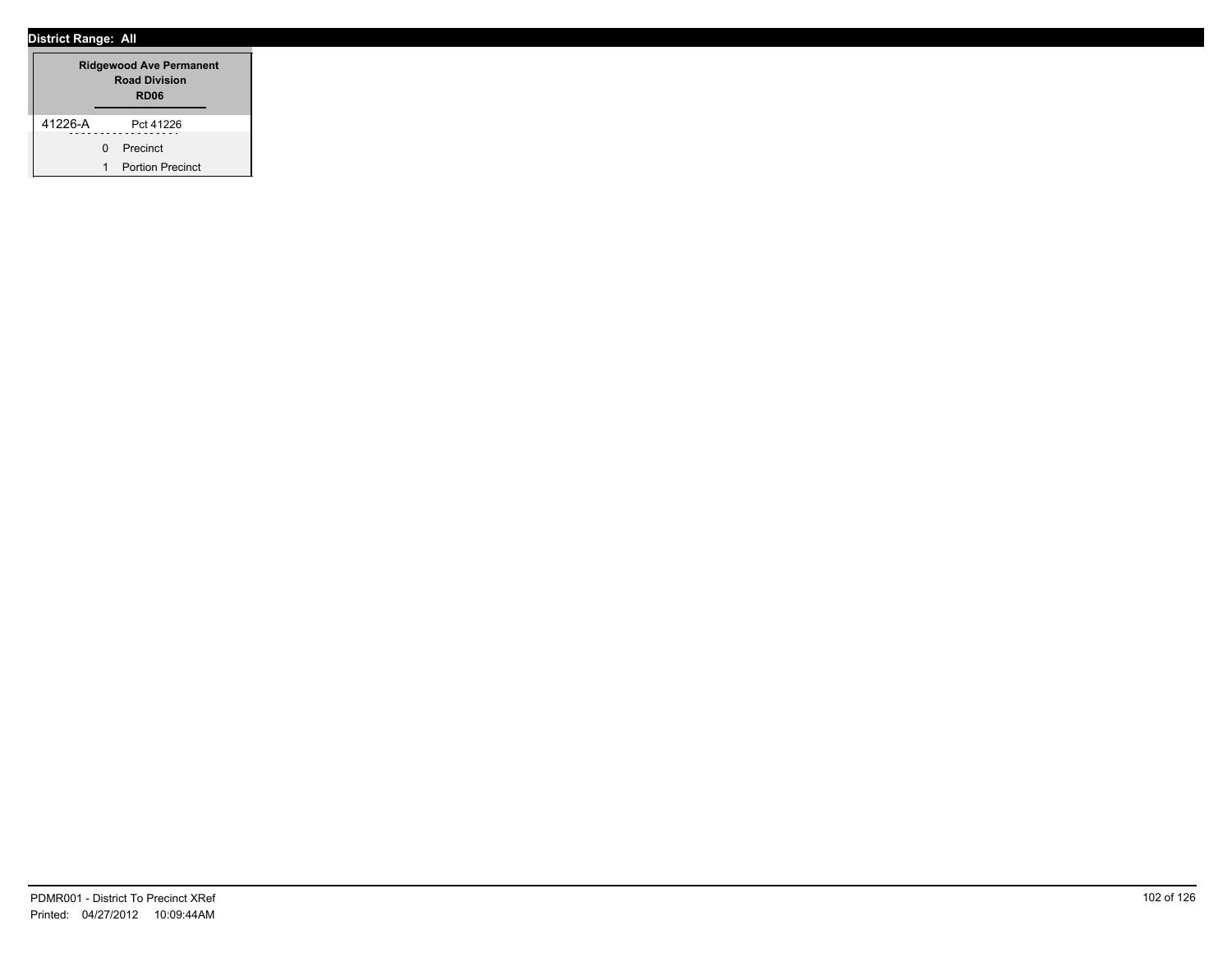**District Range: All**

| Ridgewood Ave Permanent Road Division RD06 | |
|---|---|
| 41226-A | Pct 41226 |
| 0 | Precinct |
| 1 | Portion Precinct |

PDMR001 - District To Precinct XRef
Printed: 04/27/2012 10:09:44AM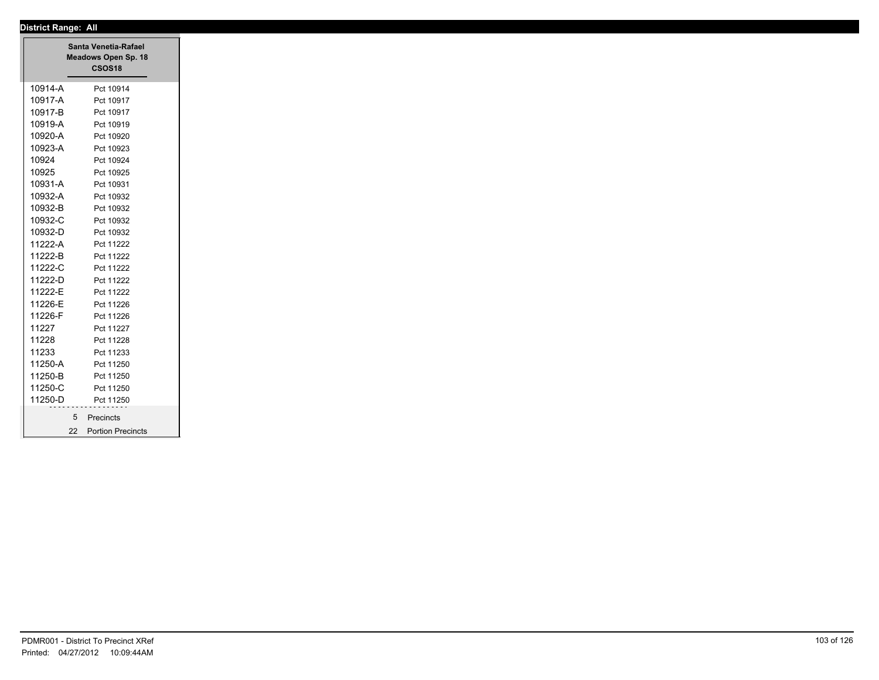**District Range: All**

**Santa Venetia-Rafael Meadows Open Sp. 18**
**CSOS18**

| | |
|---|---|
| 10914-A | Pct 10914 |
| 10917-A | Pct 10917 |
| 10917-B | Pct 10917 |
| 10919-A | Pct 10919 |
| 10920-A | Pct 10920 |
| 10923-A | Pct 10923 |
| 10924 | Pct 10924 |
| 10925 | Pct 10925 |
| 10931-A | Pct 10931 |
| 10932-A | Pct 10932 |
| 10932-B | Pct 10932 |
| 10932-C | Pct 10932 |
| 10932-D | Pct 10932 |
| 11222-A | Pct 11222 |
| 11222-B | Pct 11222 |
| 11222-C | Pct 11222 |
| 11222-D | Pct 11222 |
| 11222-E | Pct 11222 |
| 11226-E | Pct 11226 |
| 11226-F | Pct 11226 |
| 11227 | Pct 11227 |
| 11228 | Pct 11228 |
| 11233 | Pct 11233 |
| 11250-A | Pct 11250 |
| 11250-B | Pct 11250 |
| 11250-C | Pct 11250 |
| 11250-D | Pct 11250 |

5 Precincts
22 Portion Precincts

PDMR001 - District To Precinct XRef
Printed: 04/27/2012 10:09:44AM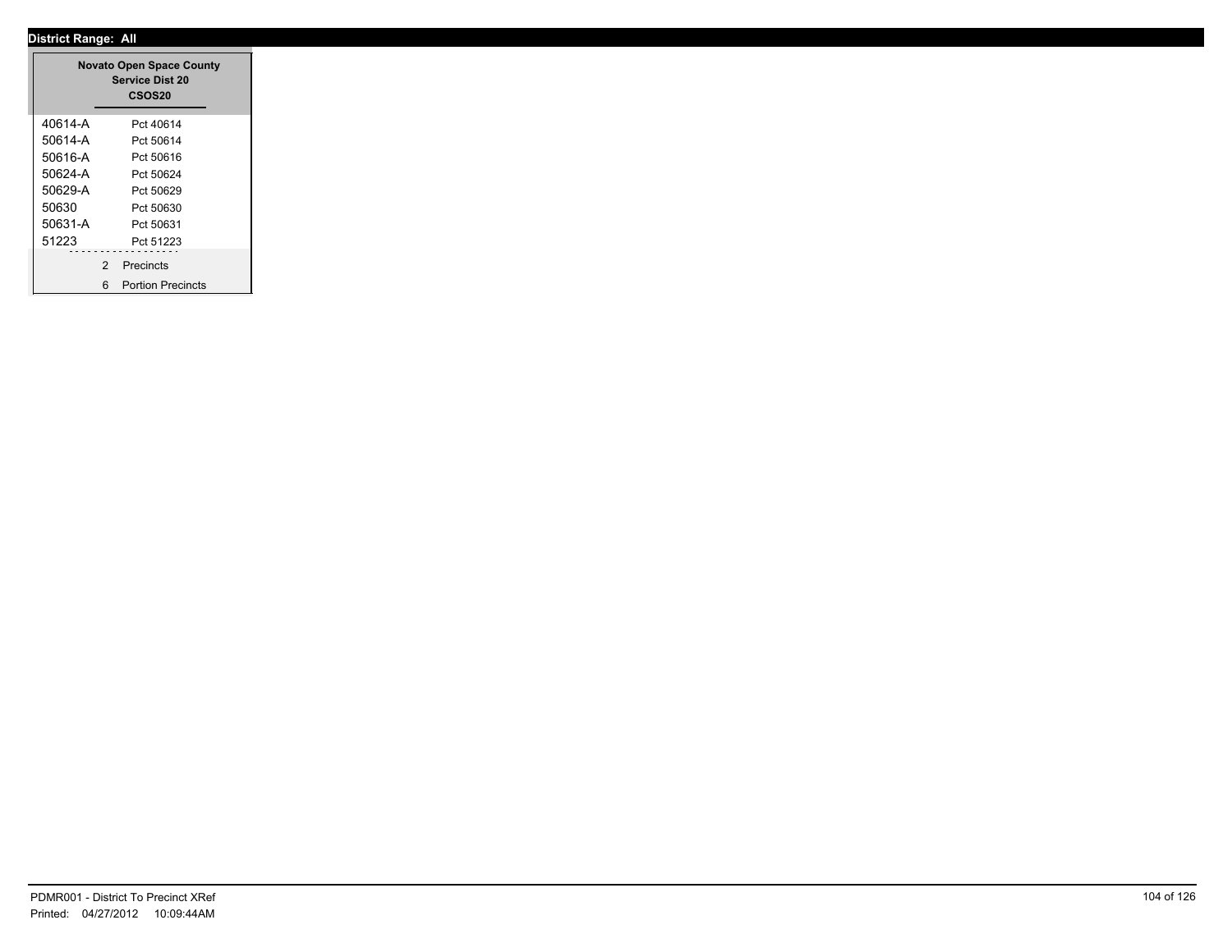**District Range: All**

**Novato Open Space County Service Dist 20**
**CSOS20**

| | |
|---|---|
| 40614-A | Pct 40614 |
| 50614-A | Pct 50614 |
| 50616-A | Pct 50616 |
| 50624-A | Pct 50624 |
| 50629-A | Pct 50629 |
| 50630 | Pct 50630 |
| 50631-A | Pct 50631 |
| 51223 | Pct 51223 |

2 Precincts

6 Portion Precincts

PDMR001 - District To Precinct XRef
Printed: 04/27/2012 10:09:44AM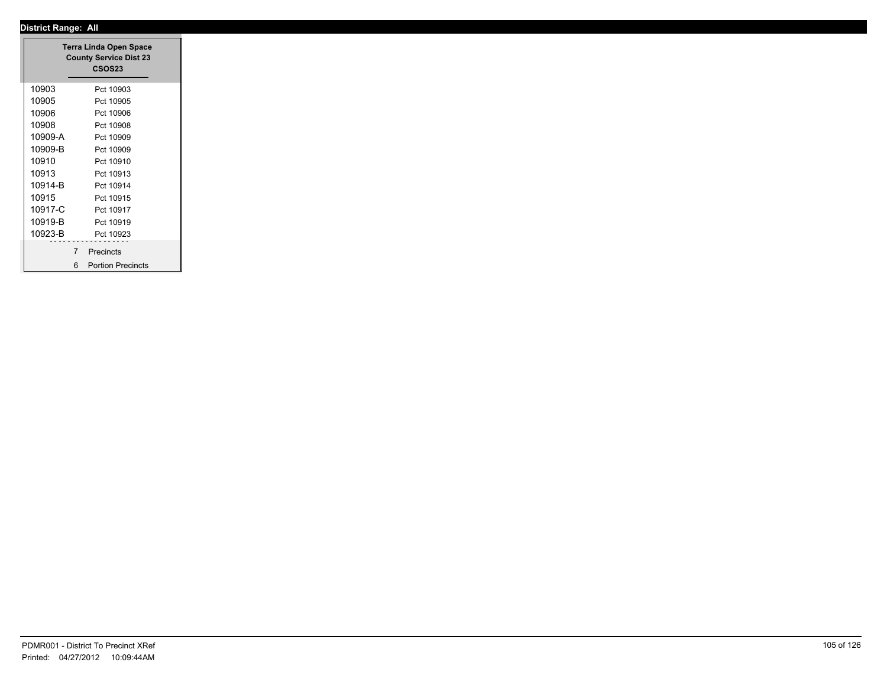**District Range: All**

**Terra Linda Open Space County Service Dist 23**
**CSOS23**

| | |
|---|---|
| 10903 | Pct 10903 |
| 10905 | Pct 10905 |
| 10906 | Pct 10906 |
| 10908 | Pct 10908 |
| 10909-A | Pct 10909 |
| 10909-B | Pct 10909 |
| 10910 | Pct 10910 |
| 10913 | Pct 10913 |
| 10914-B | Pct 10914 |
| 10915 | Pct 10915 |
| 10917-C | Pct 10917 |
| 10919-B | Pct 10919 |
| 10923-B | Pct 10923 |

7 Precincts
6 Portion Precincts

PDMR001 - District To Precinct XRef
Printed: 04/27/2012 10:09:44AM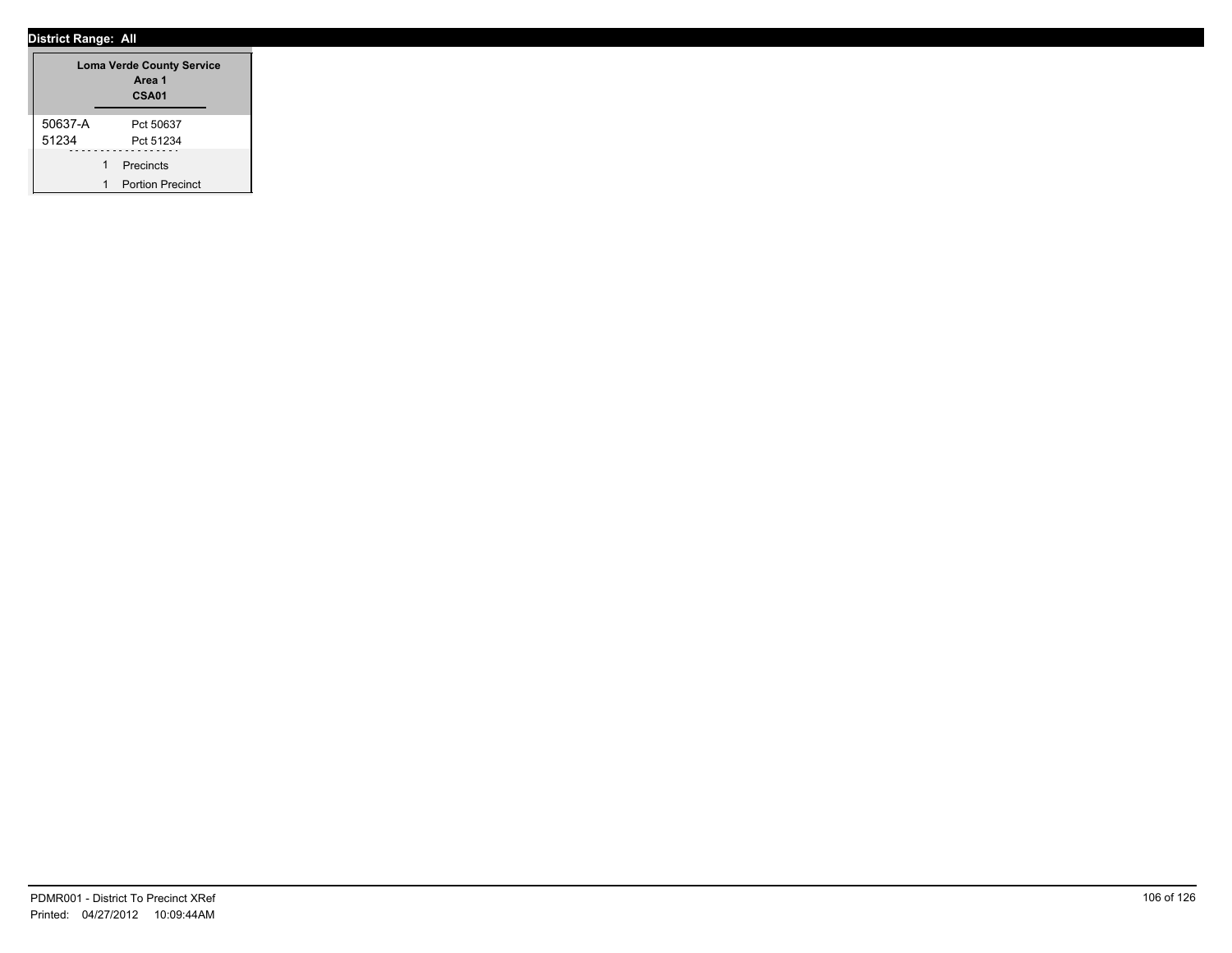**District Range: All**

| Loma Verde County Service Area 1 CSA01 | |
|---|---|
| 50637-A | Pct 50637 |
| 51234 | Pct 51234 |
| 1 | Precincts |
| 1 | Portion Precinct |

PDMR001 - District To Precinct XRef
Printed: 04/27/2012 10:09:44AM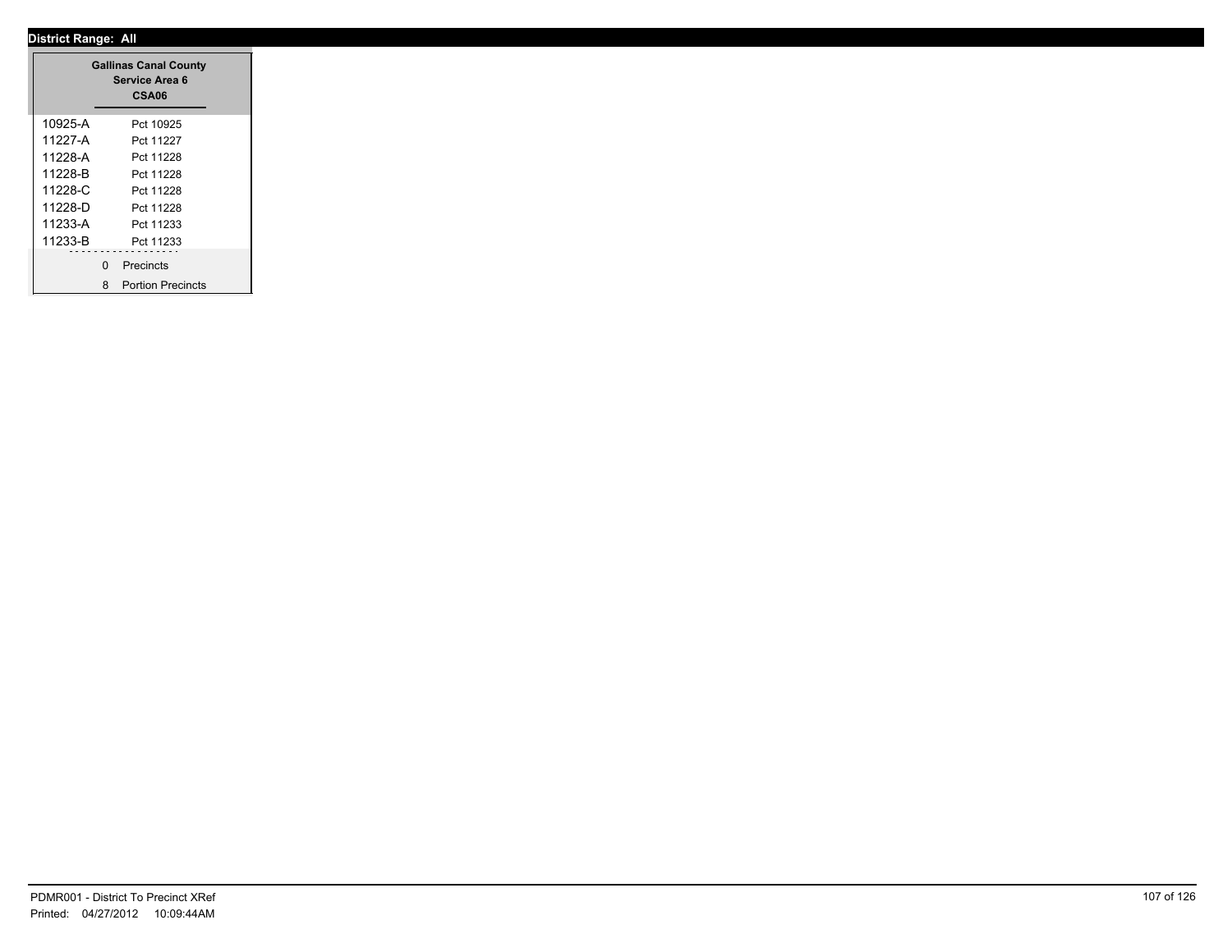**District Range: All**

| Gallinas Canal County Service Area 6 CSA06 | |
|---|---|
| 10925-A | Pct 10925 |
| 11227-A | Pct 11227 |
| 11228-A | Pct 11228 |
| 11228-B | Pct 11228 |
| 11228-C | Pct 11228 |
| 11228-D | Pct 11228 |
| 11233-A | Pct 11233 |
| 11233-B | Pct 11233 |
| 0 | Precincts |
| 8 | Portion Precincts |

PDMR001 - District To Precinct XRef
Printed: 04/27/2012 10:09:44AM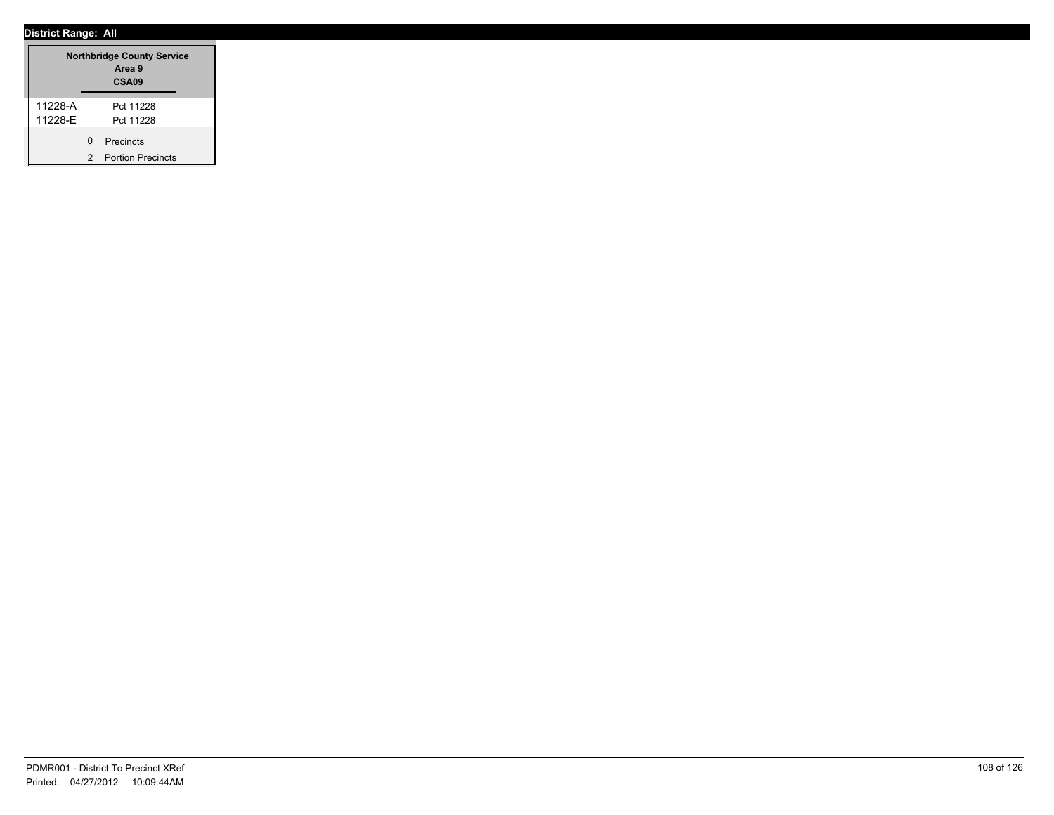**District Range: All**

**Northbridge County Service Area 9**
**CSA09**

| | |
|---|---|
| 11228-A | Pct 11228 |
| 11228-E | Pct 11228 |

0 Precincts
2 Portion Precincts

PDMR001 - District To Precinct XRef
Printed: 04/27/2012 10:09:44AM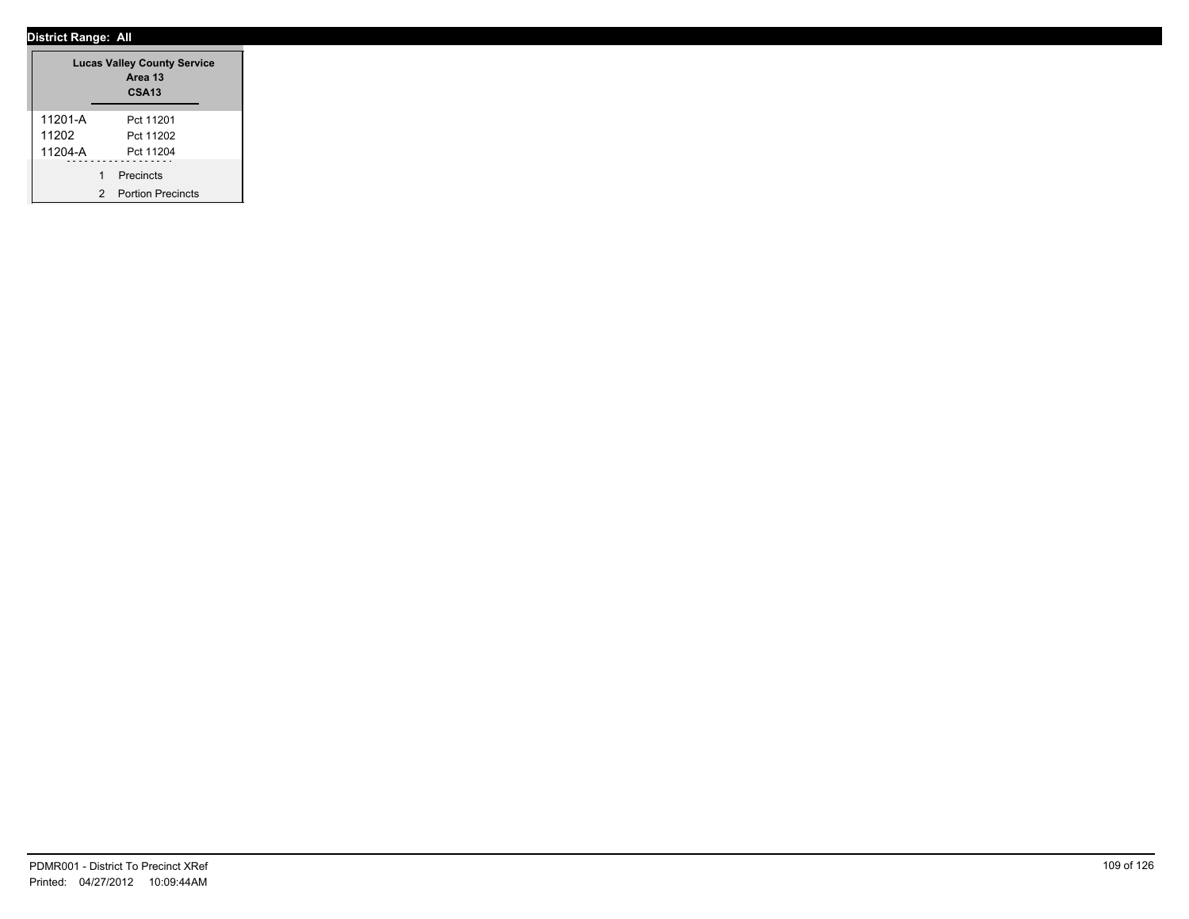**District Range: All**

**Lucas Valley County Service Area 13**
**CSA13**

| | |
|---|---|
| 11201-A | Pct 11201 |
| 11202 | Pct 11202 |
| 11204-A | Pct 11204 |

| | |
|---|---|
| 1 | Precincts |
| 2 | Portion Precincts |

PDMR001 - District To Precinct XRef
Printed: 04/27/2012 10:09:44AM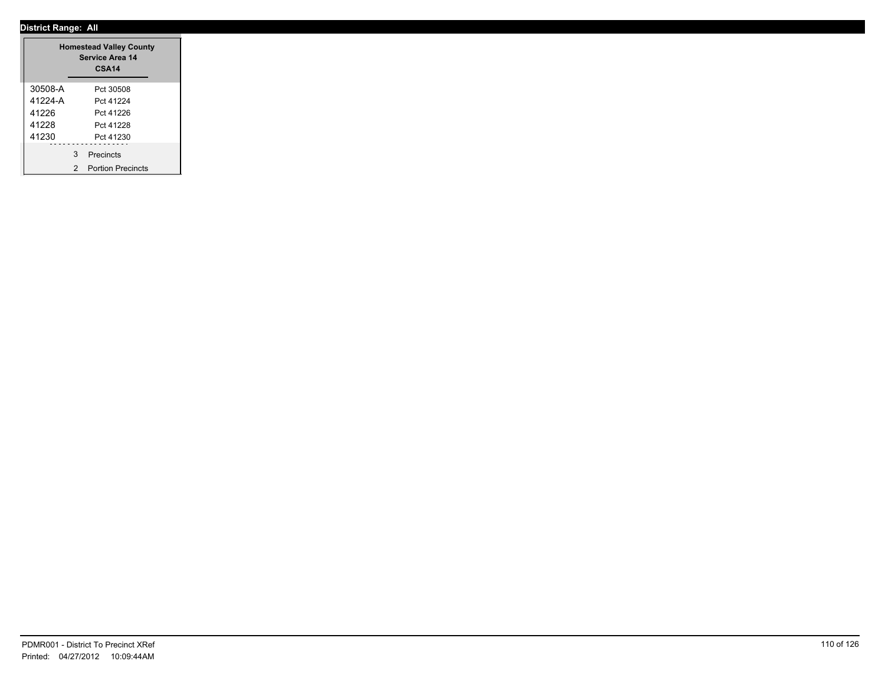**District Range: All**

| Homestead Valley County Service Area 14 CSA14 | |
|---|---|
| 30508-A | Pct 30508 |
| 41224-A | Pct 41224 |
| 41226 | Pct 41226 |
| 41228 | Pct 41228 |
| 41230 | Pct 41230 |

3 Precincts

2 Portion Precincts

PDMR001 - District To Precinct XRef

Printed: 04/27/2012 10:09:44AM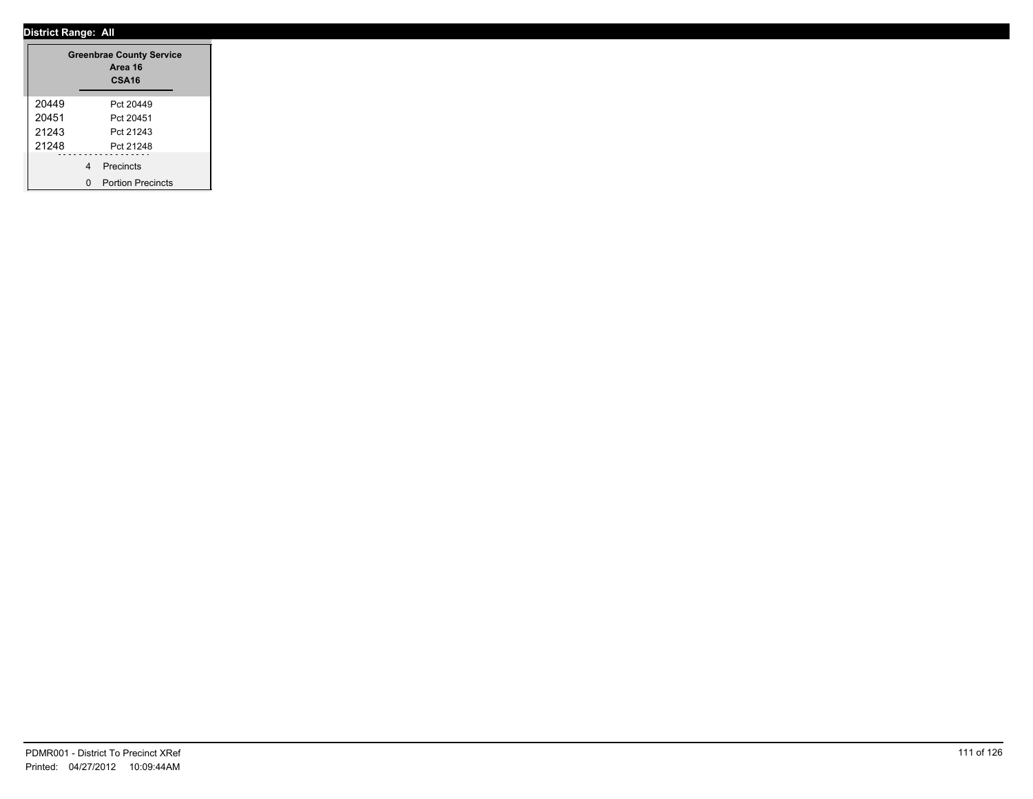**District Range: All**

| Greenbrae County Service Area 16 CSA16 | |
|---|---|
| 20449 | Pct 20449 |
| 20451 | Pct 20451 |
| 21243 | Pct 21243 |
| 21248 | Pct 21248 |
| 4 | Precincts |
| 0 | Portion Precincts |

PDMR001 - District To Precinct XRef
Printed: 04/27/2012 10:09:44AM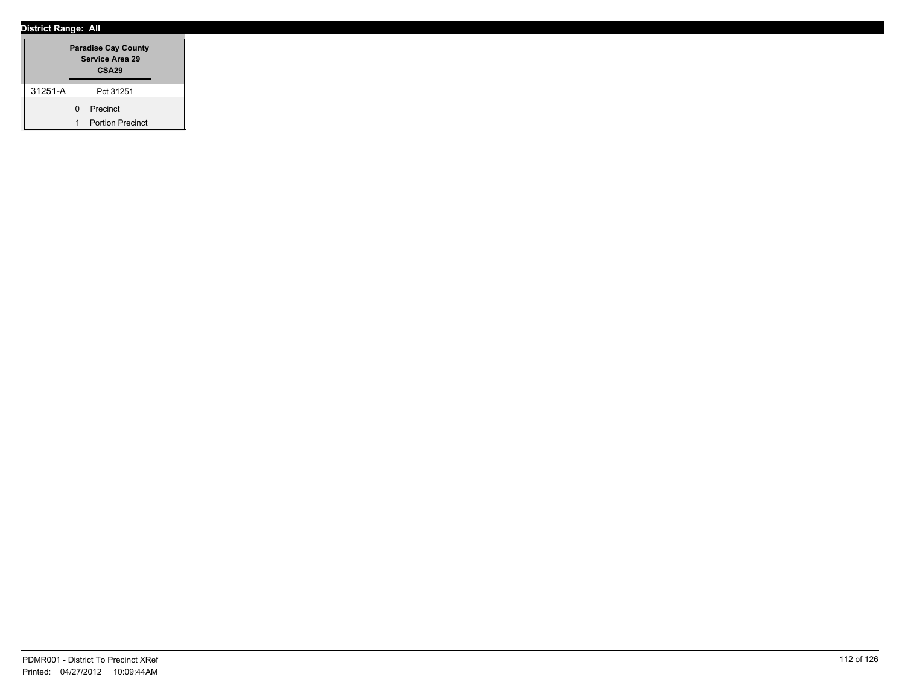**District Range: All**

| Paradise Cay County Service Area 29 CSA29 | |
|---|---|
| 31251-A | Pct 31251 |
| 0 | Precinct |
| 1 | Portion Precinct |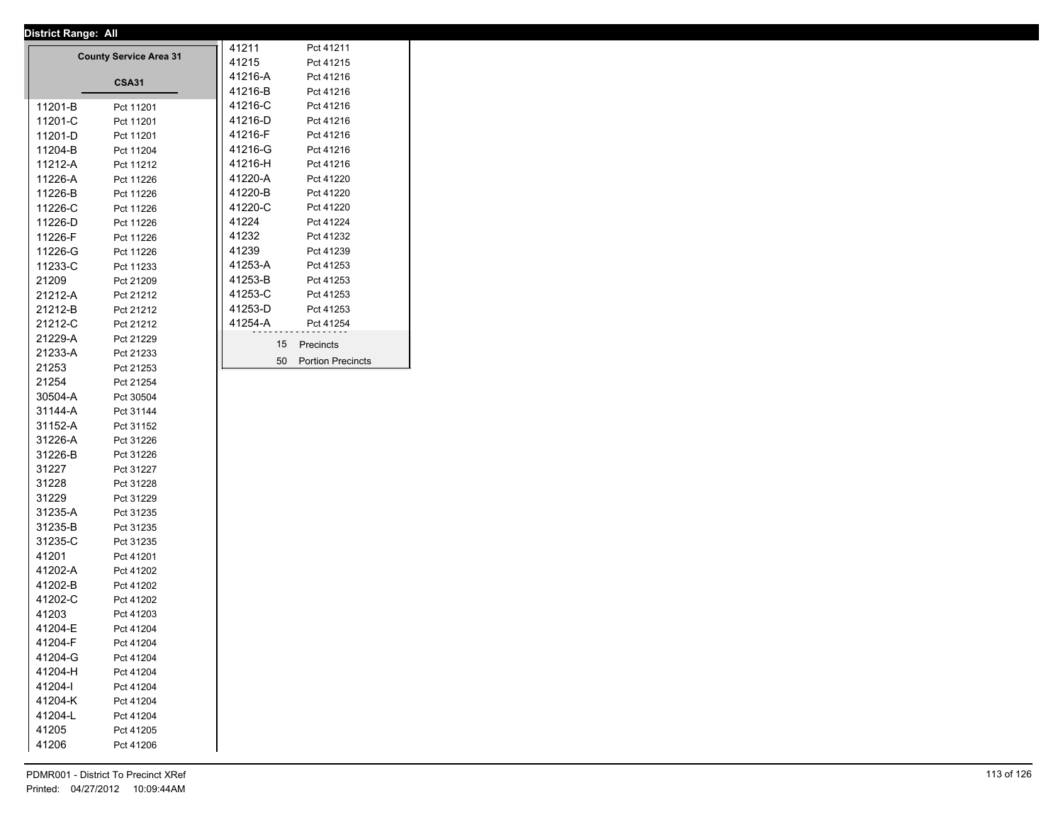**District Range: All**

## County Service Area 31

### CSA31

| Precinct | Name |
|---|---|
| 11201-B | Pct 11201 |
| 11201-C | Pct 11201 |
| 11201-D | Pct 11201 |
| 11204-B | Pct 11204 |
| 11212-A | Pct 11212 |
| 11226-A | Pct 11226 |
| 11226-B | Pct 11226 |
| 11226-C | Pct 11226 |
| 11226-D | Pct 11226 |
| 11226-F | Pct 11226 |
| 11226-G | Pct 11226 |
| 11233-C | Pct 11233 |
| 21209 | Pct 21209 |
| 21212-A | Pct 21212 |
| 21212-B | Pct 21212 |
| 21212-C | Pct 21212 |
| 21229-A | Pct 21229 |
| 21233-A | Pct 21233 |
| 21253 | Pct 21253 |
| 21254 | Pct 21254 |
| 30504-A | Pct 30504 |
| 31144-A | Pct 31144 |
| 31152-A | Pct 31152 |
| 31226-A | Pct 31226 |
| 31226-B | Pct 31226 |
| 31227 | Pct 31227 |
| 31228 | Pct 31228 |
| 31229 | Pct 31229 |
| 31235-A | Pct 31235 |
| 31235-B | Pct 31235 |
| 31235-C | Pct 31235 |
| 41201 | Pct 41201 |
| 41202-A | Pct 41202 |
| 41202-B | Pct 41202 |
| 41202-C | Pct 41202 |
| 41203 | Pct 41203 |
| 41204-E | Pct 41204 |
| 41204-F | Pct 41204 |
| 41204-G | Pct 41204 |
| 41204-H | Pct 41204 |
| 41204-I | Pct 41204 |
| 41204-K | Pct 41204 |
| 41204-L | Pct 41204 |
| 41205 | Pct 41205 |
| 41206 | Pct 41206 |
| 41211 | Pct 41211 |
| 41215 | Pct 41215 |
| 41216-A | Pct 41216 |
| 41216-B | Pct 41216 |
| 41216-C | Pct 41216 |
| 41216-D | Pct 41216 |
| 41216-F | Pct 41216 |
| 41216-G | Pct 41216 |
| 41216-H | Pct 41216 |
| 41220-A | Pct 41220 |
| 41220-B | Pct 41220 |
| 41220-C | Pct 41220 |
| 41224 | Pct 41224 |
| 41232 | Pct 41232 |
| 41239 | Pct 41239 |
| 41253-A | Pct 41253 |
| 41253-B | Pct 41253 |
| 41253-C | Pct 41253 |
| 41253-D | Pct 41253 |
| 41254-A | Pct 41254 |

15 Precincts

50 Portion Precincts

PDMR001 - District To Precinct XRef

Printed: 04/27/2012 10:09:44AM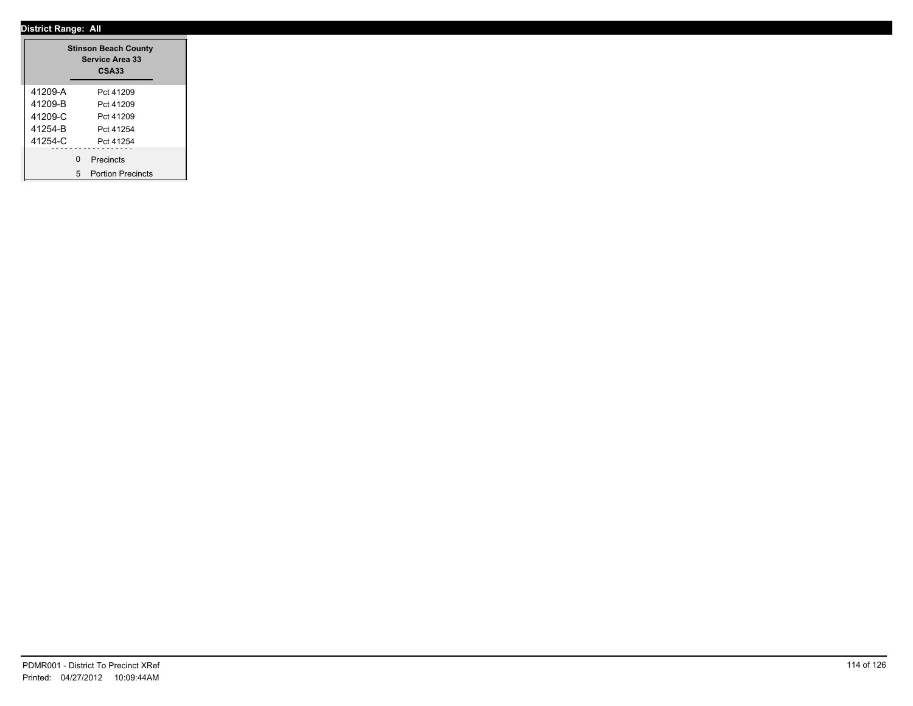**District Range: All**

**Stinson Beach County Service Area 33**
**CSA33**

| | |
|---|---|
| 41209-A | Pct 41209 |
| 41209-B | Pct 41209 |
| 41209-C | Pct 41209 |
| 41254-B | Pct 41254 |
| 41254-C | Pct 41254 |

0 Precincts
5 Portion Precincts

PDMR001 - District To Precinct XRef
Printed: 04/27/2012 10:09:44AM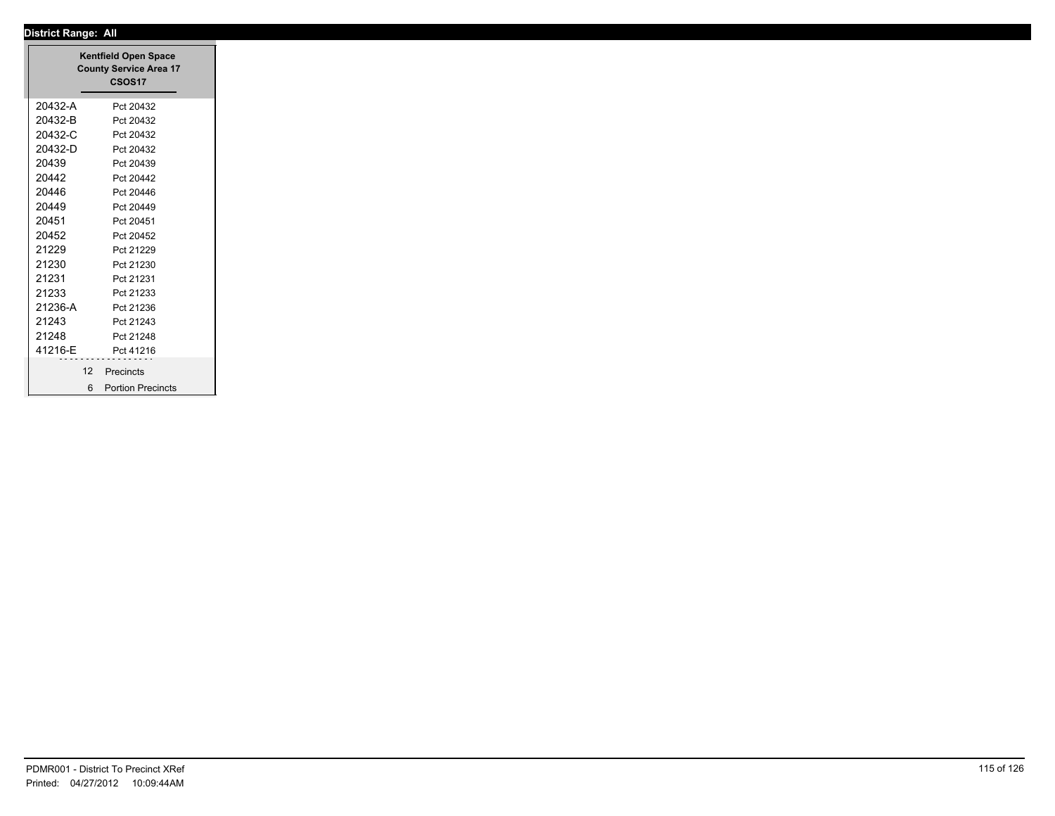**District Range: All**

| Kentfield Open Space County Service Area 17 CSOS17 | |
|---|---|
| 20432-A | Pct 20432 |
| 20432-B | Pct 20432 |
| 20432-C | Pct 20432 |
| 20432-D | Pct 20432 |
| 20439 | Pct 20439 |
| 20442 | Pct 20442 |
| 20446 | Pct 20446 |
| 20449 | Pct 20449 |
| 20451 | Pct 20451 |
| 20452 | Pct 20452 |
| 21229 | Pct 21229 |
| 21230 | Pct 21230 |
| 21231 | Pct 21231 |
| 21233 | Pct 21233 |
| 21236-A | Pct 21236 |
| 21243 | Pct 21243 |
| 21248 | Pct 21248 |
| 41216-E | Pct 41216 |
| 12 | Precincts |
| 6 | Portion Precincts |

PDMR001 - District To Precinct XRef
Printed: 04/27/2012 10:09:44AM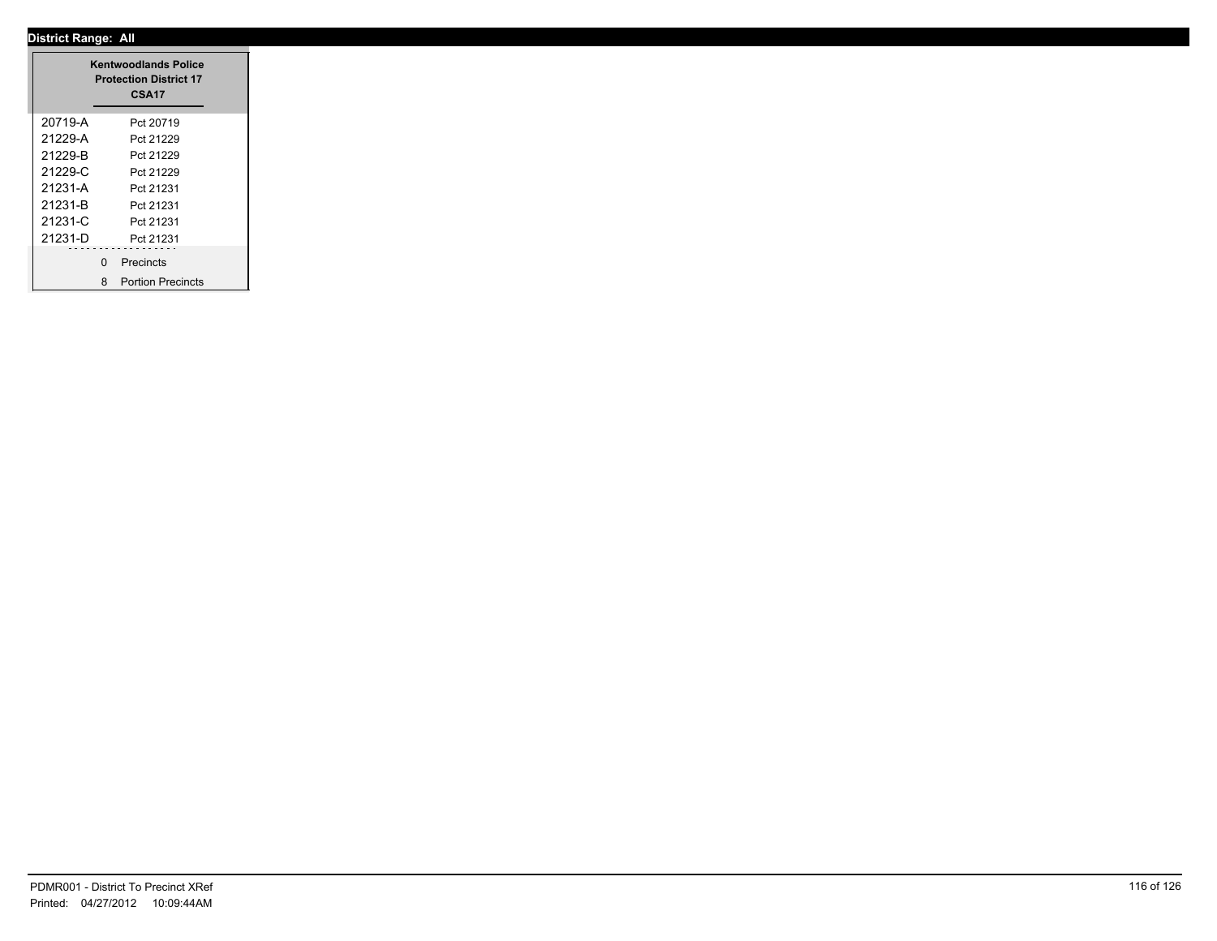**District Range: All**

| Kentwoodlands Police Protection District 17 CSA17 | |
|---|---|
| 20719-A | Pct 20719 |
| 21229-A | Pct 21229 |
| 21229-B | Pct 21229 |
| 21229-C | Pct 21229 |
| 21231-A | Pct 21231 |
| 21231-B | Pct 21231 |
| 21231-C | Pct 21231 |
| 21231-D | Pct 21231 |
| 0 | Precincts |
| 8 | Portion Precincts |

PDMR001 - District To Precinct XRef
Printed: 04/27/2012 10:09:44AM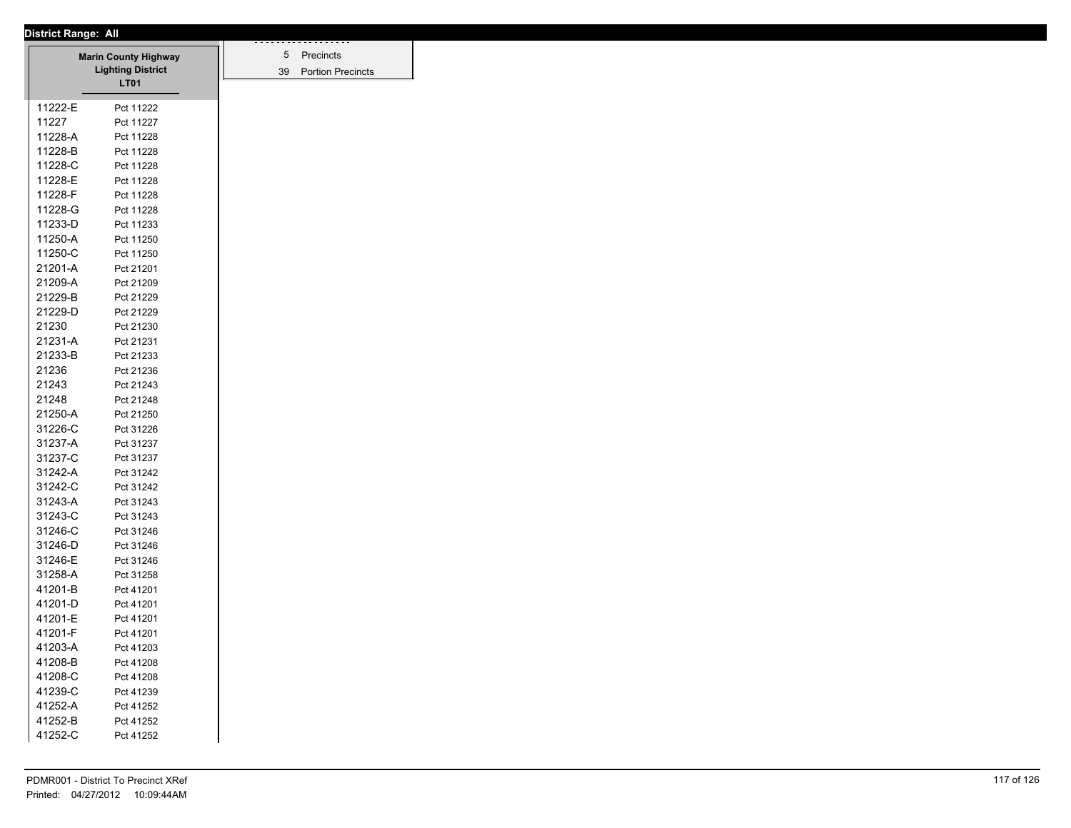**District Range: All**

| Marin County Highway Lighting District LT01 | |
|---|---|
| 11222-E | Pct 11222 |
| 11227 | Pct 11227 |
| 11228-A | Pct 11228 |
| 11228-B | Pct 11228 |
| 11228-C | Pct 11228 |
| 11228-E | Pct 11228 |
| 11228-F | Pct 11228 |
| 11228-G | Pct 11228 |
| 11233-D | Pct 11233 |
| 11250-A | Pct 11250 |
| 11250-C | Pct 11250 |
| 21201-A | Pct 21201 |
| 21209-A | Pct 21209 |
| 21229-B | Pct 21229 |
| 21229-D | Pct 21229 |
| 21230 | Pct 21230 |
| 21231-A | Pct 21231 |
| 21233-B | Pct 21233 |
| 21236 | Pct 21236 |
| 21243 | Pct 21243 |
| 21248 | Pct 21248 |
| 21250-A | Pct 21250 |
| 31226-C | Pct 31226 |
| 31237-A | Pct 31237 |
| 31237-C | Pct 31237 |
| 31242-A | Pct 31242 |
| 31242-C | Pct 31242 |
| 31243-A | Pct 31243 |
| 31243-C | Pct 31243 |
| 31246-C | Pct 31246 |
| 31246-D | Pct 31246 |
| 31246-E | Pct 31246 |
| 31258-A | Pct 31258 |
| 41201-B | Pct 41201 |
| 41201-D | Pct 41201 |
| 41201-E | Pct 41201 |
| 41201-F | Pct 41201 |
| 41203-A | Pct 41203 |
| 41208-B | Pct 41208 |
| 41208-C | Pct 41208 |
| 41239-C | Pct 41239 |
| 41252-A | Pct 41252 |
| 41252-B | Pct 41252 |
| 41252-C | Pct 41252 |

| | |
|---|---|
| 5 | Precincts |
| 39 | Portion Precincts |

PDMR001 - District To Precinct XRef
Printed: 04/27/2012 10:09:44AM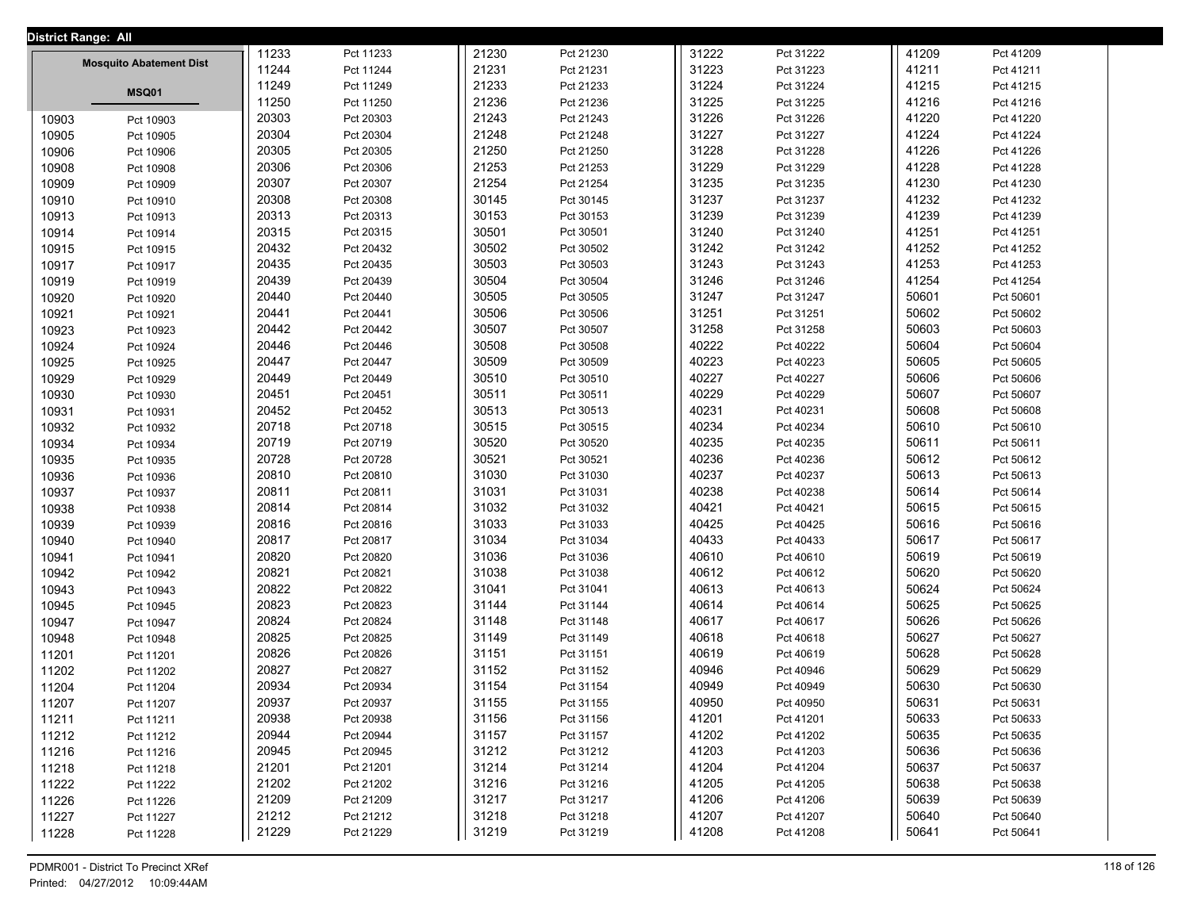**District Range: All**

**Mosquito Abatement Dist**

**MSQ01**

| District | Precinct |
|---|---|
| 10903 | Pct 10903 |
| 10905 | Pct 10905 |
| 10906 | Pct 10906 |
| 10908 | Pct 10908 |
| 10909 | Pct 10909 |
| 10910 | Pct 10910 |
| 10913 | Pct 10913 |
| 10914 | Pct 10914 |
| 10915 | Pct 10915 |
| 10917 | Pct 10917 |
| 10919 | Pct 10919 |
| 10920 | Pct 10920 |
| 10921 | Pct 10921 |
| 10923 | Pct 10923 |
| 10924 | Pct 10924 |
| 10925 | Pct 10925 |
| 10929 | Pct 10929 |
| 10930 | Pct 10930 |
| 10931 | Pct 10931 |
| 10932 | Pct 10932 |
| 10934 | Pct 10934 |
| 10935 | Pct 10935 |
| 10936 | Pct 10936 |
| 10937 | Pct 10937 |
| 10938 | Pct 10938 |
| 10939 | Pct 10939 |
| 10940 | Pct 10940 |
| 10941 | Pct 10941 |
| 10942 | Pct 10942 |
| 10943 | Pct 10943 |
| 10945 | Pct 10945 |
| 10947 | Pct 10947 |
| 10948 | Pct 10948 |
| 11201 | Pct 11201 |
| 11202 | Pct 11202 |
| 11204 | Pct 11204 |
| 11207 | Pct 11207 |
| 11211 | Pct 11211 |
| 11212 | Pct 11212 |
| 11216 | Pct 11216 |
| 11218 | Pct 11218 |
| 11222 | Pct 11222 |
| 11226 | Pct 11226 |
| 11227 | Pct 11227 |
| 11228 | Pct 11228 |
| 11233 | Pct 11233 |
| 11244 | Pct 11244 |
| 11249 | Pct 11249 |
| 11250 | Pct 11250 |
| 20303 | Pct 20303 |
| 20304 | Pct 20304 |
| 20305 | Pct 20305 |
| 20306 | Pct 20306 |
| 20307 | Pct 20307 |
| 20308 | Pct 20308 |
| 20313 | Pct 20313 |
| 20315 | Pct 20315 |
| 20432 | Pct 20432 |
| 20435 | Pct 20435 |
| 20439 | Pct 20439 |
| 20440 | Pct 20440 |
| 20441 | Pct 20441 |
| 20442 | Pct 20442 |
| 20446 | Pct 20446 |
| 20447 | Pct 20447 |
| 20449 | Pct 20449 |
| 20451 | Pct 20451 |
| 20452 | Pct 20452 |
| 20718 | Pct 20718 |
| 20719 | Pct 20719 |
| 20728 | Pct 20728 |
| 20810 | Pct 20810 |
| 20811 | Pct 20811 |
| 20814 | Pct 20814 |
| 20816 | Pct 20816 |
| 20817 | Pct 20817 |
| 20820 | Pct 20820 |
| 20821 | Pct 20821 |
| 20822 | Pct 20822 |
| 20823 | Pct 20823 |
| 20824 | Pct 20824 |
| 20825 | Pct 20825 |
| 20826 | Pct 20826 |
| 20827 | Pct 20827 |
| 20934 | Pct 20934 |
| 20937 | Pct 20937 |
| 20938 | Pct 20938 |
| 20944 | Pct 20944 |
| 20945 | Pct 20945 |
| 21201 | Pct 21201 |
| 21202 | Pct 21202 |
| 21209 | Pct 21209 |
| 21212 | Pct 21212 |
| 21229 | Pct 21229 |
| 21230 | Pct 21230 |
| 21231 | Pct 21231 |
| 21233 | Pct 21233 |
| 21236 | Pct 21236 |
| 21243 | Pct 21243 |
| 21248 | Pct 21248 |
| 21250 | Pct 21250 |
| 21253 | Pct 21253 |
| 21254 | Pct 21254 |
| 30145 | Pct 30145 |
| 30153 | Pct 30153 |
| 30501 | Pct 30501 |
| 30502 | Pct 30502 |
| 30503 | Pct 30503 |
| 30504 | Pct 30504 |
| 30505 | Pct 30505 |
| 30506 | Pct 30506 |
| 30507 | Pct 30507 |
| 30508 | Pct 30508 |
| 30509 | Pct 30509 |
| 30510 | Pct 30510 |
| 30511 | Pct 30511 |
| 30513 | Pct 30513 |
| 30515 | Pct 30515 |
| 30520 | Pct 30520 |
| 30521 | Pct 30521 |
| 31030 | Pct 31030 |
| 31031 | Pct 31031 |
| 31032 | Pct 31032 |
| 31033 | Pct 31033 |
| 31034 | Pct 31034 |
| 31036 | Pct 31036 |
| 31038 | Pct 31038 |
| 31041 | Pct 31041 |
| 31144 | Pct 31144 |
| 31148 | Pct 31148 |
| 31149 | Pct 31149 |
| 31151 | Pct 31151 |
| 31152 | Pct 31152 |
| 31154 | Pct 31154 |
| 31155 | Pct 31155 |
| 31156 | Pct 31156 |
| 31157 | Pct 31157 |
| 31212 | Pct 31212 |
| 31214 | Pct 31214 |
| 31216 | Pct 31216 |
| 31217 | Pct 31217 |
| 31218 | Pct 31218 |
| 31219 | Pct 31219 |
| 31222 | Pct 31222 |
| 31223 | Pct 31223 |
| 31224 | Pct 31224 |
| 31225 | Pct 31225 |
| 31226 | Pct 31226 |
| 31227 | Pct 31227 |
| 31228 | Pct 31228 |
| 31229 | Pct 31229 |
| 31235 | Pct 31235 |
| 31237 | Pct 31237 |
| 31239 | Pct 31239 |
| 31240 | Pct 31240 |
| 31242 | Pct 31242 |
| 31243 | Pct 31243 |
| 31246 | Pct 31246 |
| 31247 | Pct 31247 |
| 31251 | Pct 31251 |
| 31258 | Pct 31258 |
| 40222 | Pct 40222 |
| 40223 | Pct 40223 |
| 40227 | Pct 40227 |
| 40229 | Pct 40229 |
| 40231 | Pct 40231 |
| 40234 | Pct 40234 |
| 40235 | Pct 40235 |
| 40236 | Pct 40236 |
| 40237 | Pct 40237 |
| 40238 | Pct 40238 |
| 40421 | Pct 40421 |
| 40425 | Pct 40425 |
| 40433 | Pct 40433 |
| 40610 | Pct 40610 |
| 40612 | Pct 40612 |
| 40613 | Pct 40613 |
| 40614 | Pct 40614 |
| 40617 | Pct 40617 |
| 40618 | Pct 40618 |
| 40619 | Pct 40619 |
| 40946 | Pct 40946 |
| 40949 | Pct 40949 |
| 40950 | Pct 40950 |
| 41201 | Pct 41201 |
| 41202 | Pct 41202 |
| 41203 | Pct 41203 |
| 41204 | Pct 41204 |
| 41205 | Pct 41205 |
| 41206 | Pct 41206 |
| 41207 | Pct 41207 |
| 41208 | Pct 41208 |
| 41209 | Pct 41209 |
| 41211 | Pct 41211 |
| 41215 | Pct 41215 |
| 41216 | Pct 41216 |
| 41220 | Pct 41220 |
| 41224 | Pct 41224 |
| 41226 | Pct 41226 |
| 41228 | Pct 41228 |
| 41230 | Pct 41230 |
| 41232 | Pct 41232 |
| 41239 | Pct 41239 |
| 41251 | Pct 41251 |
| 41252 | Pct 41252 |
| 41253 | Pct 41253 |
| 41254 | Pct 41254 |
| 50601 | Pct 50601 |
| 50602 | Pct 50602 |
| 50603 | Pct 50603 |
| 50604 | Pct 50604 |
| 50605 | Pct 50605 |
| 50606 | Pct 50606 |
| 50607 | Pct 50607 |
| 50608 | Pct 50608 |
| 50610 | Pct 50610 |
| 50611 | Pct 50611 |
| 50612 | Pct 50612 |
| 50613 | Pct 50613 |
| 50614 | Pct 50614 |
| 50615 | Pct 50615 |
| 50616 | Pct 50616 |
| 50617 | Pct 50617 |
| 50619 | Pct 50619 |
| 50620 | Pct 50620 |
| 50624 | Pct 50624 |
| 50625 | Pct 50625 |
| 50626 | Pct 50626 |
| 50627 | Pct 50627 |
| 50628 | Pct 50628 |
| 50629 | Pct 50629 |
| 50630 | Pct 50630 |
| 50631 | Pct 50631 |
| 50633 | Pct 50633 |
| 50635 | Pct 50635 |
| 50636 | Pct 50636 |
| 50637 | Pct 50637 |
| 50638 | Pct 50638 |
| 50639 | Pct 50639 |
| 50640 | Pct 50640 |
| 50641 | Pct 50641 |

PDMR001 - District To Precinct XRef
Printed: 04/27/2012 10:09:44AM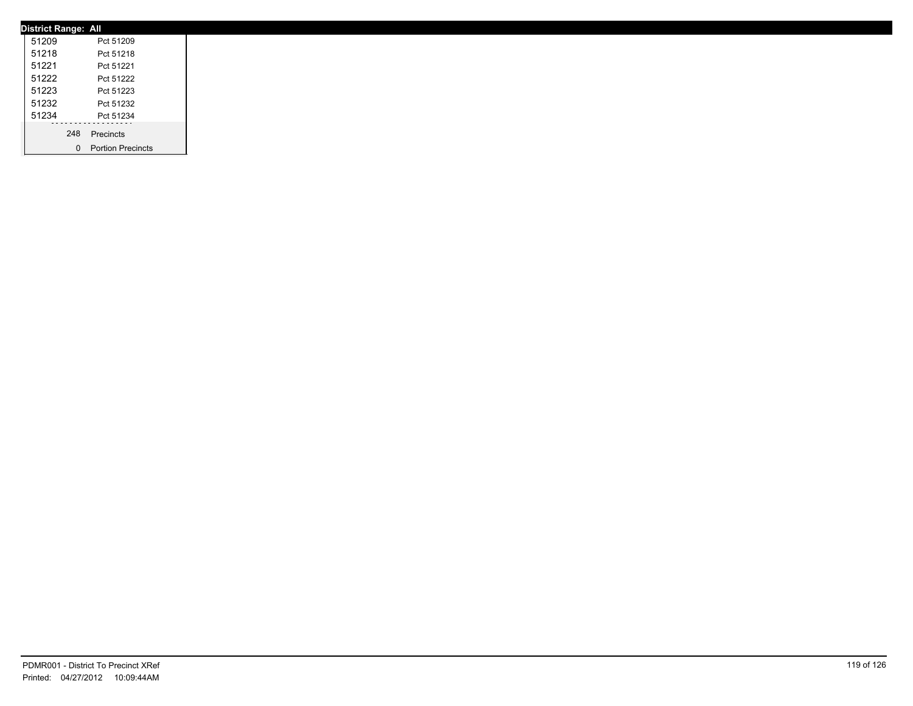**District Range: All**

| | |
|---|---|
| 51209 | Pct 51209 |
| 51218 | Pct 51218 |
| 51221 | Pct 51221 |
| 51222 | Pct 51222 |
| 51223 | Pct 51223 |
| 51232 | Pct 51232 |
| 51234 | Pct 51234 |

| | |
|---|---|
| 248 | Precincts |
| 0 | Portion Precincts |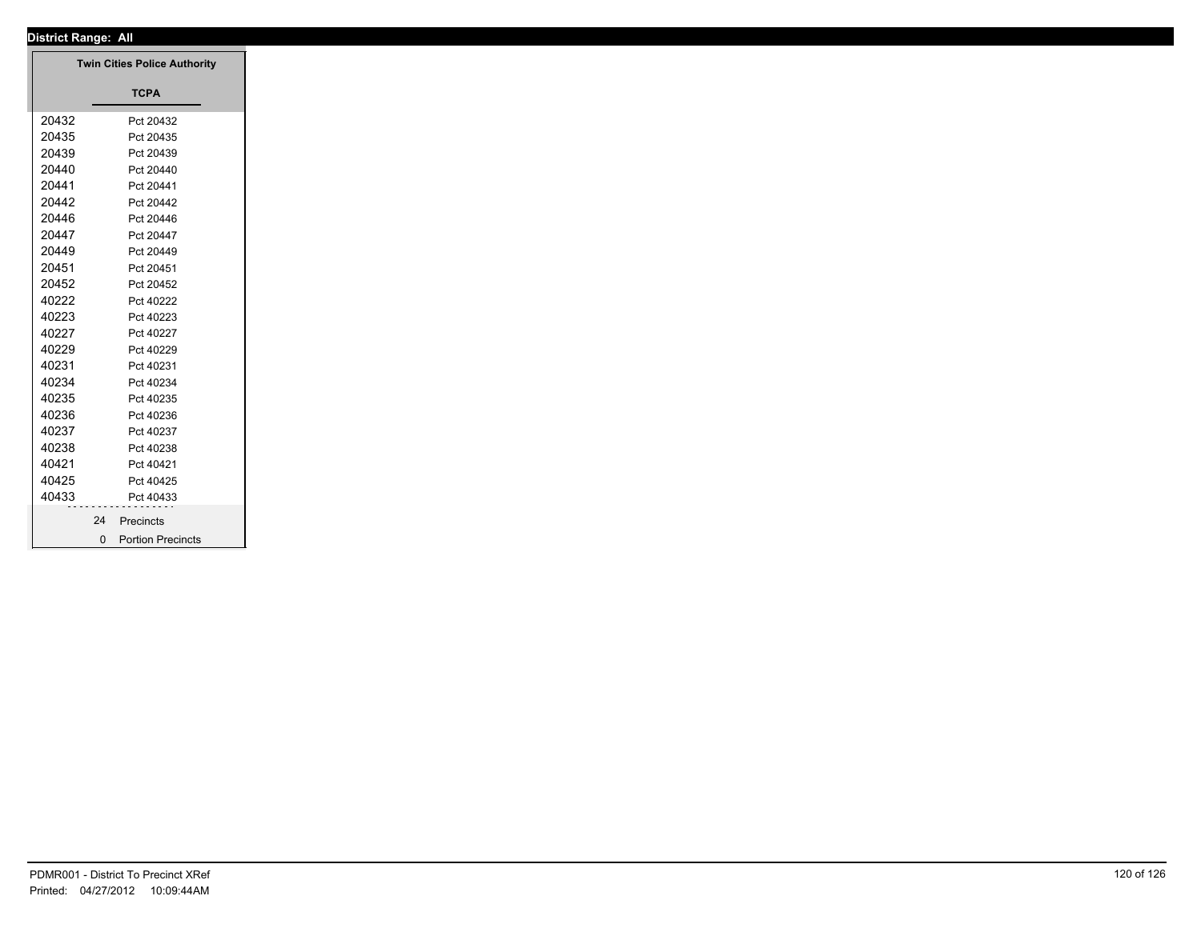**District Range: All**

**Twin Cities Police Authority**

**TCPA**

| | |
|---|---|
| 20432 | Pct 20432 |
| 20435 | Pct 20435 |
| 20439 | Pct 20439 |
| 20440 | Pct 20440 |
| 20441 | Pct 20441 |
| 20442 | Pct 20442 |
| 20446 | Pct 20446 |
| 20447 | Pct 20447 |
| 20449 | Pct 20449 |
| 20451 | Pct 20451 |
| 20452 | Pct 20452 |
| 40222 | Pct 40222 |
| 40223 | Pct 40223 |
| 40227 | Pct 40227 |
| 40229 | Pct 40229 |
| 40231 | Pct 40231 |
| 40234 | Pct 40234 |
| 40235 | Pct 40235 |
| 40236 | Pct 40236 |
| 40237 | Pct 40237 |
| 40238 | Pct 40238 |
| 40421 | Pct 40421 |
| 40425 | Pct 40425 |
| 40433 | Pct 40433 |

24 Precincts

0 Portion Precincts

PDMR001 - District To Precinct XRef

Printed: 04/27/2012 10:09:44AM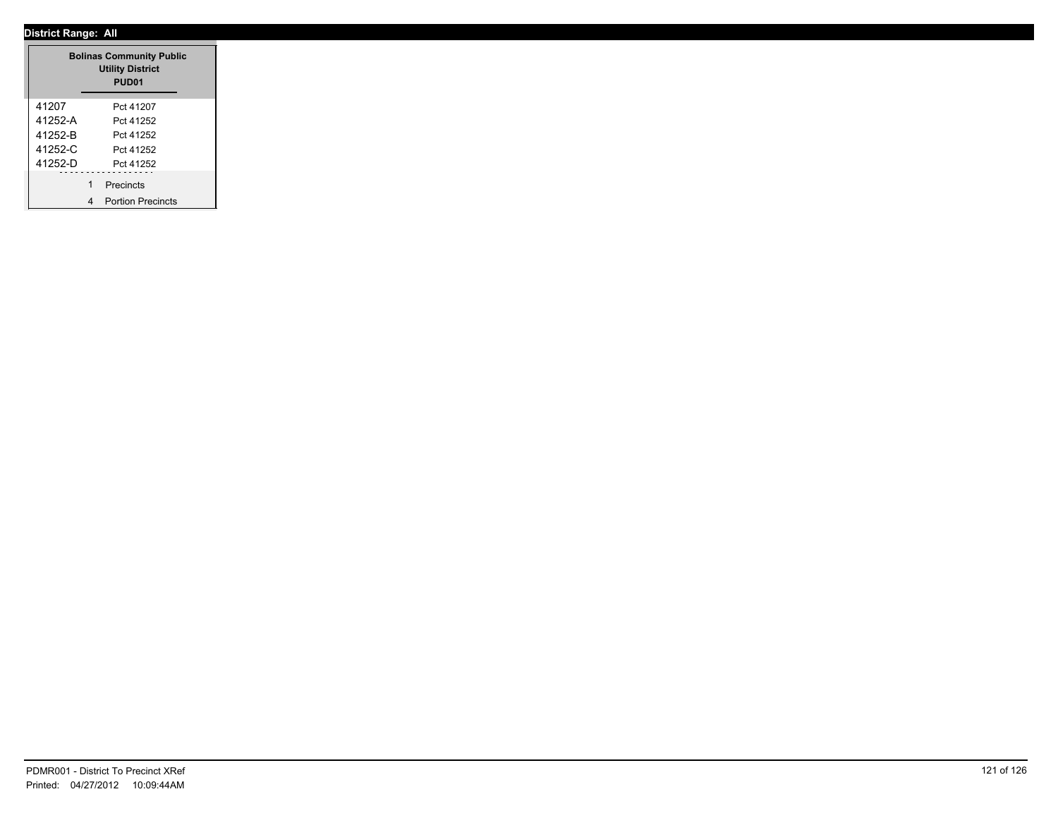**District Range: All**

| Bolinas Community Public Utility District PUD01 | |
|---|---|
| 41207 | Pct 41207 |
| 41252-A | Pct 41252 |
| 41252-B | Pct 41252 |
| 41252-C | Pct 41252 |
| 41252-D | Pct 41252 |
| 1 | Precincts |
| 4 | Portion Precincts |

PDMR001 - District To Precinct XRef
Printed: 04/27/2012 10:09:44AM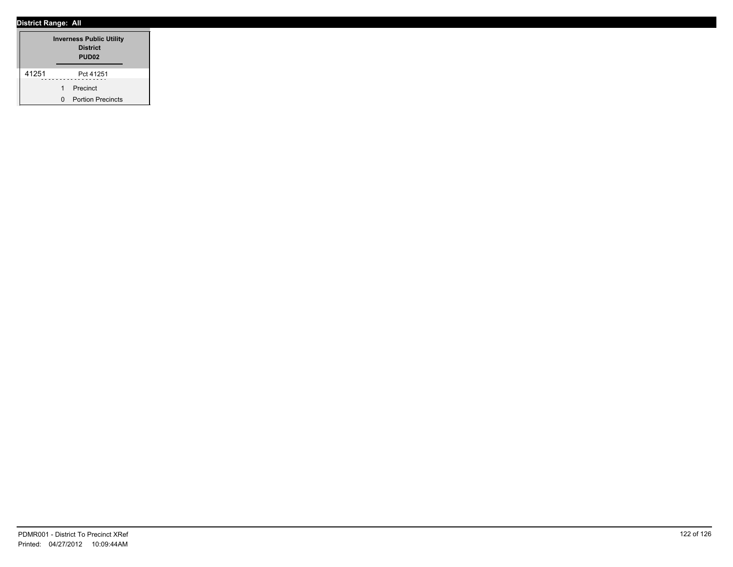**District Range: All**

| Inverness Public Utility District PUD02 | |
|---|---|
| 41251 | Pct 41251 |
| 1 | Precinct |
| 0 | Portion Precincts |

PDMR001 - District To Precinct XRef
Printed: 04/27/2012 10:09:44AM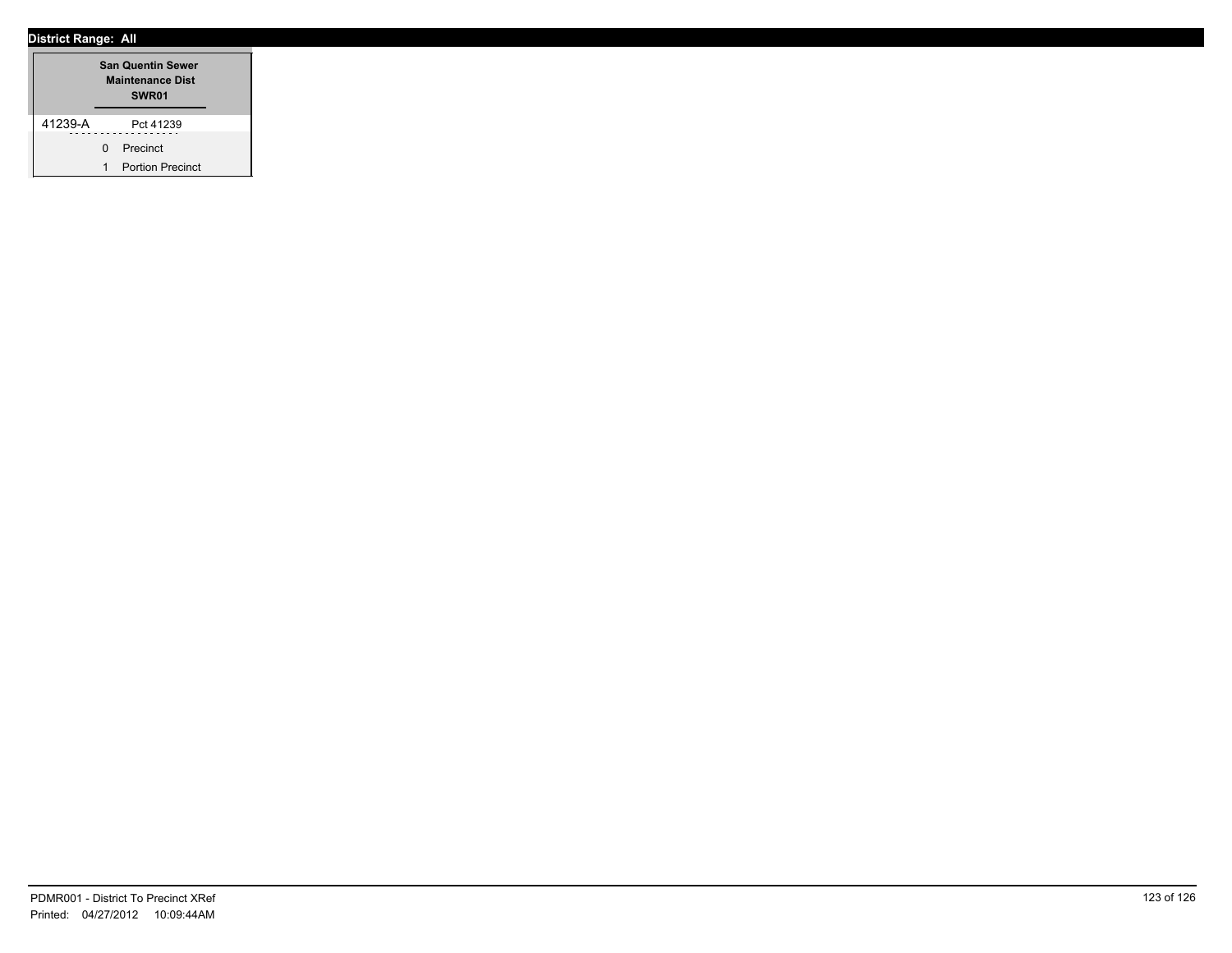**District Range: All**

| San Quentin Sewer Maintenance Dist SWR01 | |
|---|---|
| 41239-A | Pct 41239 |
| 0 | Precinct |
| 1 | Portion Precinct |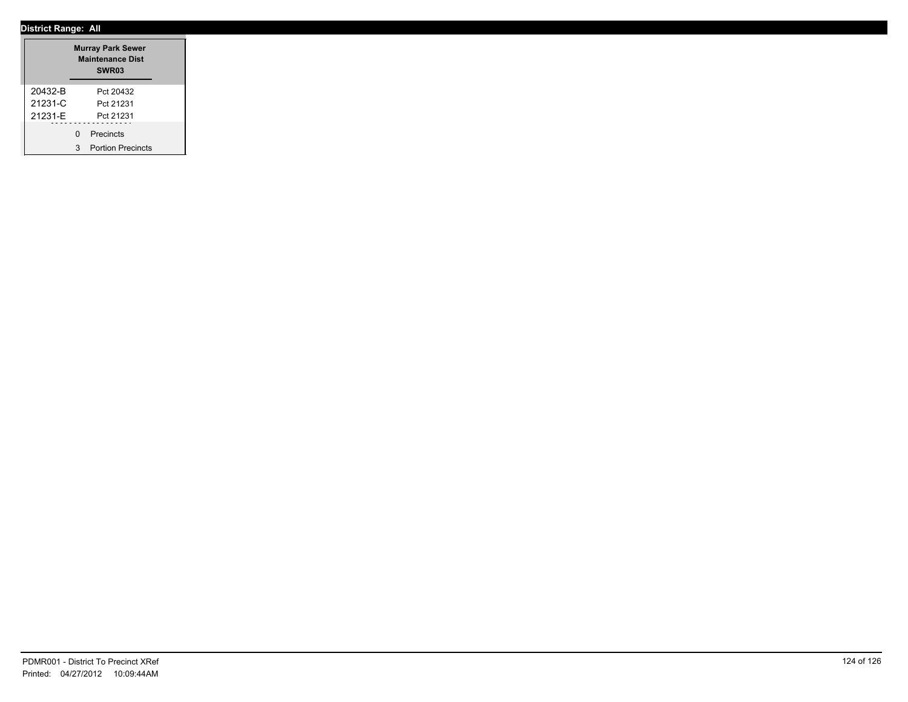**District Range: All**

| Murray Park Sewer Maintenance Dist SWR03 | |
|---|---|
| 20432-B | Pct 20432 |
| 21231-C | Pct 21231 |
| 21231-E | Pct 21231 |
| 0 | Precincts |
| 3 | Portion Precincts |

PDMR001 - District To Precinct XRef
Printed: 04/27/2012 10:09:44AM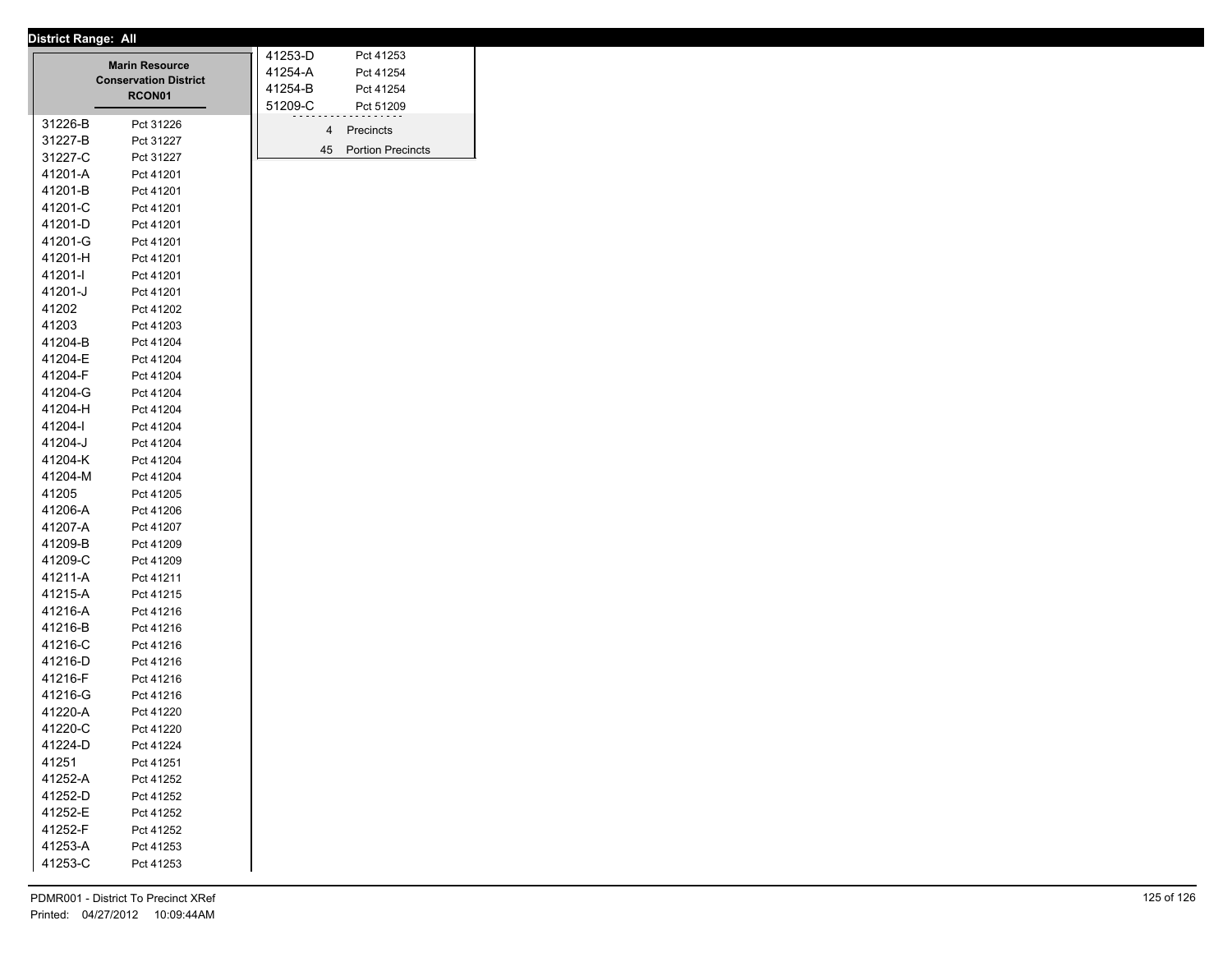**District Range: All**

**Marin Resource Conservation District**
**RCON01**

| Precinct | Name |
|---|---|
| 31226-B | Pct 31226 |
| 31227-B | Pct 31227 |
| 31227-C | Pct 31227 |
| 41201-A | Pct 41201 |
| 41201-B | Pct 41201 |
| 41201-C | Pct 41201 |
| 41201-D | Pct 41201 |
| 41201-G | Pct 41201 |
| 41201-H | Pct 41201 |
| 41201-I | Pct 41201 |
| 41201-J | Pct 41201 |
| 41202 | Pct 41202 |
| 41203 | Pct 41203 |
| 41204-B | Pct 41204 |
| 41204-E | Pct 41204 |
| 41204-F | Pct 41204 |
| 41204-G | Pct 41204 |
| 41204-H | Pct 41204 |
| 41204-I | Pct 41204 |
| 41204-J | Pct 41204 |
| 41204-K | Pct 41204 |
| 41204-M | Pct 41204 |
| 41205 | Pct 41205 |
| 41206-A | Pct 41206 |
| 41207-A | Pct 41207 |
| 41209-B | Pct 41209 |
| 41209-C | Pct 41209 |
| 41211-A | Pct 41211 |
| 41215-A | Pct 41215 |
| 41216-A | Pct 41216 |
| 41216-B | Pct 41216 |
| 41216-C | Pct 41216 |
| 41216-D | Pct 41216 |
| 41216-F | Pct 41216 |
| 41216-G | Pct 41216 |
| 41220-A | Pct 41220 |
| 41220-C | Pct 41220 |
| 41224-D | Pct 41224 |
| 41251 | Pct 41251 |
| 41252-A | Pct 41252 |
| 41252-D | Pct 41252 |
| 41252-E | Pct 41252 |
| 41252-F | Pct 41252 |
| 41253-A | Pct 41253 |
| 41253-C | Pct 41253 |
| 41253-D | Pct 41253 |
| 41254-A | Pct 41254 |
| 41254-B | Pct 41254 |
| 51209-C | Pct 51209 |

4 Precincts
45 Portion Precincts

PDMR001 - District To Precinct XRef
Printed: 04/27/2012 10:09:44AM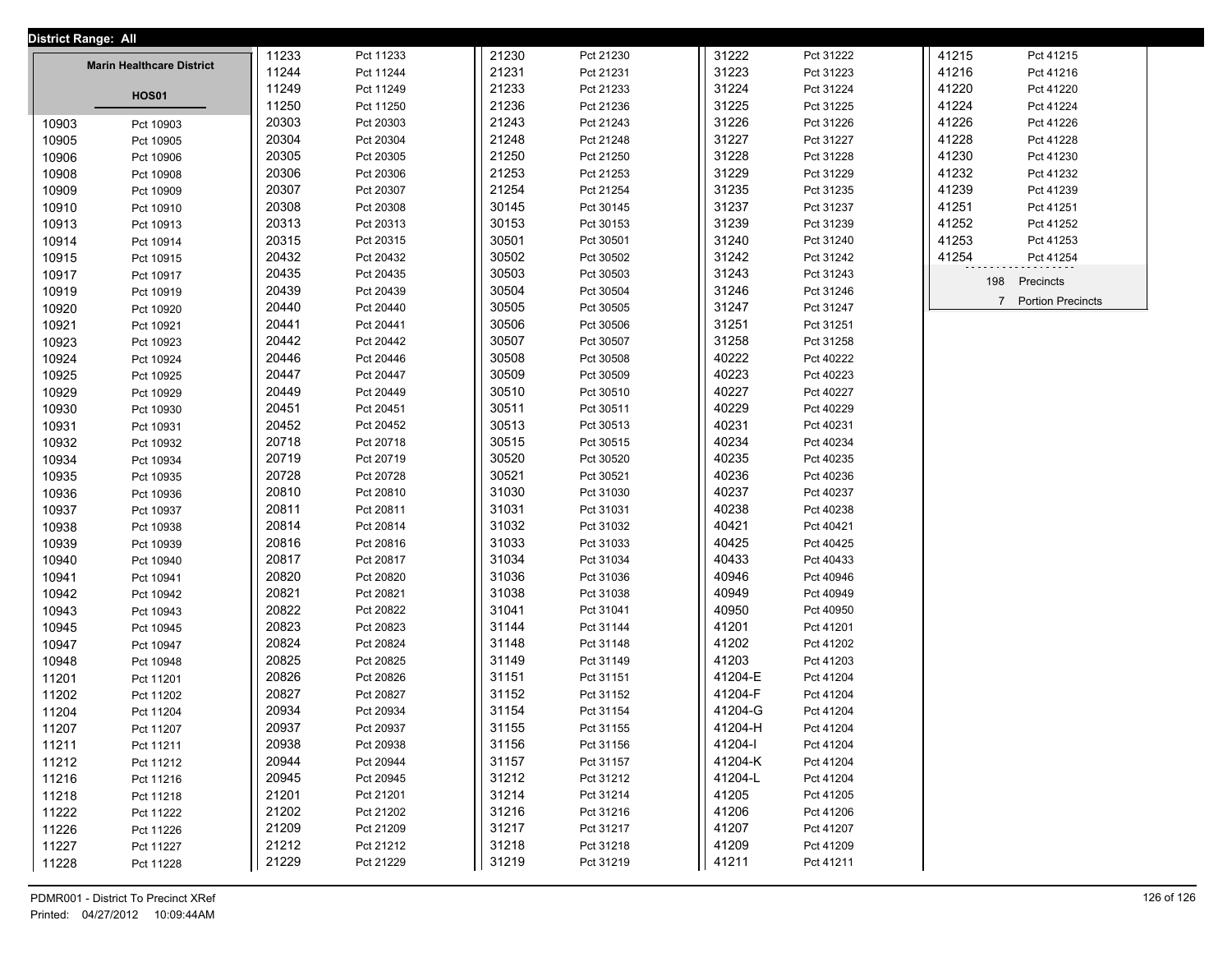**District Range: All**

**Marin Healthcare District**

**HOS01**

| | |
|---|---|
| 10903 | Pct 10903 |
| 10905 | Pct 10905 |
| 10906 | Pct 10906 |
| 10908 | Pct 10908 |
| 10909 | Pct 10909 |
| 10910 | Pct 10910 |
| 10913 | Pct 10913 |
| 10914 | Pct 10914 |
| 10915 | Pct 10915 |
| 10917 | Pct 10917 |
| 10919 | Pct 10919 |
| 10920 | Pct 10920 |
| 10921 | Pct 10921 |
| 10923 | Pct 10923 |
| 10924 | Pct 10924 |
| 10925 | Pct 10925 |
| 10929 | Pct 10929 |
| 10930 | Pct 10930 |
| 10931 | Pct 10931 |
| 10932 | Pct 10932 |
| 10934 | Pct 10934 |
| 10935 | Pct 10935 |
| 10936 | Pct 10936 |
| 10937 | Pct 10937 |
| 10938 | Pct 10938 |
| 10939 | Pct 10939 |
| 10940 | Pct 10940 |
| 10941 | Pct 10941 |
| 10942 | Pct 10942 |
| 10943 | Pct 10943 |
| 10945 | Pct 10945 |
| 10947 | Pct 10947 |
| 10948 | Pct 10948 |
| 11201 | Pct 11201 |
| 11202 | Pct 11202 |
| 11204 | Pct 11204 |
| 11207 | Pct 11207 |
| 11211 | Pct 11211 |
| 11212 | Pct 11212 |
| 11216 | Pct 11216 |
| 11218 | Pct 11218 |
| 11222 | Pct 11222 |
| 11226 | Pct 11226 |
| 11227 | Pct 11227 |
| 11228 | Pct 11228 |
| 11233 | Pct 11233 |
| 11244 | Pct 11244 |
| 11249 | Pct 11249 |
| 11250 | Pct 11250 |
| 20303 | Pct 20303 |
| 20304 | Pct 20304 |
| 20305 | Pct 20305 |
| 20306 | Pct 20306 |
| 20307 | Pct 20307 |
| 20308 | Pct 20308 |
| 20313 | Pct 20313 |
| 20315 | Pct 20315 |
| 20432 | Pct 20432 |
| 20435 | Pct 20435 |
| 20439 | Pct 20439 |
| 20440 | Pct 20440 |
| 20441 | Pct 20441 |
| 20442 | Pct 20442 |
| 20446 | Pct 20446 |
| 20447 | Pct 20447 |
| 20449 | Pct 20449 |
| 20451 | Pct 20451 |
| 20452 | Pct 20452 |
| 20718 | Pct 20718 |
| 20719 | Pct 20719 |
| 20728 | Pct 20728 |
| 20810 | Pct 20810 |
| 20811 | Pct 20811 |
| 20814 | Pct 20814 |
| 20816 | Pct 20816 |
| 20817 | Pct 20817 |
| 20820 | Pct 20820 |
| 20821 | Pct 20821 |
| 20822 | Pct 20822 |
| 20823 | Pct 20823 |
| 20824 | Pct 20824 |
| 20825 | Pct 20825 |
| 20826 | Pct 20826 |
| 20827 | Pct 20827 |
| 20934 | Pct 20934 |
| 20937 | Pct 20937 |
| 20938 | Pct 20938 |
| 20944 | Pct 20944 |
| 20945 | Pct 20945 |
| 21201 | Pct 21201 |
| 21202 | Pct 21202 |
| 21209 | Pct 21209 |
| 21212 | Pct 21212 |
| 21229 | Pct 21229 |
| 21230 | Pct 21230 |
| 21231 | Pct 21231 |
| 21233 | Pct 21233 |
| 21236 | Pct 21236 |
| 21243 | Pct 21243 |
| 21248 | Pct 21248 |
| 21250 | Pct 21250 |
| 21253 | Pct 21253 |
| 21254 | Pct 21254 |
| 30145 | Pct 30145 |
| 30153 | Pct 30153 |
| 30501 | Pct 30501 |
| 30502 | Pct 30502 |
| 30503 | Pct 30503 |
| 30504 | Pct 30504 |
| 30505 | Pct 30505 |
| 30506 | Pct 30506 |
| 30507 | Pct 30507 |
| 30508 | Pct 30508 |
| 30509 | Pct 30509 |
| 30510 | Pct 30510 |
| 30511 | Pct 30511 |
| 30513 | Pct 30513 |
| 30515 | Pct 30515 |
| 30520 | Pct 30520 |
| 30521 | Pct 30521 |
| 31030 | Pct 31030 |
| 31031 | Pct 31031 |
| 31032 | Pct 31032 |
| 31033 | Pct 31033 |
| 31034 | Pct 31034 |
| 31036 | Pct 31036 |
| 31038 | Pct 31038 |
| 31041 | Pct 31041 |
| 31144 | Pct 31144 |
| 31148 | Pct 31148 |
| 31149 | Pct 31149 |
| 31151 | Pct 31151 |
| 31152 | Pct 31152 |
| 31154 | Pct 31154 |
| 31155 | Pct 31155 |
| 31156 | Pct 31156 |
| 31157 | Pct 31157 |
| 31212 | Pct 31212 |
| 31214 | Pct 31214 |
| 31216 | Pct 31216 |
| 31217 | Pct 31217 |
| 31218 | Pct 31218 |
| 31219 | Pct 31219 |
| 31222 | Pct 31222 |
| 31223 | Pct 31223 |
| 31224 | Pct 31224 |
| 31225 | Pct 31225 |
| 31226 | Pct 31226 |
| 31227 | Pct 31227 |
| 31228 | Pct 31228 |
| 31229 | Pct 31229 |
| 31235 | Pct 31235 |
| 31237 | Pct 31237 |
| 31239 | Pct 31239 |
| 31240 | Pct 31240 |
| 31242 | Pct 31242 |
| 31243 | Pct 31243 |
| 31246 | Pct 31246 |
| 31247 | Pct 31247 |
| 31251 | Pct 31251 |
| 31258 | Pct 31258 |
| 40222 | Pct 40222 |
| 40223 | Pct 40223 |
| 40227 | Pct 40227 |
| 40229 | Pct 40229 |
| 40231 | Pct 40231 |
| 40234 | Pct 40234 |
| 40235 | Pct 40235 |
| 40236 | Pct 40236 |
| 40237 | Pct 40237 |
| 40238 | Pct 40238 |
| 40421 | Pct 40421 |
| 40425 | Pct 40425 |
| 40433 | Pct 40433 |
| 40946 | Pct 40946 |
| 40949 | Pct 40949 |
| 40950 | Pct 40950 |
| 41201 | Pct 41201 |
| 41202 | Pct 41202 |
| 41203 | Pct 41203 |
| 41204-E | Pct 41204 |
| 41204-F | Pct 41204 |
| 41204-G | Pct 41204 |
| 41204-H | Pct 41204 |
| 41204-I | Pct 41204 |
| 41204-K | Pct 41204 |
| 41204-L | Pct 41204 |
| 41205 | Pct 41205 |
| 41206 | Pct 41206 |
| 41207 | Pct 41207 |
| 41209 | Pct 41209 |
| 41211 | Pct 41211 |
| 41215 | Pct 41215 |
| 41216 | Pct 41216 |
| 41220 | Pct 41220 |
| 41224 | Pct 41224 |
| 41226 | Pct 41226 |
| 41228 | Pct 41228 |
| 41230 | Pct 41230 |
| 41232 | Pct 41232 |
| 41239 | Pct 41239 |
| 41251 | Pct 41251 |
| 41252 | Pct 41252 |
| 41253 | Pct 41253 |
| 41254 | Pct 41254 |

198 Precincts

7 Portion Precincts

PDMR001 - District To Precinct XRef

Printed: 04/27/2012 10:09:44AM